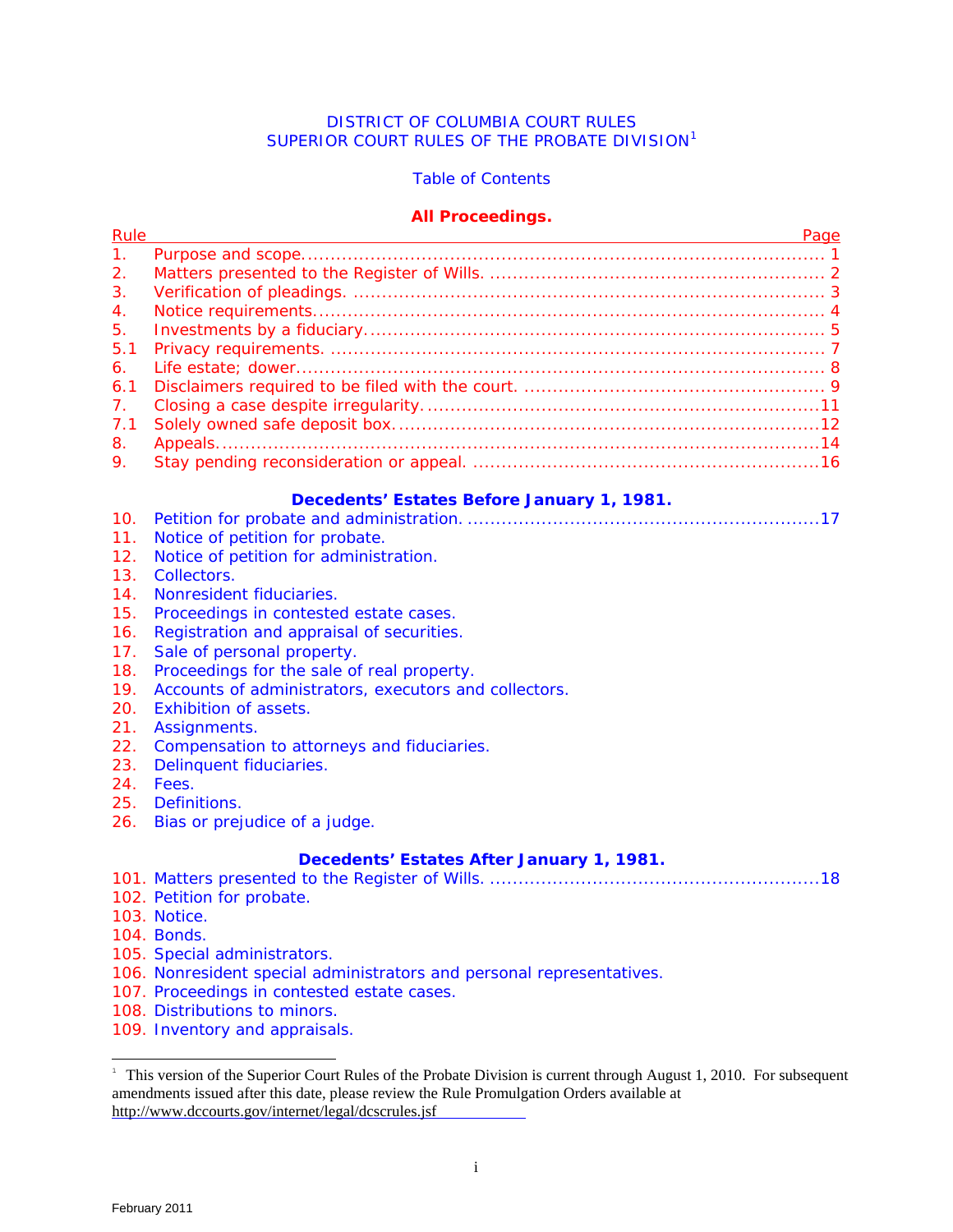# DISTRICT OF COLUMBIA COURT RULES
# SUPERIOR COURT RULES OF THE PROBATE DIVISION[1]

## Table of Contents

### All Proceedings.

| Rule | | Page |
|---|---|---|
| 1. | Purpose and scope. | 1 |
| 2. | Matters presented to the Register of Wills. | 2 |
| 3. | Verification of pleadings. | 3 |
| 4. | Notice requirements. | 4 |
| 5. | Investments by a fiduciary. | 5 |
| 5.1 | Privacy requirements. | 7 |
| 6. | Life estate; dower. | 8 |
| 6.1 | Disclaimers required to be filed with the court. | 9 |
| 7. | Closing a case despite irregularity. | 11 |
| 7.1 | Solely owned safe deposit box. | 12 |
| 8. | Appeals. | 14 |
| 9. | Stay pending reconsideration or appeal. | 16 |

### Decedents' Estates Before January 1, 1981.

| Rule | | Page |
|---|---|---|
| 10. | Petition for probate and administration. | 17 |
| 11. | Notice of petition for probate. | |
| 12. | Notice of petition for administration. | |
| 13. | Collectors. | |
| 14. | Nonresident fiduciaries. | |
| 15. | Proceedings in contested estate cases. | |
| 16. | Registration and appraisal of securities. | |
| 17. | Sale of personal property. | |
| 18. | Proceedings for the sale of real property. | |
| 19. | Accounts of administrators, executors and collectors. | |
| 20. | Exhibition of assets. | |
| 21. | Assignments. | |
| 22. | Compensation to attorneys and fiduciaries. | |
| 23. | Delinquent fiduciaries. | |
| 24. | Fees. | |
| 25. | Definitions. | |
| 26. | Bias or prejudice of a judge. | |

### Decedents' Estates After January 1, 1981.

| Rule | | Page |
|---|---|---|
| 101. | Matters presented to the Register of Wills. | 18 |
| 102. | Petition for probate. | |
| 103. | Notice. | |
| 104. | Bonds. | |
| 105. | Special administrators. | |
| 106. | Nonresident special administrators and personal representatives. | |
| 107. | Proceedings in contested estate cases. | |
| 108. | Distributions to minors. | |
| 109. | Inventory and appraisals. | |

---

[1] This version of the Superior Court Rules of the Probate Division is current through August 1, 2010. For subsequent amendments issued after this date, please review the Rule Promulgation Orders available at http://www.dccourts.gov/internet/legal/dcscrules.jsf

February 2011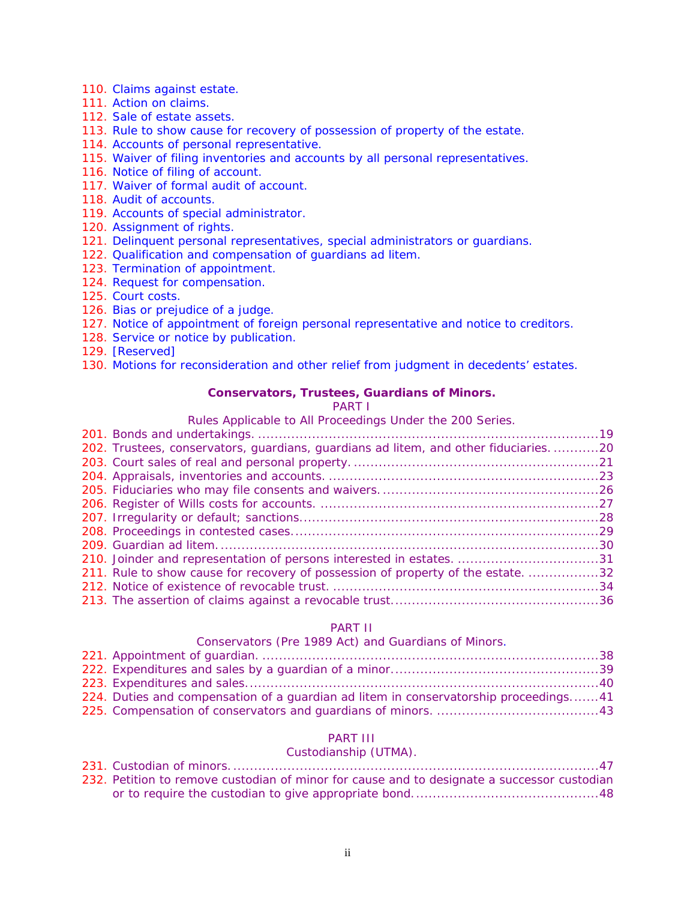110. Claims against estate.
111. Action on claims.
112. Sale of estate assets.
113. Rule to show cause for recovery of possession of property of the estate.
114. Accounts of personal representative.
115. Waiver of filing inventories and accounts by all personal representatives.
116. Notice of filing of account.
117. Waiver of formal audit of account.
118. Audit of accounts.
119. Accounts of special administrator.
120. Assignment of rights.
121. Delinquent personal representatives, special administrators or guardians.
122. Qualification and compensation of guardians ad litem.
123. Termination of appointment.
124. Request for compensation.
125. Court costs.
126. Bias or prejudice of a judge.
127. Notice of appointment of foreign personal representative and notice to creditors.
128. Service or notice by publication.
129. [Reserved]
130. Motions for reconsideration and other relief from judgment in decedents' estates.

**Conservators, Trustees, Guardians of Minors.**

PART I

Rules Applicable to All Proceedings Under the 200 Series.

201. Bonds and undertakings. ....................19
202. Trustees, conservators, guardians, guardians ad litem, and other fiduciaries. ....................20
203. Court sales of real and personal property. ....................21
204. Appraisals, inventories and accounts. ....................23
205. Fiduciaries who may file consents and waivers. ....................26
206. Register of Wills costs for accounts. ....................27
207. Irregularity or default; sanctions. ....................28
208. Proceedings in contested cases. ....................29
209. Guardian ad litem. ....................30
210. Joinder and representation of persons interested in estates. ....................31
211. Rule to show cause for recovery of possession of property of the estate. ....................32
212. Notice of existence of revocable trust. ....................34
213. The assertion of claims against a revocable trust. ....................36

PART II

Conservators (Pre 1989 Act) and Guardians of Minors.

221. Appointment of guardian. ....................38
222. Expenditures and sales by a guardian of a minor. ....................39
223. Expenditures and sales. ....................40
224. Duties and compensation of a guardian ad litem in conservatorship proceedings. ....................41
225. Compensation of conservators and guardians of minors. ....................43

PART III

Custodianship (UTMA).

231. Custodian of minors. ....................47
232. Petition to remove custodian of minor for cause and to designate a successor custodian or to require the custodian to give appropriate bond. ....................48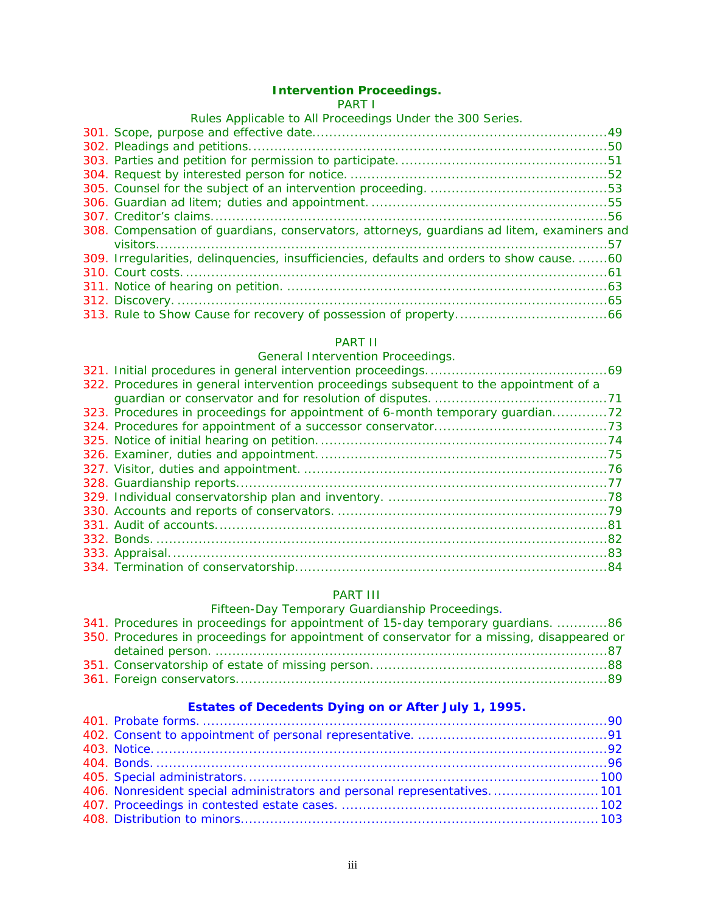**Intervention Proceedings.**

PART I

Rules Applicable to All Proceedings Under the 300 Series.

301. Scope, purpose and effective date....................................................................49
302. Pleadings and petitions..................................................................................50
303. Parties and petition for permission to participate................................................51
304. Request by interested person for notice.............................................................52
305. Counsel for the subject of an intervention proceeding.........................................53
306. Guardian ad litem; duties and appointment.......................................................55
307. Creditor's claims...........................................................................................56
308. Compensation of guardians, conservators, attorneys, guardians ad litem, examiners and visitors........................................................................................................57
309. Irregularities, delinquencies, insufficiencies, defaults and orders to show cause........60
310. Court costs...................................................................................................61
311. Notice of hearing on petition...........................................................................63
312. Discovery.....................................................................................................65
313. Rule to Show Cause for recovery of possession of property...................................66

PART II

General Intervention Proceedings.

321. Initial procedures in general intervention proceedings.........................................69
322. Procedures in general intervention proceedings subsequent to the appointment of a guardian or conservator and for resolution of disputes........................................71
323. Procedures in proceedings for appointment of 6-month temporary guardian............72
324. Procedures for appointment of a successor conservator.......................................73
325. Notice of initial hearing on petition...................................................................74
326. Examiner, duties and appointment...................................................................75
327. Visitor, duties and appointment.......................................................................76
328. Guardianship reports.....................................................................................77
329. Individual conservatorship plan and inventory...................................................78
330. Accounts and reports of conservators...............................................................79
331. Audit of accounts..........................................................................................81
332. Bonds..........................................................................................................82
333. Appraisal......................................................................................................83
334. Termination of conservatorship........................................................................84

PART III

Fifteen-Day Temporary Guardianship Proceedings.

341. Procedures in proceedings for appointment of 15-day temporary guardians............86
350. Procedures in proceedings for appointment of conservator for a missing, disappeared or detained person...........................................................................................87
351. Conservatorship of estate of missing person......................................................88
361. Foreign conservators......................................................................................89

**Estates of Decedents Dying on or After July 1, 1995.**

401. Probate forms................................................................................................90
402. Consent to appointment of personal representative............................................91
403. Notice..........................................................................................................92
404. Bonds..........................................................................................................96
405. Special administrators...................................................................................100
406. Nonresident special administrators and personal representatives.........................101
407. Proceedings in contested estate cases.............................................................102
408. Distribution to minors...................................................................................103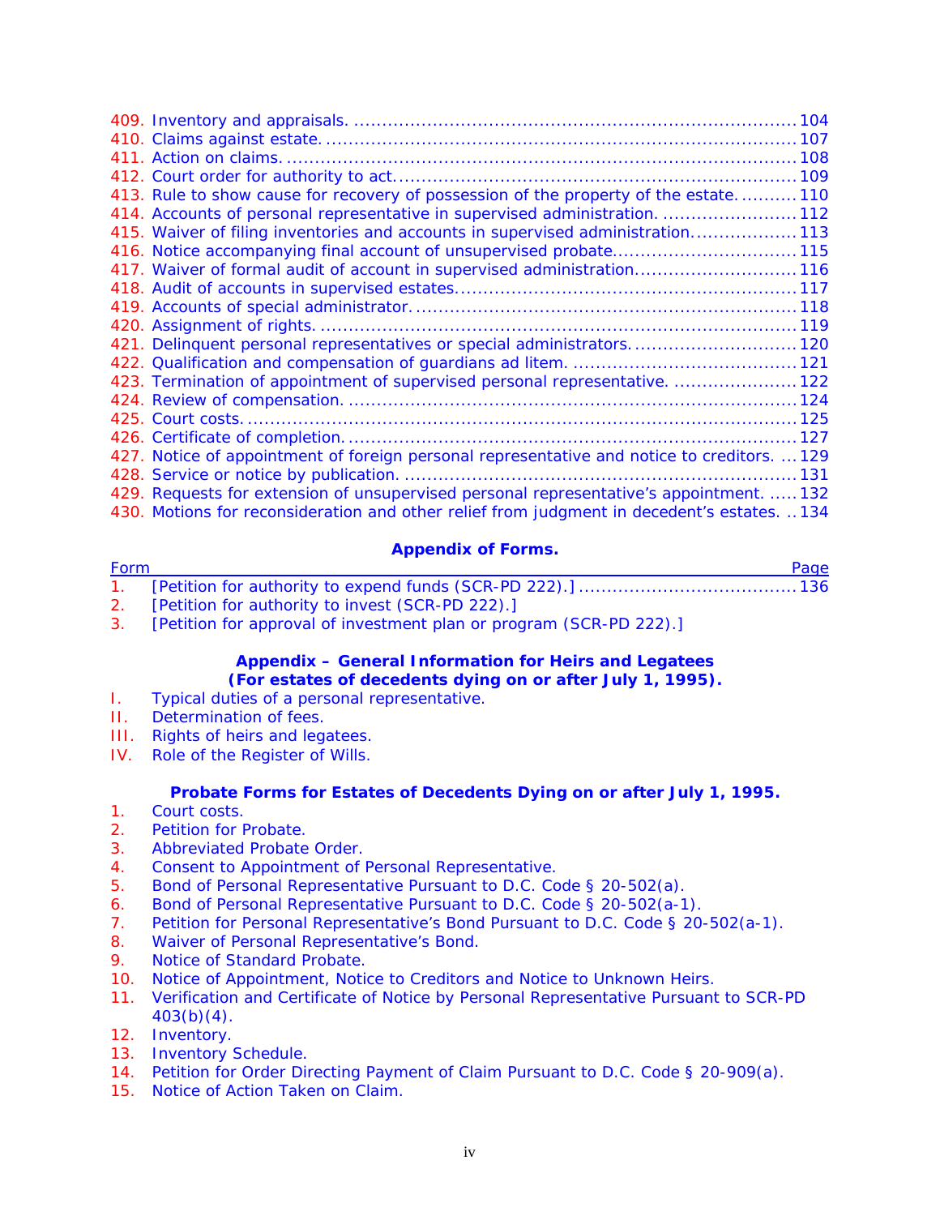409. Inventory and appraisals. .......... 104
410. Claims against estate. .......... 107
411. Action on claims. .......... 108
412. Court order for authority to act. .......... 109
413. Rule to show cause for recovery of possession of the property of the estate. .......... 110
414. Accounts of personal representative in supervised administration. .......... 112
415. Waiver of filing inventories and accounts in supervised administration. .......... 113
416. Notice accompanying final account of unsupervised probate. .......... 115
417. Waiver of formal audit of account in supervised administration. .......... 116
418. Audit of accounts in supervised estates. .......... 117
419. Accounts of special administrator. .......... 118
420. Assignment of rights. .......... 119
421. Delinquent personal representatives or special administrators. .......... 120
422. Qualification and compensation of guardians ad litem. .......... 121
423. Termination of appointment of supervised personal representative. .......... 122
424. Review of compensation. .......... 124
425. Court costs. .......... 125
426. Certificate of completion. .......... 127
427. Notice of appointment of foreign personal representative and notice to creditors. .......... 129
428. Service or notice by publication. .......... 131
429. Requests for extension of unsupervised personal representative's appointment. .......... 132
430. Motions for reconsideration and other relief from judgment in decedent's estates. .......... 134

## Appendix of Forms.

| Form | | Page |
|---|---|---|
| 1. | [Petition for authority to expend funds (SCR-PD 222).] | 136 |
| 2. | [Petition for authority to invest (SCR-PD 222).] | |
| 3. | [Petition for approval of investment plan or program (SCR-PD 222).] | |

## Appendix – General Information for Heirs and Legatees (For estates of decedents dying on or after July 1, 1995).

I. Typical duties of a personal representative.
II. Determination of fees.
III. Rights of heirs and legatees.
IV. Role of the Register of Wills.

## Probate Forms for Estates of Decedents Dying on or after July 1, 1995.

1. Court costs.
2. Petition for Probate.
3. Abbreviated Probate Order.
4. Consent to Appointment of Personal Representative.
5. Bond of Personal Representative Pursuant to D.C. Code § 20-502(a).
6. Bond of Personal Representative Pursuant to D.C. Code § 20-502(a-1).
7. Petition for Personal Representative's Bond Pursuant to D.C. Code § 20-502(a-1).
8. Waiver of Personal Representative's Bond.
9. Notice of Standard Probate.
10. Notice of Appointment, Notice to Creditors and Notice to Unknown Heirs.
11. Verification and Certificate of Notice by Personal Representative Pursuant to SCR-PD 403(b)(4).
12. Inventory.
13. Inventory Schedule.
14. Petition for Order Directing Payment of Claim Pursuant to D.C. Code § 20-909(a).
15. Notice of Action Taken on Claim.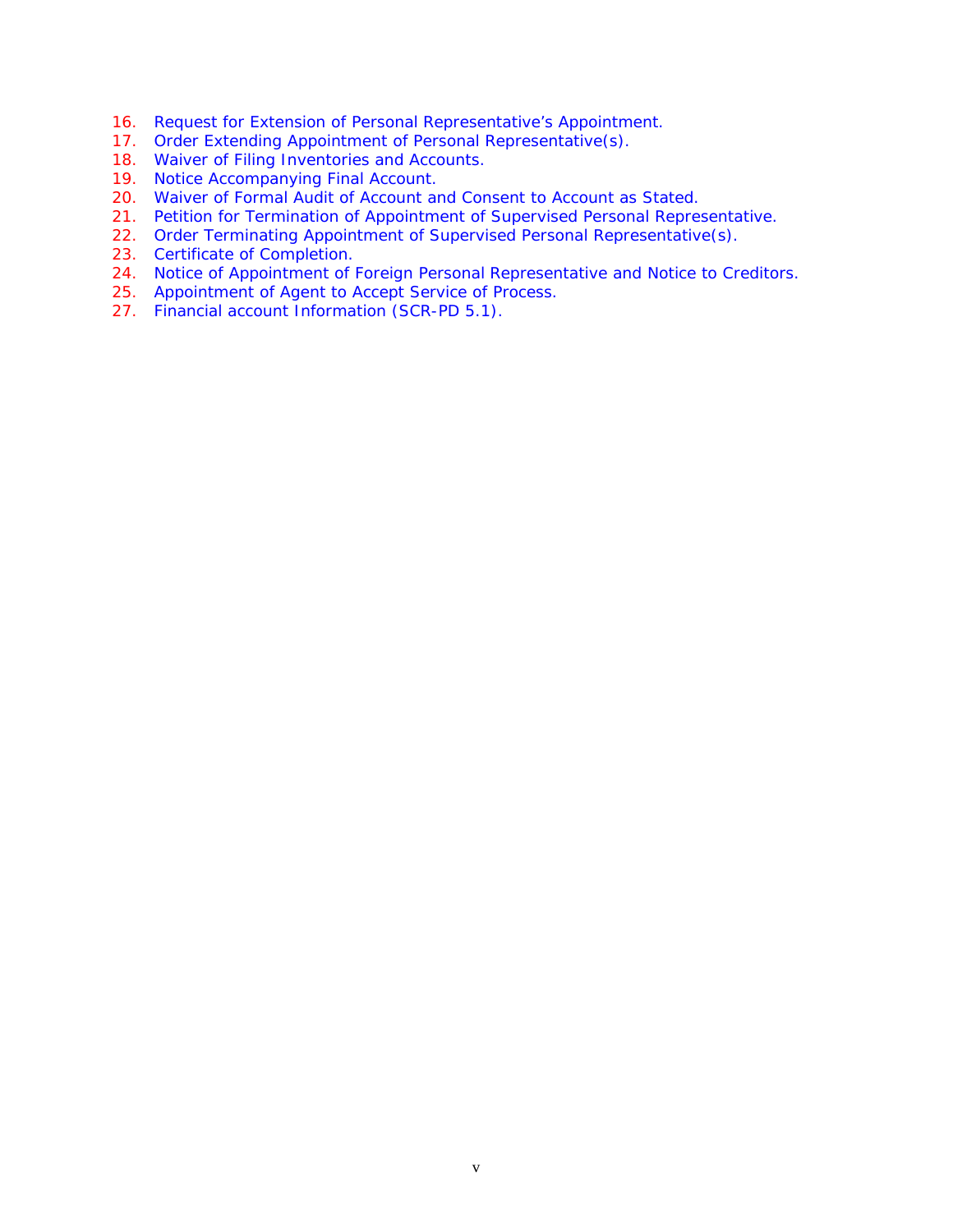16. Request for Extension of Personal Representative's Appointment.
17. Order Extending Appointment of Personal Representative(s).
18. Waiver of Filing Inventories and Accounts.
19. Notice Accompanying Final Account.
20. Waiver of Formal Audit of Account and Consent to Account as Stated.
21. Petition for Termination of Appointment of Supervised Personal Representative.
22. Order Terminating Appointment of Supervised Personal Representative(s).
23. Certificate of Completion.
24. Notice of Appointment of Foreign Personal Representative and Notice to Creditors.
25. Appointment of Agent to Accept Service of Process.
27. Financial account Information (SCR-PD 5.1).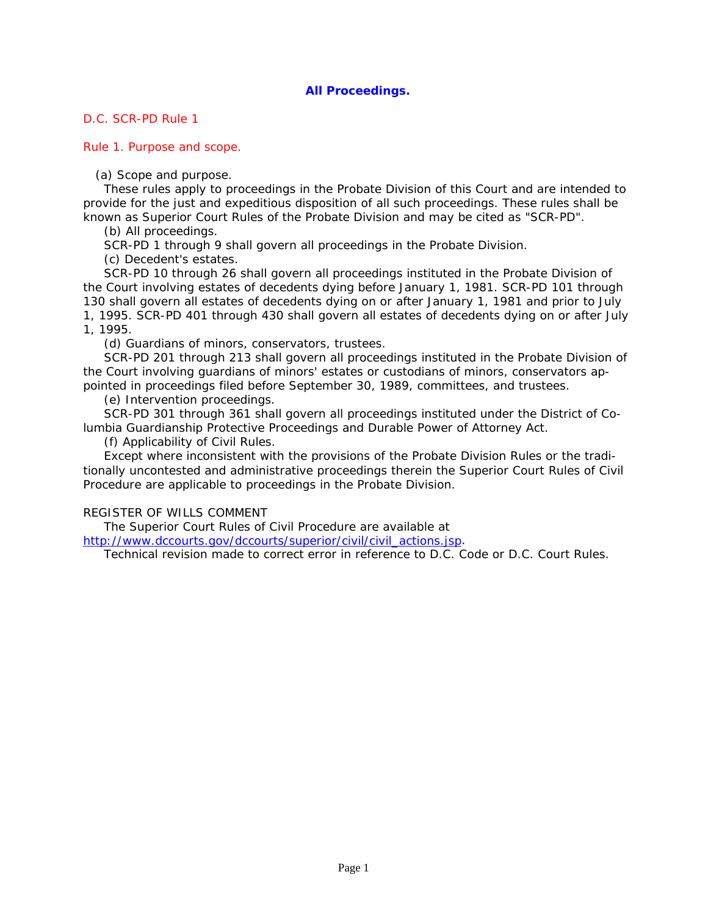## All Proceedings.

D.C. SCR-PD Rule 1

### Rule 1. Purpose and scope.

(a) Scope and purpose.

These rules apply to proceedings in the Probate Division of this Court and are intended to provide for the just and expeditious disposition of all such proceedings. These rules shall be known as Superior Court Rules of the Probate Division and may be cited as "SCR-PD".

(b) All proceedings.

SCR-PD 1 through 9 shall govern all proceedings in the Probate Division.

(c) Decedent's estates.

SCR-PD 10 through 26 shall govern all proceedings instituted in the Probate Division of the Court involving estates of decedents dying before January 1, 1981. SCR-PD 101 through 130 shall govern all estates of decedents dying on or after January 1, 1981 and prior to July 1, 1995. SCR-PD 401 through 430 shall govern all estates of decedents dying on or after July 1, 1995.

(d) Guardians of minors, conservators, trustees.

SCR-PD 201 through 213 shall govern all proceedings instituted in the Probate Division of the Court involving guardians of minors' estates or custodians of minors, conservators appointed in proceedings filed before September 30, 1989, committees, and trustees.

(e) Intervention proceedings.

SCR-PD 301 through 361 shall govern all proceedings instituted under the District of Columbia Guardianship Protective Proceedings and Durable Power of Attorney Act.

(f) Applicability of Civil Rules.

Except where inconsistent with the provisions of the Probate Division Rules or the traditionally uncontested and administrative proceedings therein the Superior Court Rules of Civil Procedure are applicable to proceedings in the Probate Division.

REGISTER OF WILLS COMMENT

The Superior Court Rules of Civil Procedure are available at http://www.dccourts.gov/dccourts/superior/civil/civil_actions.jsp.

Technical revision made to correct error in reference to D.C. Code or D.C. Court Rules.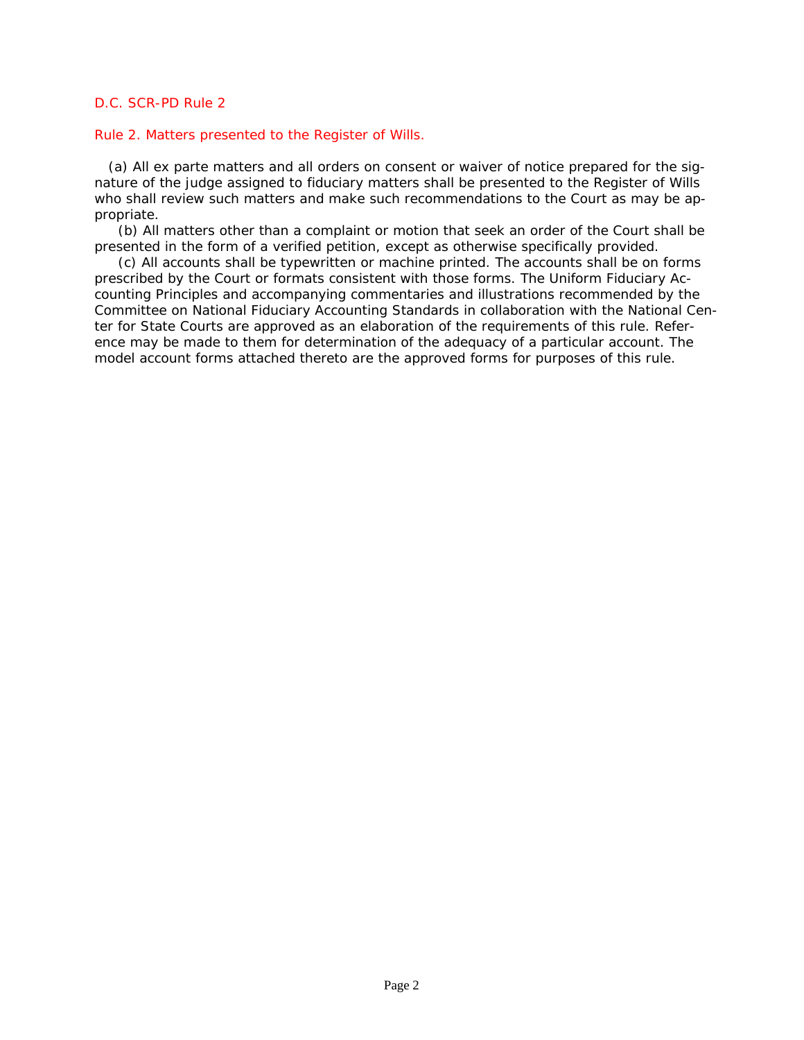D.C. SCR-PD Rule 2

## Rule 2. Matters presented to the Register of Wills.

(a) All ex parte matters and all orders on consent or waiver of notice prepared for the signature of the judge assigned to fiduciary matters shall be presented to the Register of Wills who shall review such matters and make such recommendations to the Court as may be appropriate.

(b) All matters other than a complaint or motion that seek an order of the Court shall be presented in the form of a verified petition, except as otherwise specifically provided.

(c) All accounts shall be typewritten or machine printed. The accounts shall be on forms prescribed by the Court or formats consistent with those forms. The Uniform Fiduciary Accounting Principles and accompanying commentaries and illustrations recommended by the Committee on National Fiduciary Accounting Standards in collaboration with the National Center for State Courts are approved as an elaboration of the requirements of this rule. Reference may be made to them for determination of the adequacy of a particular account. The model account forms attached thereto are the approved forms for purposes of this rule.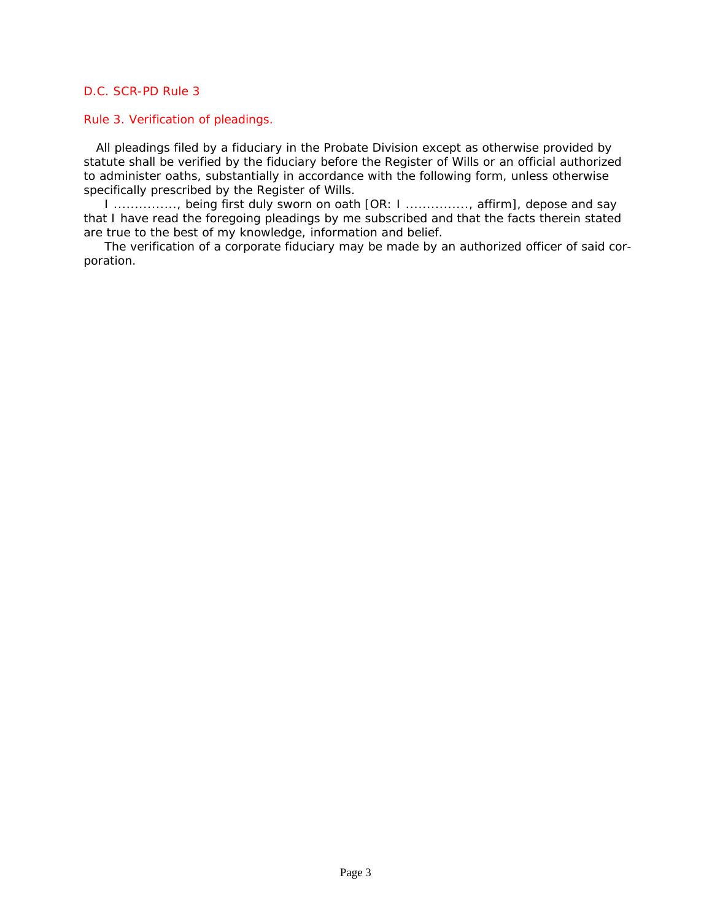D.C. SCR-PD Rule 3

## Rule 3. Verification of pleadings.

All pleadings filed by a fiduciary in the Probate Division except as otherwise provided by statute shall be verified by the fiduciary before the Register of Wills or an official authorized to administer oaths, substantially in accordance with the following form, unless otherwise specifically prescribed by the Register of Wills.

I ..............., being first duly sworn on oath [OR: I ..............., affirm], depose and say that I have read the foregoing pleadings by me subscribed and that the facts therein stated are true to the best of my knowledge, information and belief.

The verification of a corporate fiduciary may be made by an authorized officer of said corporation.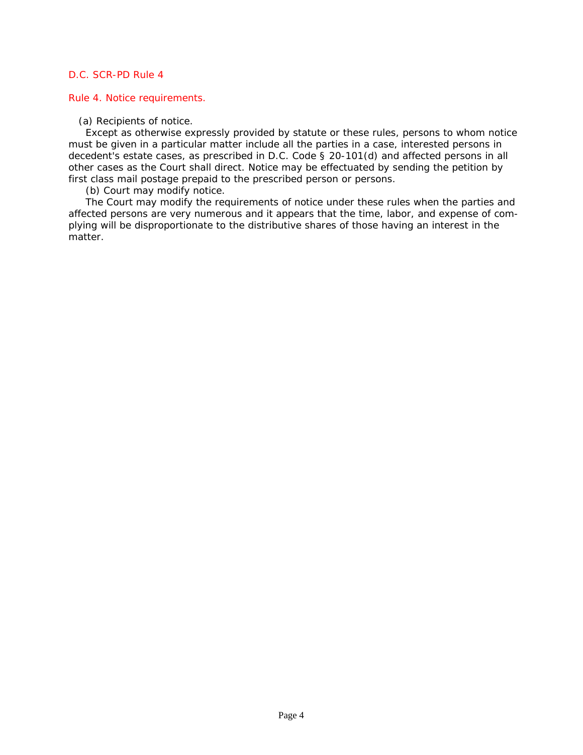D.C. SCR-PD Rule 4

## Rule 4. Notice requirements.

(a) Recipients of notice.

Except as otherwise expressly provided by statute or these rules, persons to whom notice must be given in a particular matter include all the parties in a case, interested persons in decedent's estate cases, as prescribed in D.C. Code § 20-101(d) and affected persons in all other cases as the Court shall direct. Notice may be effectuated by sending the petition by first class mail postage prepaid to the prescribed person or persons.

(b) Court may modify notice.

The Court may modify the requirements of notice under these rules when the parties and affected persons are very numerous and it appears that the time, labor, and expense of complying will be disproportionate to the distributive shares of those having an interest in the matter.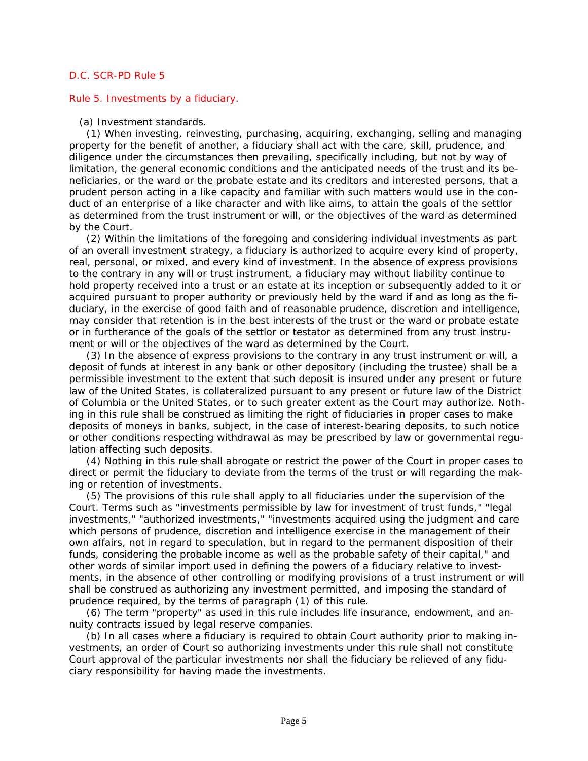D.C. SCR-PD Rule 5

## Rule 5. Investments by a fiduciary.

(a) Investment standards.

(1) When investing, reinvesting, purchasing, acquiring, exchanging, selling and managing property for the benefit of another, a fiduciary shall act with the care, skill, prudence, and diligence under the circumstances then prevailing, specifically including, but not by way of limitation, the general economic conditions and the anticipated needs of the trust and its beneficiaries, or the ward or the probate estate and its creditors and interested persons, that a prudent person acting in a like capacity and familiar with such matters would use in the conduct of an enterprise of a like character and with like aims, to attain the goals of the settlor as determined from the trust instrument or will, or the objectives of the ward as determined by the Court.

(2) Within the limitations of the foregoing and considering individual investments as part of an overall investment strategy, a fiduciary is authorized to acquire every kind of property, real, personal, or mixed, and every kind of investment. In the absence of express provisions to the contrary in any will or trust instrument, a fiduciary may without liability continue to hold property received into a trust or an estate at its inception or subsequently added to it or acquired pursuant to proper authority or previously held by the ward if and as long as the fiduciary, in the exercise of good faith and of reasonable prudence, discretion and intelligence, may consider that retention is in the best interests of the trust or the ward or probate estate or in furtherance of the goals of the settlor or testator as determined from any trust instrument or will or the objectives of the ward as determined by the Court.

(3) In the absence of express provisions to the contrary in any trust instrument or will, a deposit of funds at interest in any bank or other depository (including the trustee) shall be a permissible investment to the extent that such deposit is insured under any present or future law of the United States, is collateralized pursuant to any present or future law of the District of Columbia or the United States, or to such greater extent as the Court may authorize. Nothing in this rule shall be construed as limiting the right of fiduciaries in proper cases to make deposits of moneys in banks, subject, in the case of interest-bearing deposits, to such notice or other conditions respecting withdrawal as may be prescribed by law or governmental regulation affecting such deposits.

(4) Nothing in this rule shall abrogate or restrict the power of the Court in proper cases to direct or permit the fiduciary to deviate from the terms of the trust or will regarding the making or retention of investments.

(5) The provisions of this rule shall apply to all fiduciaries under the supervision of the Court. Terms such as "investments permissible by law for investment of trust funds," "legal investments," "authorized investments," "investments acquired using the judgment and care which persons of prudence, discretion and intelligence exercise in the management of their own affairs, not in regard to speculation, but in regard to the permanent disposition of their funds, considering the probable income as well as the probable safety of their capital," and other words of similar import used in defining the powers of a fiduciary relative to investments, in the absence of other controlling or modifying provisions of a trust instrument or will shall be construed as authorizing any investment permitted, and imposing the standard of prudence required, by the terms of paragraph (1) of this rule.

(6) The term "property" as used in this rule includes life insurance, endowment, and annuity contracts issued by legal reserve companies.

(b) In all cases where a fiduciary is required to obtain Court authority prior to making investments, an order of Court so authorizing investments under this rule shall not constitute Court approval of the particular investments nor shall the fiduciary be relieved of any fiduciary responsibility for having made the investments.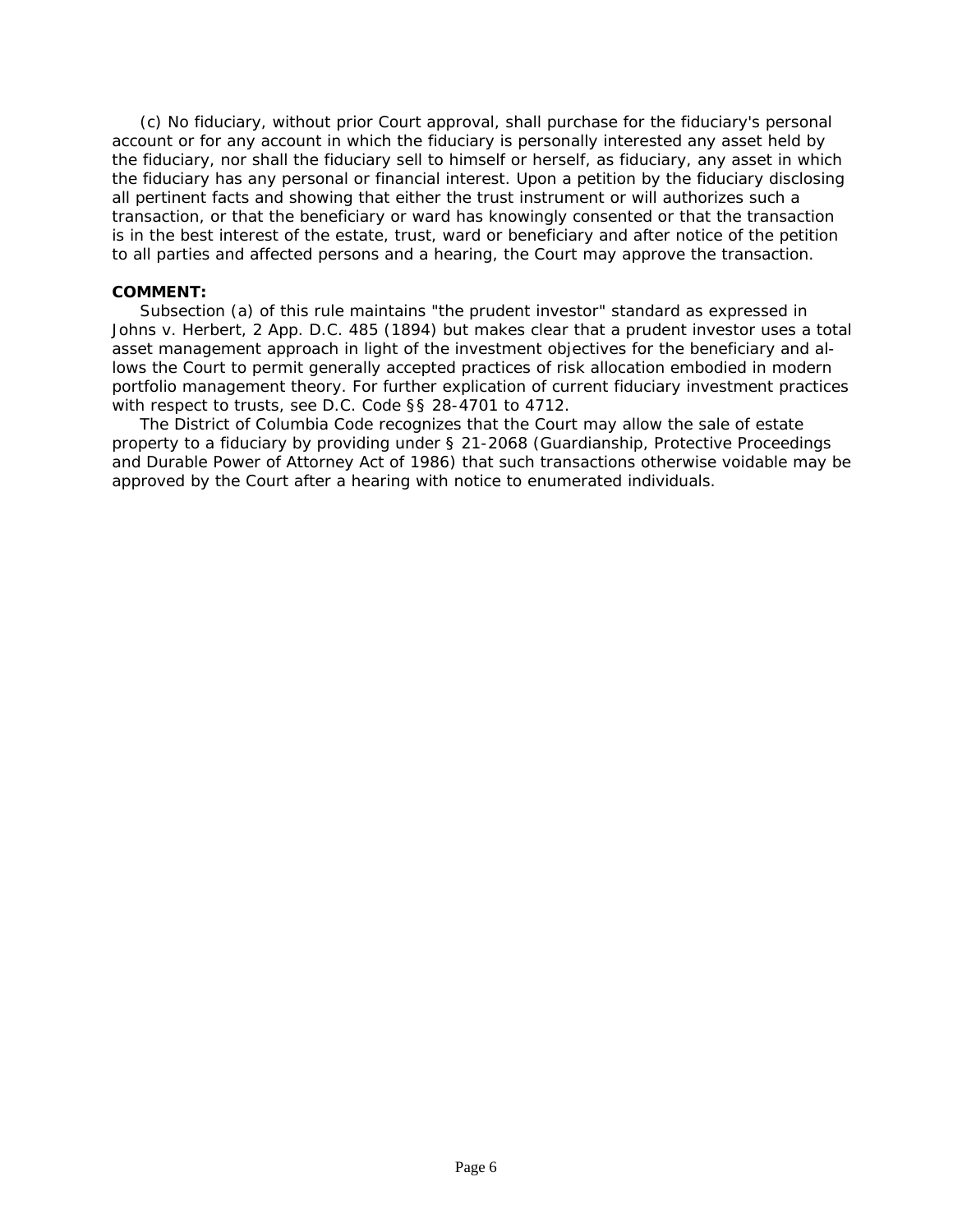(c) No fiduciary, without prior Court approval, shall purchase for the fiduciary's personal account or for any account in which the fiduciary is personally interested any asset held by the fiduciary, nor shall the fiduciary sell to himself or herself, as fiduciary, any asset in which the fiduciary has any personal or financial interest. Upon a petition by the fiduciary disclosing all pertinent facts and showing that either the trust instrument or will authorizes such a transaction, or that the beneficiary or ward has knowingly consented or that the transaction is in the best interest of the estate, trust, ward or beneficiary and after notice of the petition to all parties and affected persons and a hearing, the Court may approve the transaction.

**COMMENT:**

Subsection (a) of this rule maintains "the prudent investor" standard as expressed in Johns v. Herbert, 2 App. D.C. 485 (1894) but makes clear that a prudent investor uses a total asset management approach in light of the investment objectives for the beneficiary and allows the Court to permit generally accepted practices of risk allocation embodied in modern portfolio management theory. For further explication of current fiduciary investment practices with respect to trusts, see D.C. Code §§ 28-4701 to 4712.

The District of Columbia Code recognizes that the Court may allow the sale of estate property to a fiduciary by providing under § 21-2068 (Guardianship, Protective Proceedings and Durable Power of Attorney Act of 1986) that such transactions otherwise voidable may be approved by the Court after a hearing with notice to enumerated individuals.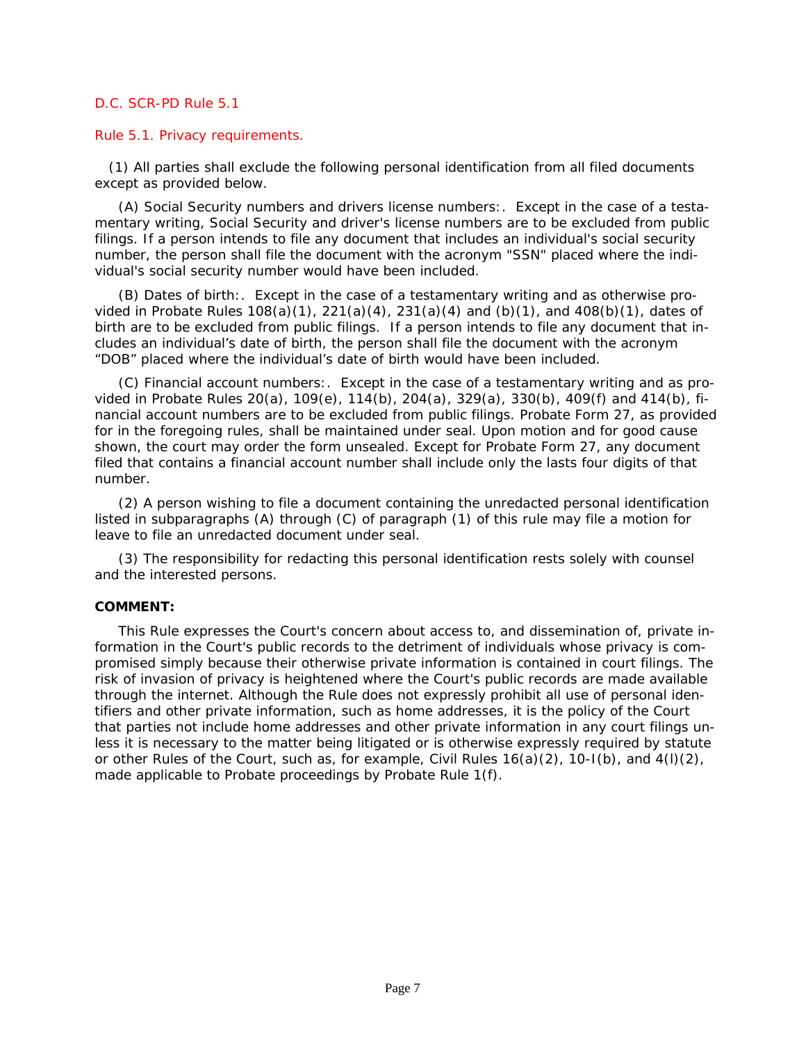D.C. SCR-PD Rule 5.1

Rule 5.1. Privacy requirements.

(1) All parties shall exclude the following personal identification from all filed documents except as provided below.

(A) Social Security numbers and drivers license numbers:. Except in the case of a testamentary writing, Social Security and driver's license numbers are to be excluded from public filings. If a person intends to file any document that includes an individual's social security number, the person shall file the document with the acronym "SSN" placed where the individual's social security number would have been included.

(B) Dates of birth:. Except in the case of a testamentary writing and as otherwise provided in Probate Rules 108(a)(1), 221(a)(4), 231(a)(4) and (b)(1), and 408(b)(1), dates of birth are to be excluded from public filings. If a person intends to file any document that includes an individual's date of birth, the person shall file the document with the acronym "DOB" placed where the individual's date of birth would have been included.

(C) Financial account numbers:. Except in the case of a testamentary writing and as provided in Probate Rules 20(a), 109(e), 114(b), 204(a), 329(a), 330(b), 409(f) and 414(b), financial account numbers are to be excluded from public filings. Probate Form 27, as provided for in the foregoing rules, shall be maintained under seal. Upon motion and for good cause shown, the court may order the form unsealed. Except for Probate Form 27, any document filed that contains a financial account number shall include only the lasts four digits of that number.

(2) A person wishing to file a document containing the unredacted personal identification listed in subparagraphs (A) through (C) of paragraph (1) of this rule may file a motion for leave to file an unredacted document under seal.

(3) The responsibility for redacting this personal identification rests solely with counsel and the interested persons.

**COMMENT:**

This Rule expresses the Court's concern about access to, and dissemination of, private information in the Court's public records to the detriment of individuals whose privacy is compromised simply because their otherwise private information is contained in court filings. The risk of invasion of privacy is heightened where the Court's public records are made available through the internet. Although the Rule does not expressly prohibit all use of personal identifiers and other private information, such as home addresses, it is the policy of the Court that parties not include home addresses and other private information in any court filings unless it is necessary to the matter being litigated or is otherwise expressly required by statute or other Rules of the Court, such as, for example, Civil Rules 16(a)(2), 10-I(b), and 4(l)(2), made applicable to Probate proceedings by Probate Rule 1(f).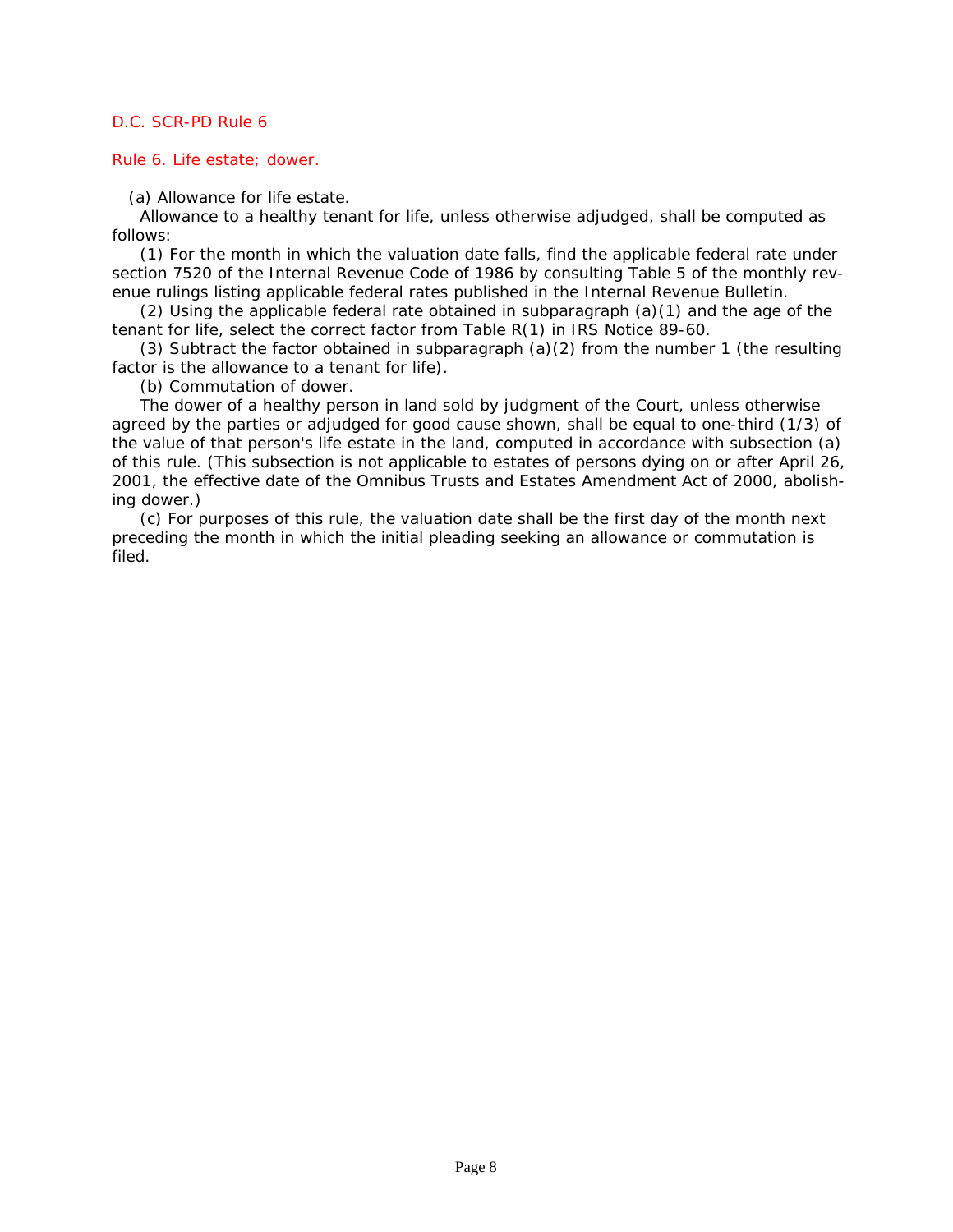D.C. SCR-PD Rule 6

## Rule 6. Life estate; dower.

(a) Allowance for life estate.

Allowance to a healthy tenant for life, unless otherwise adjudged, shall be computed as follows:

(1) For the month in which the valuation date falls, find the applicable federal rate under section 7520 of the Internal Revenue Code of 1986 by consulting Table 5 of the monthly revenue rulings listing applicable federal rates published in the Internal Revenue Bulletin.

(2) Using the applicable federal rate obtained in subparagraph (a)(1) and the age of the tenant for life, select the correct factor from Table R(1) in IRS Notice 89-60.

(3) Subtract the factor obtained in subparagraph (a)(2) from the number 1 (the resulting factor is the allowance to a tenant for life).

(b) Commutation of dower.

The dower of a healthy person in land sold by judgment of the Court, unless otherwise agreed by the parties or adjudged for good cause shown, shall be equal to one-third (1/3) of the value of that person's life estate in the land, computed in accordance with subsection (a) of this rule. (This subsection is not applicable to estates of persons dying on or after April 26, 2001, the effective date of the Omnibus Trusts and Estates Amendment Act of 2000, abolishing dower.)

(c) For purposes of this rule, the valuation date shall be the first day of the month next preceding the month in which the initial pleading seeking an allowance or commutation is filed.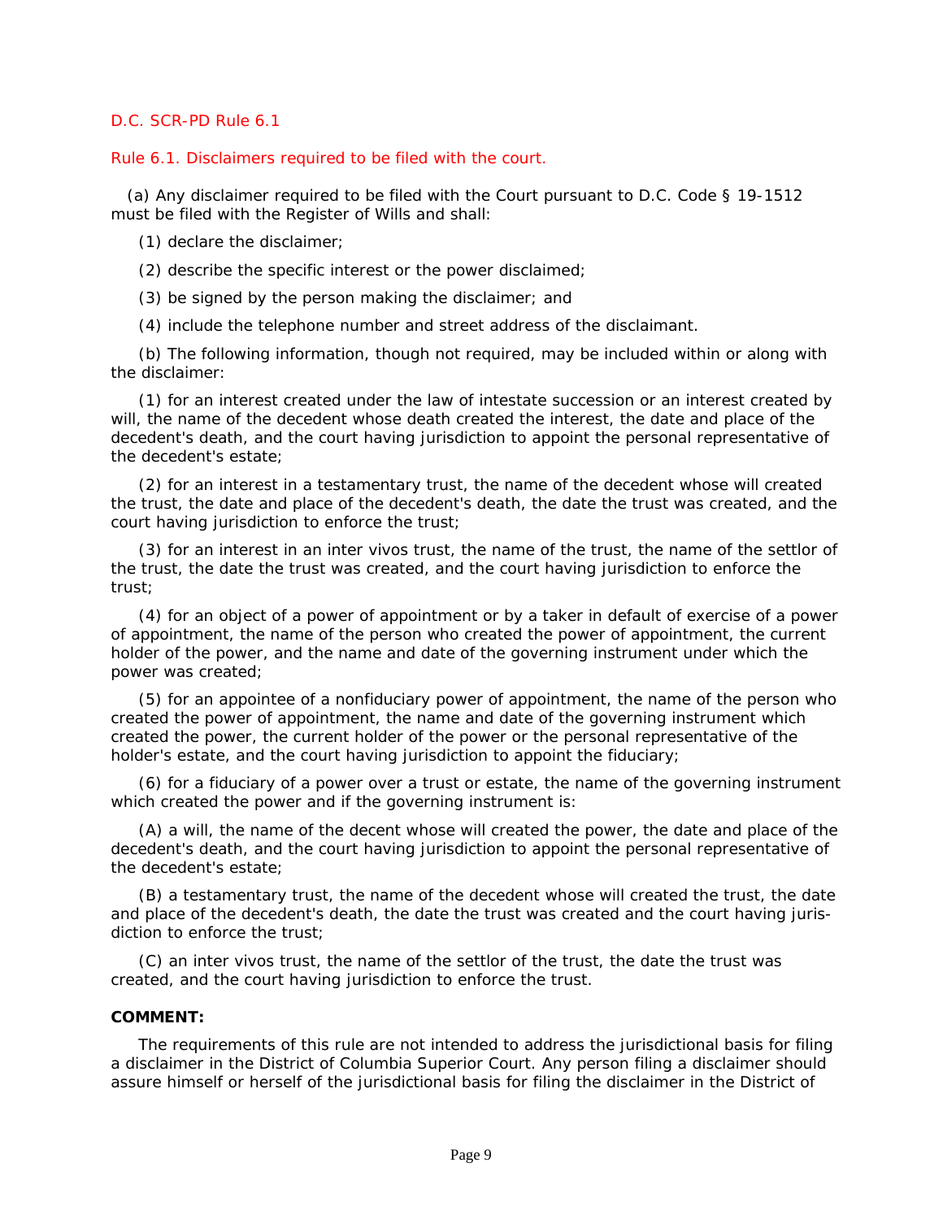D.C. SCR-PD Rule 6.1

## Rule 6.1. Disclaimers required to be filed with the court.

(a) Any disclaimer required to be filed with the Court pursuant to D.C. Code § 19-1512 must be filed with the Register of Wills and shall:

(1) declare the disclaimer;

(2) describe the specific interest or the power disclaimed;

(3) be signed by the person making the disclaimer; and

(4) include the telephone number and street address of the disclaimant.

(b) The following information, though not required, may be included within or along with the disclaimer:

(1) for an interest created under the law of intestate succession or an interest created by will, the name of the decedent whose death created the interest, the date and place of the decedent's death, and the court having jurisdiction to appoint the personal representative of the decedent's estate;

(2) for an interest in a testamentary trust, the name of the decedent whose will created the trust, the date and place of the decedent's death, the date the trust was created, and the court having jurisdiction to enforce the trust;

(3) for an interest in an inter vivos trust, the name of the trust, the name of the settlor of the trust, the date the trust was created, and the court having jurisdiction to enforce the trust;

(4) for an object of a power of appointment or by a taker in default of exercise of a power of appointment, the name of the person who created the power of appointment, the current holder of the power, and the name and date of the governing instrument under which the power was created;

(5) for an appointee of a nonfiduciary power of appointment, the name of the person who created the power of appointment, the name and date of the governing instrument which created the power, the current holder of the power or the personal representative of the holder's estate, and the court having jurisdiction to appoint the fiduciary;

(6) for a fiduciary of a power over a trust or estate, the name of the governing instrument which created the power and if the governing instrument is:

(A) a will, the name of the decent whose will created the power, the date and place of the decedent's death, and the court having jurisdiction to appoint the personal representative of the decedent's estate;

(B) a testamentary trust, the name of the decedent whose will created the trust, the date and place of the decedent's death, the date the trust was created and the court having jurisdiction to enforce the trust;

(C) an inter vivos trust, the name of the settlor of the trust, the date the trust was created, and the court having jurisdiction to enforce the trust.

**COMMENT:**

The requirements of this rule are not intended to address the jurisdictional basis for filing a disclaimer in the District of Columbia Superior Court. Any person filing a disclaimer should assure himself or herself of the jurisdictional basis for filing the disclaimer in the District of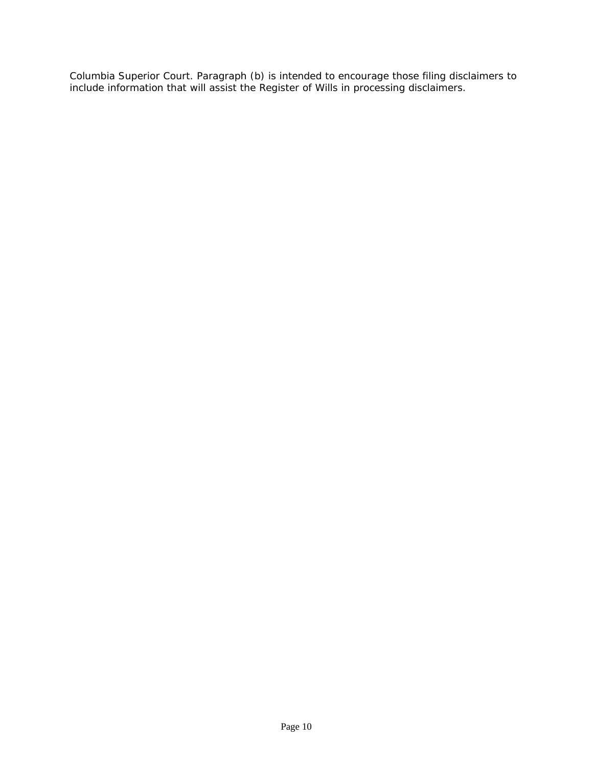Columbia Superior Court. Paragraph (b) is intended to encourage those filing disclaimers to include information that will assist the Register of Wills in processing disclaimers.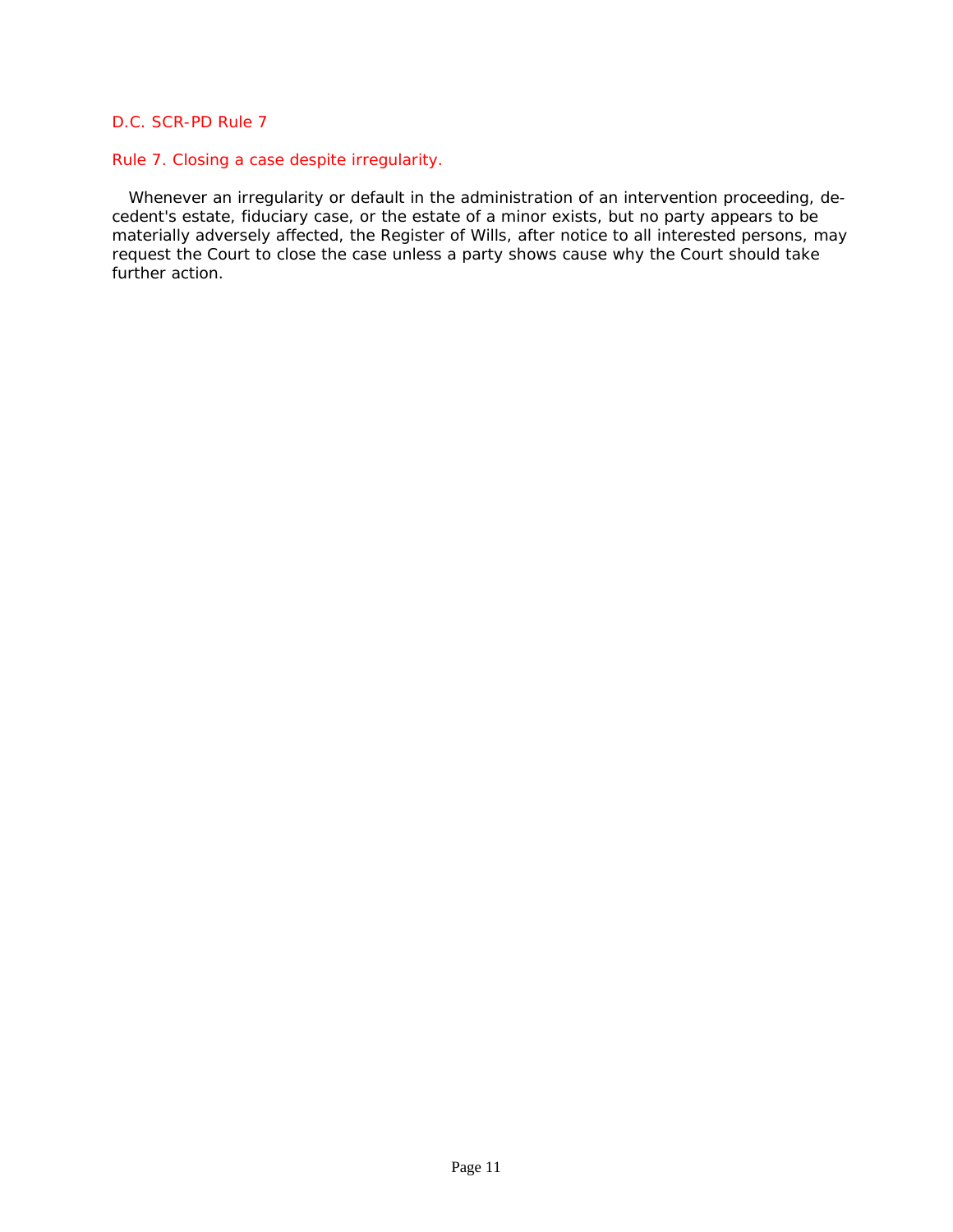D.C. SCR-PD Rule 7

## Rule 7. Closing a case despite irregularity.

Whenever an irregularity or default in the administration of an intervention proceeding, decedent's estate, fiduciary case, or the estate of a minor exists, but no party appears to be materially adversely affected, the Register of Wills, after notice to all interested persons, may request the Court to close the case unless a party shows cause why the Court should take further action.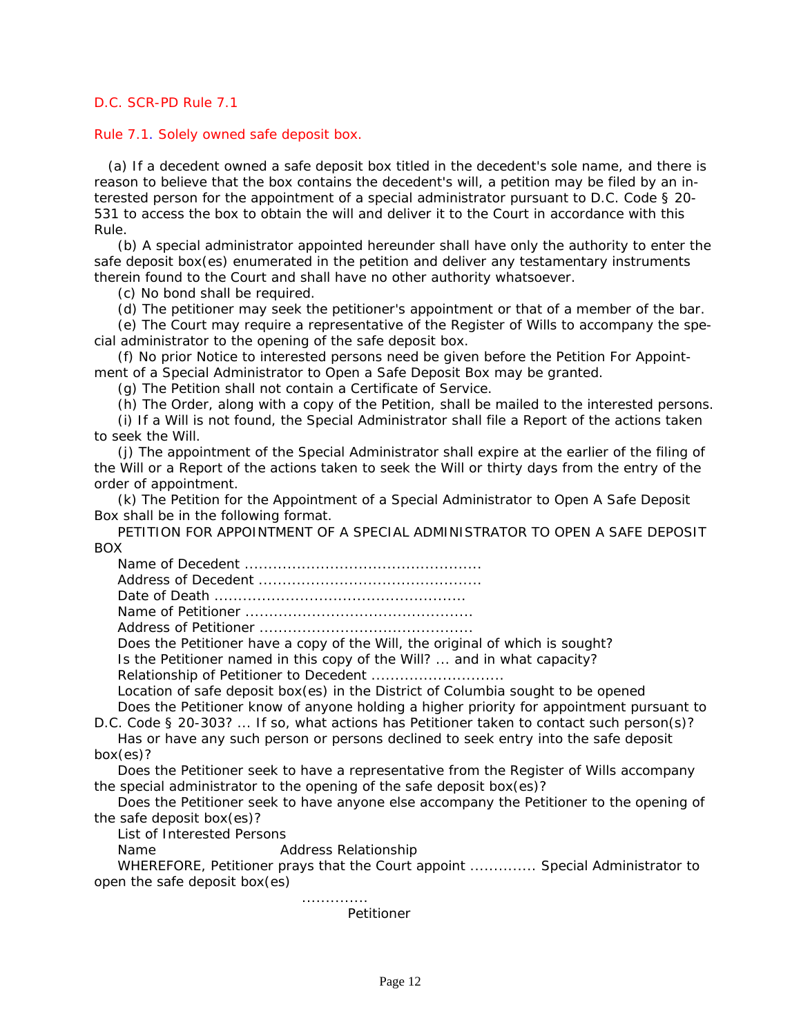D.C. SCR-PD Rule 7.1

## Rule 7.1. Solely owned safe deposit box.

(a) If a decedent owned a safe deposit box titled in the decedent's sole name, and there is reason to believe that the box contains the decedent's will, a petition may be filed by an interested person for the appointment of a special administrator pursuant to D.C. Code § 20-531 to access the box to obtain the will and deliver it to the Court in accordance with this Rule.

(b) A special administrator appointed hereunder shall have only the authority to enter the safe deposit box(es) enumerated in the petition and deliver any testamentary instruments therein found to the Court and shall have no other authority whatsoever.

(c) No bond shall be required.

(d) The petitioner may seek the petitioner's appointment or that of a member of the bar.

(e) The Court may require a representative of the Register of Wills to accompany the special administrator to the opening of the safe deposit box.

(f) No prior Notice to interested persons need be given before the Petition For Appointment of a Special Administrator to Open a Safe Deposit Box may be granted.

(g) The Petition shall not contain a Certificate of Service.

(h) The Order, along with a copy of the Petition, shall be mailed to the interested persons.

(i) If a Will is not found, the Special Administrator shall file a Report of the actions taken to seek the Will.

(j) The appointment of the Special Administrator shall expire at the earlier of the filing of the Will or a Report of the actions taken to seek the Will or thirty days from the entry of the order of appointment.

(k) The Petition for the Appointment of a Special Administrator to Open A Safe Deposit Box shall be in the following format.

PETITION FOR APPOINTMENT OF A SPECIAL ADMINISTRATOR TO OPEN A SAFE DEPOSIT BOX

Name of Decedent ..................................................

Address of Decedent ..............................................

Date of Death .....................................................

Name of Petitioner ................................................

Address of Petitioner .............................................

Does the Petitioner have a copy of the Will, the original of which is sought?

Is the Petitioner named in this copy of the Will? ... and in what capacity?

Relationship of Petitioner to Decedent ............................

Location of safe deposit box(es) in the District of Columbia sought to be opened

Does the Petitioner know of anyone holding a higher priority for appointment pursuant to D.C. Code § 20-303? ... If so, what actions has Petitioner taken to contact such person(s)?

Has or have any such person or persons declined to seek entry into the safe deposit box(es)?

Does the Petitioner seek to have a representative from the Register of Wills accompany the special administrator to the opening of the safe deposit box(es)?

Does the Petitioner seek to have anyone else accompany the Petitioner to the opening of the safe deposit box(es)?

List of Interested Persons

Name Address Relationship

WHEREFORE, Petitioner prays that the Court appoint .............. Special Administrator to open the safe deposit box(es)

..............

Petitioner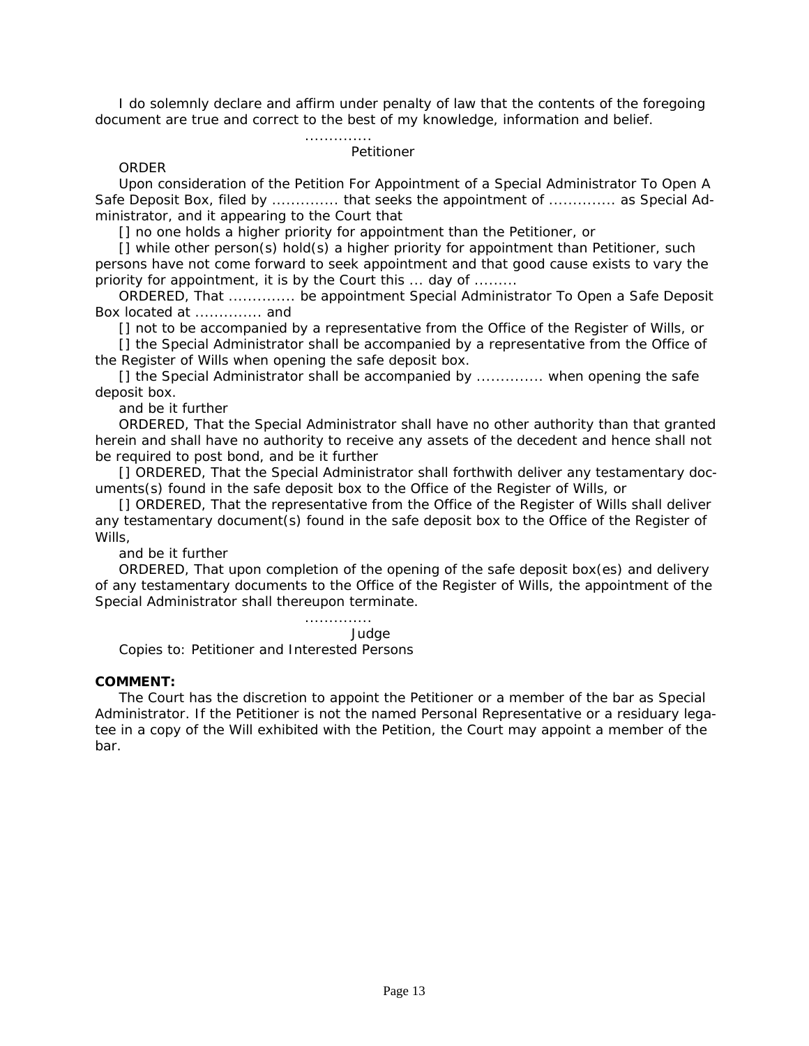I do solemnly declare and affirm under penalty of law that the contents of the foregoing document are true and correct to the best of my knowledge, information and belief.

..............
Petitioner

ORDER

Upon consideration of the Petition For Appointment of a Special Administrator To Open A Safe Deposit Box, filed by .............. that seeks the appointment of .............. as Special Administrator, and it appearing to the Court that

[] no one holds a higher priority for appointment than the Petitioner, or

[] while other person(s) hold(s) a higher priority for appointment than Petitioner, such persons have not come forward to seek appointment and that good cause exists to vary the priority for appointment, it is by the Court this ... day of .........

ORDERED, That .............. be appointment Special Administrator To Open a Safe Deposit Box located at .............. and

[] not to be accompanied by a representative from the Office of the Register of Wills, or

[] the Special Administrator shall be accompanied by a representative from the Office of the Register of Wills when opening the safe deposit box.

[] the Special Administrator shall be accompanied by .............. when opening the safe deposit box.

and be it further

ORDERED, That the Special Administrator shall have no other authority than that granted herein and shall have no authority to receive any assets of the decedent and hence shall not be required to post bond, and be it further

[] ORDERED, That the Special Administrator shall forthwith deliver any testamentary documents(s) found in the safe deposit box to the Office of the Register of Wills, or

[] ORDERED, That the representative from the Office of the Register of Wills shall deliver any testamentary document(s) found in the safe deposit box to the Office of the Register of Wills,

and be it further

ORDERED, That upon completion of the opening of the safe deposit box(es) and delivery of any testamentary documents to the Office of the Register of Wills, the appointment of the Special Administrator shall thereupon terminate.

..............
Judge

Copies to: Petitioner and Interested Persons

**COMMENT:**

The Court has the discretion to appoint the Petitioner or a member of the bar as Special Administrator. If the Petitioner is not the named Personal Representative or a residuary legatee in a copy of the Will exhibited with the Petition, the Court may appoint a member of the bar.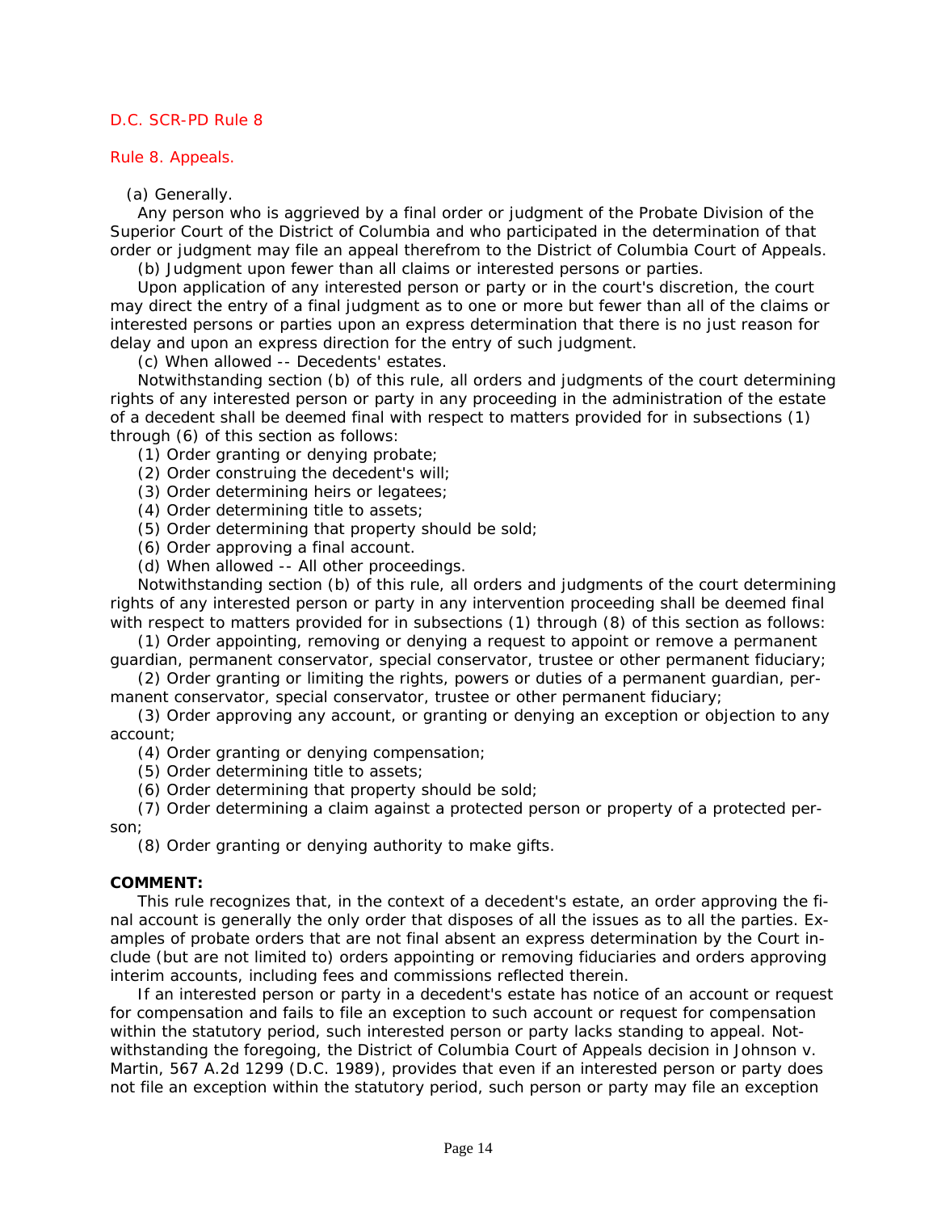D.C. SCR-PD Rule 8

## Rule 8. Appeals.

(a) Generally.

Any person who is aggrieved by a final order or judgment of the Probate Division of the Superior Court of the District of Columbia and who participated in the determination of that order or judgment may file an appeal therefrom to the District of Columbia Court of Appeals.

(b) Judgment upon fewer than all claims or interested persons or parties.

Upon application of any interested person or party or in the court's discretion, the court may direct the entry of a final judgment as to one or more but fewer than all of the claims or interested persons or parties upon an express determination that there is no just reason for delay and upon an express direction for the entry of such judgment.

(c) When allowed -- Decedents' estates.

Notwithstanding section (b) of this rule, all orders and judgments of the court determining rights of any interested person or party in any proceeding in the administration of the estate of a decedent shall be deemed final with respect to matters provided for in subsections (1) through (6) of this section as follows:

(1) Order granting or denying probate;

(2) Order construing the decedent's will;

(3) Order determining heirs or legatees;

(4) Order determining title to assets;

(5) Order determining that property should be sold;

(6) Order approving a final account.

(d) When allowed -- All other proceedings.

Notwithstanding section (b) of this rule, all orders and judgments of the court determining rights of any interested person or party in any intervention proceeding shall be deemed final with respect to matters provided for in subsections (1) through (8) of this section as follows:

(1) Order appointing, removing or denying a request to appoint or remove a permanent guardian, permanent conservator, special conservator, trustee or other permanent fiduciary;

(2) Order granting or limiting the rights, powers or duties of a permanent guardian, permanent conservator, special conservator, trustee or other permanent fiduciary;

(3) Order approving any account, or granting or denying an exception or objection to any account;

(4) Order granting or denying compensation;

(5) Order determining title to assets;

(6) Order determining that property should be sold;

(7) Order determining a claim against a protected person or property of a protected person;

(8) Order granting or denying authority to make gifts.

**COMMENT:**

This rule recognizes that, in the context of a decedent's estate, an order approving the final account is generally the only order that disposes of all the issues as to all the parties. Examples of probate orders that are not final absent an express determination by the Court include (but are not limited to) orders appointing or removing fiduciaries and orders approving interim accounts, including fees and commissions reflected therein.

If an interested person or party in a decedent's estate has notice of an account or request for compensation and fails to file an exception to such account or request for compensation within the statutory period, such interested person or party lacks standing to appeal. Notwithstanding the foregoing, the District of Columbia Court of Appeals decision in Johnson v. Martin, 567 A.2d 1299 (D.C. 1989), provides that even if an interested person or party does not file an exception within the statutory period, such person or party may file an exception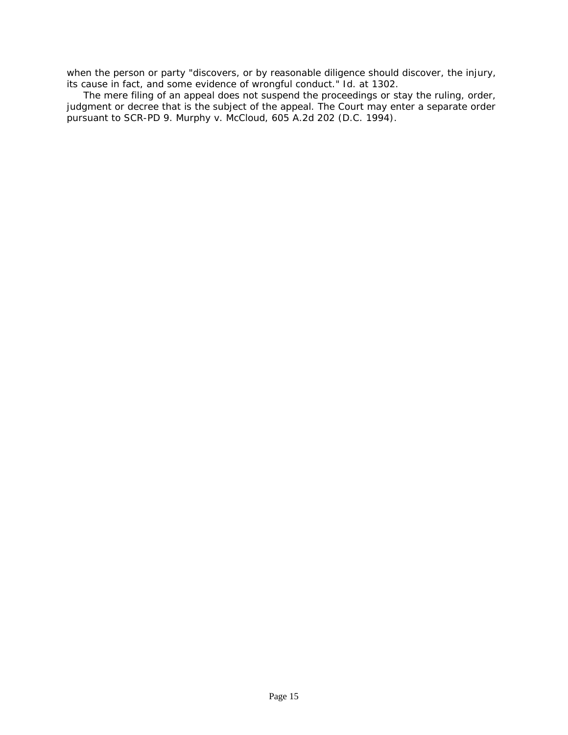when the person or party "discovers, or by reasonable diligence should discover, the injury, its cause in fact, and some evidence of wrongful conduct." Id. at 1302.

The mere filing of an appeal does not suspend the proceedings or stay the ruling, order, judgment or decree that is the subject of the appeal. The Court may enter a separate order pursuant to SCR-PD 9. Murphy v. McCloud, 605 A.2d 202 (D.C. 1994).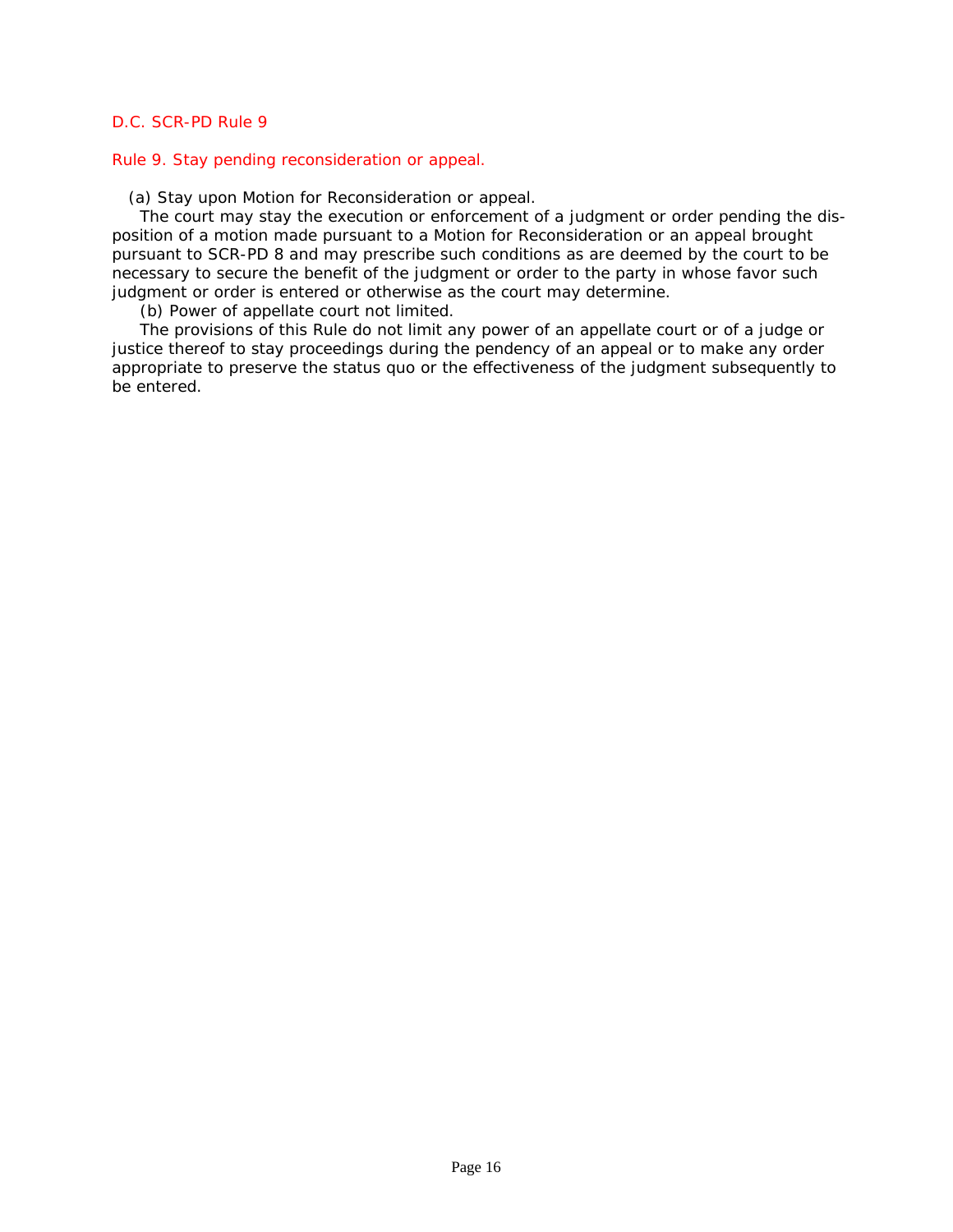D.C. SCR-PD Rule 9

## Rule 9. Stay pending reconsideration or appeal.

(a) Stay upon Motion for Reconsideration or appeal.

The court may stay the execution or enforcement of a judgment or order pending the disposition of a motion made pursuant to a Motion for Reconsideration or an appeal brought pursuant to SCR-PD 8 and may prescribe such conditions as are deemed by the court to be necessary to secure the benefit of the judgment or order to the party in whose favor such judgment or order is entered or otherwise as the court may determine.

(b) Power of appellate court not limited.

The provisions of this Rule do not limit any power of an appellate court or of a judge or justice thereof to stay proceedings during the pendency of an appeal or to make any order appropriate to preserve the status quo or the effectiveness of the judgment subsequently to be entered.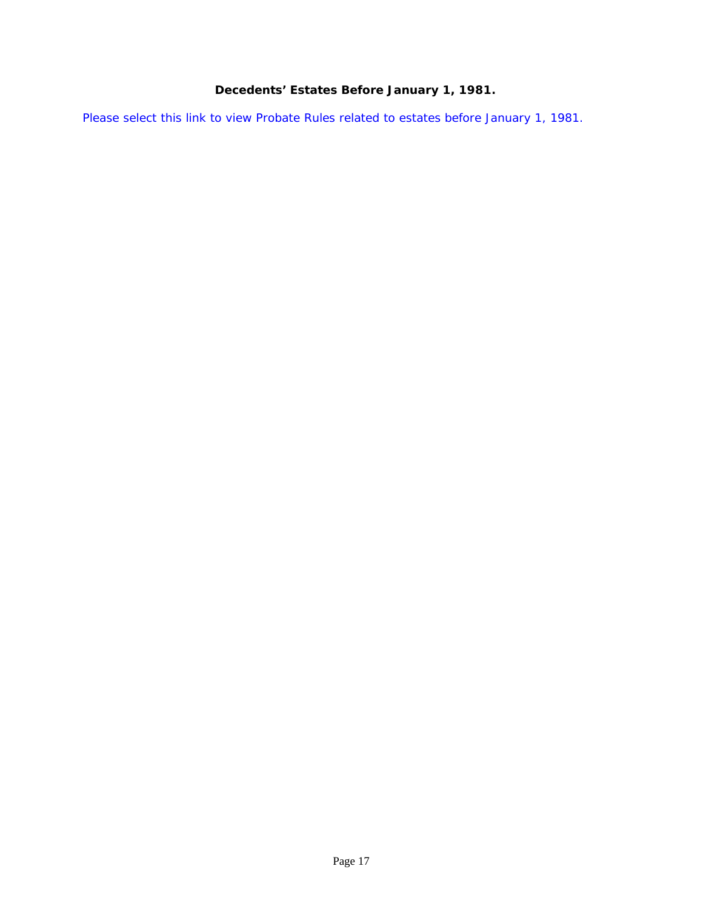## Decedents' Estates Before January 1, 1981.

Please select this link to view Probate Rules related to estates before January 1, 1981.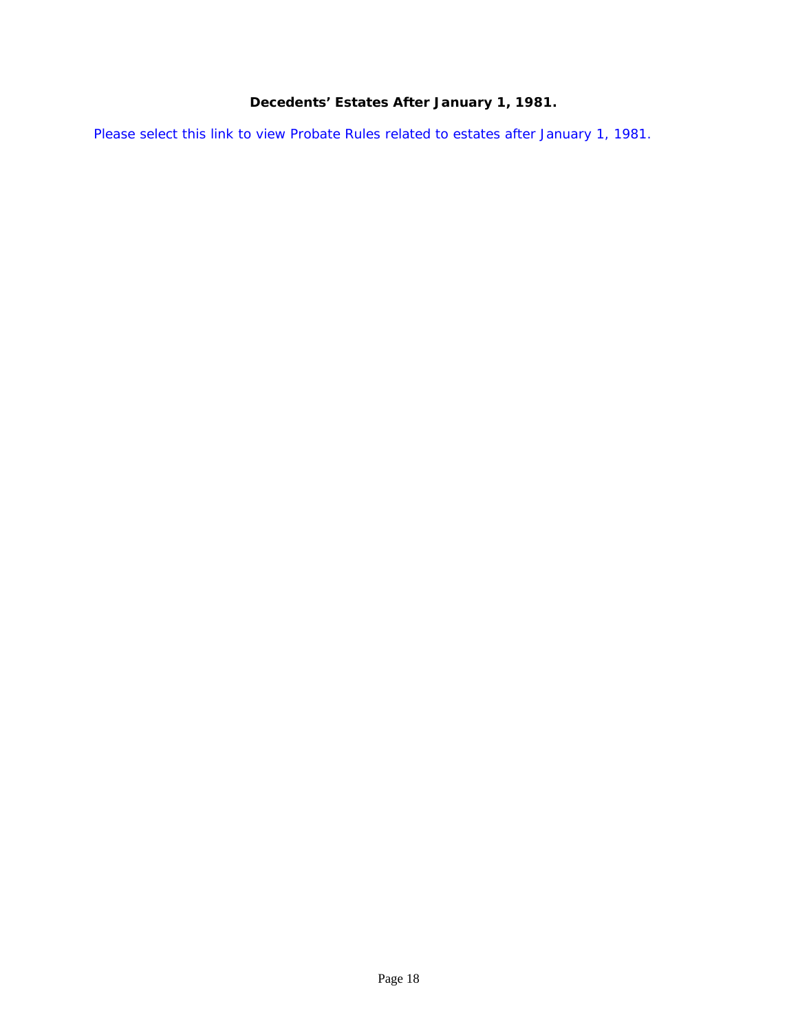**Decedents' Estates After January 1, 1981.**

Please select this link to view Probate Rules related to estates after January 1, 1981.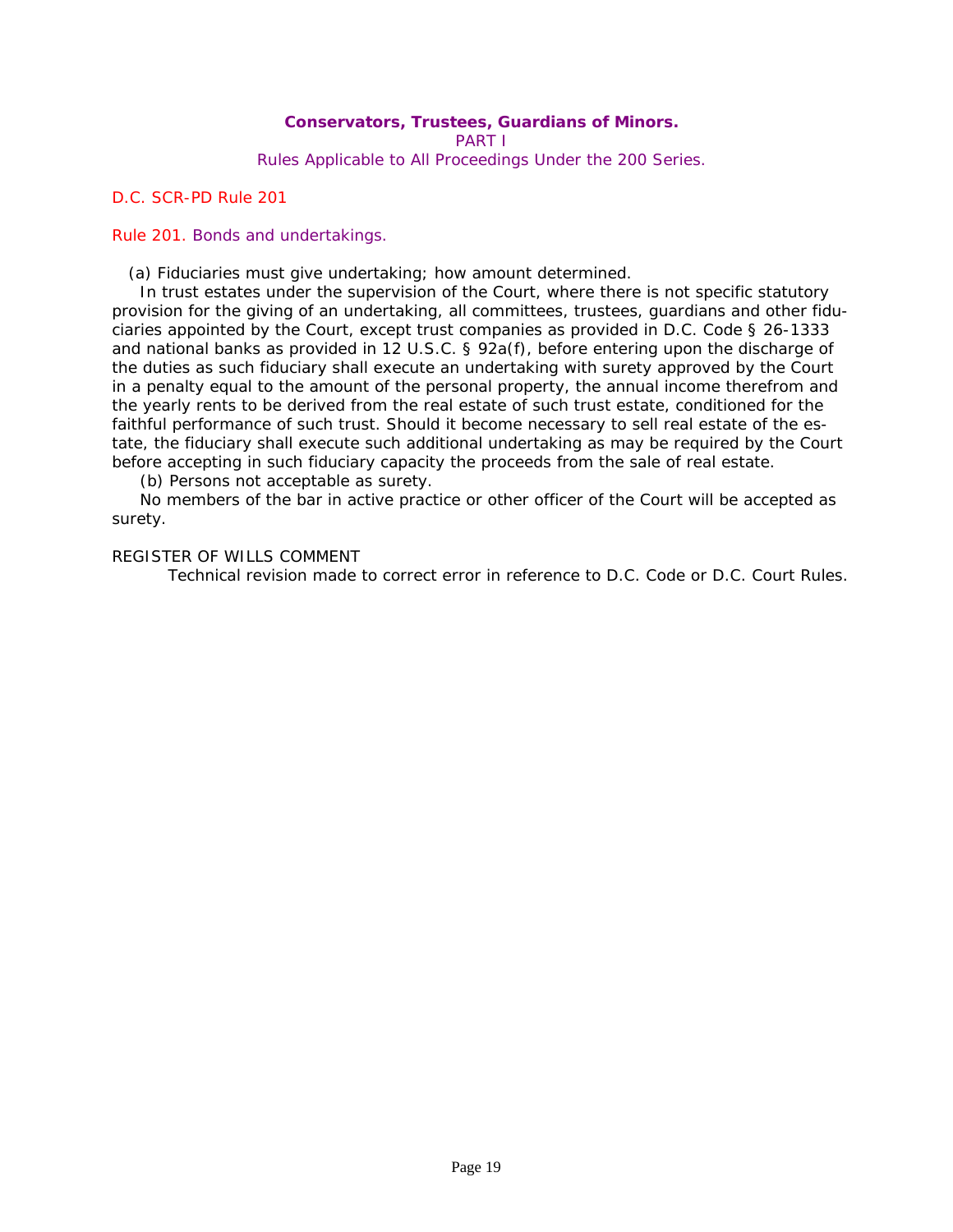## Conservators, Trustees, Guardians of Minors.

PART I

Rules Applicable to All Proceedings Under the 200 Series.

D.C. SCR-PD Rule 201

### Rule 201. Bonds and undertakings.

(a) Fiduciaries must give undertaking; how amount determined.

In trust estates under the supervision of the Court, where there is not specific statutory provision for the giving of an undertaking, all committees, trustees, guardians and other fiduciaries appointed by the Court, except trust companies as provided in D.C. Code § 26-1333 and national banks as provided in 12 U.S.C. § 92a(f), before entering upon the discharge of the duties as such fiduciary shall execute an undertaking with surety approved by the Court in a penalty equal to the amount of the personal property, the annual income therefrom and the yearly rents to be derived from the real estate of such trust estate, conditioned for the faithful performance of such trust. Should it become necessary to sell real estate of the estate, the fiduciary shall execute such additional undertaking as may be required by the Court before accepting in such fiduciary capacity the proceeds from the sale of real estate.

(b) Persons not acceptable as surety.

No members of the bar in active practice or other officer of the Court will be accepted as surety.

REGISTER OF WILLS COMMENT

Technical revision made to correct error in reference to D.C. Code or D.C. Court Rules.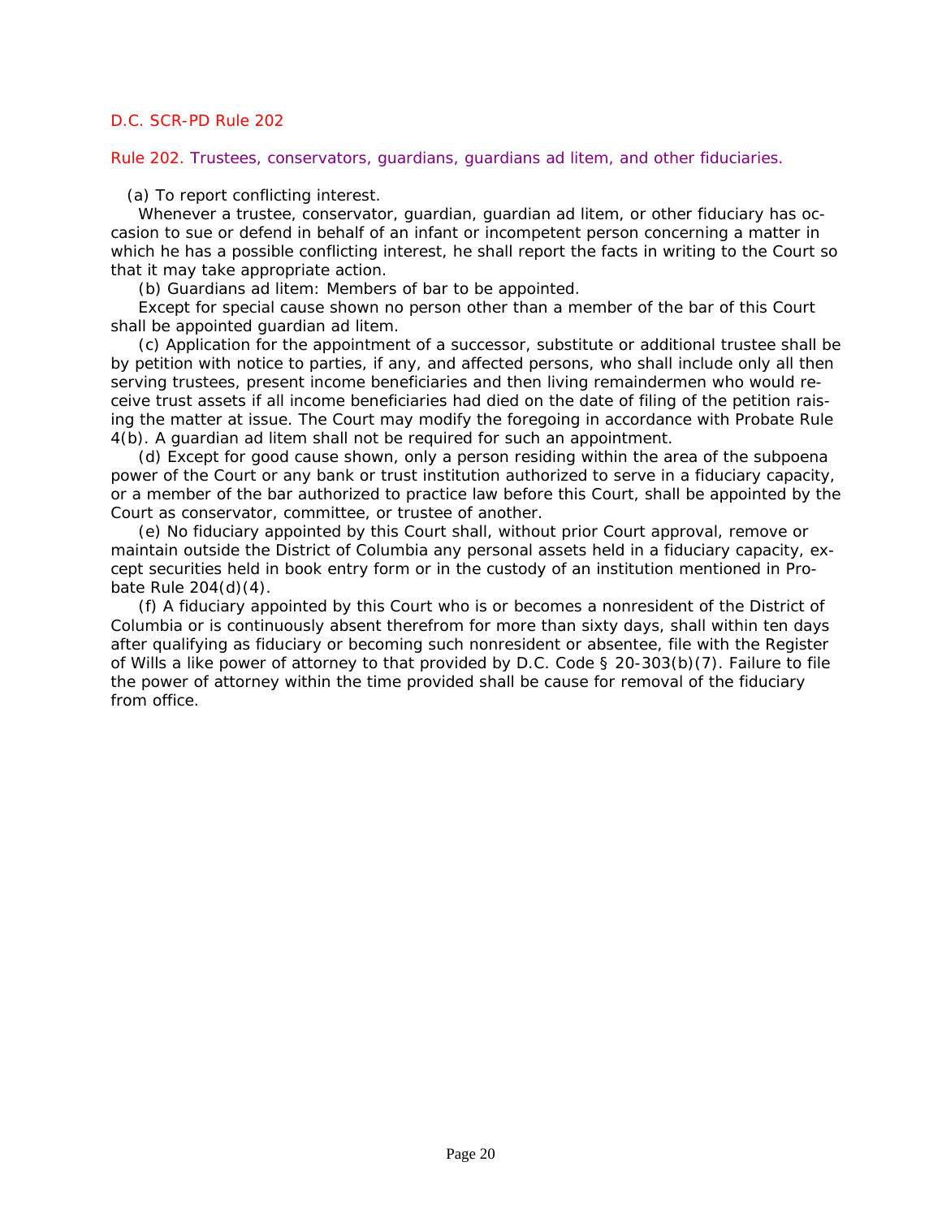D.C. SCR-PD Rule 202

## Rule 202. Trustees, conservators, guardians, guardians ad litem, and other fiduciaries.

(a) To report conflicting interest.

Whenever a trustee, conservator, guardian, guardian ad litem, or other fiduciary has occasion to sue or defend in behalf of an infant or incompetent person concerning a matter in which he has a possible conflicting interest, he shall report the facts in writing to the Court so that it may take appropriate action.

(b) Guardians ad litem: Members of bar to be appointed.

Except for special cause shown no person other than a member of the bar of this Court shall be appointed guardian ad litem.

(c) Application for the appointment of a successor, substitute or additional trustee shall be by petition with notice to parties, if any, and affected persons, who shall include only all then serving trustees, present income beneficiaries and then living remaindermen who would receive trust assets if all income beneficiaries had died on the date of filing of the petition raising the matter at issue. The Court may modify the foregoing in accordance with Probate Rule 4(b). A guardian ad litem shall not be required for such an appointment.

(d) Except for good cause shown, only a person residing within the area of the subpoena power of the Court or any bank or trust institution authorized to serve in a fiduciary capacity, or a member of the bar authorized to practice law before this Court, shall be appointed by the Court as conservator, committee, or trustee of another.

(e) No fiduciary appointed by this Court shall, without prior Court approval, remove or maintain outside the District of Columbia any personal assets held in a fiduciary capacity, except securities held in book entry form or in the custody of an institution mentioned in Probate Rule 204(d)(4).

(f) A fiduciary appointed by this Court who is or becomes a nonresident of the District of Columbia or is continuously absent therefrom for more than sixty days, shall within ten days after qualifying as fiduciary or becoming such nonresident or absentee, file with the Register of Wills a like power of attorney to that provided by D.C. Code § 20-303(b)(7). Failure to file the power of attorney within the time provided shall be cause for removal of the fiduciary from office.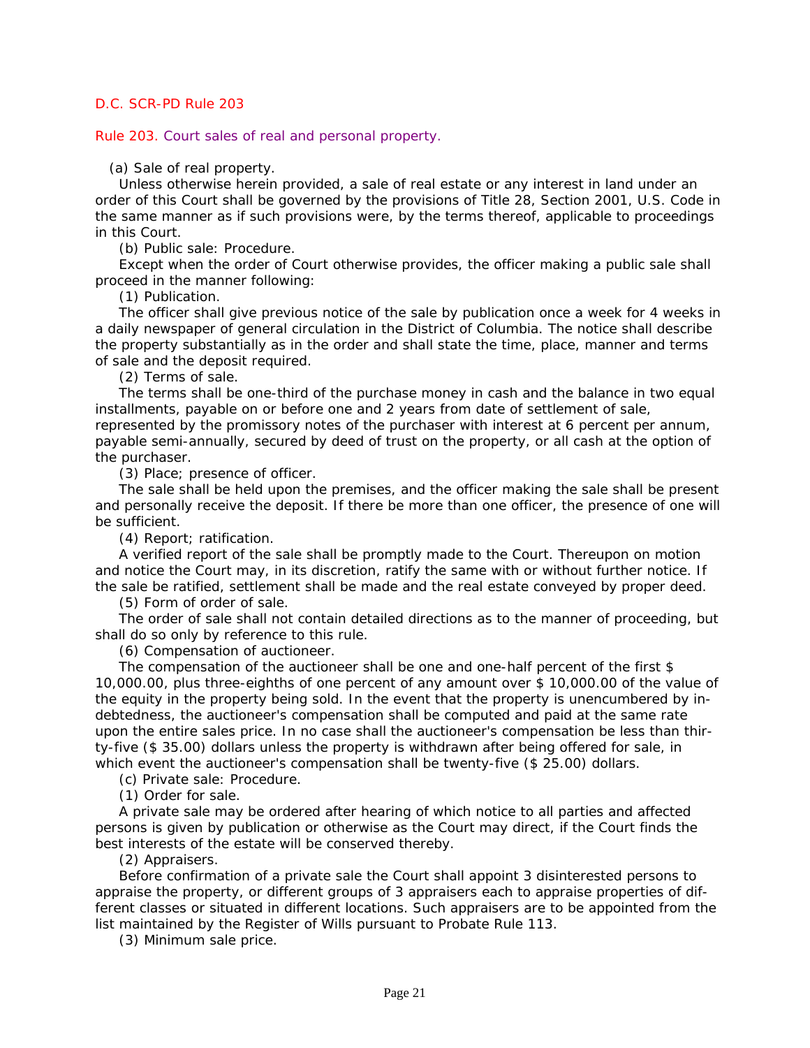D.C. SCR-PD Rule 203

## Rule 203. Court sales of real and personal property.

(a) Sale of real property.

Unless otherwise herein provided, a sale of real estate or any interest in land under an order of this Court shall be governed by the provisions of Title 28, Section 2001, U.S. Code in the same manner as if such provisions were, by the terms thereof, applicable to proceedings in this Court.

(b) Public sale: Procedure.

Except when the order of Court otherwise provides, the officer making a public sale shall proceed in the manner following:

(1) Publication.

The officer shall give previous notice of the sale by publication once a week for 4 weeks in a daily newspaper of general circulation in the District of Columbia. The notice shall describe the property substantially as in the order and shall state the time, place, manner and terms of sale and the deposit required.

(2) Terms of sale.

The terms shall be one-third of the purchase money in cash and the balance in two equal installments, payable on or before one and 2 years from date of settlement of sale, represented by the promissory notes of the purchaser with interest at 6 percent per annum, payable semi-annually, secured by deed of trust on the property, or all cash at the option of the purchaser.

(3) Place; presence of officer.

The sale shall be held upon the premises, and the officer making the sale shall be present and personally receive the deposit. If there be more than one officer, the presence of one will be sufficient.

(4) Report; ratification.

A verified report of the sale shall be promptly made to the Court. Thereupon on motion and notice the Court may, in its discretion, ratify the same with or without further notice. If the sale be ratified, settlement shall be made and the real estate conveyed by proper deed.

(5) Form of order of sale.

The order of sale shall not contain detailed directions as to the manner of proceeding, but shall do so only by reference to this rule.

(6) Compensation of auctioneer.

The compensation of the auctioneer shall be one and one-half percent of the first $ 10,000.00, plus three-eighths of one percent of any amount over $ 10,000.00 of the value of the equity in the property being sold. In the event that the property is unencumbered by indebtedness, the auctioneer's compensation shall be computed and paid at the same rate upon the entire sales price. In no case shall the auctioneer's compensation be less than thirty-five ($ 35.00) dollars unless the property is withdrawn after being offered for sale, in which event the auctioneer's compensation shall be twenty-five ($ 25.00) dollars.

(c) Private sale: Procedure.

(1) Order for sale.

A private sale may be ordered after hearing of which notice to all parties and affected persons is given by publication or otherwise as the Court may direct, if the Court finds the best interests of the estate will be conserved thereby.

(2) Appraisers.

Before confirmation of a private sale the Court shall appoint 3 disinterested persons to appraise the property, or different groups of 3 appraisers each to appraise properties of different classes or situated in different locations. Such appraisers are to be appointed from the list maintained by the Register of Wills pursuant to Probate Rule 113.

(3) Minimum sale price.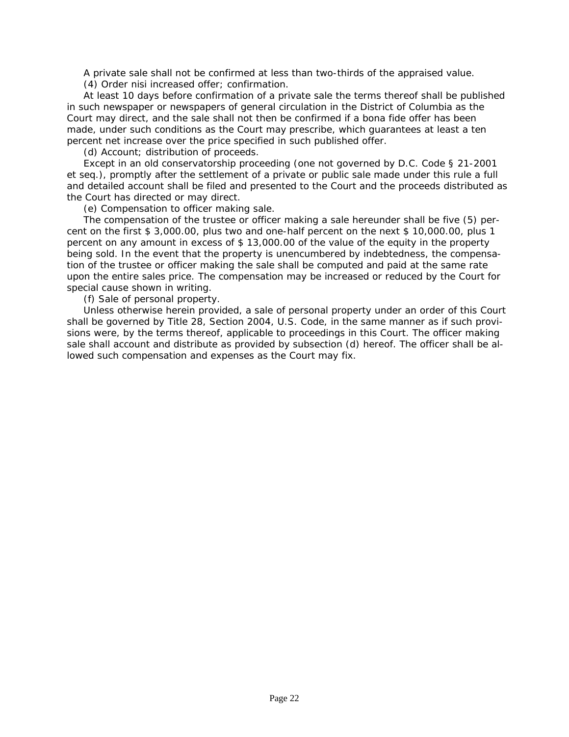A private sale shall not be confirmed at less than two-thirds of the appraised value.

(4) Order nisi increased offer; confirmation.

At least 10 days before confirmation of a private sale the terms thereof shall be published in such newspaper or newspapers of general circulation in the District of Columbia as the Court may direct, and the sale shall not then be confirmed if a bona fide offer has been made, under such conditions as the Court may prescribe, which guarantees at least a ten percent net increase over the price specified in such published offer.

(d) Account; distribution of proceeds.

Except in an old conservatorship proceeding (one not governed by D.C. Code § 21-2001 et seq.), promptly after the settlement of a private or public sale made under this rule a full and detailed account shall be filed and presented to the Court and the proceeds distributed as the Court has directed or may direct.

(e) Compensation to officer making sale.

The compensation of the trustee or officer making a sale hereunder shall be five (5) percent on the first $ 3,000.00, plus two and one-half percent on the next $ 10,000.00, plus 1 percent on any amount in excess of $ 13,000.00 of the value of the equity in the property being sold. In the event that the property is unencumbered by indebtedness, the compensation of the trustee or officer making the sale shall be computed and paid at the same rate upon the entire sales price. The compensation may be increased or reduced by the Court for special cause shown in writing.

(f) Sale of personal property.

Unless otherwise herein provided, a sale of personal property under an order of this Court shall be governed by Title 28, Section 2004, U.S. Code, in the same manner as if such provisions were, by the terms thereof, applicable to proceedings in this Court. The officer making sale shall account and distribute as provided by subsection (d) hereof. The officer shall be allowed such compensation and expenses as the Court may fix.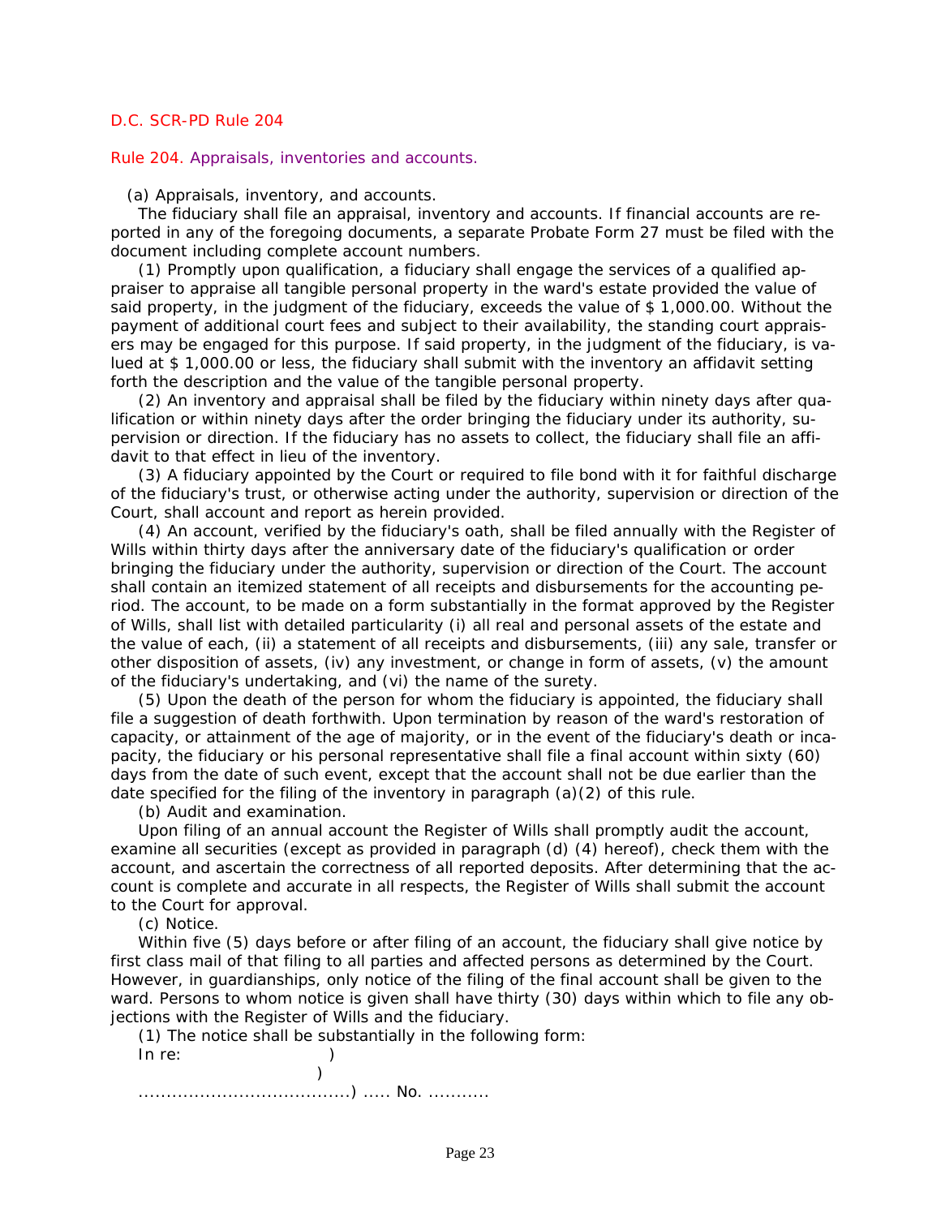D.C. SCR-PD Rule 204

## Rule 204. Appraisals, inventories and accounts.

(a) Appraisals, inventory, and accounts.

The fiduciary shall file an appraisal, inventory and accounts. If financial accounts are reported in any of the foregoing documents, a separate Probate Form 27 must be filed with the document including complete account numbers.

(1) Promptly upon qualification, a fiduciary shall engage the services of a qualified appraiser to appraise all tangible personal property in the ward's estate provided the value of said property, in the judgment of the fiduciary, exceeds the value of $ 1,000.00. Without the payment of additional court fees and subject to their availability, the standing court appraisers may be engaged for this purpose. If said property, in the judgment of the fiduciary, is valued at $ 1,000.00 or less, the fiduciary shall submit with the inventory an affidavit setting forth the description and the value of the tangible personal property.

(2) An inventory and appraisal shall be filed by the fiduciary within ninety days after qualification or within ninety days after the order bringing the fiduciary under its authority, supervision or direction. If the fiduciary has no assets to collect, the fiduciary shall file an affidavit to that effect in lieu of the inventory.

(3) A fiduciary appointed by the Court or required to file bond with it for faithful discharge of the fiduciary's trust, or otherwise acting under the authority, supervision or direction of the Court, shall account and report as herein provided.

(4) An account, verified by the fiduciary's oath, shall be filed annually with the Register of Wills within thirty days after the anniversary date of the fiduciary's qualification or order bringing the fiduciary under the authority, supervision or direction of the Court. The account shall contain an itemized statement of all receipts and disbursements for the accounting period. The account, to be made on a form substantially in the format approved by the Register of Wills, shall list with detailed particularity (i) all real and personal assets of the estate and the value of each, (ii) a statement of all receipts and disbursements, (iii) any sale, transfer or other disposition of assets, (iv) any investment, or change in form of assets, (v) the amount of the fiduciary's undertaking, and (vi) the name of the surety.

(5) Upon the death of the person for whom the fiduciary is appointed, the fiduciary shall file a suggestion of death forthwith. Upon termination by reason of the ward's restoration of capacity, or attainment of the age of majority, or in the event of the fiduciary's death or incapacity, the fiduciary or his personal representative shall file a final account within sixty (60) days from the date of such event, except that the account shall not be due earlier than the date specified for the filing of the inventory in paragraph (a)(2) of this rule.

(b) Audit and examination.

Upon filing of an annual account the Register of Wills shall promptly audit the account, examine all securities (except as provided in paragraph (d) (4) hereof), check them with the account, and ascertain the correctness of all reported deposits. After determining that the account is complete and accurate in all respects, the Register of Wills shall submit the account to the Court for approval.

(c) Notice.

Within five (5) days before or after filing of an account, the fiduciary shall give notice by first class mail of that filing to all parties and affected persons as determined by the Court. However, in guardianships, only notice of the filing of the final account shall be given to the ward. Persons to whom notice is given shall have thirty (30) days within which to file any objections with the Register of Wills and the fiduciary.

(1) The notice shall be substantially in the following form:

```
In re:                    )
                          )
..........................) ..... No. ...........
```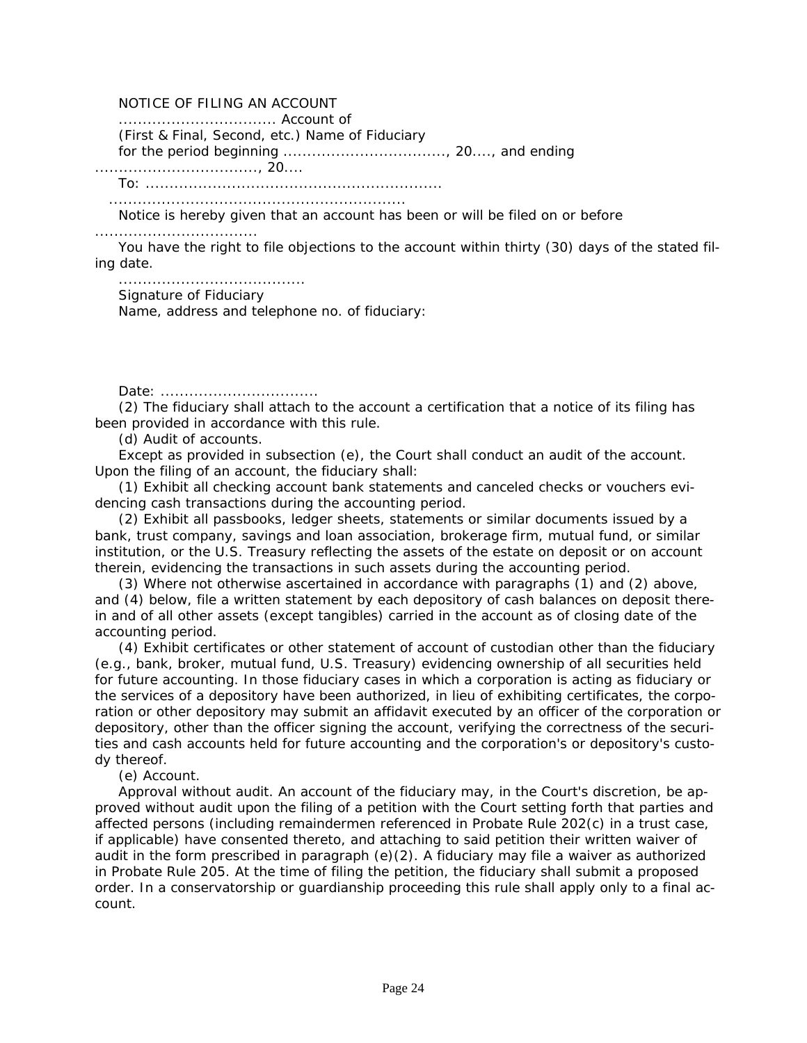NOTICE OF FILING AN ACCOUNT

................................ Account of

(First & Final, Second, etc.) Name of Fiduciary

for the period beginning .................................., 20...., and ending .................................., 20....

To: ............................................................

............................................................

Notice is hereby given that an account has been or will be filed on or before .................................

You have the right to file objections to the account within thirty (30) days of the stated filing date.

......................................

Signature of Fiduciary

Name, address and telephone no. of fiduciary:

Date: ................................

(2) The fiduciary shall attach to the account a certification that a notice of its filing has been provided in accordance with this rule.

(d) Audit of accounts.

Except as provided in subsection (e), the Court shall conduct an audit of the account. Upon the filing of an account, the fiduciary shall:

(1) Exhibit all checking account bank statements and canceled checks or vouchers evidencing cash transactions during the accounting period.

(2) Exhibit all passbooks, ledger sheets, statements or similar documents issued by a bank, trust company, savings and loan association, brokerage firm, mutual fund, or similar institution, or the U.S. Treasury reflecting the assets of the estate on deposit or on account therein, evidencing the transactions in such assets during the accounting period.

(3) Where not otherwise ascertained in accordance with paragraphs (1) and (2) above, and (4) below, file a written statement by each depository of cash balances on deposit therein and of all other assets (except tangibles) carried in the account as of closing date of the accounting period.

(4) Exhibit certificates or other statement of account of custodian other than the fiduciary (e.g., bank, broker, mutual fund, U.S. Treasury) evidencing ownership of all securities held for future accounting. In those fiduciary cases in which a corporation is acting as fiduciary or the services of a depository have been authorized, in lieu of exhibiting certificates, the corporation or other depository may submit an affidavit executed by an officer of the corporation or depository, other than the officer signing the account, verifying the correctness of the securities and cash accounts held for future accounting and the corporation's or depository's custody thereof.

(e) Account.

Approval without audit. An account of the fiduciary may, in the Court's discretion, be approved without audit upon the filing of a petition with the Court setting forth that parties and affected persons (including remaindermen referenced in Probate Rule 202(c) in a trust case, if applicable) have consented thereto, and attaching to said petition their written waiver of audit in the form prescribed in paragraph (e)(2). A fiduciary may file a waiver as authorized in Probate Rule 205. At the time of filing the petition, the fiduciary shall submit a proposed order. In a conservatorship or guardianship proceeding this rule shall apply only to a final account.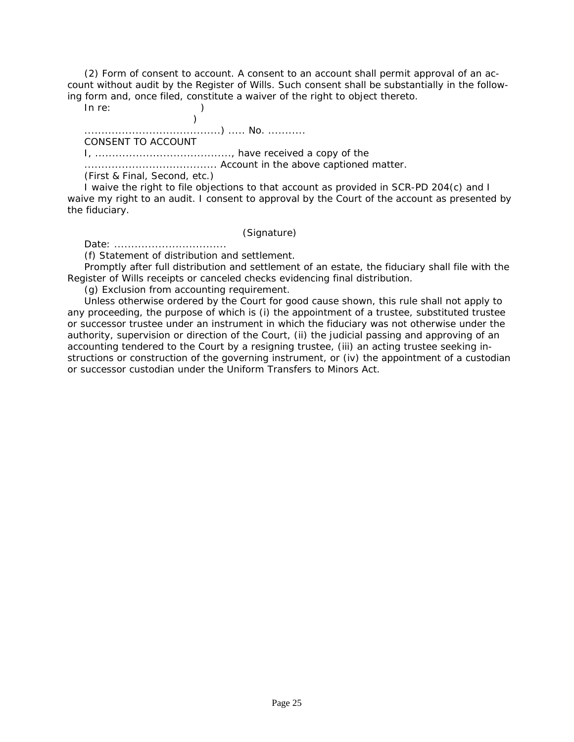(2) Form of consent to account. A consent to an account shall permit approval of an account without audit by the Register of Wills. Such consent shall be substantially in the following form and, once filed, constitute a waiver of the right to object thereto.

In re: )

)

........................................) ..... No. ...........

CONSENT TO ACCOUNT

I, ........................................, have received a copy of the

....................................... Account in the above captioned matter.

*(First & Final, Second, etc.)*

I waive the right to file objections to that account as provided in SCR-PD 204(c) and I waive my right to an audit. I consent to approval by the Court of the account as presented by the fiduciary.

*(Signature)*

Date: .................................

(f) Statement of distribution and settlement.

Promptly after full distribution and settlement of an estate, the fiduciary shall file with the Register of Wills receipts or canceled checks evidencing final distribution.

(g) Exclusion from accounting requirement.

Unless otherwise ordered by the Court for good cause shown, this rule shall not apply to any proceeding, the purpose of which is (i) the appointment of a trustee, substituted trustee or successor trustee under an instrument in which the fiduciary was not otherwise under the authority, supervision or direction of the Court, (ii) the judicial passing and approving of an accounting tendered to the Court by a resigning trustee, (iii) an acting trustee seeking instructions or construction of the governing instrument, or (iv) the appointment of a custodian or successor custodian under the Uniform Transfers to Minors Act.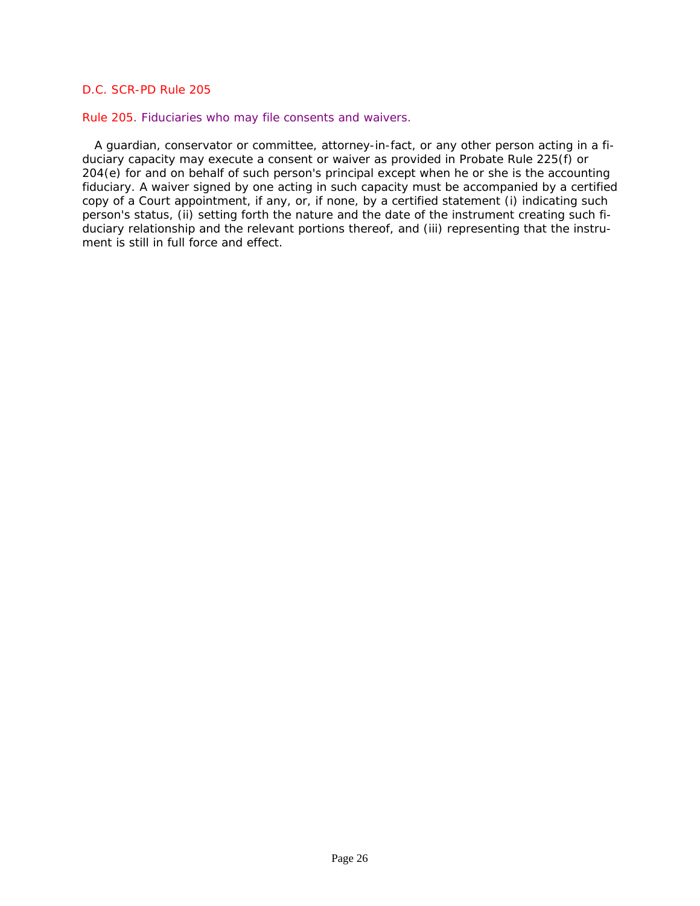D.C. SCR-PD Rule 205

## Rule 205. Fiduciaries who may file consents and waivers.

A guardian, conservator or committee, attorney-in-fact, or any other person acting in a fiduciary capacity may execute a consent or waiver as provided in Probate Rule 225(f) or 204(e) for and on behalf of such person's principal except when he or she is the accounting fiduciary. A waiver signed by one acting in such capacity must be accompanied by a certified copy of a Court appointment, if any, or, if none, by a certified statement (i) indicating such person's status, (ii) setting forth the nature and the date of the instrument creating such fiduciary relationship and the relevant portions thereof, and (iii) representing that the instrument is still in full force and effect.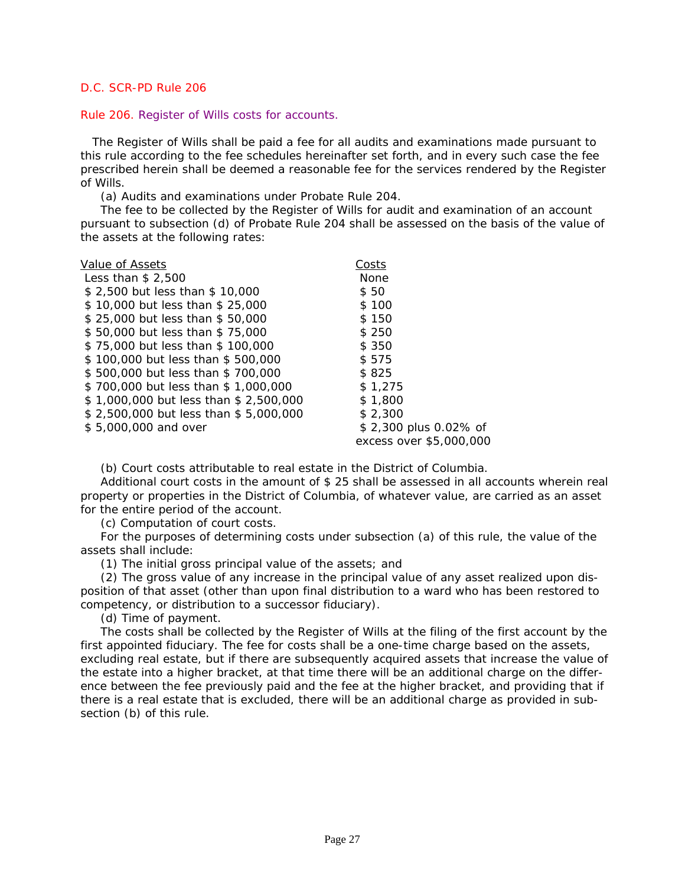D.C. SCR-PD Rule 206

## Rule 206. Register of Wills costs for accounts.

The Register of Wills shall be paid a fee for all audits and examinations made pursuant to this rule according to the fee schedules hereinafter set forth, and in every such case the fee prescribed herein shall be deemed a reasonable fee for the services rendered by the Register of Wills.

(a) Audits and examinations under Probate Rule 204.

The fee to be collected by the Register of Wills for audit and examination of an account pursuant to subsection (d) of Probate Rule 204 shall be assessed on the basis of the value of the assets at the following rates:

| Value of Assets | Costs |
|---|---|
| Less than $ 2,500 | None |
| $ 2,500 but less than $ 10,000 | $ 50 |
| $ 10,000 but less than $ 25,000 | $ 100 |
| $ 25,000 but less than $ 50,000 | $ 150 |
| $ 50,000 but less than $ 75,000 | $ 250 |
| $ 75,000 but less than $ 100,000 | $ 350 |
| $ 100,000 but less than $ 500,000 | $ 575 |
| $ 500,000 but less than $ 700,000 | $ 825 |
| $ 700,000 but less than $ 1,000,000 | $ 1,275 |
| $ 1,000,000 but less than $ 2,500,000 | $ 1,800 |
| $ 2,500,000 but less than $ 5,000,000 | $ 2,300 |
| $ 5,000,000 and over | $ 2,300 plus 0.02% of excess over $5,000,000 |

(b) Court costs attributable to real estate in the District of Columbia.

Additional court costs in the amount of $ 25 shall be assessed in all accounts wherein real property or properties in the District of Columbia, of whatever value, are carried as an asset for the entire period of the account.

(c) Computation of court costs.

For the purposes of determining costs under subsection (a) of this rule, the value of the assets shall include:

(1) The initial gross principal value of the assets; and

(2) The gross value of any increase in the principal value of any asset realized upon disposition of that asset (other than upon final distribution to a ward who has been restored to competency, or distribution to a successor fiduciary).

(d) Time of payment.

The costs shall be collected by the Register of Wills at the filing of the first account by the first appointed fiduciary. The fee for costs shall be a one-time charge based on the assets, excluding real estate, but if there are subsequently acquired assets that increase the value of the estate into a higher bracket, at that time there will be an additional charge on the difference between the fee previously paid and the fee at the higher bracket, and providing that if there is a real estate that is excluded, there will be an additional charge as provided in subsection (b) of this rule.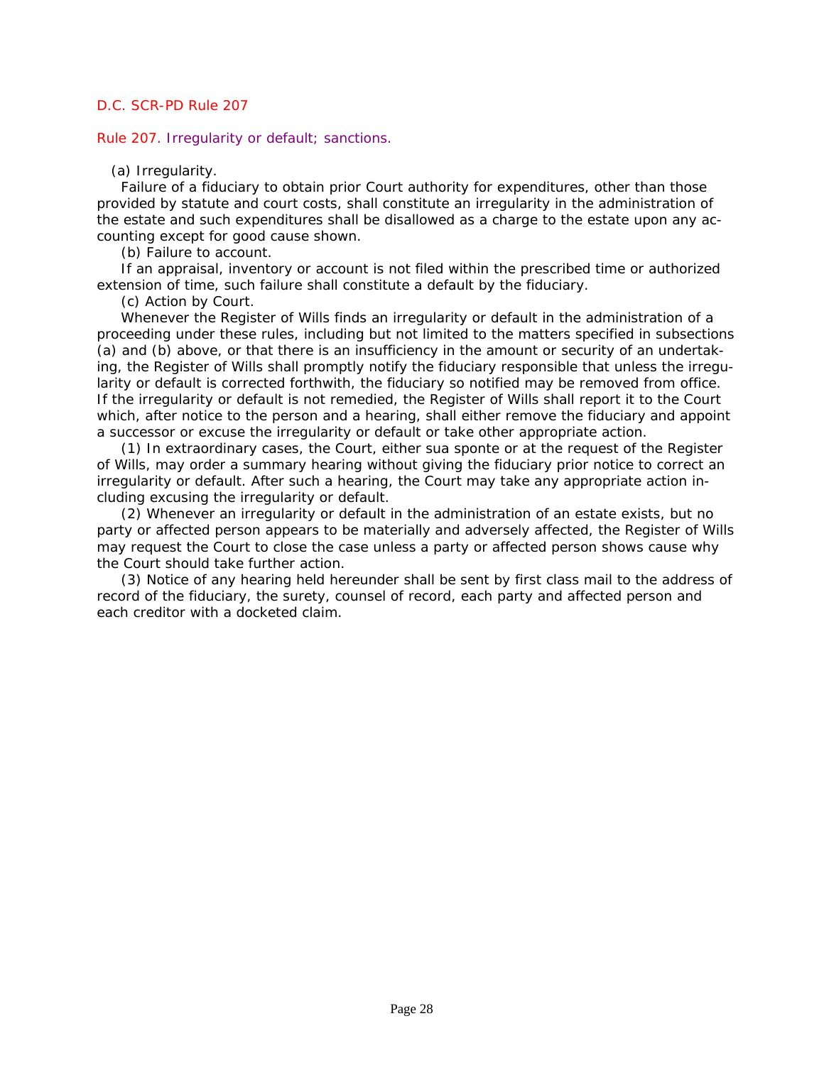D.C. SCR-PD Rule 207

## Rule 207. Irregularity or default; sanctions.

(a) Irregularity.

Failure of a fiduciary to obtain prior Court authority for expenditures, other than those provided by statute and court costs, shall constitute an irregularity in the administration of the estate and such expenditures shall be disallowed as a charge to the estate upon any accounting except for good cause shown.

(b) Failure to account.

If an appraisal, inventory or account is not filed within the prescribed time or authorized extension of time, such failure shall constitute a default by the fiduciary.

(c) Action by Court.

Whenever the Register of Wills finds an irregularity or default in the administration of a proceeding under these rules, including but not limited to the matters specified in subsections (a) and (b) above, or that there is an insufficiency in the amount or security of an undertaking, the Register of Wills shall promptly notify the fiduciary responsible that unless the irregularity or default is corrected forthwith, the fiduciary so notified may be removed from office. If the irregularity or default is not remedied, the Register of Wills shall report it to the Court which, after notice to the person and a hearing, shall either remove the fiduciary and appoint a successor or excuse the irregularity or default or take other appropriate action.

(1) In extraordinary cases, the Court, either sua sponte or at the request of the Register of Wills, may order a summary hearing without giving the fiduciary prior notice to correct an irregularity or default. After such a hearing, the Court may take any appropriate action including excusing the irregularity or default.

(2) Whenever an irregularity or default in the administration of an estate exists, but no party or affected person appears to be materially and adversely affected, the Register of Wills may request the Court to close the case unless a party or affected person shows cause why the Court should take further action.

(3) Notice of any hearing held hereunder shall be sent by first class mail to the address of record of the fiduciary, the surety, counsel of record, each party and affected person and each creditor with a docketed claim.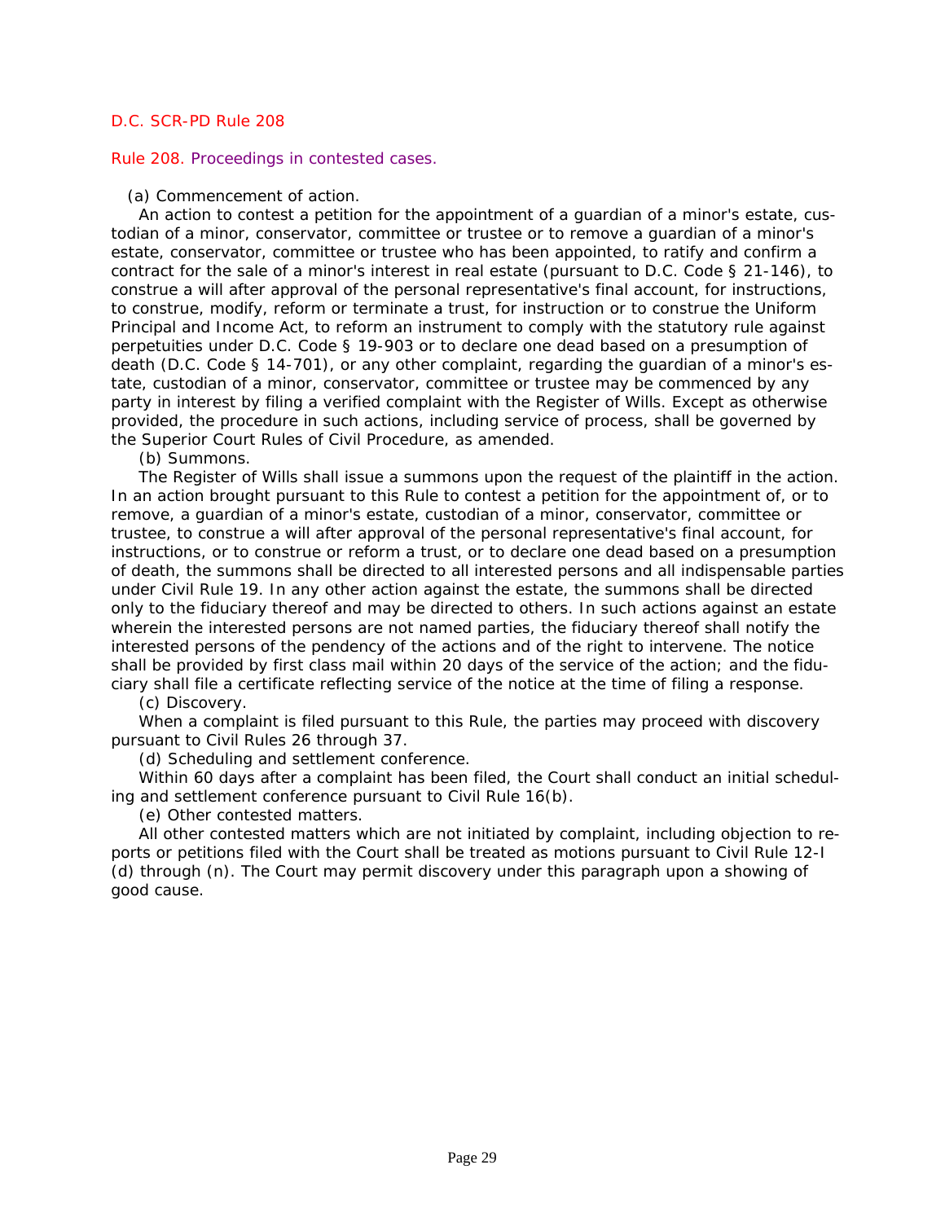D.C. SCR-PD Rule 208

## Rule 208. Proceedings in contested cases.

(a) Commencement of action.

An action to contest a petition for the appointment of a guardian of a minor's estate, custodian of a minor, conservator, committee or trustee or to remove a guardian of a minor's estate, conservator, committee or trustee who has been appointed, to ratify and confirm a contract for the sale of a minor's interest in real estate (pursuant to D.C. Code § 21-146), to construe a will after approval of the personal representative's final account, for instructions, to construe, modify, reform or terminate a trust, for instruction or to construe the Uniform Principal and Income Act, to reform an instrument to comply with the statutory rule against perpetuities under D.C. Code § 19-903 or to declare one dead based on a presumption of death (D.C. Code § 14-701), or any other complaint, regarding the guardian of a minor's estate, custodian of a minor, conservator, committee or trustee may be commenced by any party in interest by filing a verified complaint with the Register of Wills. Except as otherwise provided, the procedure in such actions, including service of process, shall be governed by the Superior Court Rules of Civil Procedure, as amended.

(b) Summons.

The Register of Wills shall issue a summons upon the request of the plaintiff in the action. In an action brought pursuant to this Rule to contest a petition for the appointment of, or to remove, a guardian of a minor's estate, custodian of a minor, conservator, committee or trustee, to construe a will after approval of the personal representative's final account, for instructions, or to construe or reform a trust, or to declare one dead based on a presumption of death, the summons shall be directed to all interested persons and all indispensable parties under Civil Rule 19. In any other action against the estate, the summons shall be directed only to the fiduciary thereof and may be directed to others. In such actions against an estate wherein the interested persons are not named parties, the fiduciary thereof shall notify the interested persons of the pendency of the actions and of the right to intervene. The notice shall be provided by first class mail within 20 days of the service of the action; and the fiduciary shall file a certificate reflecting service of the notice at the time of filing a response.

(c) Discovery.

When a complaint is filed pursuant to this Rule, the parties may proceed with discovery pursuant to Civil Rules 26 through 37.

(d) Scheduling and settlement conference.

Within 60 days after a complaint has been filed, the Court shall conduct an initial scheduling and settlement conference pursuant to Civil Rule 16(b).

(e) Other contested matters.

All other contested matters which are not initiated by complaint, including objection to reports or petitions filed with the Court shall be treated as motions pursuant to Civil Rule 12-I (d) through (n). The Court may permit discovery under this paragraph upon a showing of good cause.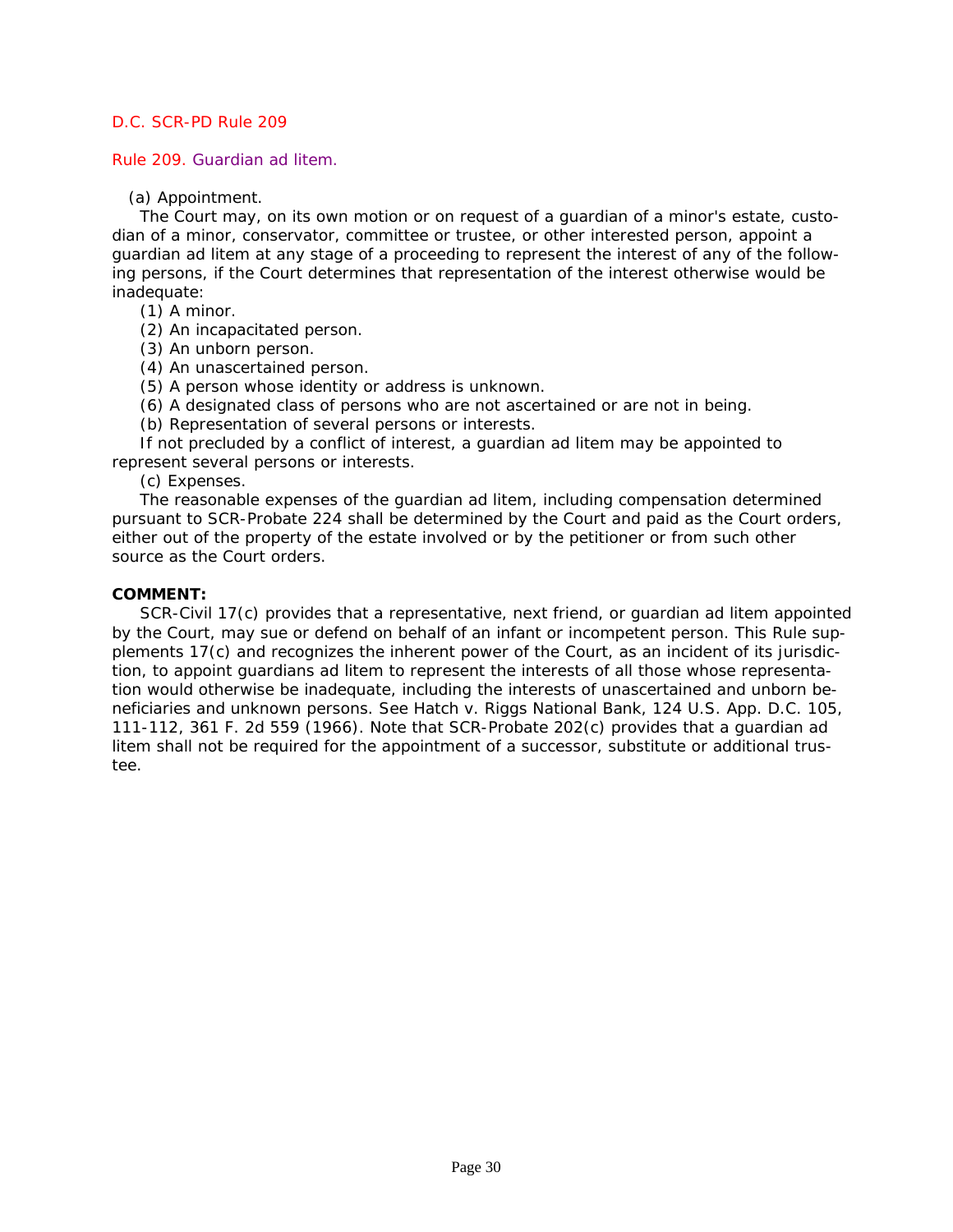D.C. SCR-PD Rule 209

## Rule 209. Guardian ad litem.

(a) Appointment.

The Court may, on its own motion or on request of a guardian of a minor's estate, custodian of a minor, conservator, committee or trustee, or other interested person, appoint a guardian ad litem at any stage of a proceeding to represent the interest of any of the following persons, if the Court determines that representation of the interest otherwise would be inadequate:

(1) A minor.

(2) An incapacitated person.

(3) An unborn person.

(4) An unascertained person.

(5) A person whose identity or address is unknown.

(6) A designated class of persons who are not ascertained or are not in being.

(b) Representation of several persons or interests.

If not precluded by a conflict of interest, a guardian ad litem may be appointed to represent several persons or interests.

(c) Expenses.

The reasonable expenses of the guardian ad litem, including compensation determined pursuant to SCR-Probate 224 shall be determined by the Court and paid as the Court orders, either out of the property of the estate involved or by the petitioner or from such other source as the Court orders.

**COMMENT:**

SCR-Civil 17(c) provides that a representative, next friend, or guardian ad litem appointed by the Court, may sue or defend on behalf of an infant or incompetent person. This Rule supplements 17(c) and recognizes the inherent power of the Court, as an incident of its jurisdiction, to appoint guardians ad litem to represent the interests of all those whose representation would otherwise be inadequate, including the interests of unascertained and unborn beneficiaries and unknown persons. See Hatch v. Riggs National Bank, 124 U.S. App. D.C. 105, 111-112, 361 F. 2d 559 (1966). Note that SCR-Probate 202(c) provides that a guardian ad litem shall not be required for the appointment of a successor, substitute or additional trustee.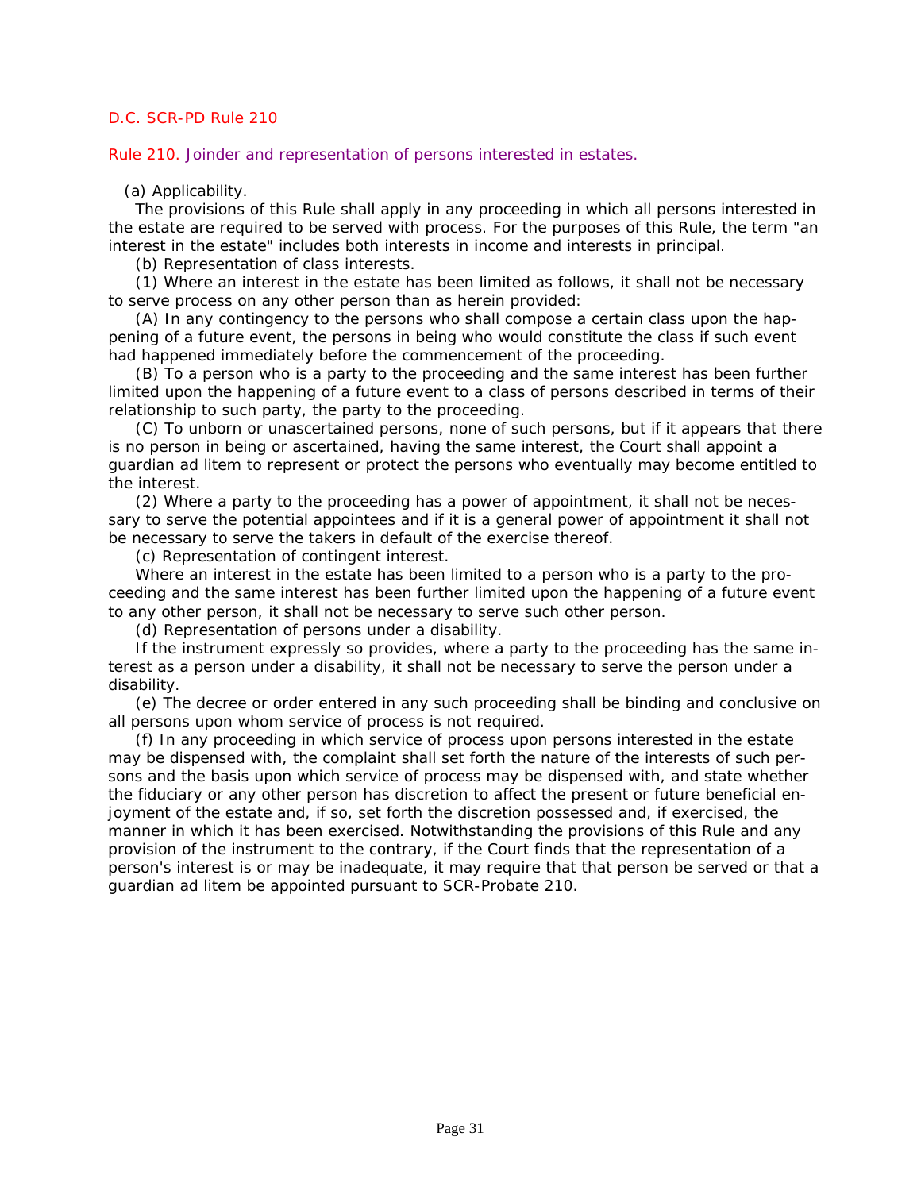D.C. SCR-PD Rule 210

## Rule 210. Joinder and representation of persons interested in estates.

(a) Applicability.

The provisions of this Rule shall apply in any proceeding in which all persons interested in the estate are required to be served with process. For the purposes of this Rule, the term "an interest in the estate" includes both interests in income and interests in principal.

(b) Representation of class interests.

(1) Where an interest in the estate has been limited as follows, it shall not be necessary to serve process on any other person than as herein provided:

(A) In any contingency to the persons who shall compose a certain class upon the happening of a future event, the persons in being who would constitute the class if such event had happened immediately before the commencement of the proceeding.

(B) To a person who is a party to the proceeding and the same interest has been further limited upon the happening of a future event to a class of persons described in terms of their relationship to such party, the party to the proceeding.

(C) To unborn or unascertained persons, none of such persons, but if it appears that there is no person in being or ascertained, having the same interest, the Court shall appoint a guardian ad litem to represent or protect the persons who eventually may become entitled to the interest.

(2) Where a party to the proceeding has a power of appointment, it shall not be necessary to serve the potential appointees and if it is a general power of appointment it shall not be necessary to serve the takers in default of the exercise thereof.

(c) Representation of contingent interest.

Where an interest in the estate has been limited to a person who is a party to the proceeding and the same interest has been further limited upon the happening of a future event to any other person, it shall not be necessary to serve such other person.

(d) Representation of persons under a disability.

If the instrument expressly so provides, where a party to the proceeding has the same interest as a person under a disability, it shall not be necessary to serve the person under a disability.

(e) The decree or order entered in any such proceeding shall be binding and conclusive on all persons upon whom service of process is not required.

(f) In any proceeding in which service of process upon persons interested in the estate may be dispensed with, the complaint shall set forth the nature of the interests of such persons and the basis upon which service of process may be dispensed with, and state whether the fiduciary or any other person has discretion to affect the present or future beneficial enjoyment of the estate and, if so, set forth the discretion possessed and, if exercised, the manner in which it has been exercised. Notwithstanding the provisions of this Rule and any provision of the instrument to the contrary, if the Court finds that the representation of a person's interest is or may be inadequate, it may require that that person be served or that a guardian ad litem be appointed pursuant to SCR-Probate 210.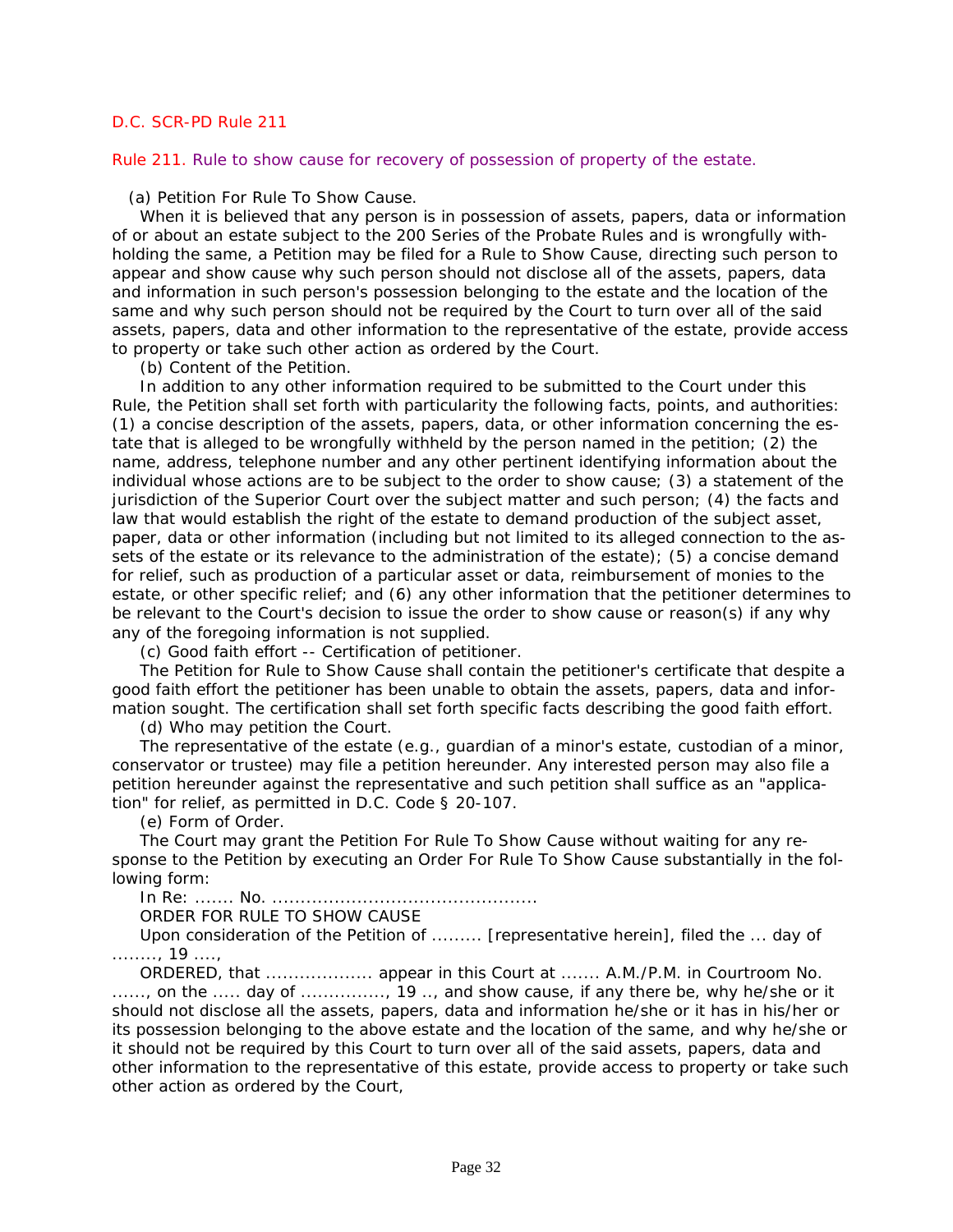D.C. SCR-PD Rule 211

## Rule 211. Rule to show cause for recovery of possession of property of the estate.

(a) Petition For Rule To Show Cause.

When it is believed that any person is in possession of assets, papers, data or information of or about an estate subject to the 200 Series of the Probate Rules and is wrongfully withholding the same, a Petition may be filed for a Rule to Show Cause, directing such person to appear and show cause why such person should not disclose all of the assets, papers, data and information in such person's possession belonging to the estate and the location of the same and why such person should not be required by the Court to turn over all of the said assets, papers, data and other information to the representative of the estate, provide access to property or take such other action as ordered by the Court.

(b) Content of the Petition.

In addition to any other information required to be submitted to the Court under this Rule, the Petition shall set forth with particularity the following facts, points, and authorities: (1) a concise description of the assets, papers, data, or other information concerning the estate that is alleged to be wrongfully withheld by the person named in the petition; (2) the name, address, telephone number and any other pertinent identifying information about the individual whose actions are to be subject to the order to show cause; (3) a statement of the jurisdiction of the Superior Court over the subject matter and such person; (4) the facts and law that would establish the right of the estate to demand production of the subject asset, paper, data or other information (including but not limited to its alleged connection to the assets of the estate or its relevance to the administration of the estate); (5) a concise demand for relief, such as production of a particular asset or data, reimbursement of monies to the estate, or other specific relief; and (6) any other information that the petitioner determines to be relevant to the Court's decision to issue the order to show cause or reason(s) if any why any of the foregoing information is not supplied.

(c) Good faith effort -- Certification of petitioner.

The Petition for Rule to Show Cause shall contain the petitioner's certificate that despite a good faith effort the petitioner has been unable to obtain the assets, papers, data and information sought. The certification shall set forth specific facts describing the good faith effort.

(d) Who may petition the Court.

The representative of the estate (e.g., guardian of a minor's estate, custodian of a minor, conservator or trustee) may file a petition hereunder. Any interested person may also file a petition hereunder against the representative and such petition shall suffice as an "application" for relief, as permitted in D.C. Code § 20-107.

(e) Form of Order.

The Court may grant the Petition For Rule To Show Cause without waiting for any response to the Petition by executing an Order For Rule To Show Cause substantially in the following form:

In Re: ....... No. ..............................................

ORDER FOR RULE TO SHOW CAUSE

Upon consideration of the Petition of ......... [representative herein], filed the ... day of ........, 19 ....,

ORDERED, that ................... appear in this Court at ....... A.M./P.M. in Courtroom No. ......, on the ..... day of .............., 19 .., and show cause, if any there be, why he/she or it should not disclose all the assets, papers, data and information he/she or it has in his/her or its possession belonging to the above estate and the location of the same, and why he/she or it should not be required by this Court to turn over all of the said assets, papers, data and other information to the representative of this estate, provide access to property or take such other action as ordered by the Court,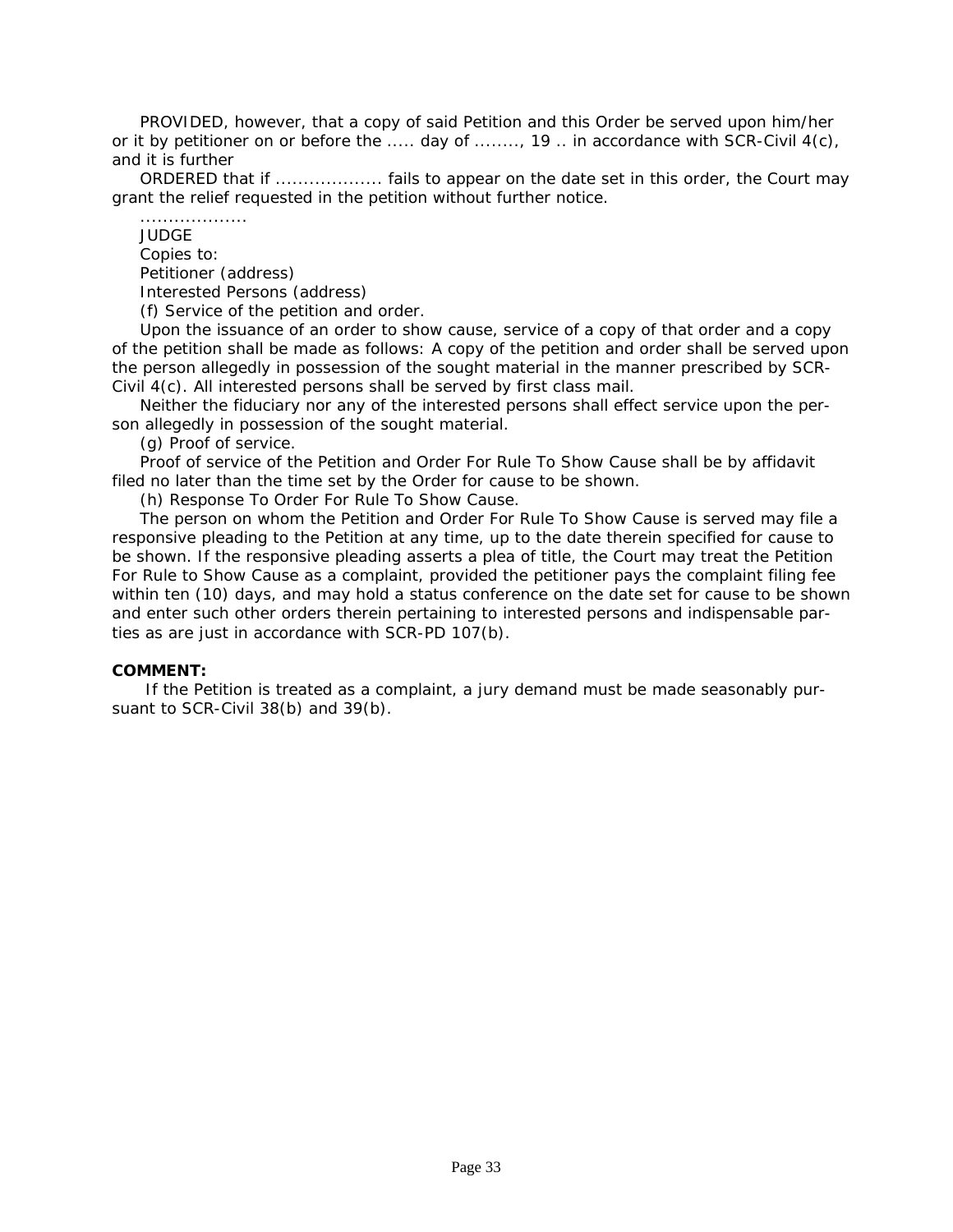PROVIDED, however, that a copy of said Petition and this Order be served upon him/her or it by petitioner on or before the ..... day of ........, 19 .. in accordance with SCR-Civil 4(c), and it is further

ORDERED that if ................... fails to appear on the date set in this order, the Court may grant the relief requested in the petition without further notice.

...................

JUDGE

Copies to:

Petitioner (address)

Interested Persons (address)

(f) Service of the petition and order.

Upon the issuance of an order to show cause, service of a copy of that order and a copy of the petition shall be made as follows: A copy of the petition and order shall be served upon the person allegedly in possession of the sought material in the manner prescribed by SCR-Civil 4(c). All interested persons shall be served by first class mail.

Neither the fiduciary nor any of the interested persons shall effect service upon the person allegedly in possession of the sought material.

(g) Proof of service.

Proof of service of the Petition and Order For Rule To Show Cause shall be by affidavit filed no later than the time set by the Order for cause to be shown.

(h) Response To Order For Rule To Show Cause.

The person on whom the Petition and Order For Rule To Show Cause is served may file a responsive pleading to the Petition at any time, up to the date therein specified for cause to be shown. If the responsive pleading asserts a plea of title, the Court may treat the Petition For Rule to Show Cause as a complaint, provided the petitioner pays the complaint filing fee within ten (10) days, and may hold a status conference on the date set for cause to be shown and enter such other orders therein pertaining to interested persons and indispensable parties as are just in accordance with SCR-PD 107(b).

**COMMENT:**

If the Petition is treated as a complaint, a jury demand must be made seasonably pursuant to SCR-Civil 38(b) and 39(b).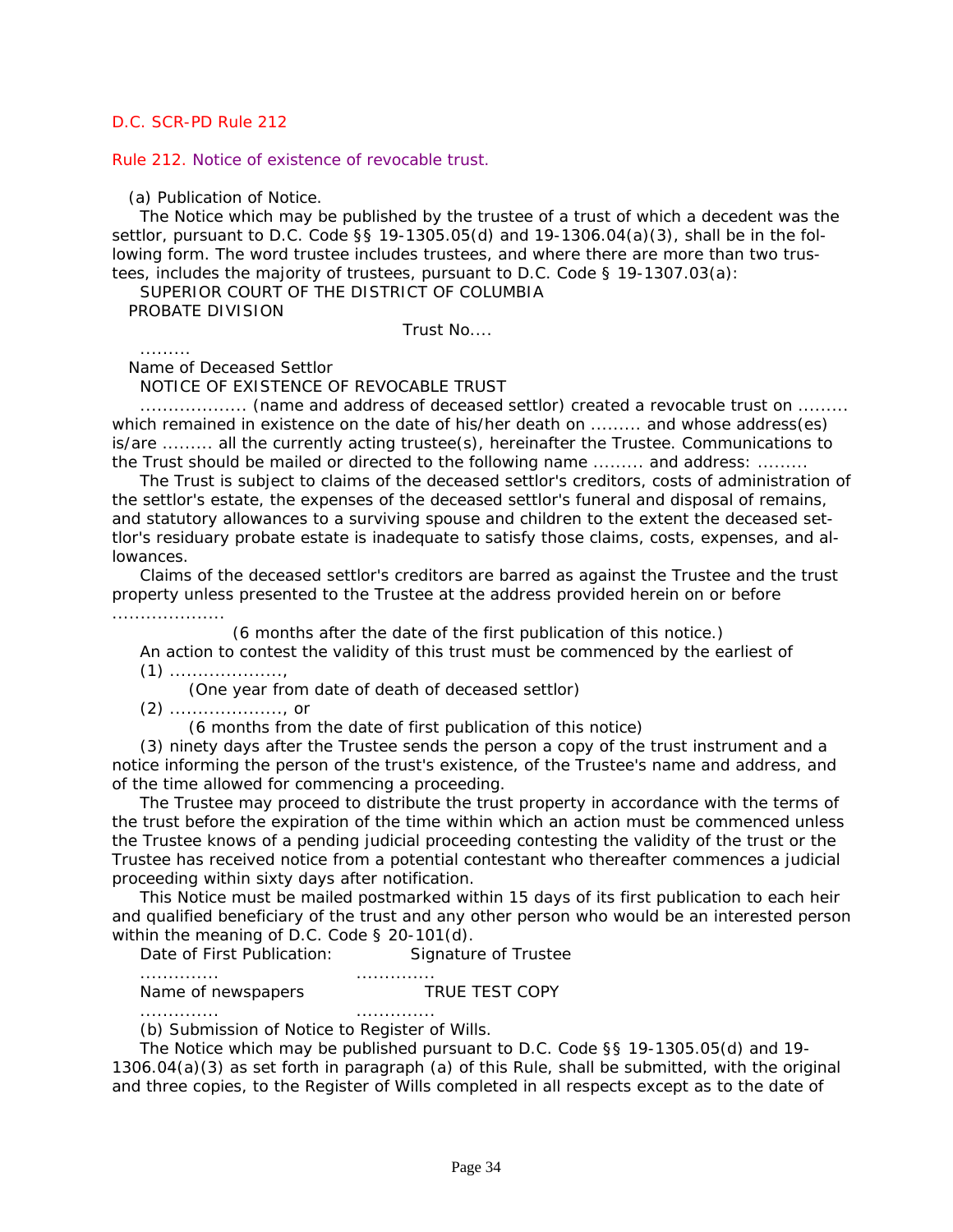D.C. SCR-PD Rule 212

Rule 212. Notice of existence of revocable trust.

(a) Publication of Notice.

The Notice which may be published by the trustee of a trust of which a decedent was the settlor, pursuant to D.C. Code §§ 19-1305.05(d) and 19-1306.04(a)(3), shall be in the following form. The word trustee includes trustees, and where there are more than two trustees, includes the majority of trustees, pursuant to D.C. Code § 19-1307.03(a):

SUPERIOR COURT OF THE DISTRICT OF COLUMBIA

PROBATE DIVISION

Trust No....

.........

Name of Deceased Settlor

NOTICE OF EXISTENCE OF REVOCABLE TRUST

.................. (name and address of deceased settlor) created a revocable trust on ......... which remained in existence on the date of his/her death on ......... and whose address(es) is/are ......... all the currently acting trustee(s), hereinafter the Trustee. Communications to the Trust should be mailed or directed to the following name ......... and address: .........

The Trust is subject to claims of the deceased settlor's creditors, costs of administration of the settlor's estate, the expenses of the deceased settlor's funeral and disposal of remains, and statutory allowances to a surviving spouse and children to the extent the deceased settlor's residuary probate estate is inadequate to satisfy those claims, costs, expenses, and allowances.

Claims of the deceased settlor's creditors are barred as against the Trustee and the trust property unless presented to the Trustee at the address provided herein on or before ....................

(6 months after the date of the first publication of this notice.)

An action to contest the validity of this trust must be commenced by the earliest of

(1) ....................,

(One year from date of death of deceased settlor)

(2) ...................., or

(6 months from the date of first publication of this notice)

(3) ninety days after the Trustee sends the person a copy of the trust instrument and a notice informing the person of the trust's existence, of the Trustee's name and address, and of the time allowed for commencing a proceeding.

The Trustee may proceed to distribute the trust property in accordance with the terms of the trust before the expiration of the time within which an action must be commenced unless the Trustee knows of a pending judicial proceeding contesting the validity of the trust or the Trustee has received notice from a potential contestant who thereafter commences a judicial proceeding within sixty days after notification.

This Notice must be mailed postmarked within 15 days of its first publication to each heir and qualified beneficiary of the trust and any other person who would be an interested person within the meaning of D.C. Code § 20-101(d).

Date of First Publication: Signature of Trustee

............. .............

Name of newspapers TRUE TEST COPY

............. .............

(b) Submission of Notice to Register of Wills.

The Notice which may be published pursuant to D.C. Code §§ 19-1305.05(d) and 19-1306.04(a)(3) as set forth in paragraph (a) of this Rule, shall be submitted, with the original and three copies, to the Register of Wills completed in all respects except as to the date of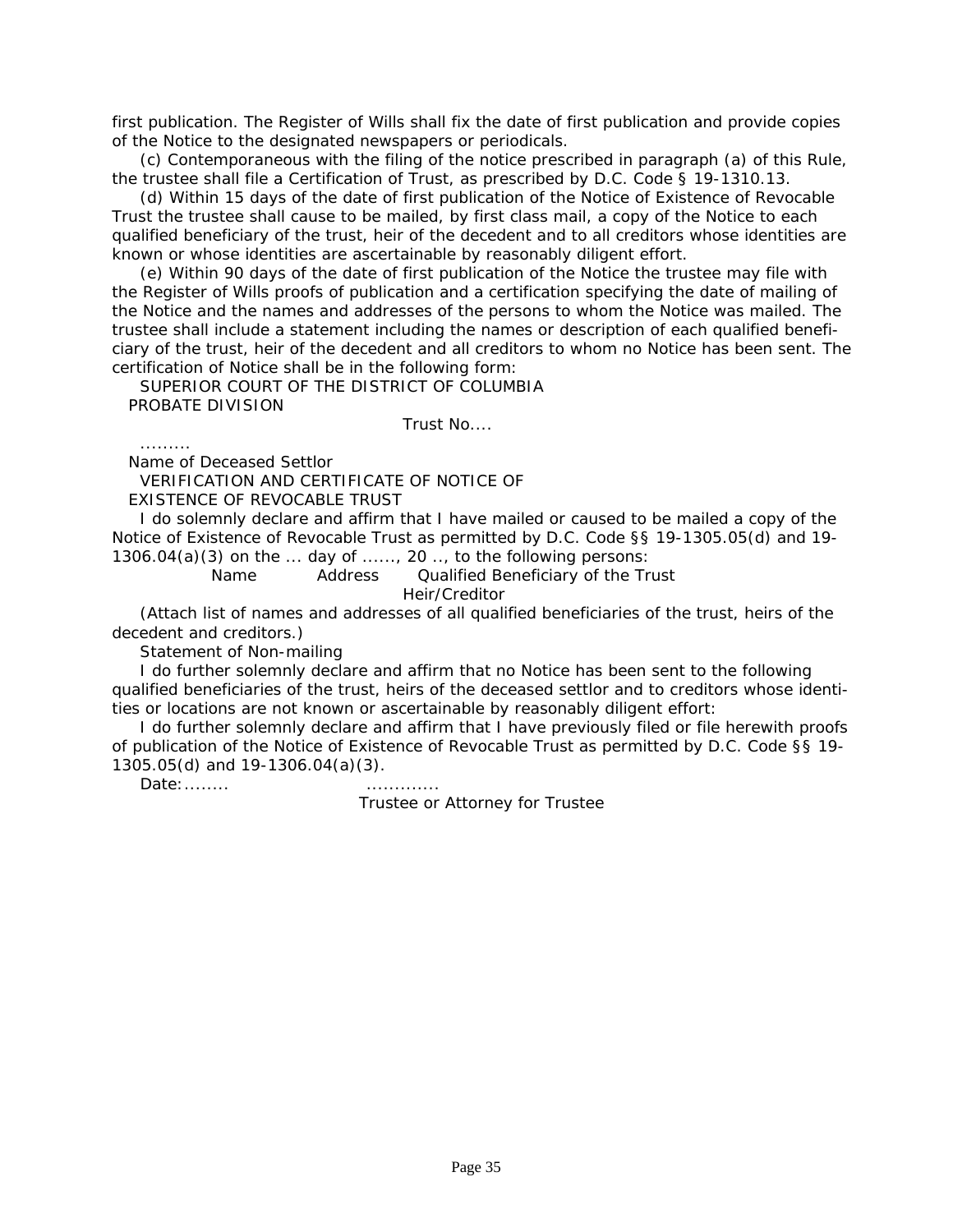first publication. The Register of Wills shall fix the date of first publication and provide copies of the Notice to the designated newspapers or periodicals.

(c) Contemporaneous with the filing of the notice prescribed in paragraph (a) of this Rule, the trustee shall file a Certification of Trust, as prescribed by D.C. Code § 19-1310.13.

(d) Within 15 days of the date of first publication of the Notice of Existence of Revocable Trust the trustee shall cause to be mailed, by first class mail, a copy of the Notice to each qualified beneficiary of the trust, heir of the decedent and to all creditors whose identities are known or whose identities are ascertainable by reasonably diligent effort.

(e) Within 90 days of the date of first publication of the Notice the trustee may file with the Register of Wills proofs of publication and a certification specifying the date of mailing of the Notice and the names and addresses of the persons to whom the Notice was mailed. The trustee shall include a statement including the names or description of each qualified beneficiary of the trust, heir of the decedent and all creditors to whom no Notice has been sent. The certification of Notice shall be in the following form:

SUPERIOR COURT OF THE DISTRICT OF COLUMBIA
PROBATE DIVISION

Trust No....

.........
Name of Deceased Settlor

VERIFICATION AND CERTIFICATE OF NOTICE OF
EXISTENCE OF REVOCABLE TRUST

I do solemnly declare and affirm that I have mailed or caused to be mailed a copy of the Notice of Existence of Revocable Trust as permitted by D.C. Code §§ 19-1305.05(d) and 19-1306.04(a)(3) on the ... day of ......, 20 .., to the following persons:

Name Address Qualified Beneficiary of the Trust
Heir/Creditor

(Attach list of names and addresses of all qualified beneficiaries of the trust, heirs of the decedent and creditors.)

Statement of Non-mailing

I do further solemnly declare and affirm that no Notice has been sent to the following qualified beneficiaries of the trust, heirs of the deceased settlor and to creditors whose identities or locations are not known or ascertainable by reasonably diligent effort:

I do further solemnly declare and affirm that I have previously filed or file herewith proofs of publication of the Notice of Existence of Revocable Trust as permitted by D.C. Code §§ 19-1305.05(d) and 19-1306.04(a)(3).

Date:........ .............
Trustee or Attorney for Trustee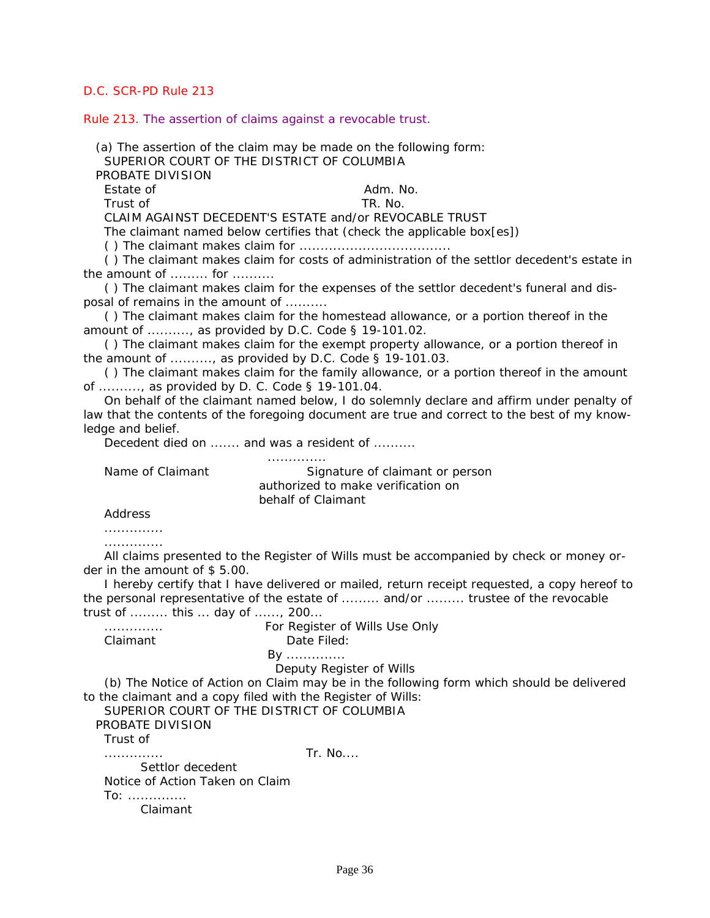D.C. SCR-PD Rule 213

## Rule 213. The assertion of claims against a revocable trust.

(a) The assertion of the claim may be made on the following form:

SUPERIOR COURT OF THE DISTRICT OF COLUMBIA

PROBATE DIVISION

Estate of Adm. No.

Trust of TR. No.

CLAIM AGAINST DECEDENT'S ESTATE and/or REVOCABLE TRUST

The claimant named below certifies that (check the applicable box[es])

( ) The claimant makes claim for ..................................

( ) The claimant makes claim for costs of administration of the settlor decedent's estate in the amount of ......... for ..........

( ) The claimant makes claim for the expenses of the settlor decedent's funeral and disposal of remains in the amount of ..........

( ) The claimant makes claim for the homestead allowance, or a portion thereof in the amount of .........., as provided by D.C. Code § 19-101.02.

( ) The claimant makes claim for the exempt property allowance, or a portion thereof in the amount of .........., as provided by D.C. Code § 19-101.03.

( ) The claimant makes claim for the family allowance, or a portion thereof in the amount of .........., as provided by D. C. Code § 19-101.04.

On behalf of the claimant named below, I do solemnly declare and affirm under penalty of law that the contents of the foregoing document are true and correct to the best of my knowledge and belief.

Decedent died on ....... and was a resident of ..........

.............

Name of Claimant Signature of claimant or person authorized to make verification on behalf of Claimant

Address

.............

.............

All claims presented to the Register of Wills must be accompanied by check or money order in the amount of $ 5.00.

I hereby certify that I have delivered or mailed, return receipt requested, a copy hereof to the personal representative of the estate of ......... and/or ......... trustee of the revocable trust of ......... this ... day of ......, 200...

............. For Register of Wills Use Only

Claimant Date Filed:

By .............

Deputy Register of Wills

(b) The Notice of Action on Claim may be in the following form which should be delivered to the claimant and a copy filed with the Register of Wills:

SUPERIOR COURT OF THE DISTRICT OF COLUMBIA

PROBATE DIVISION

Trust of

............. Tr. No....

Settlor decedent

Notice of Action Taken on Claim

To: ..............

Claimant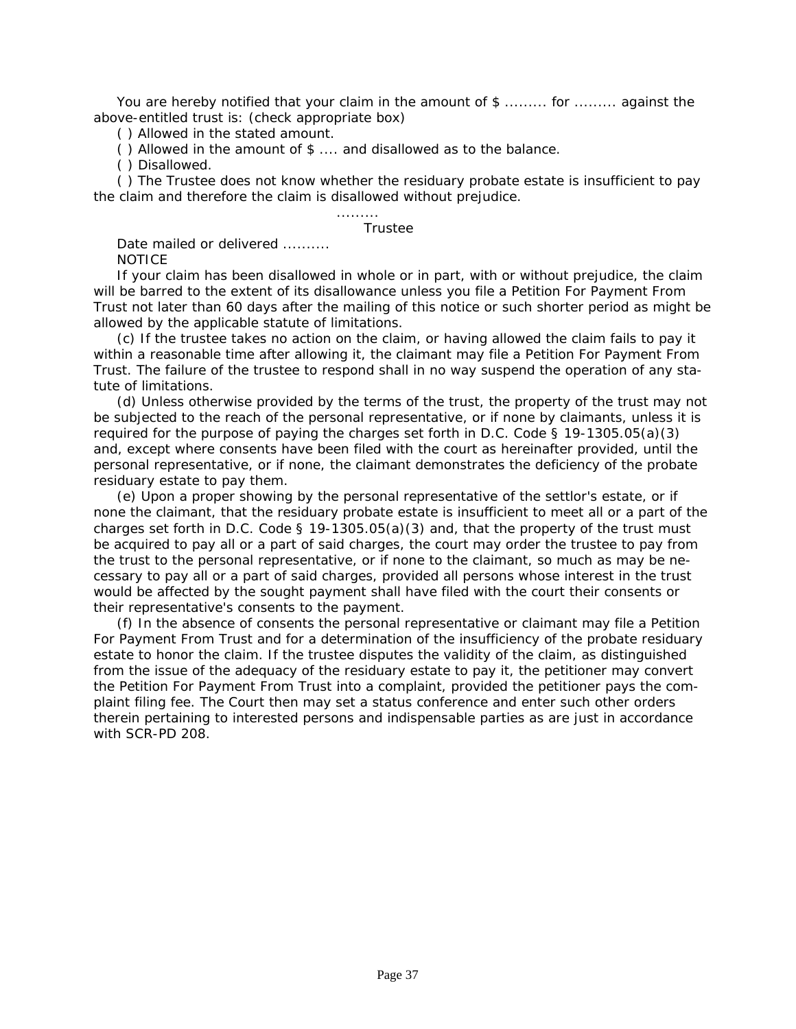You are hereby notified that your claim in the amount of $ ......... for ......... against the above-entitled trust is: (check appropriate box)

( ) Allowed in the stated amount.

( ) Allowed in the amount of $ .... and disallowed as to the balance.

( ) Disallowed.

( ) The Trustee does not know whether the residuary probate estate is insufficient to pay the claim and therefore the claim is disallowed without prejudice.

.........
Trustee

Date mailed or delivered ..........

NOTICE

If your claim has been disallowed in whole or in part, with or without prejudice, the claim will be barred to the extent of its disallowance unless you file a Petition For Payment From Trust not later than 60 days after the mailing of this notice or such shorter period as might be allowed by the applicable statute of limitations.

(c) If the trustee takes no action on the claim, or having allowed the claim fails to pay it within a reasonable time after allowing it, the claimant may file a Petition For Payment From Trust. The failure of the trustee to respond shall in no way suspend the operation of any statute of limitations.

(d) Unless otherwise provided by the terms of the trust, the property of the trust may not be subjected to the reach of the personal representative, or if none by claimants, unless it is required for the purpose of paying the charges set forth in D.C. Code § 19-1305.05(a)(3) and, except where consents have been filed with the court as hereinafter provided, until the personal representative, or if none, the claimant demonstrates the deficiency of the probate residuary estate to pay them.

(e) Upon a proper showing by the personal representative of the settlor's estate, or if none the claimant, that the residuary probate estate is insufficient to meet all or a part of the charges set forth in D.C. Code § 19-1305.05(a)(3) and, that the property of the trust must be acquired to pay all or a part of said charges, the court may order the trustee to pay from the trust to the personal representative, or if none to the claimant, so much as may be necessary to pay all or a part of said charges, provided all persons whose interest in the trust would be affected by the sought payment shall have filed with the court their consents or their representative's consents to the payment.

(f) In the absence of consents the personal representative or claimant may file a Petition For Payment From Trust and for a determination of the insufficiency of the probate residuary estate to honor the claim. If the trustee disputes the validity of the claim, as distinguished from the issue of the adequacy of the residuary estate to pay it, the petitioner may convert the Petition For Payment From Trust into a complaint, provided the petitioner pays the complaint filing fee. The Court then may set a status conference and enter such other orders therein pertaining to interested persons and indispensable parties as are just in accordance with SCR-PD 208.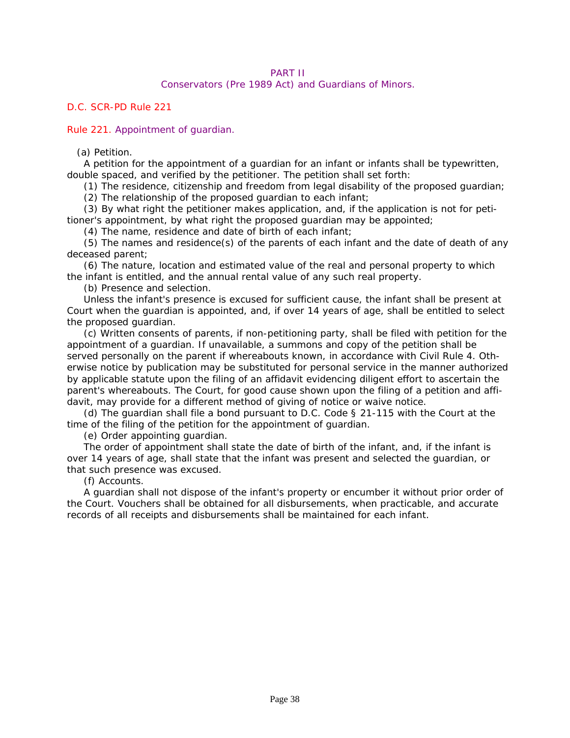## PART II
## Conservators (Pre 1989 Act) and Guardians of Minors.

D.C. SCR-PD Rule 221

### Rule 221. Appointment of guardian.

(a) Petition.

A petition for the appointment of a guardian for an infant or infants shall be typewritten, double spaced, and verified by the petitioner. The petition shall set forth:

(1) The residence, citizenship and freedom from legal disability of the proposed guardian;

(2) The relationship of the proposed guardian to each infant;

(3) By what right the petitioner makes application, and, if the application is not for petitioner's appointment, by what right the proposed guardian may be appointed;

(4) The name, residence and date of birth of each infant;

(5) The names and residence(s) of the parents of each infant and the date of death of any deceased parent;

(6) The nature, location and estimated value of the real and personal property to which the infant is entitled, and the annual rental value of any such real property.

(b) Presence and selection.

Unless the infant's presence is excused for sufficient cause, the infant shall be present at Court when the guardian is appointed, and, if over 14 years of age, shall be entitled to select the proposed guardian.

(c) Written consents of parents, if non-petitioning party, shall be filed with petition for the appointment of a guardian. If unavailable, a summons and copy of the petition shall be served personally on the parent if whereabouts known, in accordance with Civil Rule 4. Otherwise notice by publication may be substituted for personal service in the manner authorized by applicable statute upon the filing of an affidavit evidencing diligent effort to ascertain the parent's whereabouts. The Court, for good cause shown upon the filing of a petition and affidavit, may provide for a different method of giving of notice or waive notice.

(d) The guardian shall file a bond pursuant to D.C. Code § 21-115 with the Court at the time of the filing of the petition for the appointment of guardian.

(e) Order appointing guardian.

The order of appointment shall state the date of birth of the infant, and, if the infant is over 14 years of age, shall state that the infant was present and selected the guardian, or that such presence was excused.

(f) Accounts.

A guardian shall not dispose of the infant's property or encumber it without prior order of the Court. Vouchers shall be obtained for all disbursements, when practicable, and accurate records of all receipts and disbursements shall be maintained for each infant.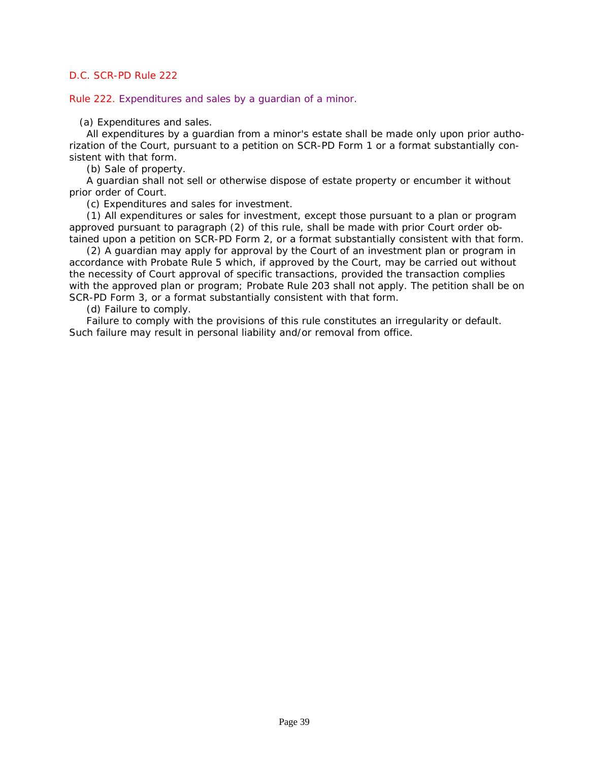D.C. SCR-PD Rule 222

## Rule 222. Expenditures and sales by a guardian of a minor.

(a) Expenditures and sales.

All expenditures by a guardian from a minor's estate shall be made only upon prior authorization of the Court, pursuant to a petition on SCR-PD Form 1 or a format substantially consistent with that form.

(b) Sale of property.

A guardian shall not sell or otherwise dispose of estate property or encumber it without prior order of Court.

(c) Expenditures and sales for investment.

(1) All expenditures or sales for investment, except those pursuant to a plan or program approved pursuant to paragraph (2) of this rule, shall be made with prior Court order obtained upon a petition on SCR-PD Form 2, or a format substantially consistent with that form.

(2) A guardian may apply for approval by the Court of an investment plan or program in accordance with Probate Rule 5 which, if approved by the Court, may be carried out without the necessity of Court approval of specific transactions, provided the transaction complies with the approved plan or program; Probate Rule 203 shall not apply. The petition shall be on SCR-PD Form 3, or a format substantially consistent with that form.

(d) Failure to comply.

Failure to comply with the provisions of this rule constitutes an irregularity or default. Such failure may result in personal liability and/or removal from office.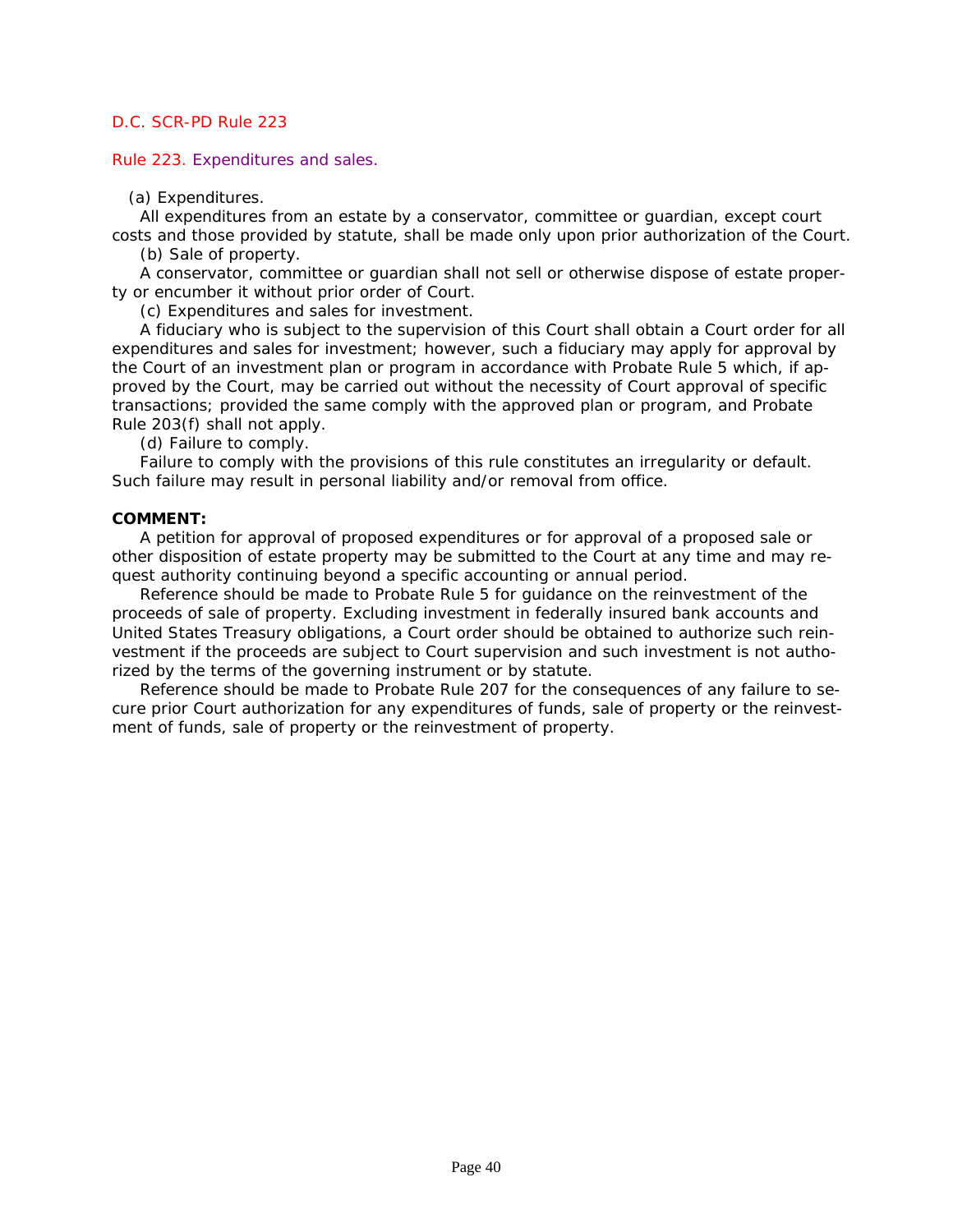D.C. SCR-PD Rule 223

## Rule 223. Expenditures and sales.

(a) Expenditures.

All expenditures from an estate by a conservator, committee or guardian, except court costs and those provided by statute, shall be made only upon prior authorization of the Court.

(b) Sale of property.

A conservator, committee or guardian shall not sell or otherwise dispose of estate property or encumber it without prior order of Court.

(c) Expenditures and sales for investment.

A fiduciary who is subject to the supervision of this Court shall obtain a Court order for all expenditures and sales for investment; however, such a fiduciary may apply for approval by the Court of an investment plan or program in accordance with Probate Rule 5 which, if approved by the Court, may be carried out without the necessity of Court approval of specific transactions; provided the same comply with the approved plan or program, and Probate Rule 203(f) shall not apply.

(d) Failure to comply.

Failure to comply with the provisions of this rule constitutes an irregularity or default. Such failure may result in personal liability and/or removal from office.

**COMMENT:**

A petition for approval of proposed expenditures or for approval of a proposed sale or other disposition of estate property may be submitted to the Court at any time and may request authority continuing beyond a specific accounting or annual period.

Reference should be made to Probate Rule 5 for guidance on the reinvestment of the proceeds of sale of property. Excluding investment in federally insured bank accounts and United States Treasury obligations, a Court order should be obtained to authorize such reinvestment if the proceeds are subject to Court supervision and such investment is not authorized by the terms of the governing instrument or by statute.

Reference should be made to Probate Rule 207 for the consequences of any failure to secure prior Court authorization for any expenditures of funds, sale of property or the reinvestment of funds, sale of property or the reinvestment of property.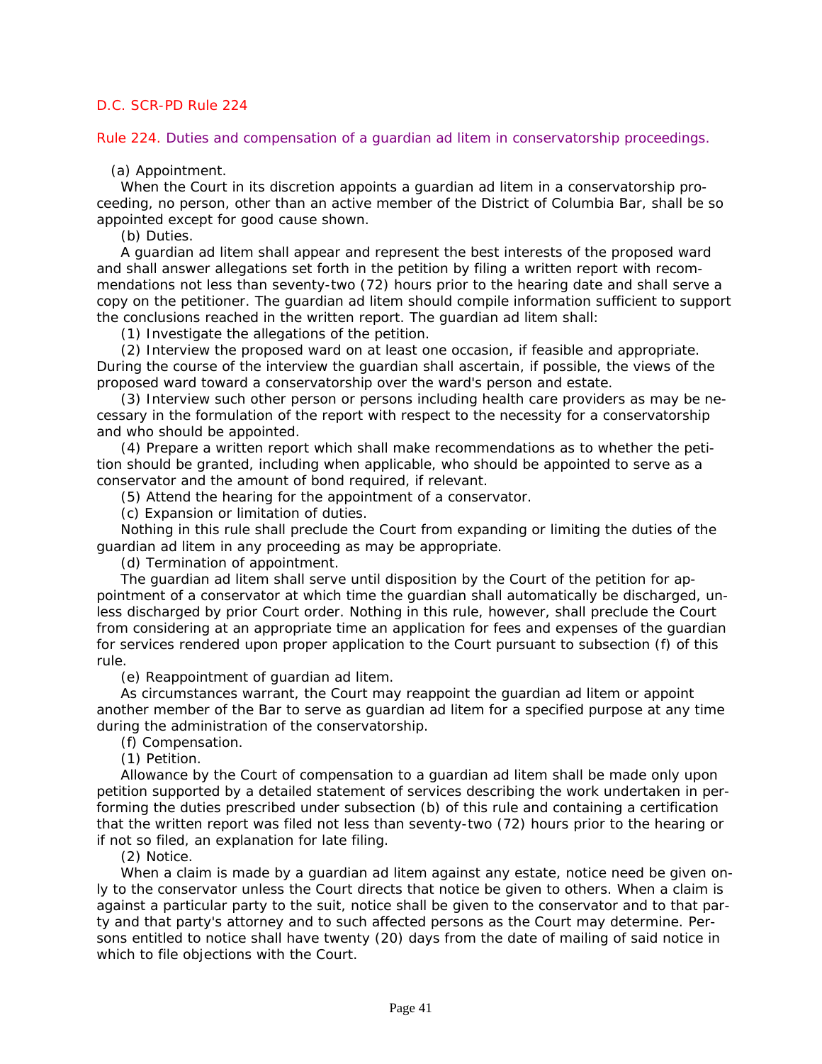D.C. SCR-PD Rule 224

## Rule 224. Duties and compensation of a guardian ad litem in conservatorship proceedings.

(a) Appointment.

When the Court in its discretion appoints a guardian ad litem in a conservatorship proceeding, no person, other than an active member of the District of Columbia Bar, shall be so appointed except for good cause shown.

(b) Duties.

A guardian ad litem shall appear and represent the best interests of the proposed ward and shall answer allegations set forth in the petition by filing a written report with recommendations not less than seventy-two (72) hours prior to the hearing date and shall serve a copy on the petitioner. The guardian ad litem should compile information sufficient to support the conclusions reached in the written report. The guardian ad litem shall:

(1) Investigate the allegations of the petition.

(2) Interview the proposed ward on at least one occasion, if feasible and appropriate. During the course of the interview the guardian shall ascertain, if possible, the views of the proposed ward toward a conservatorship over the ward's person and estate.

(3) Interview such other person or persons including health care providers as may be necessary in the formulation of the report with respect to the necessity for a conservatorship and who should be appointed.

(4) Prepare a written report which shall make recommendations as to whether the petition should be granted, including when applicable, who should be appointed to serve as a conservator and the amount of bond required, if relevant.

(5) Attend the hearing for the appointment of a conservator.

(c) Expansion or limitation of duties.

Nothing in this rule shall preclude the Court from expanding or limiting the duties of the guardian ad litem in any proceeding as may be appropriate.

(d) Termination of appointment.

The guardian ad litem shall serve until disposition by the Court of the petition for appointment of a conservator at which time the guardian shall automatically be discharged, unless discharged by prior Court order. Nothing in this rule, however, shall preclude the Court from considering at an appropriate time an application for fees and expenses of the guardian for services rendered upon proper application to the Court pursuant to subsection (f) of this rule.

(e) Reappointment of guardian ad litem.

As circumstances warrant, the Court may reappoint the guardian ad litem or appoint another member of the Bar to serve as guardian ad litem for a specified purpose at any time during the administration of the conservatorship.

(f) Compensation.

(1) Petition.

Allowance by the Court of compensation to a guardian ad litem shall be made only upon petition supported by a detailed statement of services describing the work undertaken in performing the duties prescribed under subsection (b) of this rule and containing a certification that the written report was filed not less than seventy-two (72) hours prior to the hearing or if not so filed, an explanation for late filing.

(2) Notice.

When a claim is made by a guardian ad litem against any estate, notice need be given only to the conservator unless the Court directs that notice be given to others. When a claim is against a particular party to the suit, notice shall be given to the conservator and to that party and that party's attorney and to such affected persons as the Court may determine. Persons entitled to notice shall have twenty (20) days from the date of mailing of said notice in which to file objections with the Court.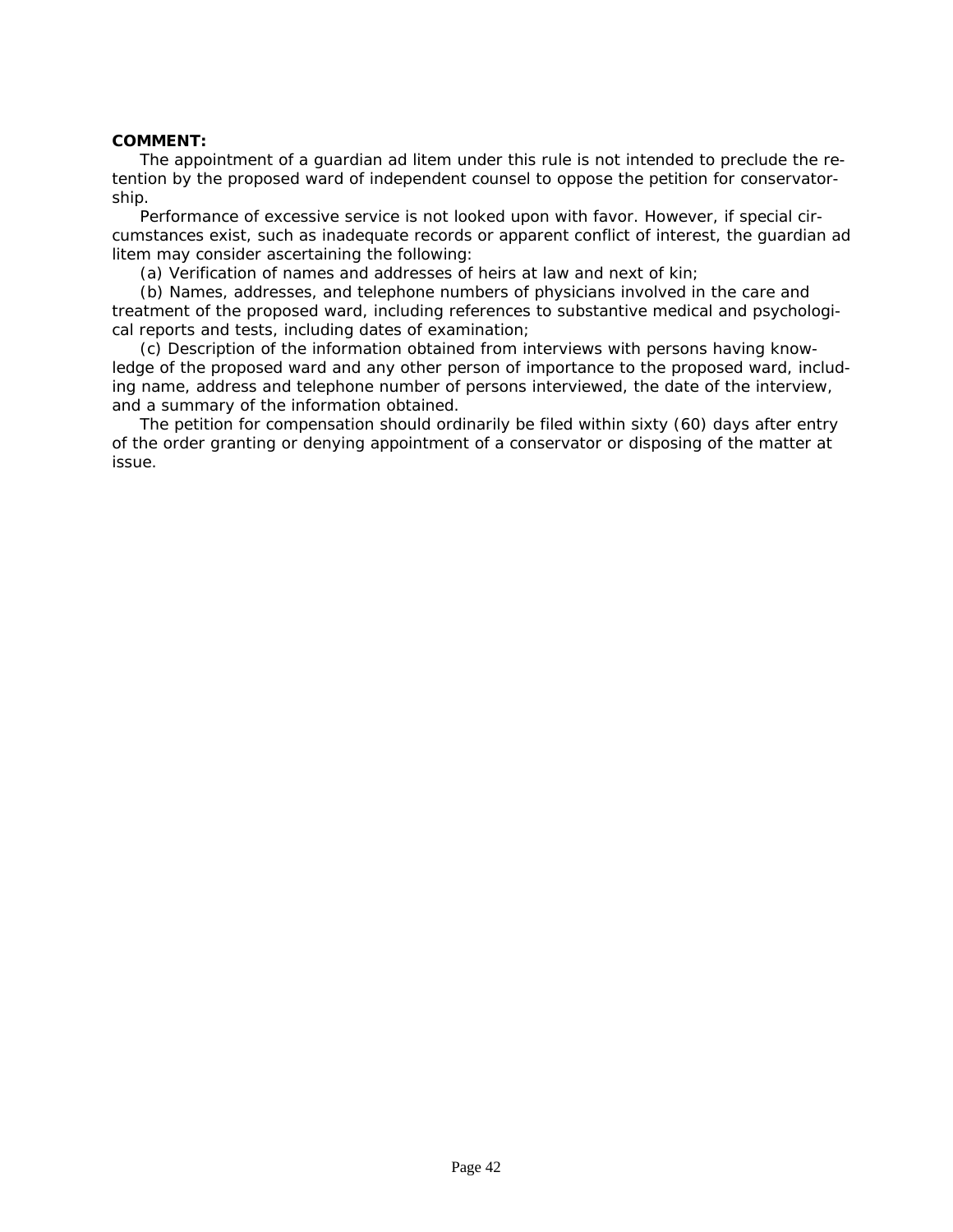**COMMENT:**

The appointment of a guardian ad litem under this rule is not intended to preclude the retention by the proposed ward of independent counsel to oppose the petition for conservatorship.

Performance of excessive service is not looked upon with favor. However, if special circumstances exist, such as inadequate records or apparent conflict of interest, the guardian ad litem may consider ascertaining the following:

(a) Verification of names and addresses of heirs at law and next of kin;

(b) Names, addresses, and telephone numbers of physicians involved in the care and treatment of the proposed ward, including references to substantive medical and psychological reports and tests, including dates of examination;

(c) Description of the information obtained from interviews with persons having knowledge of the proposed ward and any other person of importance to the proposed ward, including name, address and telephone number of persons interviewed, the date of the interview, and a summary of the information obtained.

The petition for compensation should ordinarily be filed within sixty (60) days after entry of the order granting or denying appointment of a conservator or disposing of the matter at issue.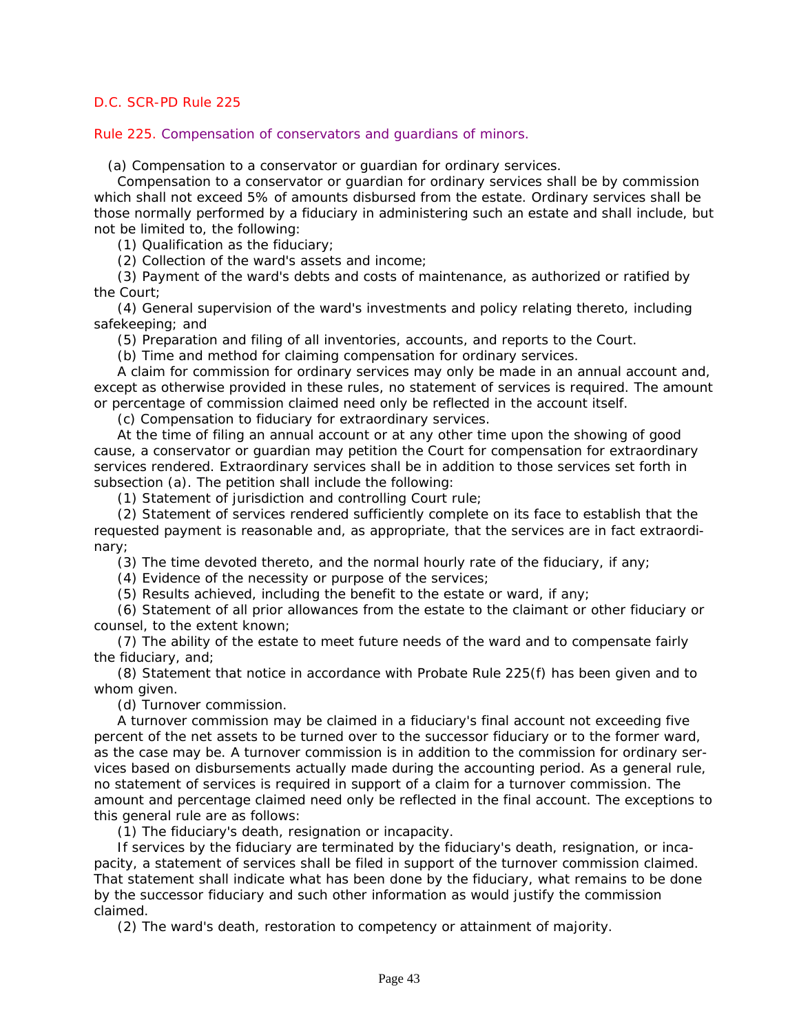D.C. SCR-PD Rule 225

## Rule 225. Compensation of conservators and guardians of minors.

(a) Compensation to a conservator or guardian for ordinary services.

Compensation to a conservator or guardian for ordinary services shall be by commission which shall not exceed 5% of amounts disbursed from the estate. Ordinary services shall be those normally performed by a fiduciary in administering such an estate and shall include, but not be limited to, the following:

(1) Qualification as the fiduciary;

(2) Collection of the ward's assets and income;

(3) Payment of the ward's debts and costs of maintenance, as authorized or ratified by the Court;

(4) General supervision of the ward's investments and policy relating thereto, including safekeeping; and

(5) Preparation and filing of all inventories, accounts, and reports to the Court.

(b) Time and method for claiming compensation for ordinary services.

A claim for commission for ordinary services may only be made in an annual account and, except as otherwise provided in these rules, no statement of services is required. The amount or percentage of commission claimed need only be reflected in the account itself.

(c) Compensation to fiduciary for extraordinary services.

At the time of filing an annual account or at any other time upon the showing of good cause, a conservator or guardian may petition the Court for compensation for extraordinary services rendered. Extraordinary services shall be in addition to those services set forth in subsection (a). The petition shall include the following:

(1) Statement of jurisdiction and controlling Court rule;

(2) Statement of services rendered sufficiently complete on its face to establish that the requested payment is reasonable and, as appropriate, that the services are in fact extraordinary;

(3) The time devoted thereto, and the normal hourly rate of the fiduciary, if any;

(4) Evidence of the necessity or purpose of the services;

(5) Results achieved, including the benefit to the estate or ward, if any;

(6) Statement of all prior allowances from the estate to the claimant or other fiduciary or counsel, to the extent known;

(7) The ability of the estate to meet future needs of the ward and to compensate fairly the fiduciary, and;

(8) Statement that notice in accordance with Probate Rule 225(f) has been given and to whom given.

(d) Turnover commission.

A turnover commission may be claimed in a fiduciary's final account not exceeding five percent of the net assets to be turned over to the successor fiduciary or to the former ward, as the case may be. A turnover commission is in addition to the commission for ordinary services based on disbursements actually made during the accounting period. As a general rule, no statement of services is required in support of a claim for a turnover commission. The amount and percentage claimed need only be reflected in the final account. The exceptions to this general rule are as follows:

(1) The fiduciary's death, resignation or incapacity.

If services by the fiduciary are terminated by the fiduciary's death, resignation, or incapacity, a statement of services shall be filed in support of the turnover commission claimed. That statement shall indicate what has been done by the fiduciary, what remains to be done by the successor fiduciary and such other information as would justify the commission claimed.

(2) The ward's death, restoration to competency or attainment of majority.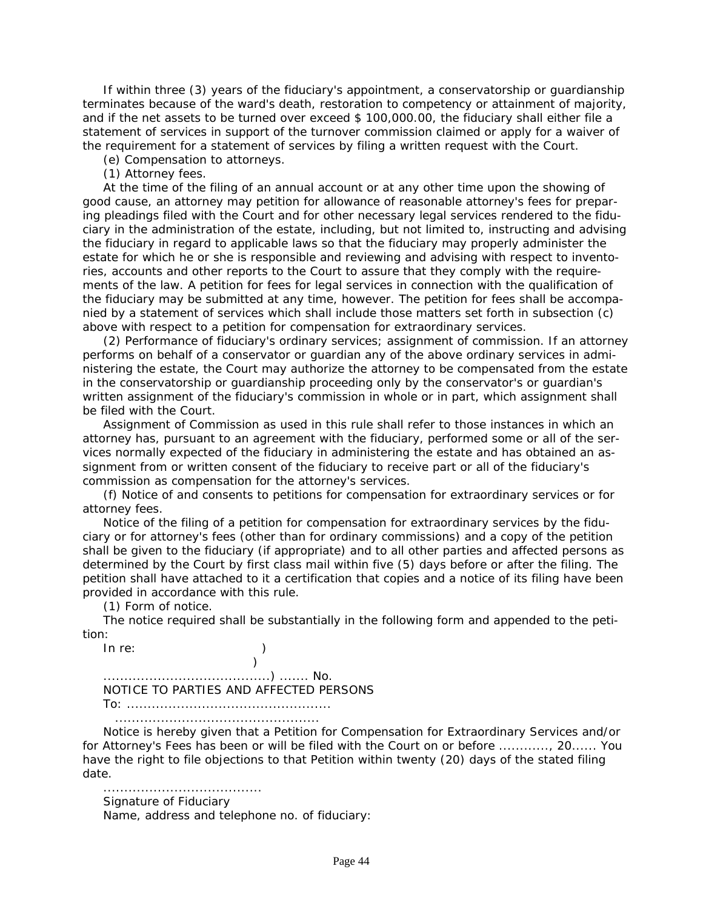If within three (3) years of the fiduciary's appointment, a conservatorship or guardianship terminates because of the ward's death, restoration to competency or attainment of majority, and if the net assets to be turned over exceed $ 100,000.00, the fiduciary shall either file a statement of services in support of the turnover commission claimed or apply for a waiver of the requirement for a statement of services by filing a written request with the Court.

(e) Compensation to attorneys.

(1) Attorney fees.

At the time of the filing of an annual account or at any other time upon the showing of good cause, an attorney may petition for allowance of reasonable attorney's fees for preparing pleadings filed with the Court and for other necessary legal services rendered to the fiduciary in the administration of the estate, including, but not limited to, instructing and advising the fiduciary in regard to applicable laws so that the fiduciary may properly administer the estate for which he or she is responsible and reviewing and advising with respect to inventories, accounts and other reports to the Court to assure that they comply with the requirements of the law. A petition for fees for legal services in connection with the qualification of the fiduciary may be submitted at any time, however. The petition for fees shall be accompanied by a statement of services which shall include those matters set forth in subsection (c) above with respect to a petition for compensation for extraordinary services.

(2) Performance of fiduciary's ordinary services; assignment of commission. If an attorney performs on behalf of a conservator or guardian any of the above ordinary services in administering the estate, the Court may authorize the attorney to be compensated from the estate in the conservatorship or guardianship proceeding only by the conservator's or guardian's written assignment of the fiduciary's commission in whole or in part, which assignment shall be filed with the Court.

Assignment of Commission as used in this rule shall refer to those instances in which an attorney has, pursuant to an agreement with the fiduciary, performed some or all of the services normally expected of the fiduciary in administering the estate and has obtained an assignment from or written consent of the fiduciary to receive part or all of the fiduciary's commission as compensation for the attorney's services.

(f) Notice of and consents to petitions for compensation for extraordinary services or for attorney fees.

Notice of the filing of a petition for compensation for extraordinary services by the fiduciary or for attorney's fees (other than for ordinary commissions) and a copy of the petition shall be given to the fiduciary (if appropriate) and to all other parties and affected persons as determined by the Court by first class mail within five (5) days before or after the filing. The petition shall have attached to it a certification that copies and a notice of its filing have been provided in accordance with this rule.

(1) Form of notice.

The notice required shall be substantially in the following form and appended to the petition:

In re: )

)

........................................) ....... No.

NOTICE TO PARTIES AND AFFECTED PERSONS

To: ................................................

................................................

Notice is hereby given that a Petition for Compensation for Extraordinary Services and/or for Attorney's Fees has been or will be filed with the Court on or before ............, 20...... You have the right to file objections to that Petition within twenty (20) days of the stated filing date.

......................................

Signature of Fiduciary

Name, address and telephone no. of fiduciary: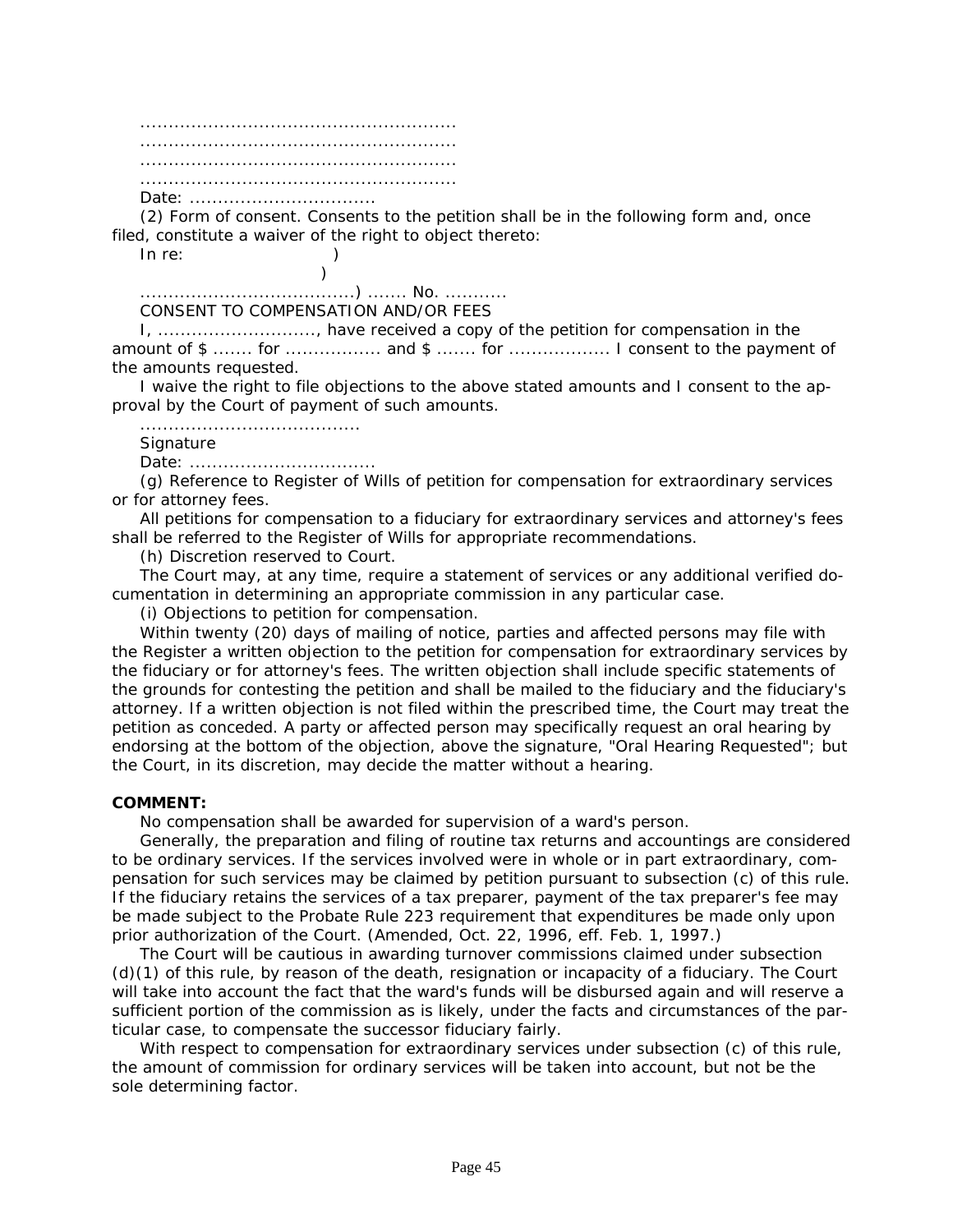.......................................................
.......................................................
.......................................................
.......................................................
Date: .................................

(2) Form of consent. Consents to the petition shall be in the following form and, once filed, constitute a waiver of the right to object thereto:

In re: )
)
.....................................) ....... No. ...........

CONSENT TO COMPENSATION AND/OR FEES

I, ............................, have received a copy of the petition for compensation in the amount of $ ....... for ................. and $ ....... for .................. I consent to the payment of the amounts requested.

I waive the right to file objections to the above stated amounts and I consent to the approval by the Court of payment of such amounts.

.......................................
Signature
Date: .................................

(g) Reference to Register of Wills of petition for compensation for extraordinary services or for attorney fees.

All petitions for compensation to a fiduciary for extraordinary services and attorney's fees shall be referred to the Register of Wills for appropriate recommendations.

(h) Discretion reserved to Court.

The Court may, at any time, require a statement of services or any additional verified documentation in determining an appropriate commission in any particular case.

(i) Objections to petition for compensation.

Within twenty (20) days of mailing of notice, parties and affected persons may file with the Register a written objection to the petition for compensation for extraordinary services by the fiduciary or for attorney's fees. The written objection shall include specific statements of the grounds for contesting the petition and shall be mailed to the fiduciary and the fiduciary's attorney. If a written objection is not filed within the prescribed time, the Court may treat the petition as conceded. A party or affected person may specifically request an oral hearing by endorsing at the bottom of the objection, above the signature, "Oral Hearing Requested"; but the Court, in its discretion, may decide the matter without a hearing.

**COMMENT:**

No compensation shall be awarded for supervision of a ward's person.

Generally, the preparation and filing of routine tax returns and accountings are considered to be ordinary services. If the services involved were in whole or in part extraordinary, compensation for such services may be claimed by petition pursuant to subsection (c) of this rule. If the fiduciary retains the services of a tax preparer, payment of the tax preparer's fee may be made subject to the Probate Rule 223 requirement that expenditures be made only upon prior authorization of the Court. (Amended, Oct. 22, 1996, eff. Feb. 1, 1997.)

The Court will be cautious in awarding turnover commissions claimed under subsection (d)(1) of this rule, by reason of the death, resignation or incapacity of a fiduciary. The Court will take into account the fact that the ward's funds will be disbursed again and will reserve a sufficient portion of the commission as is likely, under the facts and circumstances of the particular case, to compensate the successor fiduciary fairly.

With respect to compensation for extraordinary services under subsection (c) of this rule, the amount of commission for ordinary services will be taken into account, but not be the sole determining factor.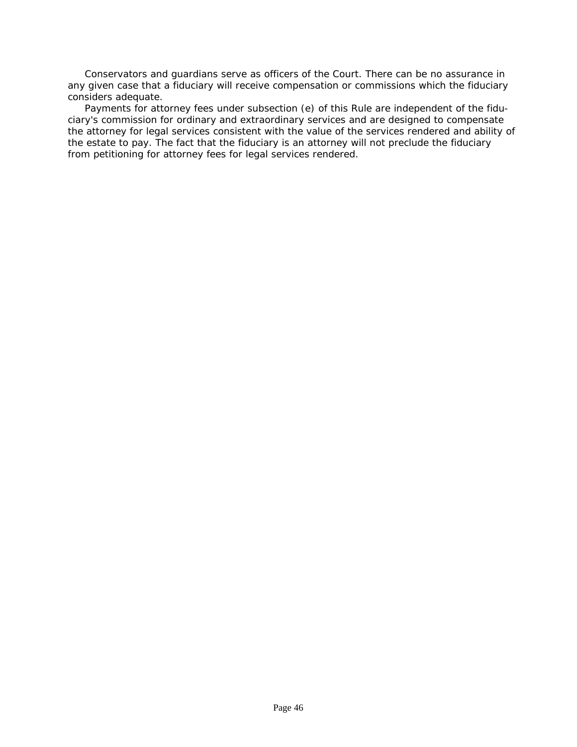Conservators and guardians serve as officers of the Court. There can be no assurance in any given case that a fiduciary will receive compensation or commissions which the fiduciary considers adequate.

Payments for attorney fees under subsection (e) of this Rule are independent of the fiduciary's commission for ordinary and extraordinary services and are designed to compensate the attorney for legal services consistent with the value of the services rendered and ability of the estate to pay. The fact that the fiduciary is an attorney will not preclude the fiduciary from petitioning for attorney fees for legal services rendered.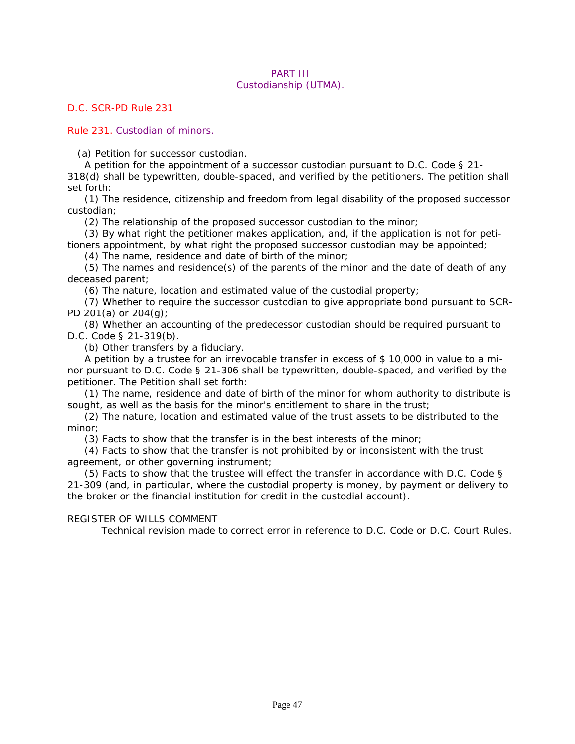## PART III
## Custodianship (UTMA).

D.C. SCR-PD Rule 231

### Rule 231. Custodian of minors.

(a) Petition for successor custodian.

A petition for the appointment of a successor custodian pursuant to D.C. Code § 21-318(d) shall be typewritten, double-spaced, and verified by the petitioners. The petition shall set forth:

(1) The residence, citizenship and freedom from legal disability of the proposed successor custodian;

(2) The relationship of the proposed successor custodian to the minor;

(3) By what right the petitioner makes application, and, if the application is not for petitioners appointment, by what right the proposed successor custodian may be appointed;

(4) The name, residence and date of birth of the minor;

(5) The names and residence(s) of the parents of the minor and the date of death of any deceased parent;

(6) The nature, location and estimated value of the custodial property;

(7) Whether to require the successor custodian to give appropriate bond pursuant to SCR-PD 201(a) or 204(g);

(8) Whether an accounting of the predecessor custodian should be required pursuant to D.C. Code § 21-319(b).

(b) Other transfers by a fiduciary.

A petition by a trustee for an irrevocable transfer in excess of $ 10,000 in value to a minor pursuant to D.C. Code § 21-306 shall be typewritten, double-spaced, and verified by the petitioner. The Petition shall set forth:

(1) The name, residence and date of birth of the minor for whom authority to distribute is sought, as well as the basis for the minor's entitlement to share in the trust;

(2) The nature, location and estimated value of the trust assets to be distributed to the minor;

(3) Facts to show that the transfer is in the best interests of the minor;

(4) Facts to show that the transfer is not prohibited by or inconsistent with the trust agreement, or other governing instrument;

(5) Facts to show that the trustee will effect the transfer in accordance with D.C. Code § 21-309 (and, in particular, where the custodial property is money, by payment or delivery to the broker or the financial institution for credit in the custodial account).

REGISTER OF WILLS COMMENT

Technical revision made to correct error in reference to D.C. Code or D.C. Court Rules.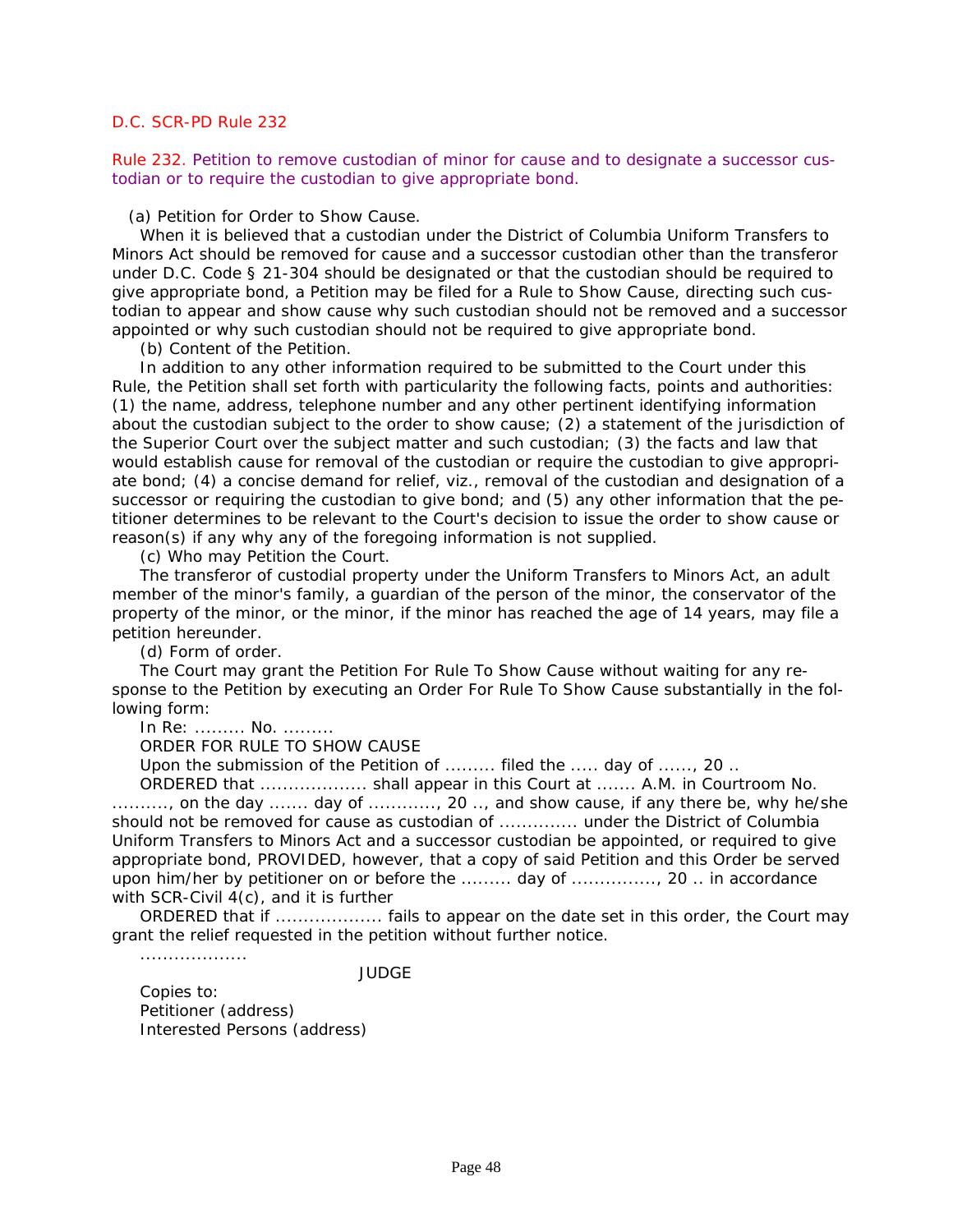D.C. SCR-PD Rule 232

## Rule 232. Petition to remove custodian of minor for cause and to designate a successor custodian or to require the custodian to give appropriate bond.

(a) Petition for Order to Show Cause.

When it is believed that a custodian under the District of Columbia Uniform Transfers to Minors Act should be removed for cause and a successor custodian other than the transferor under D.C. Code § 21-304 should be designated or that the custodian should be required to give appropriate bond, a Petition may be filed for a Rule to Show Cause, directing such custodian to appear and show cause why such custodian should not be removed and a successor appointed or why such custodian should not be required to give appropriate bond.

(b) Content of the Petition.

In addition to any other information required to be submitted to the Court under this Rule, the Petition shall set forth with particularity the following facts, points and authorities: (1) the name, address, telephone number and any other pertinent identifying information about the custodian subject to the order to show cause; (2) a statement of the jurisdiction of the Superior Court over the subject matter and such custodian; (3) the facts and law that would establish cause for removal of the custodian or require the custodian to give appropriate bond; (4) a concise demand for relief, viz., removal of the custodian and designation of a successor or requiring the custodian to give bond; and (5) any other information that the petitioner determines to be relevant to the Court's decision to issue the order to show cause or reason(s) if any why any of the foregoing information is not supplied.

(c) Who may Petition the Court.

The transferor of custodial property under the Uniform Transfers to Minors Act, an adult member of the minor's family, a guardian of the person of the minor, the conservator of the property of the minor, or the minor, if the minor has reached the age of 14 years, may file a petition hereunder.

(d) Form of order.

The Court may grant the Petition For Rule To Show Cause without waiting for any response to the Petition by executing an Order For Rule To Show Cause substantially in the following form:

In Re: ......... No. .........

ORDER FOR RULE TO SHOW CAUSE

Upon the submission of the Petition of ......... filed the ..... day of ......, 20 ..

ORDERED that ................... shall appear in this Court at ....... A.M. in Courtroom No. .........., on the day ....... day of ............, 20 .., and show cause, if any there be, why he/she should not be removed for cause as custodian of .............. under the District of Columbia Uniform Transfers to Minors Act and a successor custodian be appointed, or required to give appropriate bond, PROVIDED, however, that a copy of said Petition and this Order be served upon him/her by petitioner on or before the ......... day of ..............., 20 .. in accordance with SCR-Civil 4(c), and it is further

ORDERED that if ................... fails to appear on the date set in this order, the Court may grant the relief requested in the petition without further notice.

...................

JUDGE

Copies to:
Petitioner (address)
Interested Persons (address)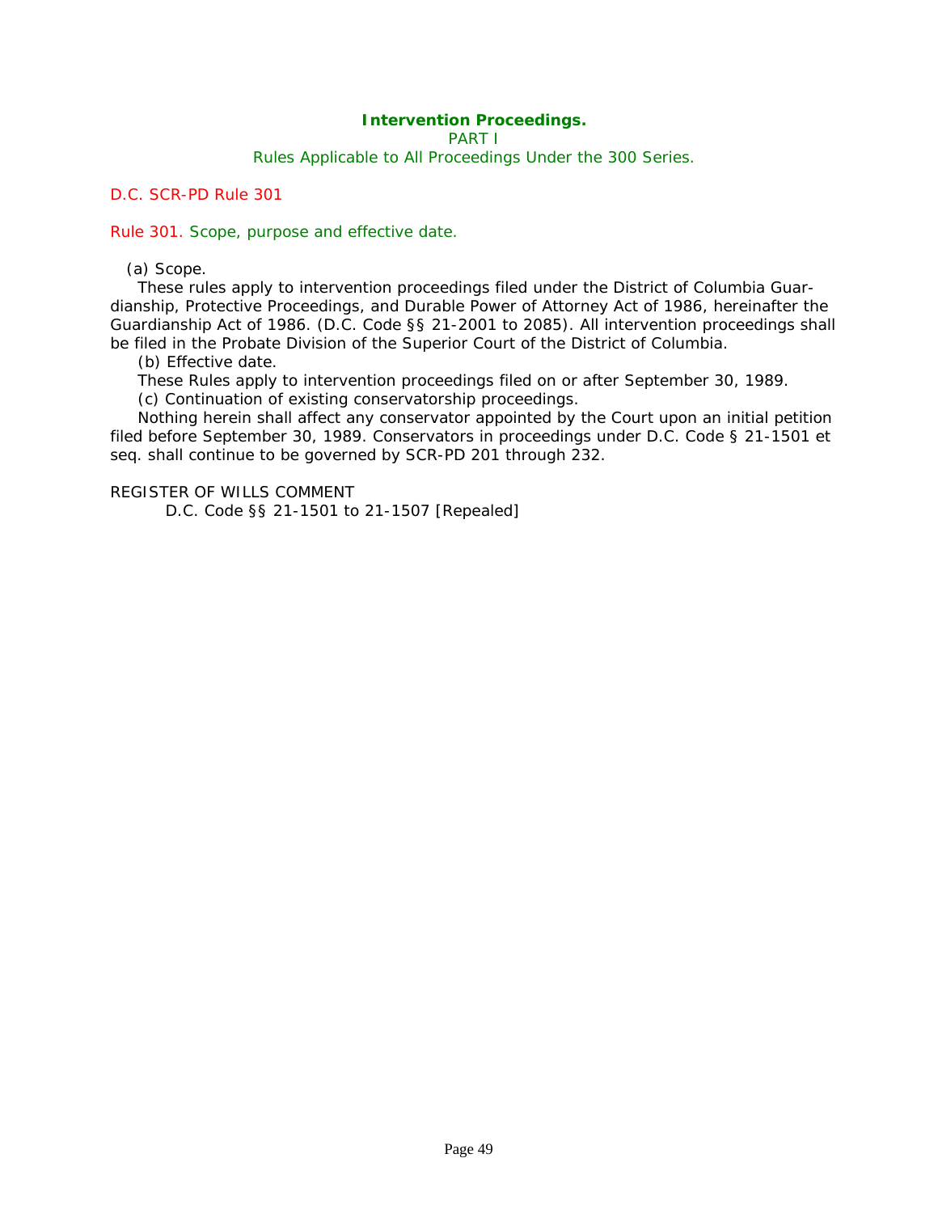## Intervention Proceedings.

PART I

Rules Applicable to All Proceedings Under the 300 Series.

D.C. SCR-PD Rule 301

### Rule 301. Scope, purpose and effective date.

(a) Scope.

These rules apply to intervention proceedings filed under the District of Columbia Guardianship, Protective Proceedings, and Durable Power of Attorney Act of 1986, hereinafter the Guardianship Act of 1986. (D.C. Code §§ 21-2001 to 2085). All intervention proceedings shall be filed in the Probate Division of the Superior Court of the District of Columbia.

(b) Effective date.

These Rules apply to intervention proceedings filed on or after September 30, 1989.

(c) Continuation of existing conservatorship proceedings.

Nothing herein shall affect any conservator appointed by the Court upon an initial petition filed before September 30, 1989. Conservators in proceedings under D.C. Code § 21-1501 et seq. shall continue to be governed by SCR-PD 201 through 232.

REGISTER OF WILLS COMMENT

D.C. Code §§ 21-1501 to 21-1507 [Repealed]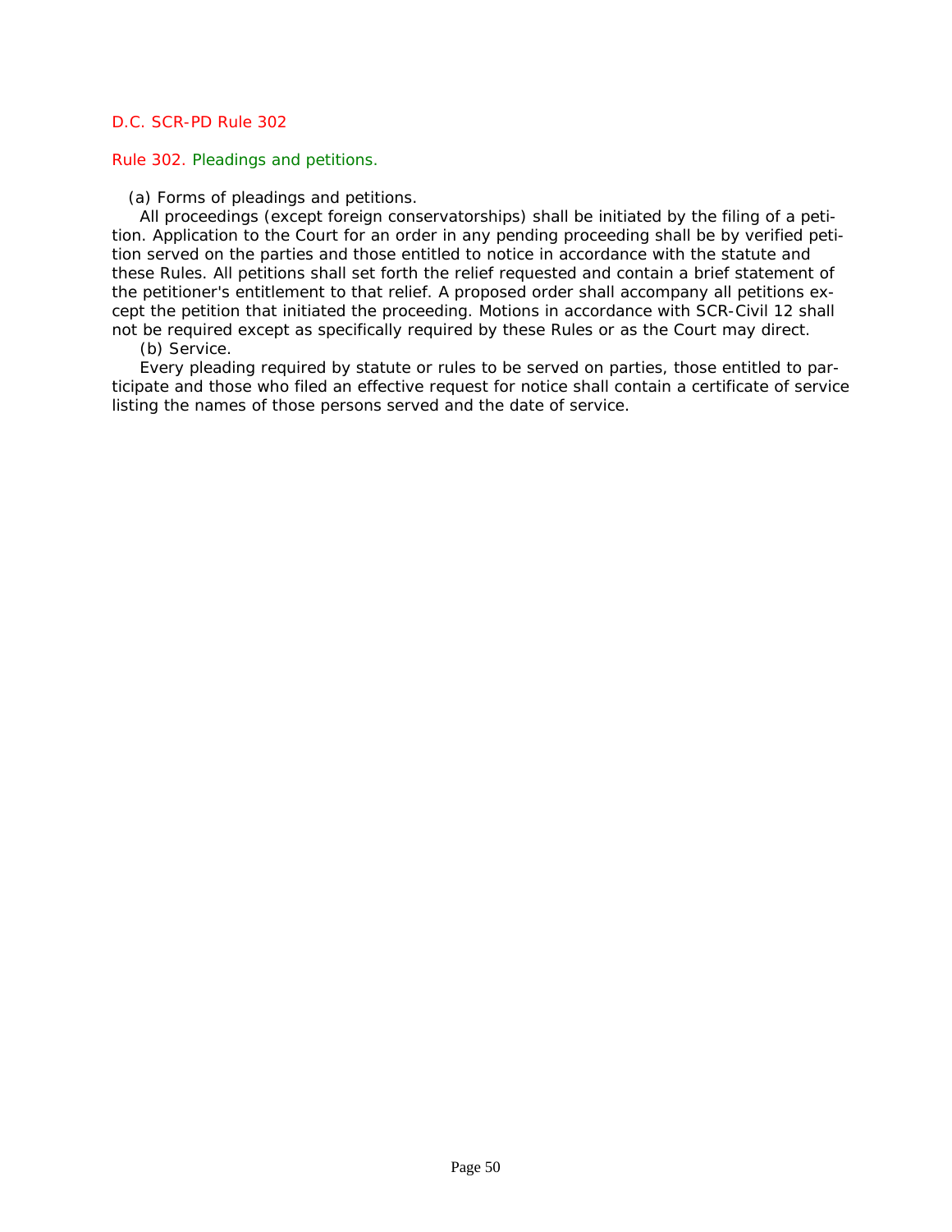D.C. SCR-PD Rule 302

## Rule 302. Pleadings and petitions.

(a) Forms of pleadings and petitions.

All proceedings (except foreign conservatorships) shall be initiated by the filing of a petition. Application to the Court for an order in any pending proceeding shall be by verified petition served on the parties and those entitled to notice in accordance with the statute and these Rules. All petitions shall set forth the relief requested and contain a brief statement of the petitioner's entitlement to that relief. A proposed order shall accompany all petitions except the petition that initiated the proceeding. Motions in accordance with SCR-Civil 12 shall not be required except as specifically required by these Rules or as the Court may direct.

(b) Service.

Every pleading required by statute or rules to be served on parties, those entitled to participate and those who filed an effective request for notice shall contain a certificate of service listing the names of those persons served and the date of service.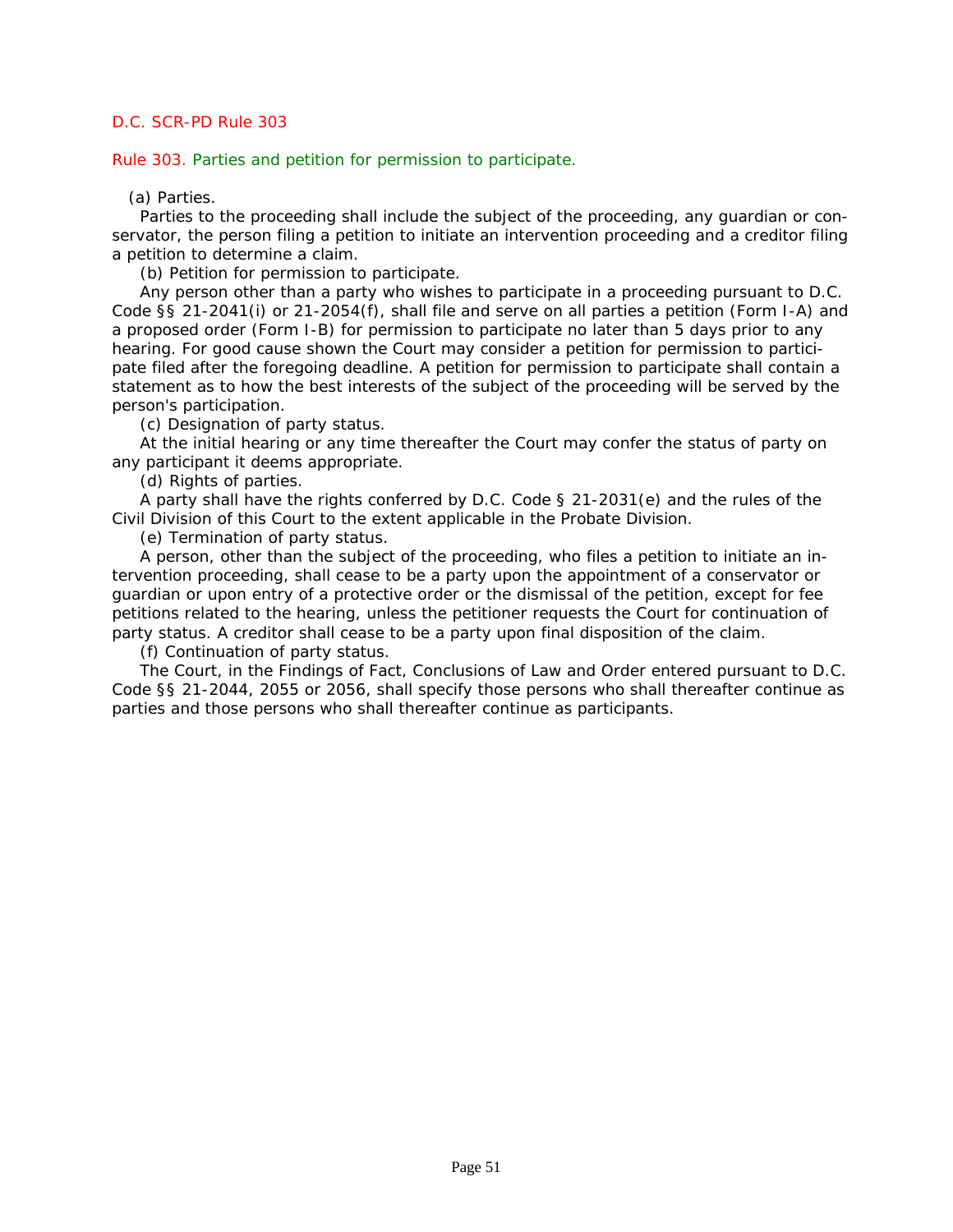D.C. SCR-PD Rule 303

## Rule 303. Parties and petition for permission to participate.

(a) Parties.

Parties to the proceeding shall include the subject of the proceeding, any guardian or conservator, the person filing a petition to initiate an intervention proceeding and a creditor filing a petition to determine a claim.

(b) Petition for permission to participate.

Any person other than a party who wishes to participate in a proceeding pursuant to D.C. Code §§ 21-2041(i) or 21-2054(f), shall file and serve on all parties a petition (Form I-A) and a proposed order (Form I-B) for permission to participate no later than 5 days prior to any hearing. For good cause shown the Court may consider a petition for permission to participate filed after the foregoing deadline. A petition for permission to participate shall contain a statement as to how the best interests of the subject of the proceeding will be served by the person's participation.

(c) Designation of party status.

At the initial hearing or any time thereafter the Court may confer the status of party on any participant it deems appropriate.

(d) Rights of parties.

A party shall have the rights conferred by D.C. Code § 21-2031(e) and the rules of the Civil Division of this Court to the extent applicable in the Probate Division.

(e) Termination of party status.

A person, other than the subject of the proceeding, who files a petition to initiate an intervention proceeding, shall cease to be a party upon the appointment of a conservator or guardian or upon entry of a protective order or the dismissal of the petition, except for fee petitions related to the hearing, unless the petitioner requests the Court for continuation of party status. A creditor shall cease to be a party upon final disposition of the claim.

(f) Continuation of party status.

The Court, in the Findings of Fact, Conclusions of Law and Order entered pursuant to D.C. Code §§ 21-2044, 2055 or 2056, shall specify those persons who shall thereafter continue as parties and those persons who shall thereafter continue as participants.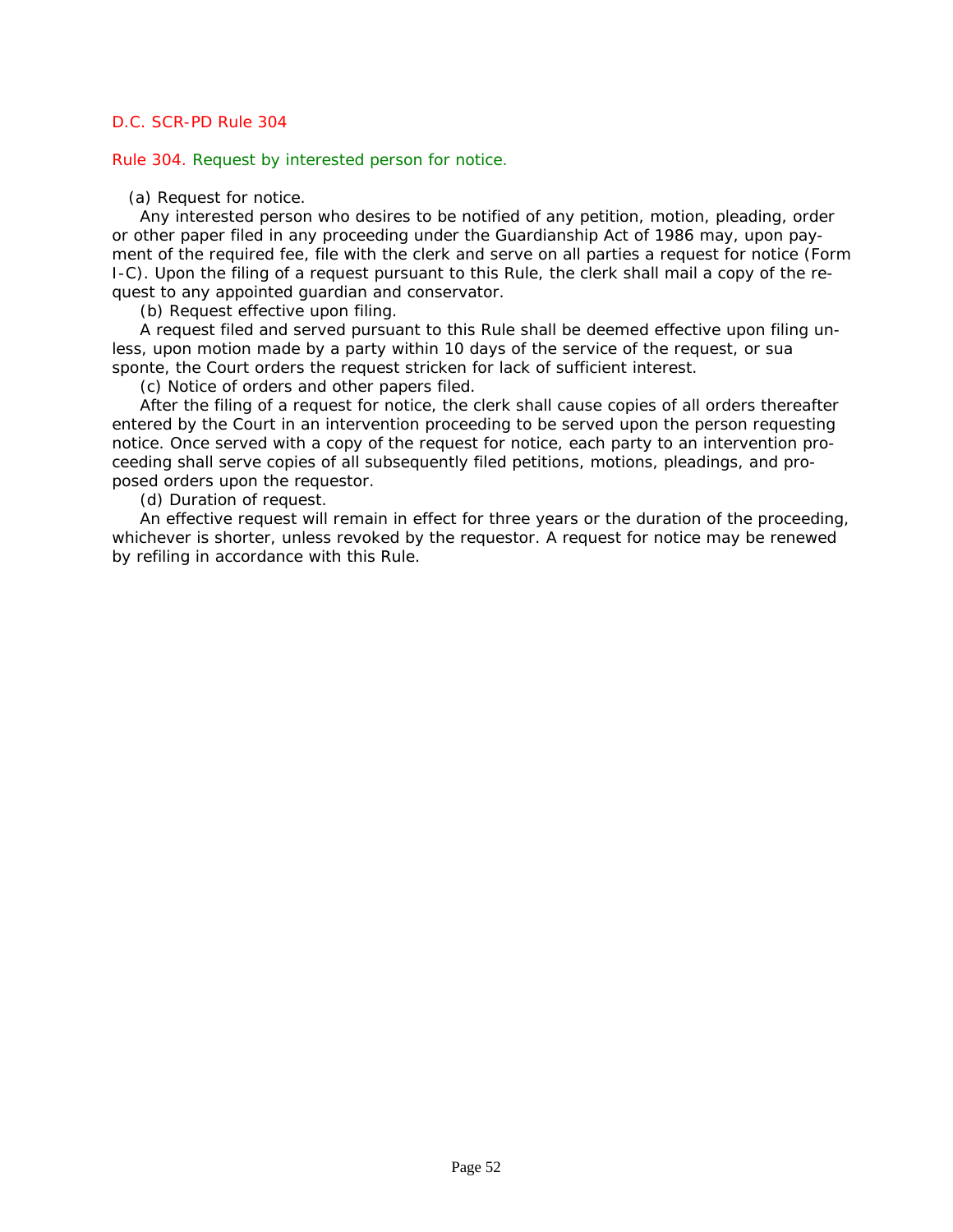D.C. SCR-PD Rule 304

## Rule 304. Request by interested person for notice.

(a) Request for notice.

Any interested person who desires to be notified of any petition, motion, pleading, order or other paper filed in any proceeding under the Guardianship Act of 1986 may, upon payment of the required fee, file with the clerk and serve on all parties a request for notice (Form I-C). Upon the filing of a request pursuant to this Rule, the clerk shall mail a copy of the request to any appointed guardian and conservator.

(b) Request effective upon filing.

A request filed and served pursuant to this Rule shall be deemed effective upon filing unless, upon motion made by a party within 10 days of the service of the request, or sua sponte, the Court orders the request stricken for lack of sufficient interest.

(c) Notice of orders and other papers filed.

After the filing of a request for notice, the clerk shall cause copies of all orders thereafter entered by the Court in an intervention proceeding to be served upon the person requesting notice. Once served with a copy of the request for notice, each party to an intervention proceeding shall serve copies of all subsequently filed petitions, motions, pleadings, and proposed orders upon the requestor.

(d) Duration of request.

An effective request will remain in effect for three years or the duration of the proceeding, whichever is shorter, unless revoked by the requestor. A request for notice may be renewed by refiling in accordance with this Rule.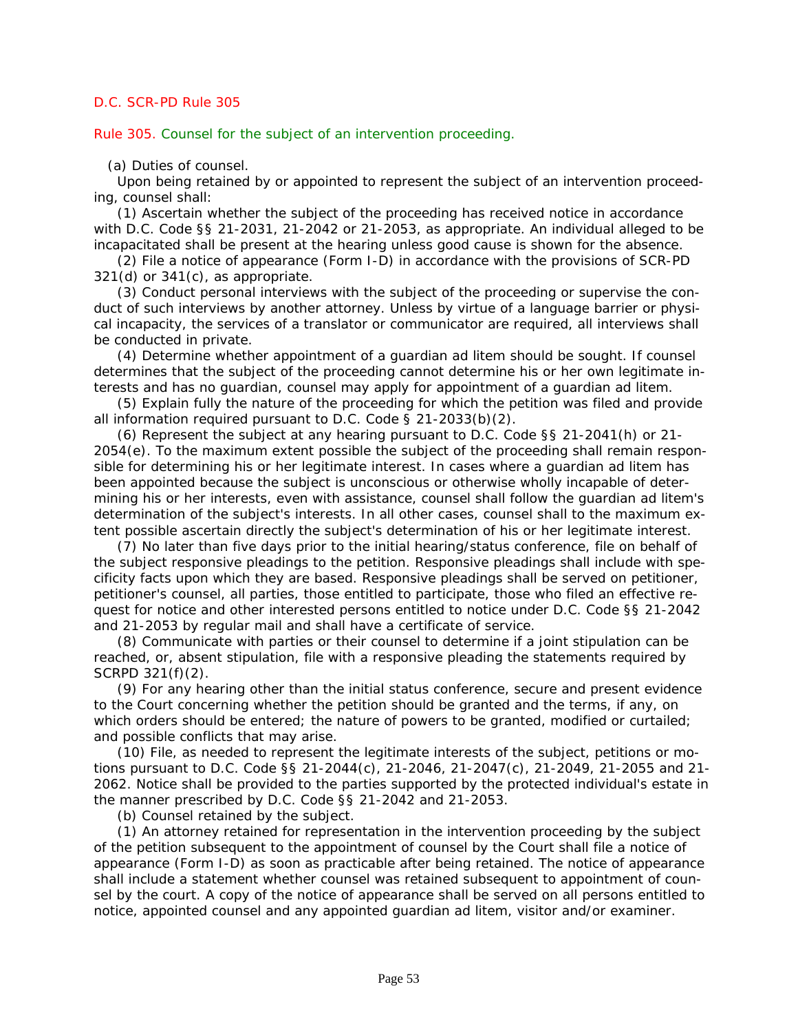D.C. SCR-PD Rule 305

Rule 305. Counsel for the subject of an intervention proceeding.

(a) Duties of counsel.

Upon being retained by or appointed to represent the subject of an intervention proceeding, counsel shall:

(1) Ascertain whether the subject of the proceeding has received notice in accordance with D.C. Code §§ 21-2031, 21-2042 or 21-2053, as appropriate. An individual alleged to be incapacitated shall be present at the hearing unless good cause is shown for the absence.

(2) File a notice of appearance (Form I-D) in accordance with the provisions of SCR-PD 321(d) or 341(c), as appropriate.

(3) Conduct personal interviews with the subject of the proceeding or supervise the conduct of such interviews by another attorney. Unless by virtue of a language barrier or physical incapacity, the services of a translator or communicator are required, all interviews shall be conducted in private.

(4) Determine whether appointment of a guardian ad litem should be sought. If counsel determines that the subject of the proceeding cannot determine his or her own legitimate interests and has no guardian, counsel may apply for appointment of a guardian ad litem.

(5) Explain fully the nature of the proceeding for which the petition was filed and provide all information required pursuant to D.C. Code § 21-2033(b)(2).

(6) Represent the subject at any hearing pursuant to D.C. Code §§ 21-2041(h) or 21-2054(e). To the maximum extent possible the subject of the proceeding shall remain responsible for determining his or her legitimate interest. In cases where a guardian ad litem has been appointed because the subject is unconscious or otherwise wholly incapable of determining his or her interests, even with assistance, counsel shall follow the guardian ad litem's determination of the subject's interests. In all other cases, counsel shall to the maximum extent possible ascertain directly the subject's determination of his or her legitimate interest.

(7) No later than five days prior to the initial hearing/status conference, file on behalf of the subject responsive pleadings to the petition. Responsive pleadings shall include with specificity facts upon which they are based. Responsive pleadings shall be served on petitioner, petitioner's counsel, all parties, those entitled to participate, those who filed an effective request for notice and other interested persons entitled to notice under D.C. Code §§ 21-2042 and 21-2053 by regular mail and shall have a certificate of service.

(8) Communicate with parties or their counsel to determine if a joint stipulation can be reached, or, absent stipulation, file with a responsive pleading the statements required by SCRPD 321(f)(2).

(9) For any hearing other than the initial status conference, secure and present evidence to the Court concerning whether the petition should be granted and the terms, if any, on which orders should be entered; the nature of powers to be granted, modified or curtailed; and possible conflicts that may arise.

(10) File, as needed to represent the legitimate interests of the subject, petitions or motions pursuant to D.C. Code §§ 21-2044(c), 21-2046, 21-2047(c), 21-2049, 21-2055 and 21-2062. Notice shall be provided to the parties supported by the protected individual's estate in the manner prescribed by D.C. Code §§ 21-2042 and 21-2053.

(b) Counsel retained by the subject.

(1) An attorney retained for representation in the intervention proceeding by the subject of the petition subsequent to the appointment of counsel by the Court shall file a notice of appearance (Form I-D) as soon as practicable after being retained. The notice of appearance shall include a statement whether counsel was retained subsequent to appointment of counsel by the court. A copy of the notice of appearance shall be served on all persons entitled to notice, appointed counsel and any appointed guardian ad litem, visitor and/or examiner.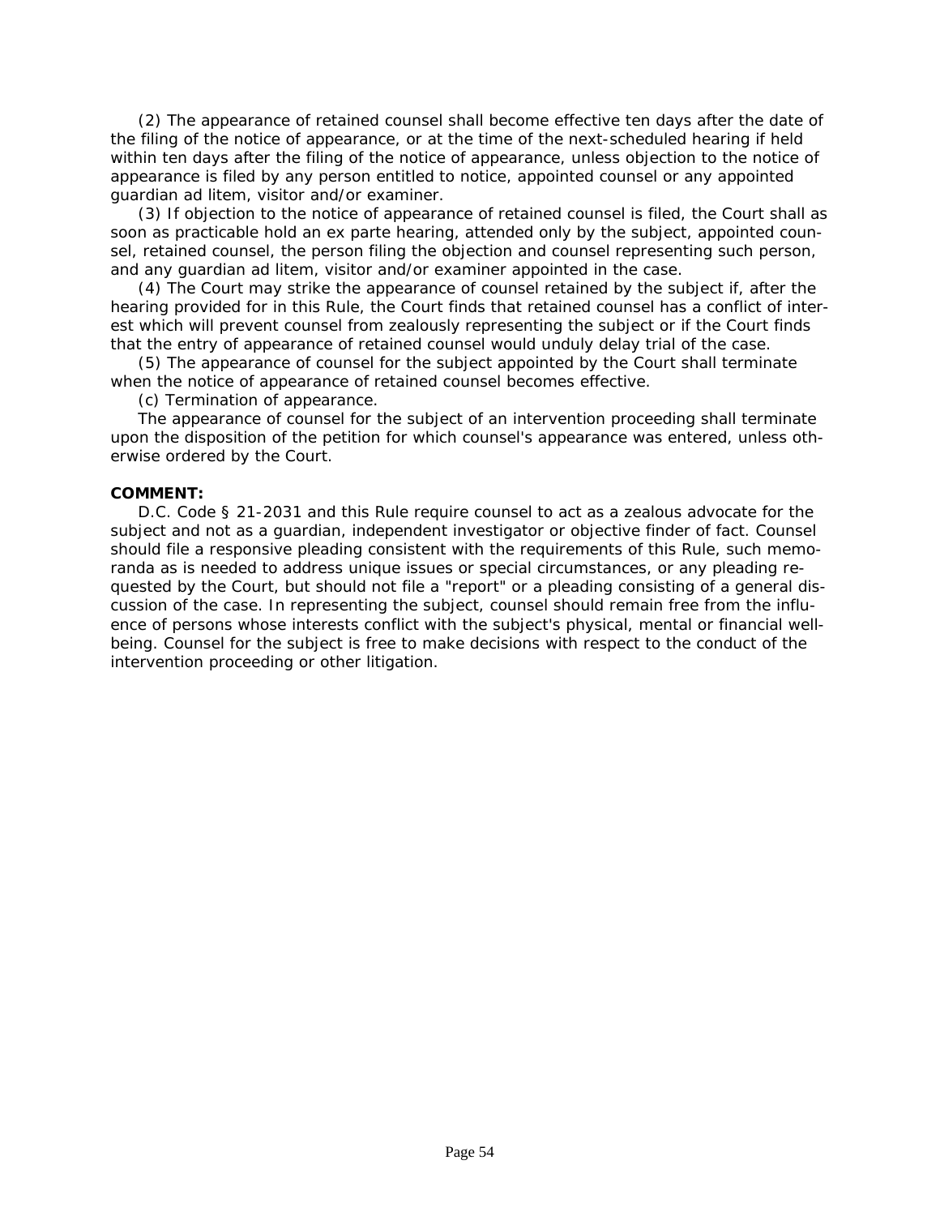(2) The appearance of retained counsel shall become effective ten days after the date of the filing of the notice of appearance, or at the time of the next-scheduled hearing if held within ten days after the filing of the notice of appearance, unless objection to the notice of appearance is filed by any person entitled to notice, appointed counsel or any appointed guardian ad litem, visitor and/or examiner.

(3) If objection to the notice of appearance of retained counsel is filed, the Court shall as soon as practicable hold an ex parte hearing, attended only by the subject, appointed counsel, retained counsel, the person filing the objection and counsel representing such person, and any guardian ad litem, visitor and/or examiner appointed in the case.

(4) The Court may strike the appearance of counsel retained by the subject if, after the hearing provided for in this Rule, the Court finds that retained counsel has a conflict of interest which will prevent counsel from zealously representing the subject or if the Court finds that the entry of appearance of retained counsel would unduly delay trial of the case.

(5) The appearance of counsel for the subject appointed by the Court shall terminate when the notice of appearance of retained counsel becomes effective.

(c) Termination of appearance.

The appearance of counsel for the subject of an intervention proceeding shall terminate upon the disposition of the petition for which counsel's appearance was entered, unless otherwise ordered by the Court.

**COMMENT:**

D.C. Code § 21-2031 and this Rule require counsel to act as a zealous advocate for the subject and not as a guardian, independent investigator or objective finder of fact. Counsel should file a responsive pleading consistent with the requirements of this Rule, such memoranda as is needed to address unique issues or special circumstances, or any pleading requested by the Court, but should not file a "report" or a pleading consisting of a general discussion of the case. In representing the subject, counsel should remain free from the influence of persons whose interests conflict with the subject's physical, mental or financial well-being. Counsel for the subject is free to make decisions with respect to the conduct of the intervention proceeding or other litigation.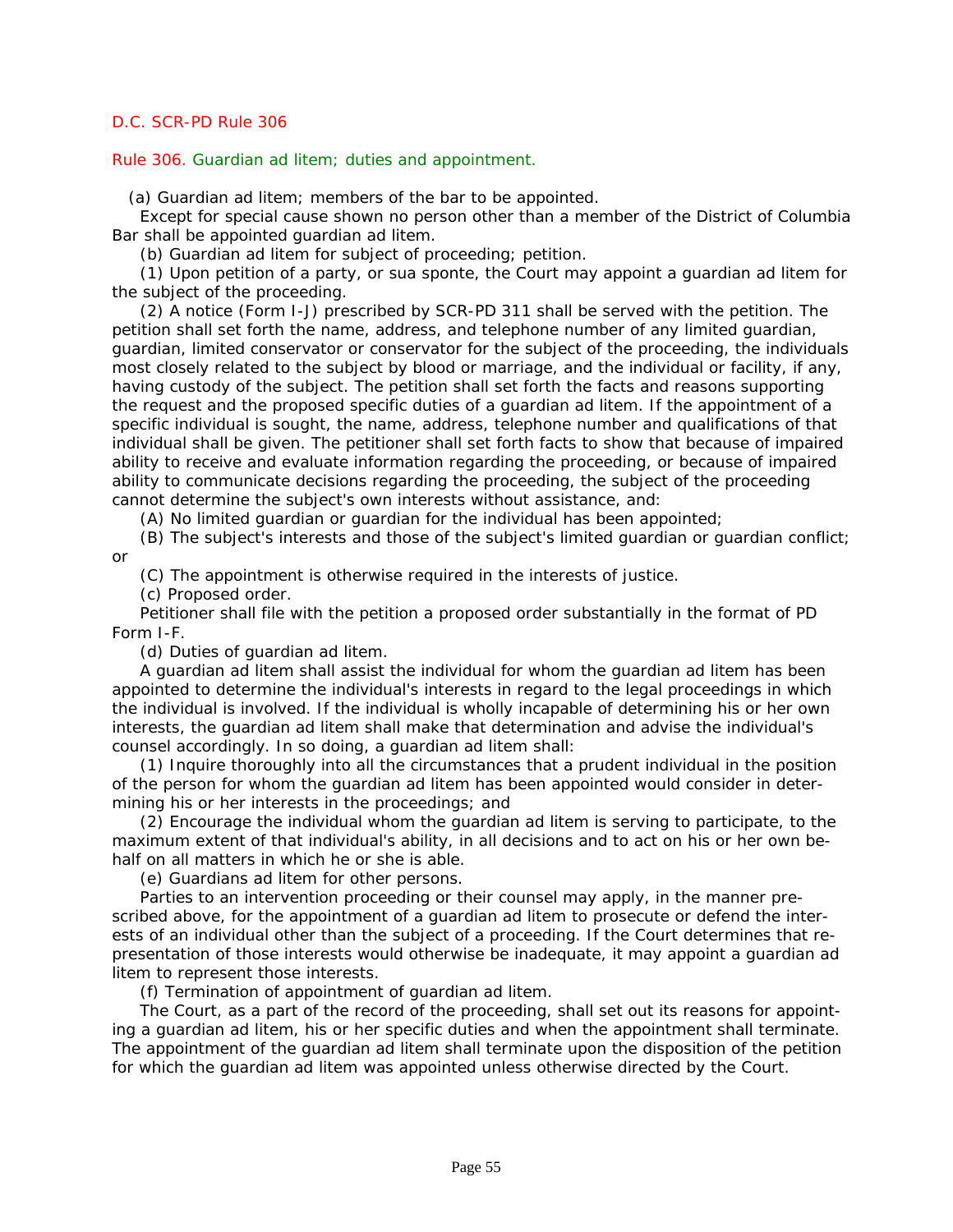D.C. SCR-PD Rule 306

## Rule 306. Guardian ad litem; duties and appointment.

(a) Guardian ad litem; members of the bar to be appointed.

Except for special cause shown no person other than a member of the District of Columbia Bar shall be appointed guardian ad litem.

(b) Guardian ad litem for subject of proceeding; petition.

(1) Upon petition of a party, or sua sponte, the Court may appoint a guardian ad litem for the subject of the proceeding.

(2) A notice (Form I-J) prescribed by SCR-PD 311 shall be served with the petition. The petition shall set forth the name, address, and telephone number of any limited guardian, guardian, limited conservator or conservator for the subject of the proceeding, the individuals most closely related to the subject by blood or marriage, and the individual or facility, if any, having custody of the subject. The petition shall set forth the facts and reasons supporting the request and the proposed specific duties of a guardian ad litem. If the appointment of a specific individual is sought, the name, address, telephone number and qualifications of that individual shall be given. The petitioner shall set forth facts to show that because of impaired ability to receive and evaluate information regarding the proceeding, or because of impaired ability to communicate decisions regarding the proceeding, the subject of the proceeding cannot determine the subject's own interests without assistance, and:

(A) No limited guardian or guardian for the individual has been appointed;

(B) The subject's interests and those of the subject's limited guardian or guardian conflict; or

(C) The appointment is otherwise required in the interests of justice.

(c) Proposed order.

Petitioner shall file with the petition a proposed order substantially in the format of PD Form I-F.

(d) Duties of guardian ad litem.

A guardian ad litem shall assist the individual for whom the guardian ad litem has been appointed to determine the individual's interests in regard to the legal proceedings in which the individual is involved. If the individual is wholly incapable of determining his or her own interests, the guardian ad litem shall make that determination and advise the individual's counsel accordingly. In so doing, a guardian ad litem shall:

(1) Inquire thoroughly into all the circumstances that a prudent individual in the position of the person for whom the guardian ad litem has been appointed would consider in determining his or her interests in the proceedings; and

(2) Encourage the individual whom the guardian ad litem is serving to participate, to the maximum extent of that individual's ability, in all decisions and to act on his or her own behalf on all matters in which he or she is able.

(e) Guardians ad litem for other persons.

Parties to an intervention proceeding or their counsel may apply, in the manner prescribed above, for the appointment of a guardian ad litem to prosecute or defend the interests of an individual other than the subject of a proceeding. If the Court determines that representation of those interests would otherwise be inadequate, it may appoint a guardian ad litem to represent those interests.

(f) Termination of appointment of guardian ad litem.

The Court, as a part of the record of the proceeding, shall set out its reasons for appointing a guardian ad litem, his or her specific duties and when the appointment shall terminate. The appointment of the guardian ad litem shall terminate upon the disposition of the petition for which the guardian ad litem was appointed unless otherwise directed by the Court.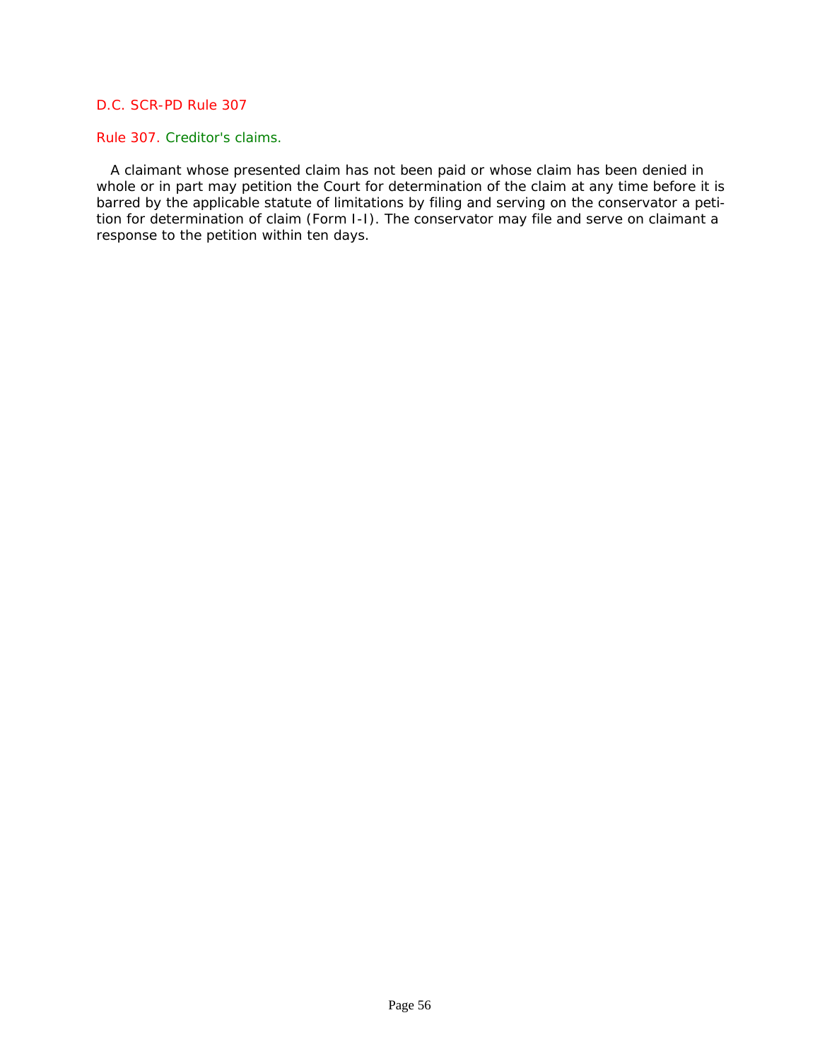D.C. SCR-PD Rule 307

## Rule 307. Creditor's claims.

A claimant whose presented claim has not been paid or whose claim has been denied in whole or in part may petition the Court for determination of the claim at any time before it is barred by the applicable statute of limitations by filing and serving on the conservator a petition for determination of claim (Form I-I). The conservator may file and serve on claimant a response to the petition within ten days.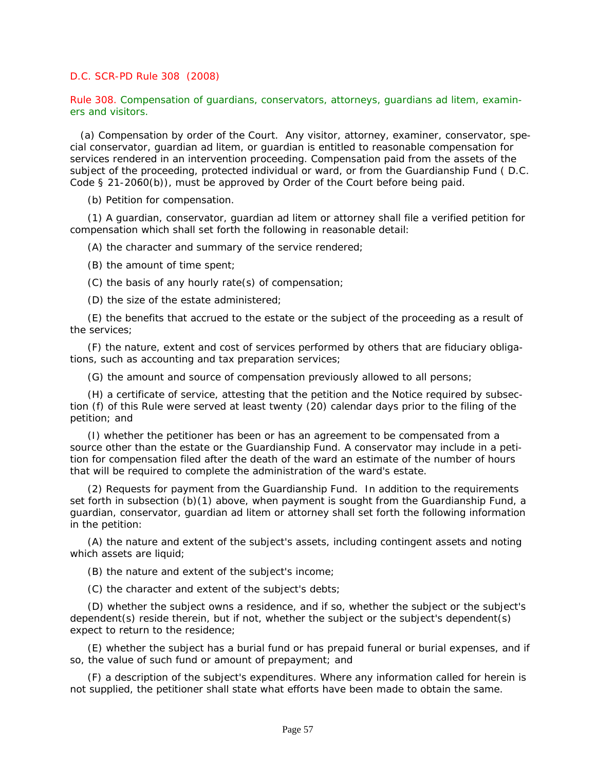D.C. SCR-PD Rule 308 (2008)

## Rule 308. Compensation of guardians, conservators, attorneys, guardians ad litem, examiners and visitors.

(a) Compensation by order of the Court. Any visitor, attorney, examiner, conservator, special conservator, guardian ad litem, or guardian is entitled to reasonable compensation for services rendered in an intervention proceeding. Compensation paid from the assets of the subject of the proceeding, protected individual or ward, or from the Guardianship Fund ( D.C. Code § 21-2060(b)), must be approved by Order of the Court before being paid.

(b) Petition for compensation.

(1) A guardian, conservator, guardian ad litem or attorney shall file a verified petition for compensation which shall set forth the following in reasonable detail:

(A) the character and summary of the service rendered;

(B) the amount of time spent;

(C) the basis of any hourly rate(s) of compensation;

(D) the size of the estate administered;

(E) the benefits that accrued to the estate or the subject of the proceeding as a result of the services;

(F) the nature, extent and cost of services performed by others that are fiduciary obligations, such as accounting and tax preparation services;

(G) the amount and source of compensation previously allowed to all persons;

(H) a certificate of service, attesting that the petition and the Notice required by subsection (f) of this Rule were served at least twenty (20) calendar days prior to the filing of the petition; and

(I) whether the petitioner has been or has an agreement to be compensated from a source other than the estate or the Guardianship Fund. A conservator may include in a petition for compensation filed after the death of the ward an estimate of the number of hours that will be required to complete the administration of the ward's estate.

(2) Requests for payment from the Guardianship Fund. In addition to the requirements set forth in subsection (b)(1) above, when payment is sought from the Guardianship Fund, a guardian, conservator, guardian ad litem or attorney shall set forth the following information in the petition:

(A) the nature and extent of the subject's assets, including contingent assets and noting which assets are liquid;

(B) the nature and extent of the subject's income;

(C) the character and extent of the subject's debts;

(D) whether the subject owns a residence, and if so, whether the subject or the subject's dependent(s) reside therein, but if not, whether the subject or the subject's dependent(s) expect to return to the residence;

(E) whether the subject has a burial fund or has prepaid funeral or burial expenses, and if so, the value of such fund or amount of prepayment; and

(F) a description of the subject's expenditures. Where any information called for herein is not supplied, the petitioner shall state what efforts have been made to obtain the same.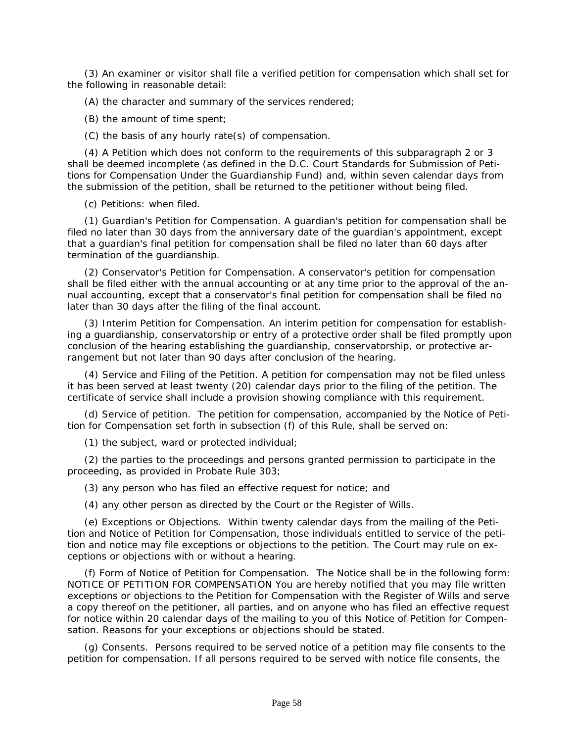(3) An examiner or visitor shall file a verified petition for compensation which shall set for the following in reasonable detail:

(A) the character and summary of the services rendered;

(B) the amount of time spent;

(C) the basis of any hourly rate(s) of compensation.

(4) A Petition which does not conform to the requirements of this subparagraph 2 or 3 shall be deemed incomplete (as defined in the D.C. Court Standards for Submission of Petitions for Compensation Under the Guardianship Fund) and, within seven calendar days from the submission of the petition, shall be returned to the petitioner without being filed.

(c) Petitions: when filed.

(1) Guardian's Petition for Compensation. A guardian's petition for compensation shall be filed no later than 30 days from the anniversary date of the guardian's appointment, except that a guardian's final petition for compensation shall be filed no later than 60 days after termination of the guardianship.

(2) Conservator's Petition for Compensation. A conservator's petition for compensation shall be filed either with the annual accounting or at any time prior to the approval of the annual accounting, except that a conservator's final petition for compensation shall be filed no later than 30 days after the filing of the final account.

(3) Interim Petition for Compensation. An interim petition for compensation for establishing a guardianship, conservatorship or entry of a protective order shall be filed promptly upon conclusion of the hearing establishing the guardianship, conservatorship, or protective arrangement but not later than 90 days after conclusion of the hearing.

(4) Service and Filing of the Petition. A petition for compensation may not be filed unless it has been served at least twenty (20) calendar days prior to the filing of the petition. The certificate of service shall include a provision showing compliance with this requirement.

(d) Service of petition. The petition for compensation, accompanied by the Notice of Petition for Compensation set forth in subsection (f) of this Rule, shall be served on:

(1) the subject, ward or protected individual;

(2) the parties to the proceedings and persons granted permission to participate in the proceeding, as provided in Probate Rule 303;

(3) any person who has filed an effective request for notice; and

(4) any other person as directed by the Court or the Register of Wills.

(e) Exceptions or Objections. Within twenty calendar days from the mailing of the Petition and Notice of Petition for Compensation, those individuals entitled to service of the petition and notice may file exceptions or objections to the petition. The Court may rule on exceptions or objections with or without a hearing.

(f) Form of Notice of Petition for Compensation. The Notice shall be in the following form: NOTICE OF PETITION FOR COMPENSATION You are hereby notified that you may file written exceptions or objections to the Petition for Compensation with the Register of Wills and serve a copy thereof on the petitioner, all parties, and on anyone who has filed an effective request for notice within 20 calendar days of the mailing to you of this Notice of Petition for Compensation. Reasons for your exceptions or objections should be stated.

(g) Consents. Persons required to be served notice of a petition may file consents to the petition for compensation. If all persons required to be served with notice file consents, the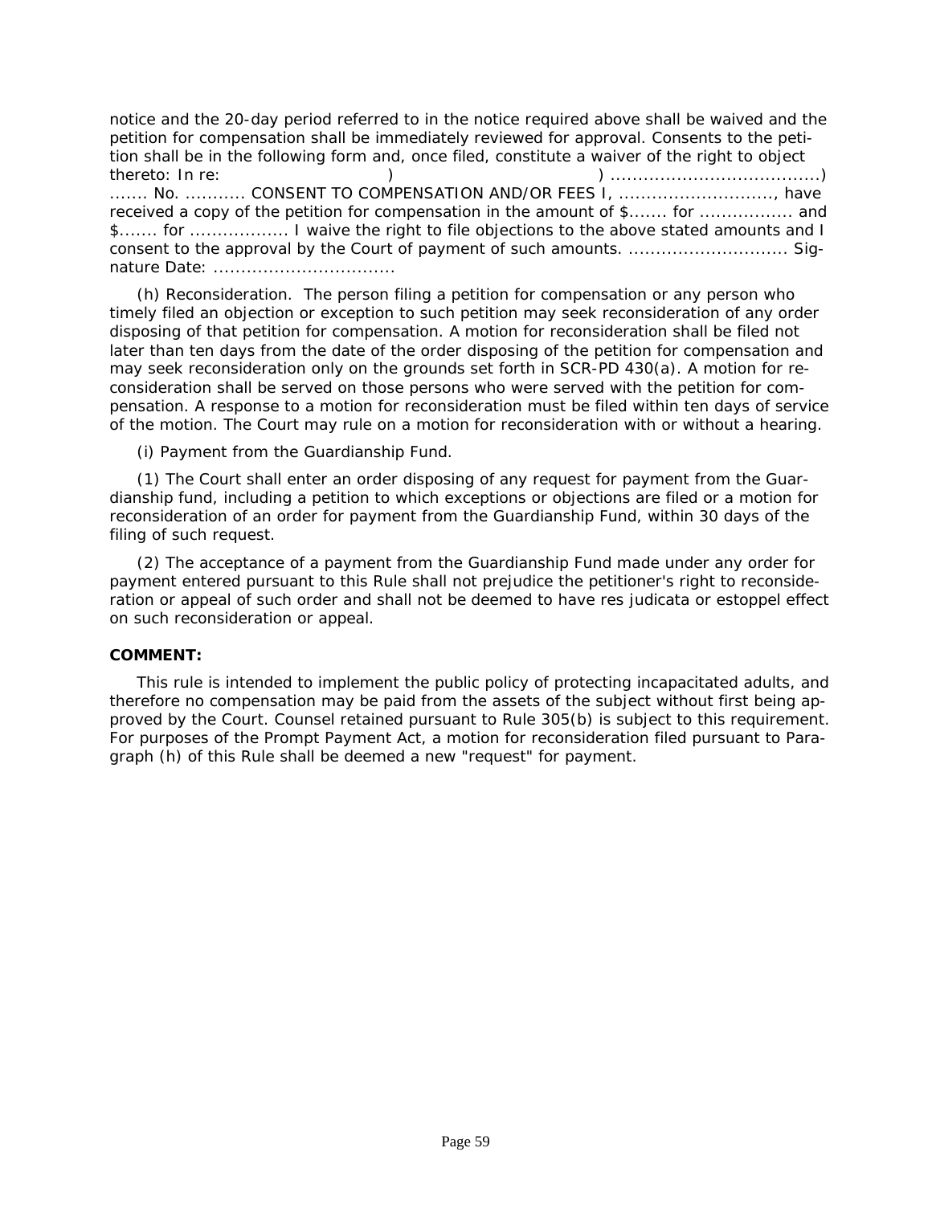notice and the 20-day period referred to in the notice required above shall be waived and the petition for compensation shall be immediately reviewed for approval. Consents to the petition shall be in the following form and, once filed, constitute a waiver of the right to object thereto: In re: ) ) .....................................) ....... No. ........... CONSENT TO COMPENSATION AND/OR FEES I, ............................, have received a copy of the petition for compensation in the amount of $....... for ................. and $....... for .................. I waive the right to file objections to the above stated amounts and I consent to the approval by the Court of payment of such amounts. ............................ Signature Date: ................................

(h) Reconsideration. The person filing a petition for compensation or any person who timely filed an objection or exception to such petition may seek reconsideration of any order disposing of that petition for compensation. A motion for reconsideration shall be filed not later than ten days from the date of the order disposing of the petition for compensation and may seek reconsideration only on the grounds set forth in SCR-PD 430(a). A motion for reconsideration shall be served on those persons who were served with the petition for compensation. A response to a motion for reconsideration must be filed within ten days of service of the motion. The Court may rule on a motion for reconsideration with or without a hearing.

(i) Payment from the Guardianship Fund.

(1) The Court shall enter an order disposing of any request for payment from the Guardianship fund, including a petition to which exceptions or objections are filed or a motion for reconsideration of an order for payment from the Guardianship Fund, within 30 days of the filing of such request.

(2) The acceptance of a payment from the Guardianship Fund made under any order for payment entered pursuant to this Rule shall not prejudice the petitioner's right to reconsideration or appeal of such order and shall not be deemed to have res judicata or estoppel effect on such reconsideration or appeal.

**COMMENT:**

This rule is intended to implement the public policy of protecting incapacitated adults, and therefore no compensation may be paid from the assets of the subject without first being approved by the Court. Counsel retained pursuant to Rule 305(b) is subject to this requirement. For purposes of the Prompt Payment Act, a motion for reconsideration filed pursuant to Paragraph (h) of this Rule shall be deemed a new "request" for payment.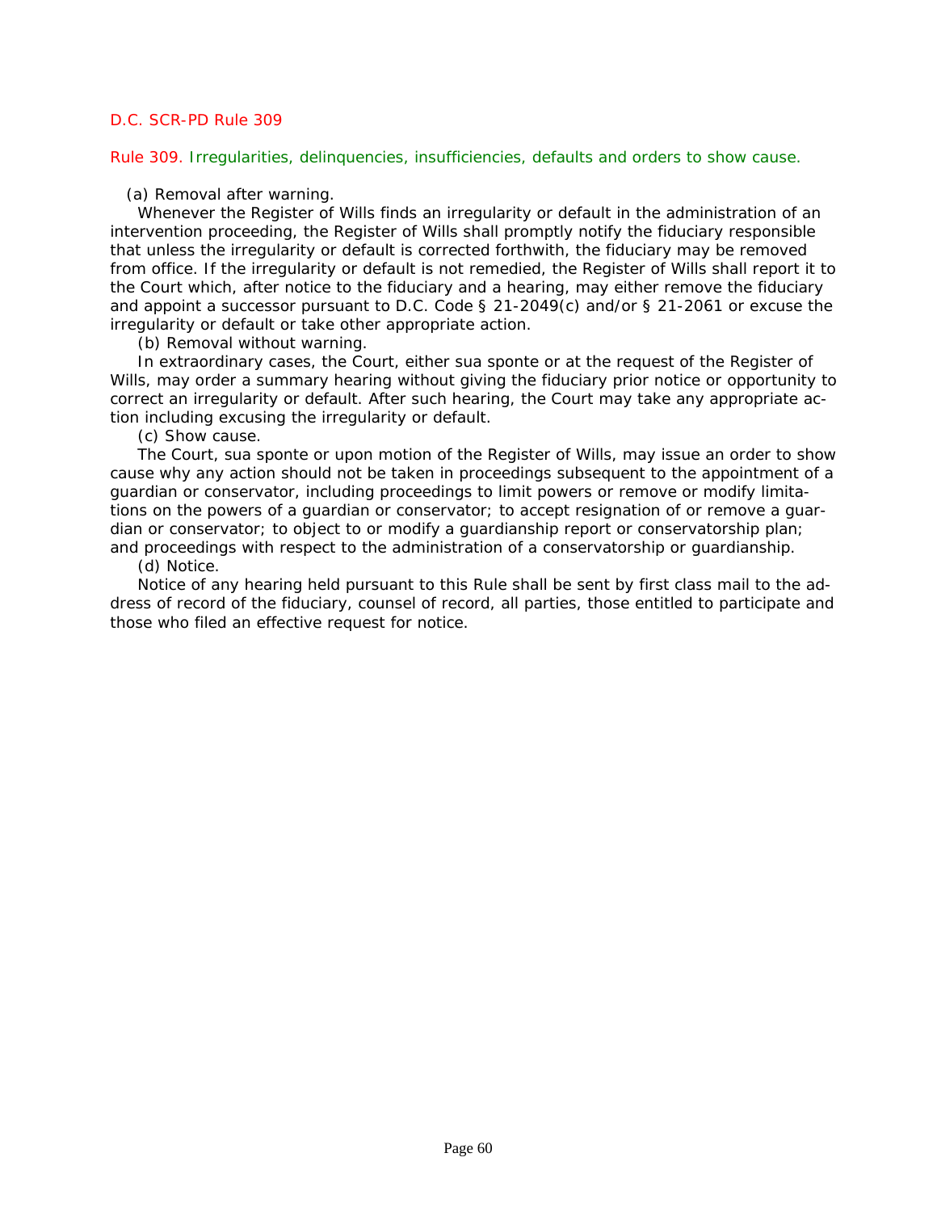D.C. SCR-PD Rule 309

## Rule 309. Irregularities, delinquencies, insufficiencies, defaults and orders to show cause.

(a) Removal after warning.

Whenever the Register of Wills finds an irregularity or default in the administration of an intervention proceeding, the Register of Wills shall promptly notify the fiduciary responsible that unless the irregularity or default is corrected forthwith, the fiduciary may be removed from office. If the irregularity or default is not remedied, the Register of Wills shall report it to the Court which, after notice to the fiduciary and a hearing, may either remove the fiduciary and appoint a successor pursuant to D.C. Code § 21-2049(c) and/or § 21-2061 or excuse the irregularity or default or take other appropriate action.

(b) Removal without warning.

In extraordinary cases, the Court, either sua sponte or at the request of the Register of Wills, may order a summary hearing without giving the fiduciary prior notice or opportunity to correct an irregularity or default. After such hearing, the Court may take any appropriate action including excusing the irregularity or default.

(c) Show cause.

The Court, sua sponte or upon motion of the Register of Wills, may issue an order to show cause why any action should not be taken in proceedings subsequent to the appointment of a guardian or conservator, including proceedings to limit powers or remove or modify limitations on the powers of a guardian or conservator; to accept resignation of or remove a guardian or conservator; to object to or modify a guardianship report or conservatorship plan; and proceedings with respect to the administration of a conservatorship or guardianship.

(d) Notice.

Notice of any hearing held pursuant to this Rule shall be sent by first class mail to the address of record of the fiduciary, counsel of record, all parties, those entitled to participate and those who filed an effective request for notice.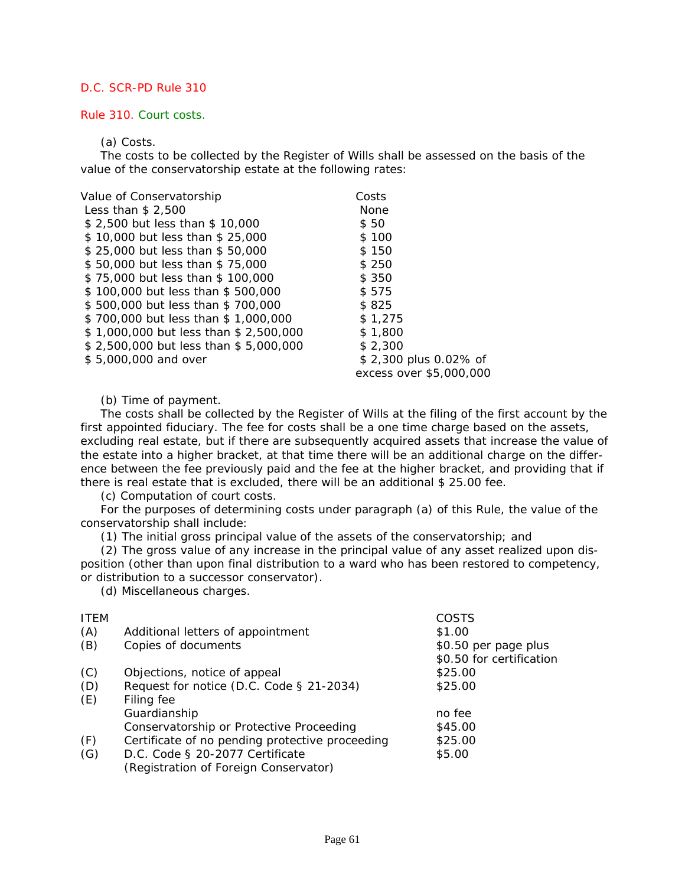D.C. SCR-PD Rule 310

## Rule 310. Court costs.

(a) Costs.

The costs to be collected by the Register of Wills shall be assessed on the basis of the value of the conservatorship estate at the following rates:

| Value of Conservatorship | Costs |
|---|---|
| Less than $ 2,500 | None |
| $ 2,500 but less than $ 10,000 | $ 50 |
| $ 10,000 but less than $ 25,000 | $ 100 |
| $ 25,000 but less than $ 50,000 | $ 150 |
| $ 50,000 but less than $ 75,000 | $ 250 |
| $ 75,000 but less than $ 100,000 | $ 350 |
| $ 100,000 but less than $ 500,000 | $ 575 |
| $ 500,000 but less than $ 700,000 | $ 825 |
| $ 700,000 but less than $ 1,000,000 | $ 1,275 |
| $ 1,000,000 but less than $ 2,500,000 | $ 1,800 |
| $ 2,500,000 but less than $ 5,000,000 | $ 2,300 |
| $ 5,000,000 and over | $ 2,300 plus 0.02% of excess over $5,000,000 |

(b) Time of payment.

The costs shall be collected by the Register of Wills at the filing of the first account by the first appointed fiduciary. The fee for costs shall be a one time charge based on the assets, excluding real estate, but if there are subsequently acquired assets that increase the value of the estate into a higher bracket, at that time there will be an additional charge on the difference between the fee previously paid and the fee at the higher bracket, and providing that if there is real estate that is excluded, there will be an additional $ 25.00 fee.

(c) Computation of court costs.

For the purposes of determining costs under paragraph (a) of this Rule, the value of the conservatorship shall include:

(1) The initial gross principal value of the assets of the conservatorship; and

(2) The gross value of any increase in the principal value of any asset realized upon disposition (other than upon final distribution to a ward who has been restored to competency, or distribution to a successor conservator).

(d) Miscellaneous charges.

| ITEM | | COSTS |
|---|---|---|
| (A) | Additional letters of appointment | $1.00 |
| (B) | Copies of documents | $0.50 per page plus $0.50 for certification |
| (C) | Objections, notice of appeal | $25.00 |
| (D) | Request for notice (D.C. Code § 21-2034) | $25.00 |
| (E) | Filing fee | |
| | Guardianship | no fee |
| | Conservatorship or Protective Proceeding | $45.00 |
| (F) | Certificate of no pending protective proceeding | $25.00 |
| (G) | D.C. Code § 20-2077 Certificate (Registration of Foreign Conservator) | $5.00 |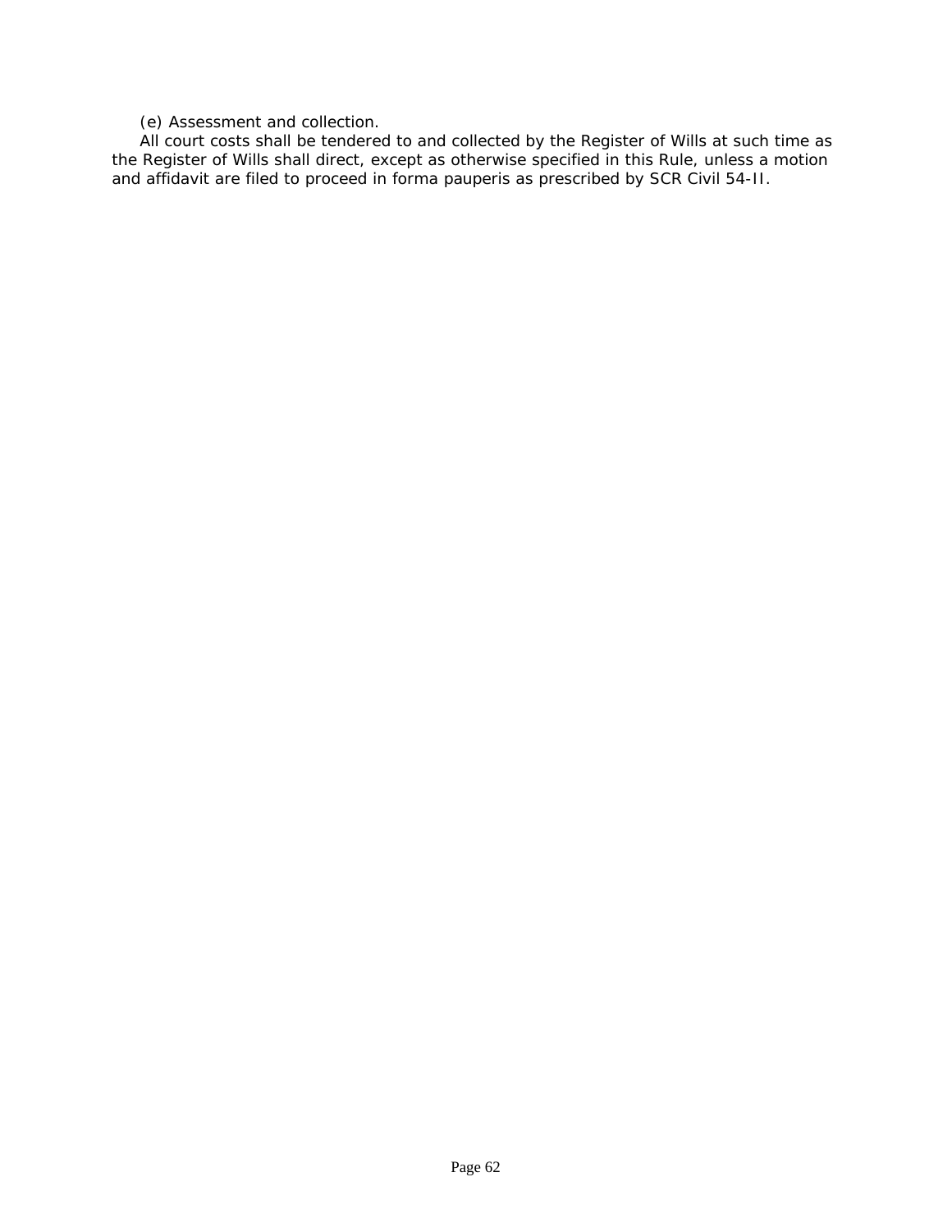(e) Assessment and collection.

All court costs shall be tendered to and collected by the Register of Wills at such time as the Register of Wills shall direct, except as otherwise specified in this Rule, unless a motion and affidavit are filed to proceed in forma pauperis as prescribed by SCR Civil 54-II.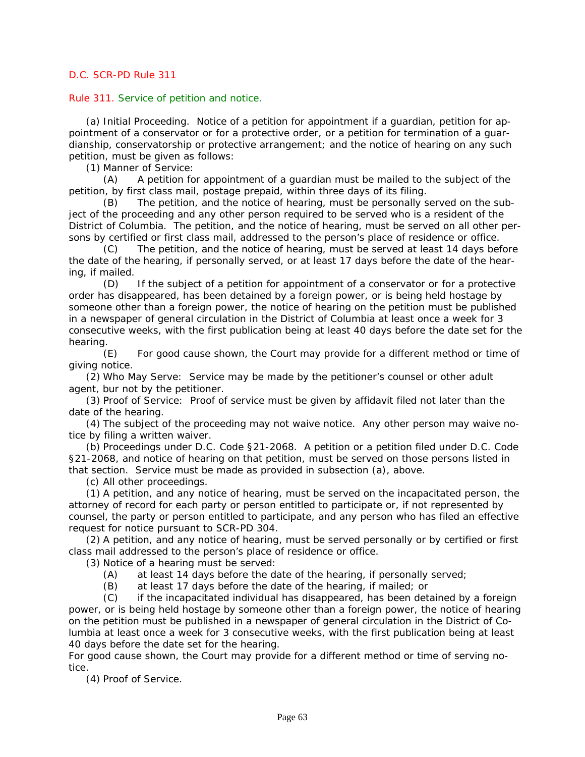D.C. SCR-PD Rule 311

Rule 311. Service of petition and notice.

(a) Initial Proceeding. Notice of a petition for appointment if a guardian, petition for appointment of a conservator or for a protective order, or a petition for termination of a guardianship, conservatorship or protective arrangement; and the notice of hearing on any such petition, must be given as follows:

(1) Manner of Service:

(A) A petition for appointment of a guardian must be mailed to the subject of the petition, by first class mail, postage prepaid, within three days of its filing.

(B) The petition, and the notice of hearing, must be personally served on the subject of the proceeding and any other person required to be served who is a resident of the District of Columbia. The petition, and the notice of hearing, must be served on all other persons by certified or first class mail, addressed to the person's place of residence or office.

(C) The petition, and the notice of hearing, must be served at least 14 days before the date of the hearing, if personally served, or at least 17 days before the date of the hearing, if mailed.

(D) If the subject of a petition for appointment of a conservator or for a protective order has disappeared, has been detained by a foreign power, or is being held hostage by someone other than a foreign power, the notice of hearing on the petition must be published in a newspaper of general circulation in the District of Columbia at least once a week for 3 consecutive weeks, with the first publication being at least 40 days before the date set for the hearing.

(E) For good cause shown, the Court may provide for a different method or time of giving notice.

(2) Who May Serve: Service may be made by the petitioner's counsel or other adult agent, bur not by the petitioner.

(3) Proof of Service: Proof of service must be given by affidavit filed not later than the date of the hearing.

(4) The subject of the proceeding may not waive notice. Any other person may waive notice by filing a written waiver.

(b) Proceedings under D.C. Code §21-2068. A petition or a petition filed under D.C. Code §21-2068, and notice of hearing on that petition, must be served on those persons listed in that section. Service must be made as provided in subsection (a), above.

(c) All other proceedings.

(1) A petition, and any notice of hearing, must be served on the incapacitated person, the attorney of record for each party or person entitled to participate or, if not represented by counsel, the party or person entitled to participate, and any person who has filed an effective request for notice pursuant to SCR-PD 304.

(2) A petition, and any notice of hearing, must be served personally or by certified or first class mail addressed to the person's place of residence or office.

(3) Notice of a hearing must be served:

(A) at least 14 days before the date of the hearing, if personally served;

(B) at least 17 days before the date of the hearing, if mailed; or

(C) if the incapacitated individual has disappeared, has been detained by a foreign power, or is being held hostage by someone other than a foreign power, the notice of hearing on the petition must be published in a newspaper of general circulation in the District of Columbia at least once a week for 3 consecutive weeks, with the first publication being at least 40 days before the date set for the hearing.

For good cause shown, the Court may provide for a different method or time of serving notice.

(4) Proof of Service.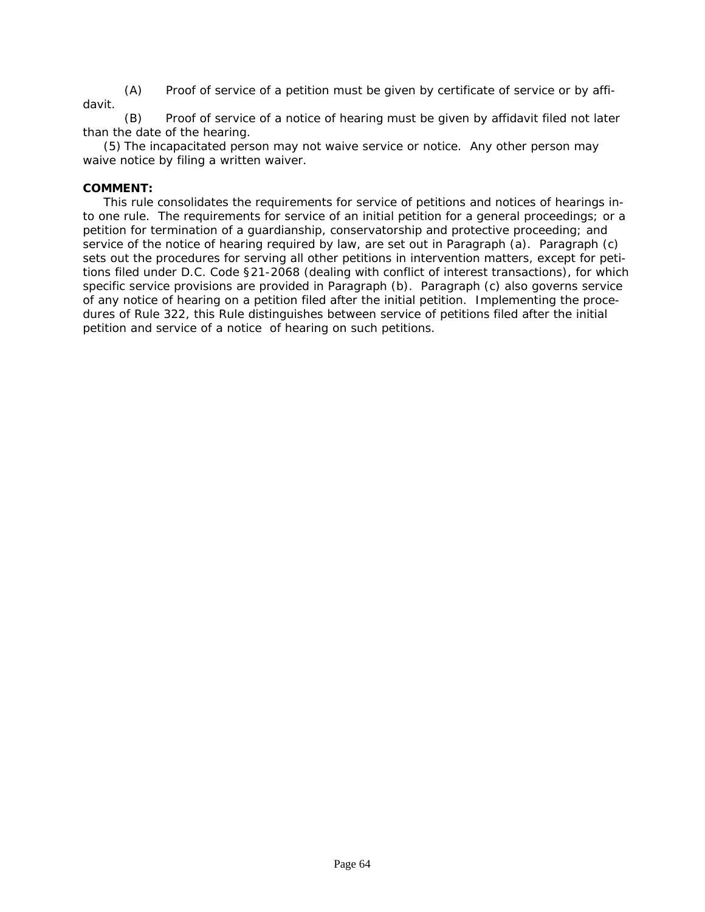(A) Proof of service of a petition must be given by certificate of service or by affidavit.

(B) Proof of service of a notice of hearing must be given by affidavit filed not later than the date of the hearing.

(5) The incapacitated person may not waive service or notice. Any other person may waive notice by filing a written waiver.

**COMMENT:**

This rule consolidates the requirements for service of petitions and notices of hearings into one rule. The requirements for service of an initial petition for a general proceedings; or a petition for termination of a guardianship, conservatorship and protective proceeding; and service of the notice of hearing required by law, are set out in Paragraph (a). Paragraph (c) sets out the procedures for serving all other petitions in intervention matters, except for petitions filed under D.C. Code §21-2068 (dealing with conflict of interest transactions), for which specific service provisions are provided in Paragraph (b). Paragraph (c) also governs service of any notice of hearing on a petition filed after the initial petition. Implementing the procedures of Rule 322, this Rule distinguishes between service of petitions filed after the initial petition and service of a notice of hearing on such petitions.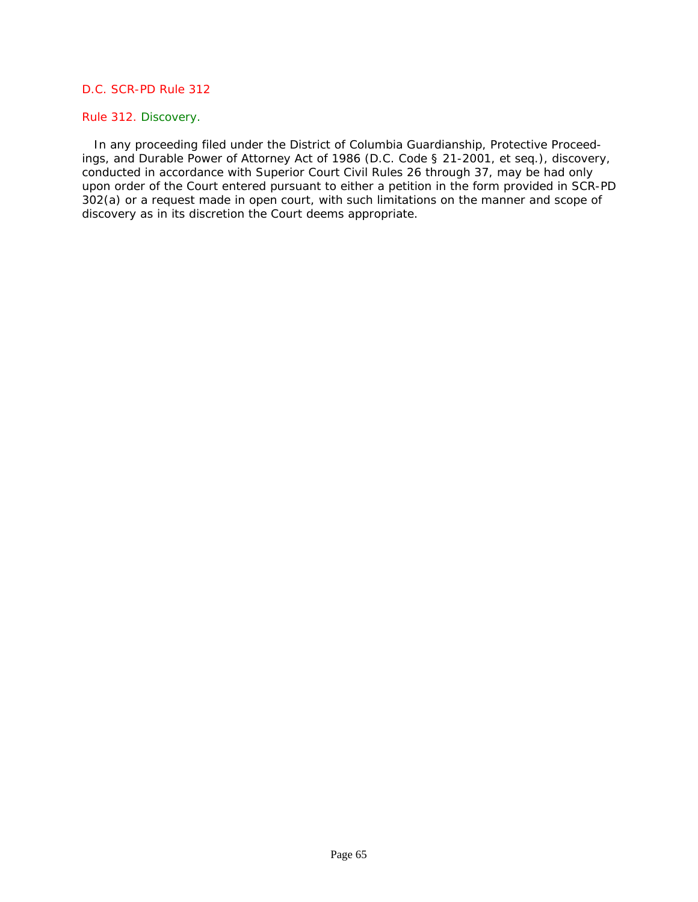D.C. SCR-PD Rule 312

## Rule 312. Discovery.

In any proceeding filed under the District of Columbia Guardianship, Protective Proceedings, and Durable Power of Attorney Act of 1986 (D.C. Code § 21-2001, et seq.), discovery, conducted in accordance with Superior Court Civil Rules 26 through 37, may be had only upon order of the Court entered pursuant to either a petition in the form provided in SCR-PD 302(a) or a request made in open court, with such limitations on the manner and scope of discovery as in its discretion the Court deems appropriate.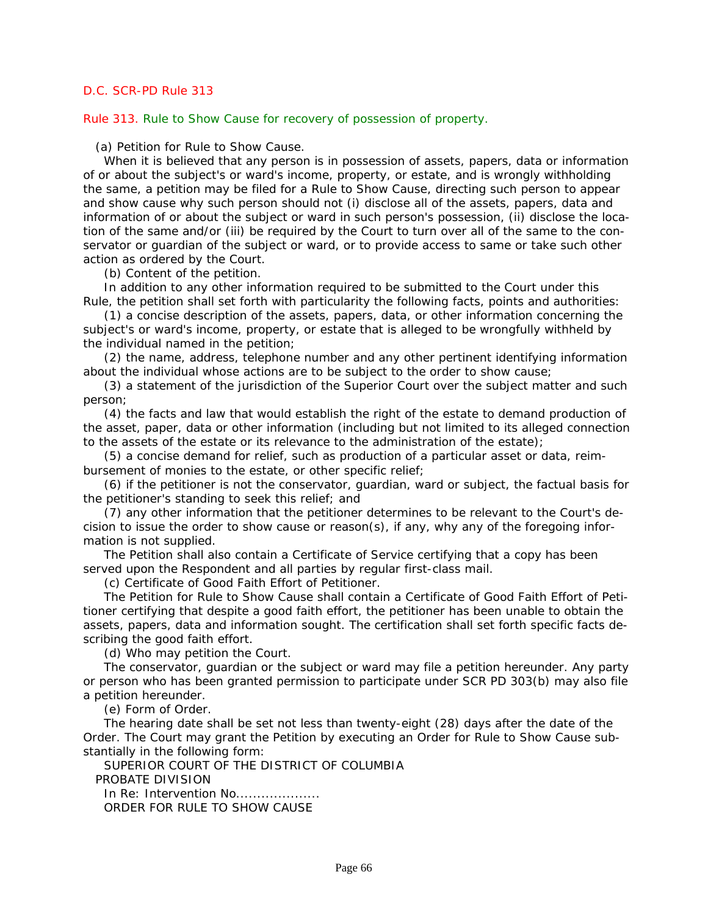D.C. SCR-PD Rule 313

## Rule 313. Rule to Show Cause for recovery of possession of property.

(a) Petition for Rule to Show Cause.

When it is believed that any person is in possession of assets, papers, data or information of or about the subject's or ward's income, property, or estate, and is wrongly withholding the same, a petition may be filed for a Rule to Show Cause, directing such person to appear and show cause why such person should not (i) disclose all of the assets, papers, data and information of or about the subject or ward in such person's possession, (ii) disclose the location of the same and/or (iii) be required by the Court to turn over all of the same to the conservator or guardian of the subject or ward, or to provide access to same or take such other action as ordered by the Court.

(b) Content of the petition.

In addition to any other information required to be submitted to the Court under this Rule, the petition shall set forth with particularity the following facts, points and authorities:

(1) a concise description of the assets, papers, data, or other information concerning the subject's or ward's income, property, or estate that is alleged to be wrongfully withheld by the individual named in the petition;

(2) the name, address, telephone number and any other pertinent identifying information about the individual whose actions are to be subject to the order to show cause;

(3) a statement of the jurisdiction of the Superior Court over the subject matter and such person;

(4) the facts and law that would establish the right of the estate to demand production of the asset, paper, data or other information (including but not limited to its alleged connection to the assets of the estate or its relevance to the administration of the estate);

(5) a concise demand for relief, such as production of a particular asset or data, reimbursement of monies to the estate, or other specific relief;

(6) if the petitioner is not the conservator, guardian, ward or subject, the factual basis for the petitioner's standing to seek this relief; and

(7) any other information that the petitioner determines to be relevant to the Court's decision to issue the order to show cause or reason(s), if any, why any of the foregoing information is not supplied.

The Petition shall also contain a Certificate of Service certifying that a copy has been served upon the Respondent and all parties by regular first-class mail.

(c) Certificate of Good Faith Effort of Petitioner.

The Petition for Rule to Show Cause shall contain a Certificate of Good Faith Effort of Petitioner certifying that despite a good faith effort, the petitioner has been unable to obtain the assets, papers, data and information sought. The certification shall set forth specific facts describing the good faith effort.

(d) Who may petition the Court.

The conservator, guardian or the subject or ward may file a petition hereunder. Any party or person who has been granted permission to participate under SCR PD 303(b) may also file a petition hereunder.

(e) Form of Order.

The hearing date shall be set not less than twenty-eight (28) days after the date of the Order. The Court may grant the Petition by executing an Order for Rule to Show Cause substantially in the following form:

SUPERIOR COURT OF THE DISTRICT OF COLUMBIA

PROBATE DIVISION

In Re: Intervention No....................

ORDER FOR RULE TO SHOW CAUSE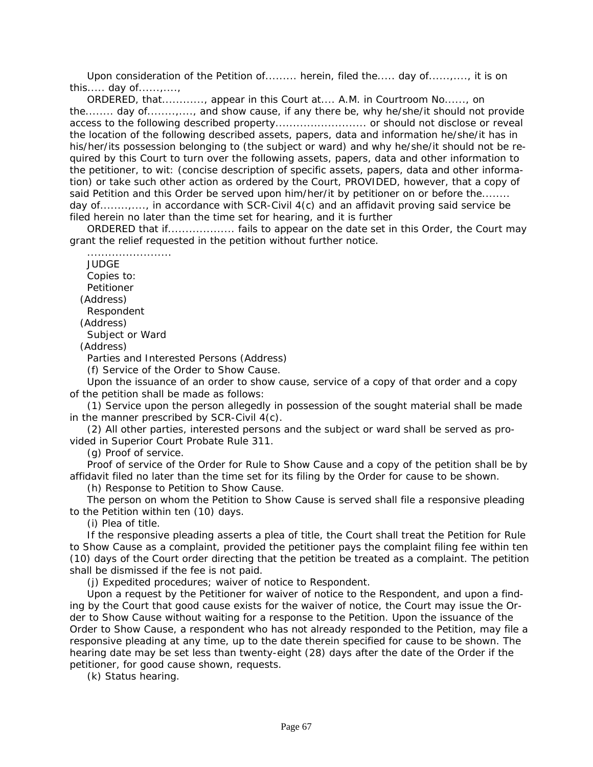Upon consideration of the Petition of......... herein, filed the..... day of......,...., it is on this..... day of......,....,

ORDERED, that............, appear in this Court at.... A.M. in Courtroom No......, on the........ day of........,...., and show cause, if any there be, why he/she/it should not provide access to the following described property.......................... or should not disclose or reveal the location of the following described assets, papers, data and information he/she/it has in his/her/its possession belonging to (the subject or ward) and why he/she/it should not be required by this Court to turn over the following assets, papers, data and other information to the petitioner, to wit: (concise description of specific assets, papers, data and other information) or take such other action as ordered by the Court, PROVIDED, however, that a copy of said Petition and this Order be served upon him/her/it by petitioner on or before the........ day of........,...., in accordance with SCR-Civil 4(c) and an affidavit proving said service be filed herein no later than the time set for hearing, and it is further

ORDERED that if................... fails to appear on the date set in this Order, the Court may grant the relief requested in the petition without further notice.

........................

JUDGE

Copies to:

Petitioner

(Address)

Respondent

(Address)

Subject or Ward

(Address)

Parties and Interested Persons (Address)

(f) Service of the Order to Show Cause.

Upon the issuance of an order to show cause, service of a copy of that order and a copy of the petition shall be made as follows:

(1) Service upon the person allegedly in possession of the sought material shall be made in the manner prescribed by SCR-Civil 4(c).

(2) All other parties, interested persons and the subject or ward shall be served as provided in Superior Court Probate Rule 311.

(g) Proof of service.

Proof of service of the Order for Rule to Show Cause and a copy of the petition shall be by affidavit filed no later than the time set for its filing by the Order for cause to be shown.

(h) Response to Petition to Show Cause.

The person on whom the Petition to Show Cause is served shall file a responsive pleading to the Petition within ten (10) days.

(i) Plea of title.

If the responsive pleading asserts a plea of title, the Court shall treat the Petition for Rule to Show Cause as a complaint, provided the petitioner pays the complaint filing fee within ten (10) days of the Court order directing that the petition be treated as a complaint. The petition shall be dismissed if the fee is not paid.

(j) Expedited procedures; waiver of notice to Respondent.

Upon a request by the Petitioner for waiver of notice to the Respondent, and upon a finding by the Court that good cause exists for the waiver of notice, the Court may issue the Order to Show Cause without waiting for a response to the Petition. Upon the issuance of the Order to Show Cause, a respondent who has not already responded to the Petition, may file a responsive pleading at any time, up to the date therein specified for cause to be shown. The hearing date may be set less than twenty-eight (28) days after the date of the Order if the petitioner, for good cause shown, requests.

(k) Status hearing.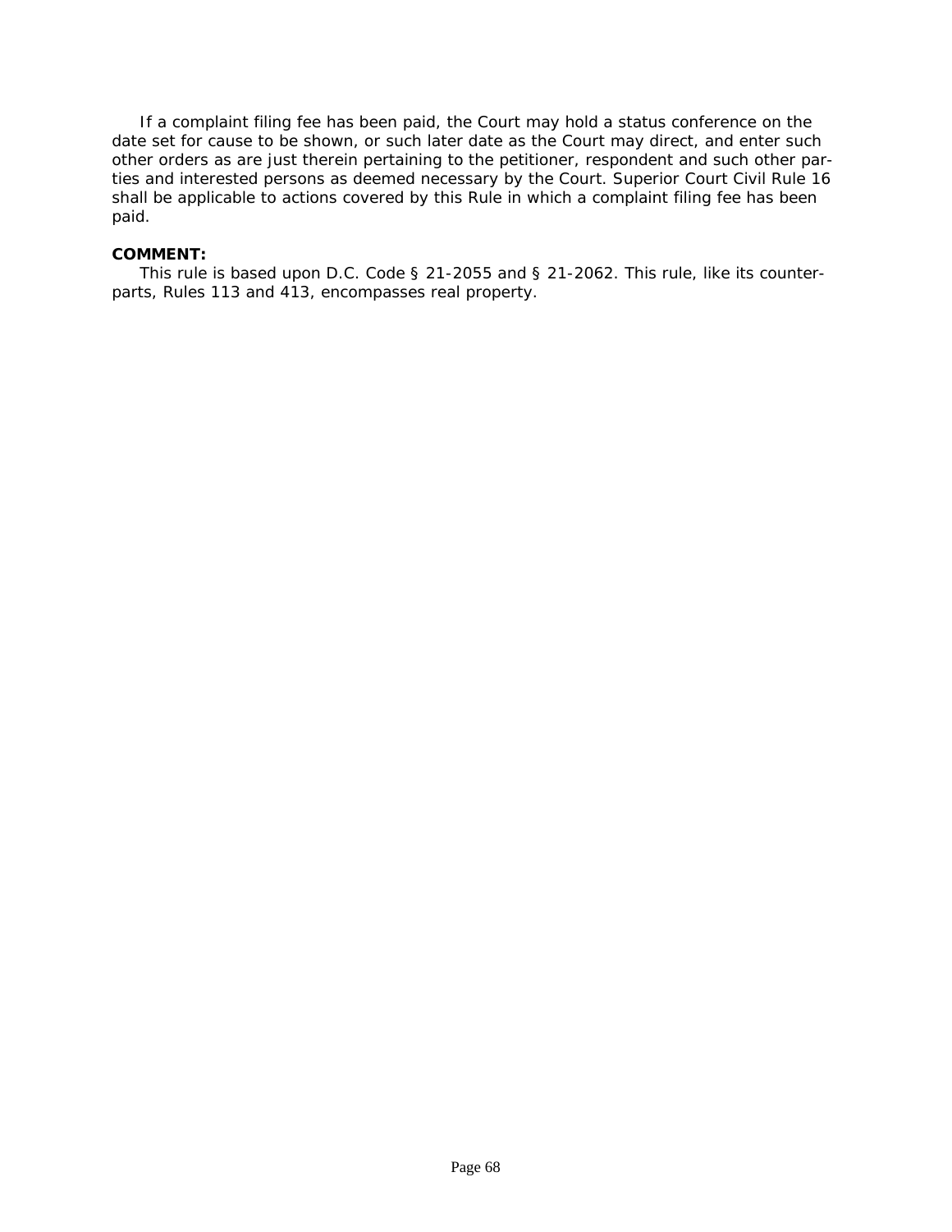If a complaint filing fee has been paid, the Court may hold a status conference on the date set for cause to be shown, or such later date as the Court may direct, and enter such other orders as are just therein pertaining to the petitioner, respondent and such other parties and interested persons as deemed necessary by the Court. Superior Court Civil Rule 16 shall be applicable to actions covered by this Rule in which a complaint filing fee has been paid.

**COMMENT:**

This rule is based upon D.C. Code § 21-2055 and § 21-2062. This rule, like its counterparts, Rules 113 and 413, encompasses real property.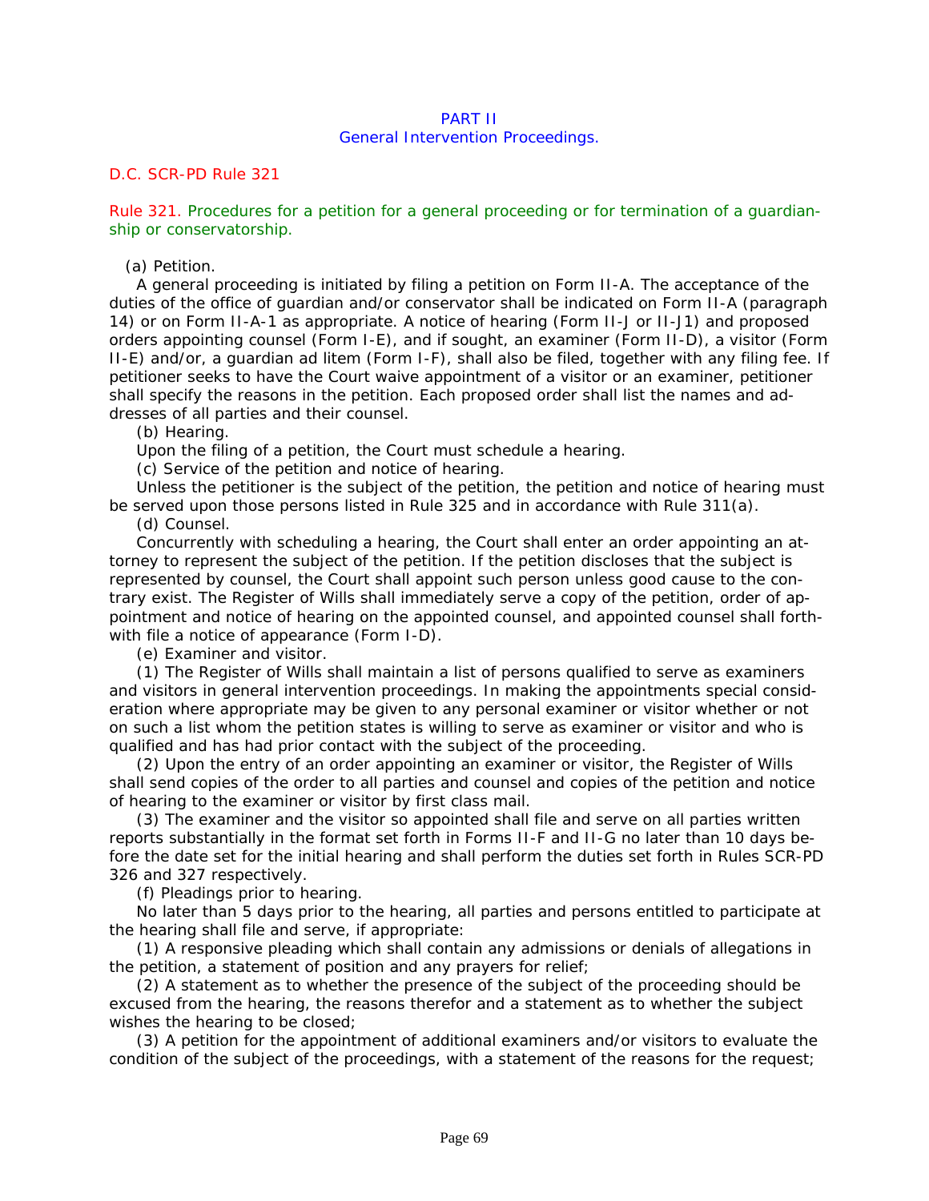## PART II
### General Intervention Proceedings.

D.C. SCR-PD Rule 321

### Rule 321. Procedures for a petition for a general proceeding or for termination of a guardianship or conservatorship.

(a) Petition.

A general proceeding is initiated by filing a petition on Form II-A. The acceptance of the duties of the office of guardian and/or conservator shall be indicated on Form II-A (paragraph 14) or on Form II-A-1 as appropriate. A notice of hearing (Form II-J or II-J1) and proposed orders appointing counsel (Form I-E), and if sought, an examiner (Form II-D), a visitor (Form II-E) and/or, a guardian ad litem (Form I-F), shall also be filed, together with any filing fee. If petitioner seeks to have the Court waive appointment of a visitor or an examiner, petitioner shall specify the reasons in the petition. Each proposed order shall list the names and addresses of all parties and their counsel.

(b) Hearing.

Upon the filing of a petition, the Court must schedule a hearing.

(c) Service of the petition and notice of hearing.

Unless the petitioner is the subject of the petition, the petition and notice of hearing must be served upon those persons listed in Rule 325 and in accordance with Rule 311(a).

(d) Counsel.

Concurrently with scheduling a hearing, the Court shall enter an order appointing an attorney to represent the subject of the petition. If the petition discloses that the subject is represented by counsel, the Court shall appoint such person unless good cause to the contrary exist. The Register of Wills shall immediately serve a copy of the petition, order of appointment and notice of hearing on the appointed counsel, and appointed counsel shall forthwith file a notice of appearance (Form I-D).

(e) Examiner and visitor.

(1) The Register of Wills shall maintain a list of persons qualified to serve as examiners and visitors in general intervention proceedings. In making the appointments special consideration where appropriate may be given to any personal examiner or visitor whether or not on such a list whom the petition states is willing to serve as examiner or visitor and who is qualified and has had prior contact with the subject of the proceeding.

(2) Upon the entry of an order appointing an examiner or visitor, the Register of Wills shall send copies of the order to all parties and counsel and copies of the petition and notice of hearing to the examiner or visitor by first class mail.

(3) The examiner and the visitor so appointed shall file and serve on all parties written reports substantially in the format set forth in Forms II-F and II-G no later than 10 days before the date set for the initial hearing and shall perform the duties set forth in Rules SCR-PD 326 and 327 respectively.

(f) Pleadings prior to hearing.

No later than 5 days prior to the hearing, all parties and persons entitled to participate at the hearing shall file and serve, if appropriate:

(1) A responsive pleading which shall contain any admissions or denials of allegations in the petition, a statement of position and any prayers for relief;

(2) A statement as to whether the presence of the subject of the proceeding should be excused from the hearing, the reasons therefor and a statement as to whether the subject wishes the hearing to be closed;

(3) A petition for the appointment of additional examiners and/or visitors to evaluate the condition of the subject of the proceedings, with a statement of the reasons for the request;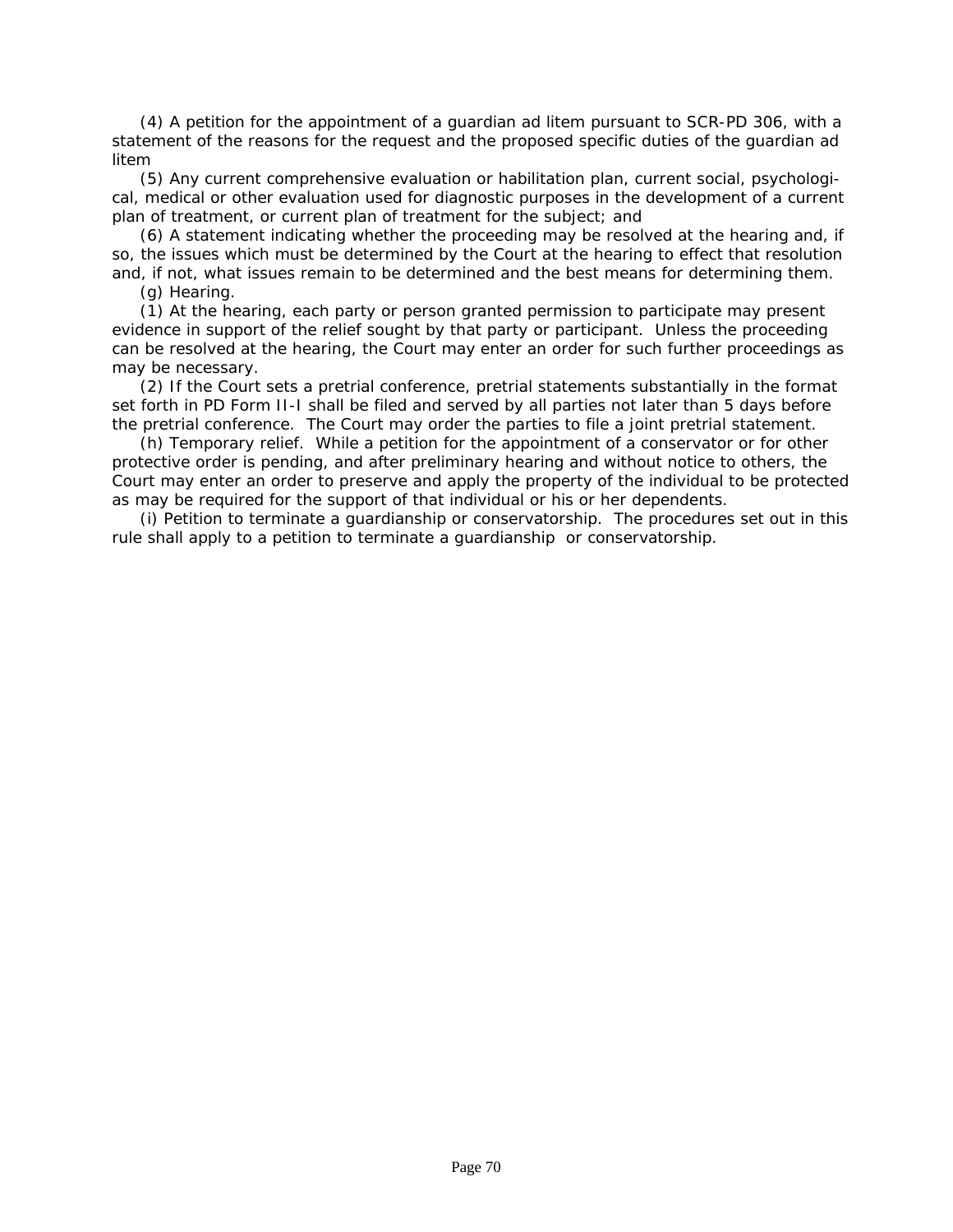(4) A petition for the appointment of a guardian ad litem pursuant to SCR-PD 306, with a statement of the reasons for the request and the proposed specific duties of the guardian ad litem

(5) Any current comprehensive evaluation or habilitation plan, current social, psychological, medical or other evaluation used for diagnostic purposes in the development of a current plan of treatment, or current plan of treatment for the subject; and

(6) A statement indicating whether the proceeding may be resolved at the hearing and, if so, the issues which must be determined by the Court at the hearing to effect that resolution and, if not, what issues remain to be determined and the best means for determining them.

(g) Hearing.

(1) At the hearing, each party or person granted permission to participate may present evidence in support of the relief sought by that party or participant. Unless the proceeding can be resolved at the hearing, the Court may enter an order for such further proceedings as may be necessary.

(2) If the Court sets a pretrial conference, pretrial statements substantially in the format set forth in PD Form II-I shall be filed and served by all parties not later than 5 days before the pretrial conference. The Court may order the parties to file a joint pretrial statement.

(h) Temporary relief. While a petition for the appointment of a conservator or for other protective order is pending, and after preliminary hearing and without notice to others, the Court may enter an order to preserve and apply the property of the individual to be protected as may be required for the support of that individual or his or her dependents.

(i) Petition to terminate a guardianship or conservatorship. The procedures set out in this rule shall apply to a petition to terminate a guardianship or conservatorship.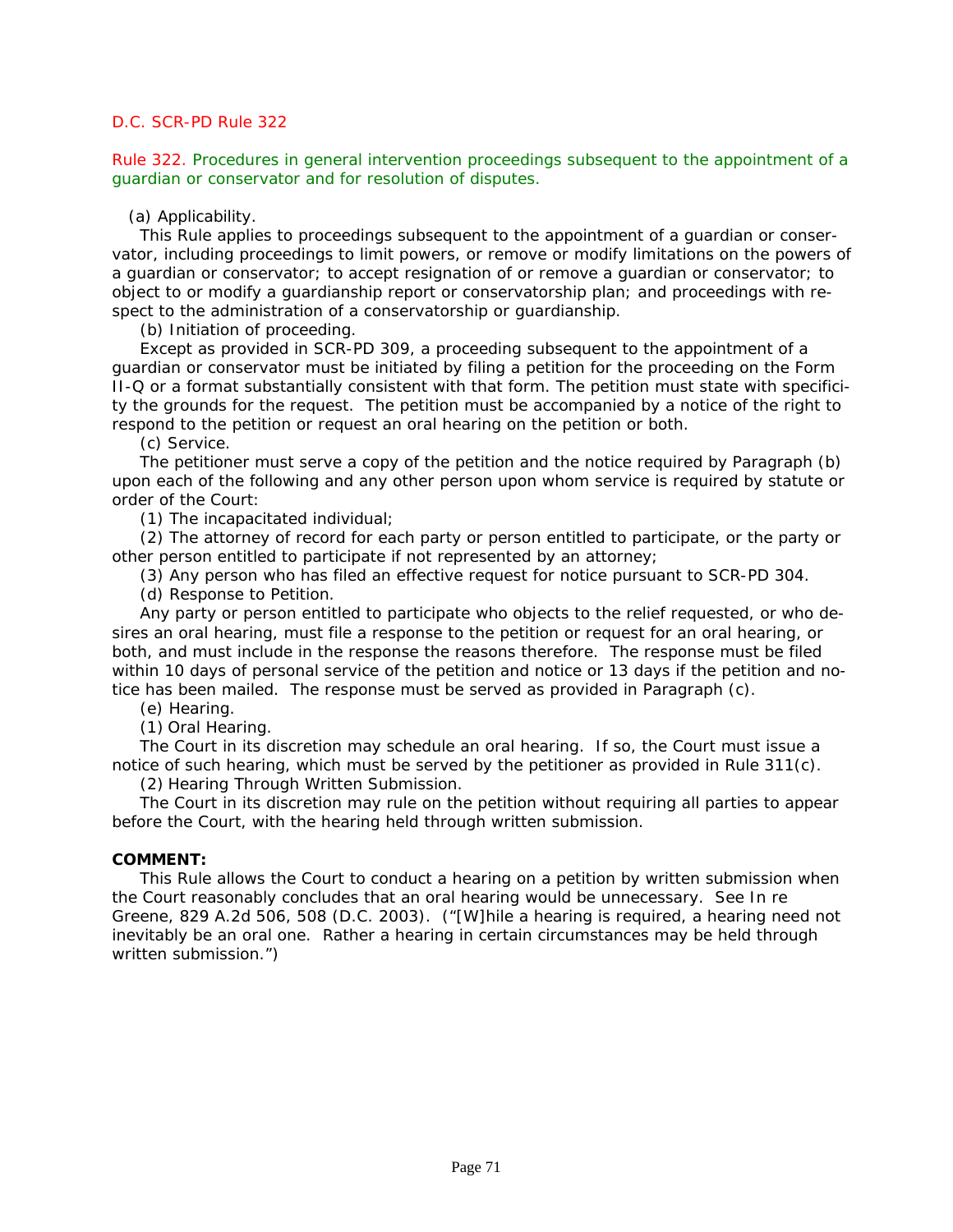D.C. SCR-PD Rule 322

## Rule 322. Procedures in general intervention proceedings subsequent to the appointment of a guardian or conservator and for resolution of disputes.

(a) Applicability.

This Rule applies to proceedings subsequent to the appointment of a guardian or conservator, including proceedings to limit powers, or remove or modify limitations on the powers of a guardian or conservator; to accept resignation of or remove a guardian or conservator; to object to or modify a guardianship report or conservatorship plan; and proceedings with respect to the administration of a conservatorship or guardianship.

(b) Initiation of proceeding.

Except as provided in SCR-PD 309, a proceeding subsequent to the appointment of a guardian or conservator must be initiated by filing a petition for the proceeding on the Form II-Q or a format substantially consistent with that form. The petition must state with specificity the grounds for the request. The petition must be accompanied by a notice of the right to respond to the petition or request an oral hearing on the petition or both.

(c) Service.

The petitioner must serve a copy of the petition and the notice required by Paragraph (b) upon each of the following and any other person upon whom service is required by statute or order of the Court:

(1) The incapacitated individual;

(2) The attorney of record for each party or person entitled to participate, or the party or other person entitled to participate if not represented by an attorney;

(3) Any person who has filed an effective request for notice pursuant to SCR-PD 304.

(d) Response to Petition.

Any party or person entitled to participate who objects to the relief requested, or who desires an oral hearing, must file a response to the petition or request for an oral hearing, or both, and must include in the response the reasons therefore. The response must be filed within 10 days of personal service of the petition and notice or 13 days if the petition and notice has been mailed. The response must be served as provided in Paragraph (c).

(e) Hearing.

(1) Oral Hearing.

The Court in its discretion may schedule an oral hearing. If so, the Court must issue a notice of such hearing, which must be served by the petitioner as provided in Rule 311(c).

(2) Hearing Through Written Submission.

The Court in its discretion may rule on the petition without requiring all parties to appear before the Court, with the hearing held through written submission.

**COMMENT:**

This Rule allows the Court to conduct a hearing on a petition by written submission when the Court reasonably concludes that an oral hearing would be unnecessary. See In re Greene, 829 A.2d 506, 508 (D.C. 2003). ("[W]hile a hearing is required, a hearing need not inevitably be an oral one. Rather a hearing in certain circumstances may be held through written submission.")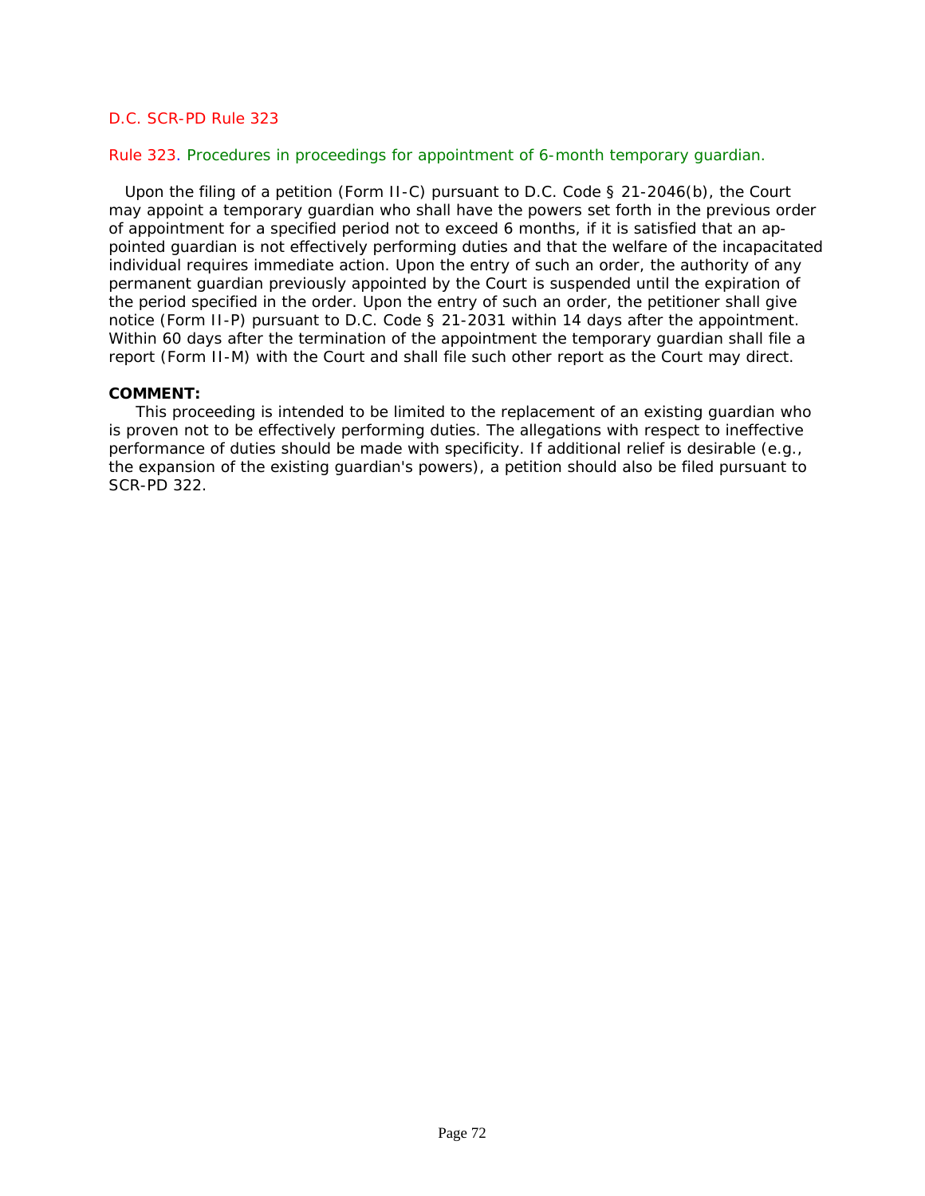D.C. SCR-PD Rule 323

## Rule 323. Procedures in proceedings for appointment of 6-month temporary guardian.

Upon the filing of a petition (Form II-C) pursuant to D.C. Code § 21-2046(b), the Court may appoint a temporary guardian who shall have the powers set forth in the previous order of appointment for a specified period not to exceed 6 months, if it is satisfied that an appointed guardian is not effectively performing duties and that the welfare of the incapacitated individual requires immediate action. Upon the entry of such an order, the authority of any permanent guardian previously appointed by the Court is suspended until the expiration of the period specified in the order. Upon the entry of such an order, the petitioner shall give notice (Form II-P) pursuant to D.C. Code § 21-2031 within 14 days after the appointment. Within 60 days after the termination of the appointment the temporary guardian shall file a report (Form II-M) with the Court and shall file such other report as the Court may direct.

**COMMENT:**

This proceeding is intended to be limited to the replacement of an existing guardian who is proven not to be effectively performing duties. The allegations with respect to ineffective performance of duties should be made with specificity. If additional relief is desirable (e.g., the expansion of the existing guardian's powers), a petition should also be filed pursuant to SCR-PD 322.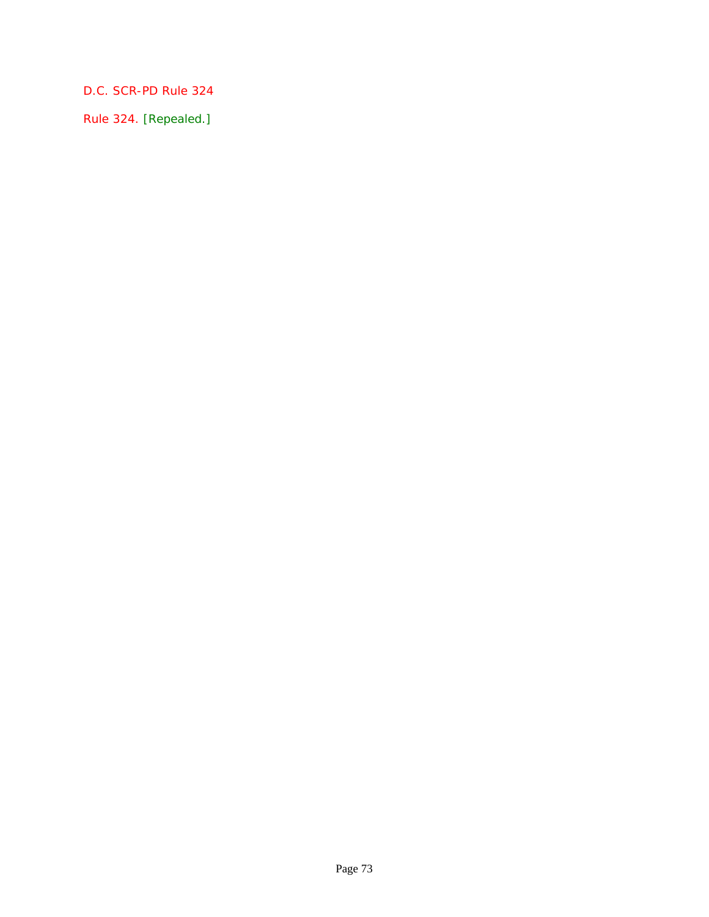D.C. SCR-PD Rule 324

Rule 324. [Repealed.]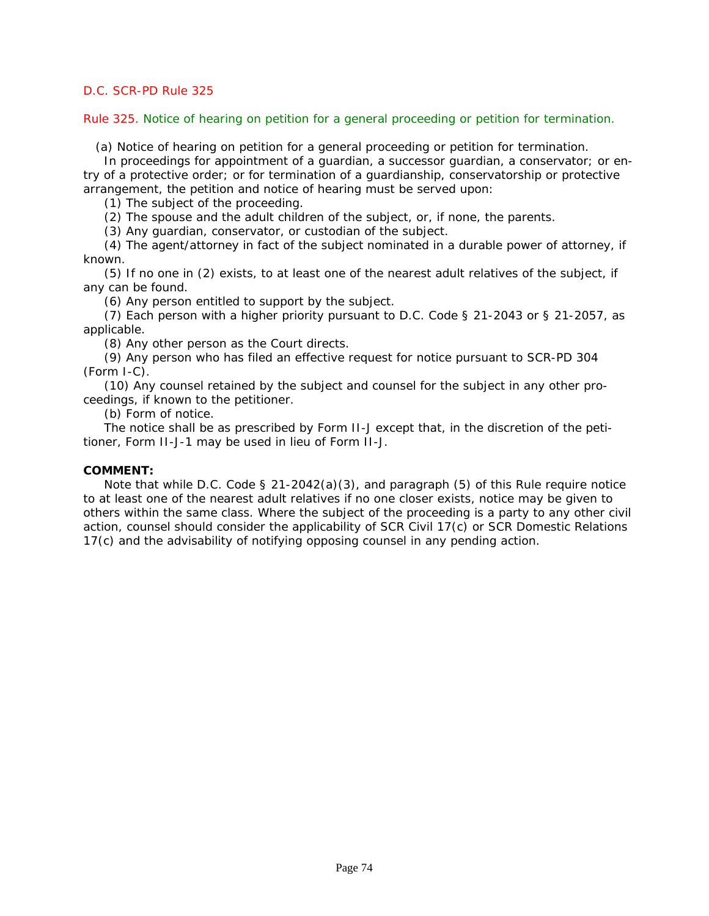D.C. SCR-PD Rule 325

## Rule 325. Notice of hearing on petition for a general proceeding or petition for termination.

(a) Notice of hearing on petition for a general proceeding or petition for termination.

In proceedings for appointment of a guardian, a successor guardian, a conservator; or entry of a protective order; or for termination of a guardianship, conservatorship or protective arrangement, the petition and notice of hearing must be served upon:

(1) The subject of the proceeding.

(2) The spouse and the adult children of the subject, or, if none, the parents.

(3) Any guardian, conservator, or custodian of the subject.

(4) The agent/attorney in fact of the subject nominated in a durable power of attorney, if known.

(5) If no one in (2) exists, to at least one of the nearest adult relatives of the subject, if any can be found.

(6) Any person entitled to support by the subject.

(7) Each person with a higher priority pursuant to D.C. Code § 21-2043 or § 21-2057, as applicable.

(8) Any other person as the Court directs.

(9) Any person who has filed an effective request for notice pursuant to SCR-PD 304 (Form I-C).

(10) Any counsel retained by the subject and counsel for the subject in any other proceedings, if known to the petitioner.

(b) Form of notice.

The notice shall be as prescribed by Form II-J except that, in the discretion of the petitioner, Form II-J-1 may be used in lieu of Form II-J.

**COMMENT:**

Note that while D.C. Code § 21-2042(a)(3), and paragraph (5) of this Rule require notice to at least one of the nearest adult relatives if no one closer exists, notice may be given to others within the same class. Where the subject of the proceeding is a party to any other civil action, counsel should consider the applicability of SCR Civil 17(c) or SCR Domestic Relations 17(c) and the advisability of notifying opposing counsel in any pending action.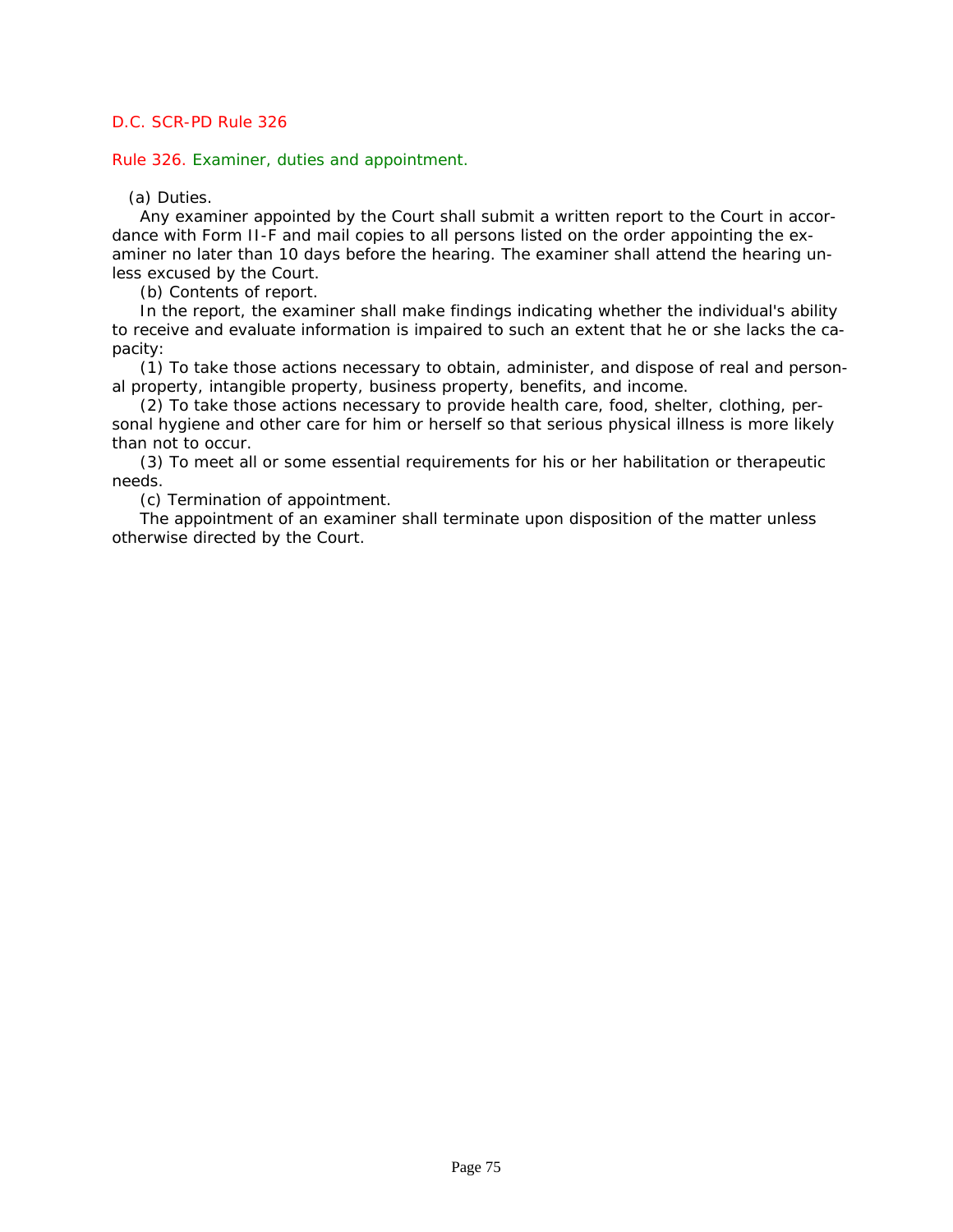D.C. SCR-PD Rule 326

## Rule 326. Examiner, duties and appointment.

(a) Duties.

Any examiner appointed by the Court shall submit a written report to the Court in accordance with Form II-F and mail copies to all persons listed on the order appointing the examiner no later than 10 days before the hearing. The examiner shall attend the hearing unless excused by the Court.

(b) Contents of report.

In the report, the examiner shall make findings indicating whether the individual's ability to receive and evaluate information is impaired to such an extent that he or she lacks the capacity:

(1) To take those actions necessary to obtain, administer, and dispose of real and personal property, intangible property, business property, benefits, and income.

(2) To take those actions necessary to provide health care, food, shelter, clothing, personal hygiene and other care for him or herself so that serious physical illness is more likely than not to occur.

(3) To meet all or some essential requirements for his or her habilitation or therapeutic needs.

(c) Termination of appointment.

The appointment of an examiner shall terminate upon disposition of the matter unless otherwise directed by the Court.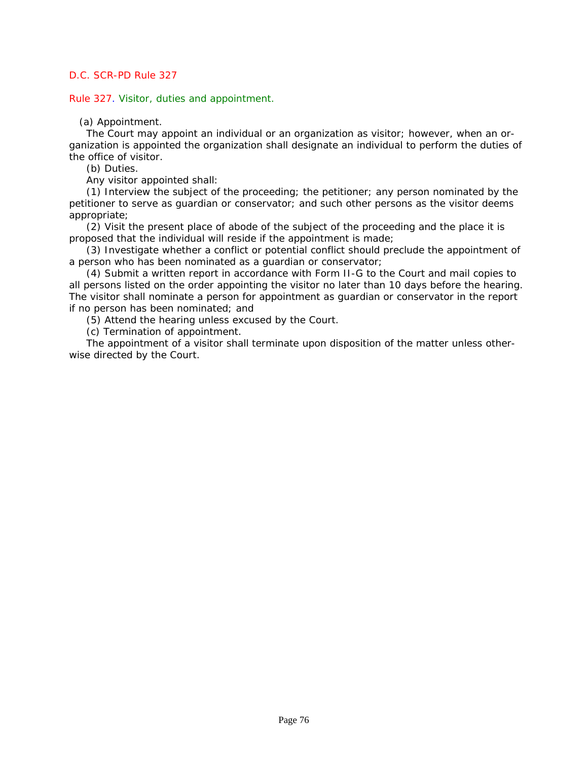D.C. SCR-PD Rule 327

## Rule 327. Visitor, duties and appointment.

(a) Appointment.

The Court may appoint an individual or an organization as visitor; however, when an organization is appointed the organization shall designate an individual to perform the duties of the office of visitor.

(b) Duties.

Any visitor appointed shall:

(1) Interview the subject of the proceeding; the petitioner; any person nominated by the petitioner to serve as guardian or conservator; and such other persons as the visitor deems appropriate;

(2) Visit the present place of abode of the subject of the proceeding and the place it is proposed that the individual will reside if the appointment is made;

(3) Investigate whether a conflict or potential conflict should preclude the appointment of a person who has been nominated as a guardian or conservator;

(4) Submit a written report in accordance with Form II-G to the Court and mail copies to all persons listed on the order appointing the visitor no later than 10 days before the hearing. The visitor shall nominate a person for appointment as guardian or conservator in the report if no person has been nominated; and

(5) Attend the hearing unless excused by the Court.

(c) Termination of appointment.

The appointment of a visitor shall terminate upon disposition of the matter unless otherwise directed by the Court.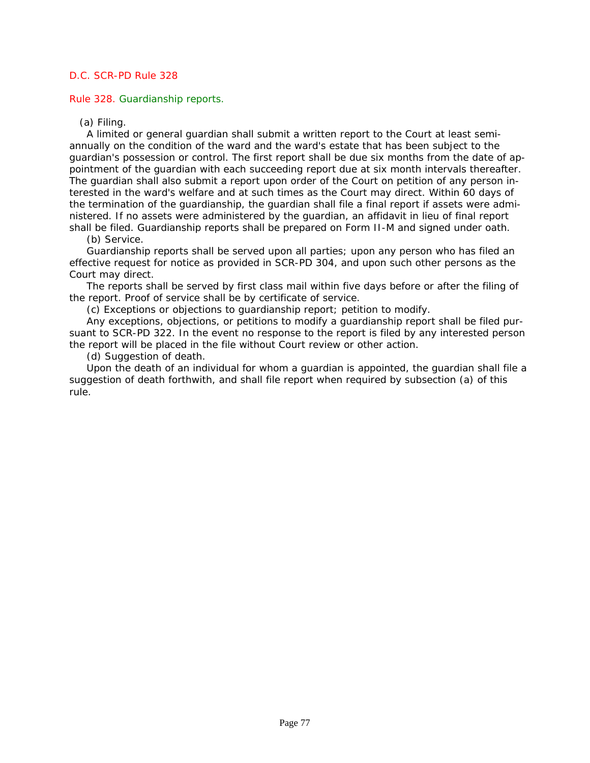D.C. SCR-PD Rule 328

## Rule 328. Guardianship reports.

(a) Filing.

A limited or general guardian shall submit a written report to the Court at least semi-annually on the condition of the ward and the ward's estate that has been subject to the guardian's possession or control. The first report shall be due six months from the date of appointment of the guardian with each succeeding report due at six month intervals thereafter. The guardian shall also submit a report upon order of the Court on petition of any person interested in the ward's welfare and at such times as the Court may direct. Within 60 days of the termination of the guardianship, the guardian shall file a final report if assets were administered. If no assets were administered by the guardian, an affidavit in lieu of final report shall be filed. Guardianship reports shall be prepared on Form II-M and signed under oath.

(b) Service.

Guardianship reports shall be served upon all parties; upon any person who has filed an effective request for notice as provided in SCR-PD 304, and upon such other persons as the Court may direct.

The reports shall be served by first class mail within five days before or after the filing of the report. Proof of service shall be by certificate of service.

(c) Exceptions or objections to guardianship report; petition to modify.

Any exceptions, objections, or petitions to modify a guardianship report shall be filed pursuant to SCR-PD 322. In the event no response to the report is filed by any interested person the report will be placed in the file without Court review or other action.

(d) Suggestion of death.

Upon the death of an individual for whom a guardian is appointed, the guardian shall file a suggestion of death forthwith, and shall file report when required by subsection (a) of this rule.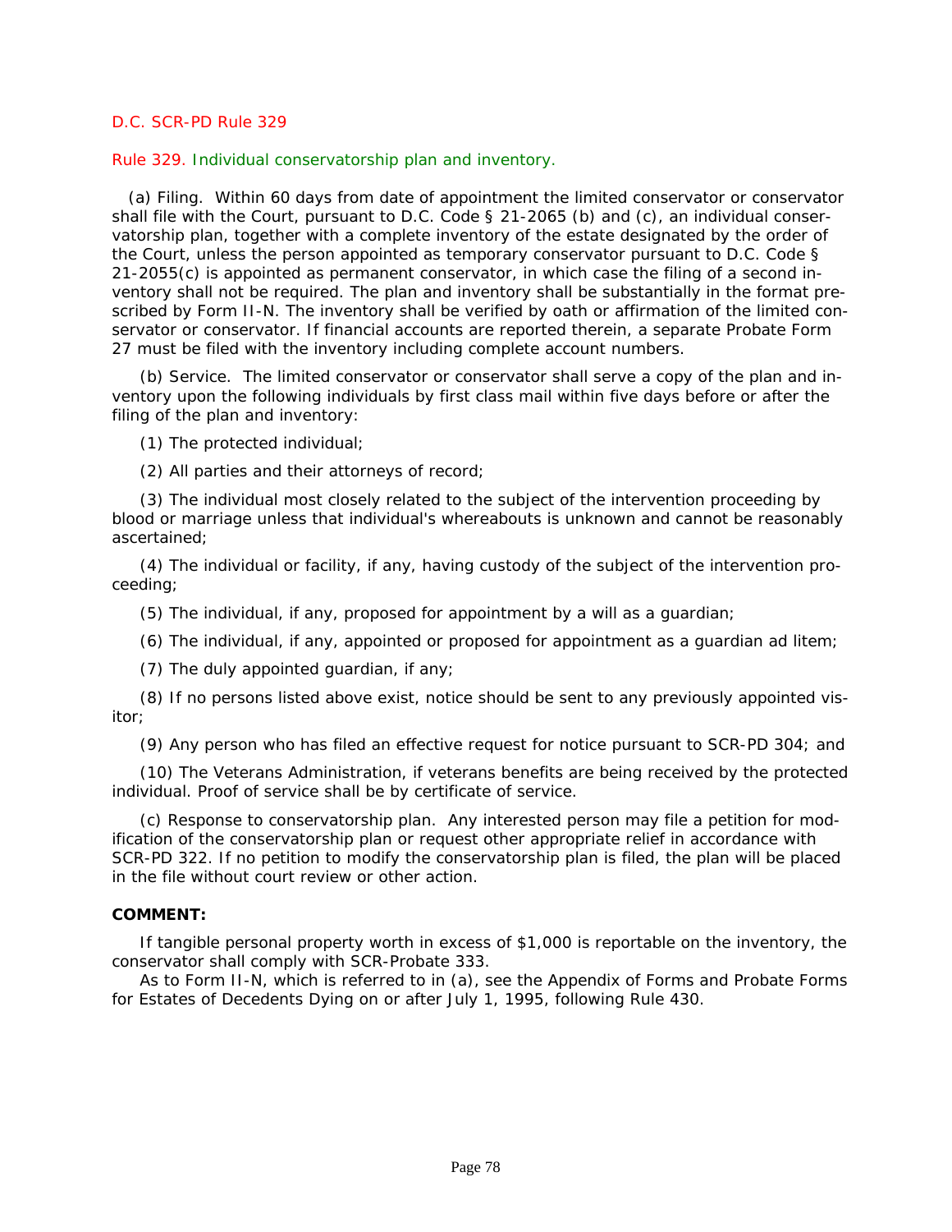D.C. SCR-PD Rule 329

## Rule 329. Individual conservatorship plan and inventory.

(a) Filing. Within 60 days from date of appointment the limited conservator or conservator shall file with the Court, pursuant to D.C. Code § 21-2065 (b) and (c), an individual conservatorship plan, together with a complete inventory of the estate designated by the order of the Court, unless the person appointed as temporary conservator pursuant to D.C. Code § 21-2055(c) is appointed as permanent conservator, in which case the filing of a second inventory shall not be required. The plan and inventory shall be substantially in the format prescribed by Form II-N. The inventory shall be verified by oath or affirmation of the limited conservator or conservator. If financial accounts are reported therein, a separate Probate Form 27 must be filed with the inventory including complete account numbers.

(b) Service. The limited conservator or conservator shall serve a copy of the plan and inventory upon the following individuals by first class mail within five days before or after the filing of the plan and inventory:

(1) The protected individual;

(2) All parties and their attorneys of record;

(3) The individual most closely related to the subject of the intervention proceeding by blood or marriage unless that individual's whereabouts is unknown and cannot be reasonably ascertained;

(4) The individual or facility, if any, having custody of the subject of the intervention proceeding;

(5) The individual, if any, proposed for appointment by a will as a guardian;

(6) The individual, if any, appointed or proposed for appointment as a guardian ad litem;

(7) The duly appointed guardian, if any;

(8) If no persons listed above exist, notice should be sent to any previously appointed visitor;

(9) Any person who has filed an effective request for notice pursuant to SCR-PD 304; and

(10) The Veterans Administration, if veterans benefits are being received by the protected individual. Proof of service shall be by certificate of service.

(c) Response to conservatorship plan. Any interested person may file a petition for modification of the conservatorship plan or request other appropriate relief in accordance with SCR-PD 322. If no petition to modify the conservatorship plan is filed, the plan will be placed in the file without court review or other action.

**COMMENT:**

If tangible personal property worth in excess of $1,000 is reportable on the inventory, the conservator shall comply with SCR-Probate 333.

As to Form II-N, which is referred to in (a), see the Appendix of Forms and Probate Forms for Estates of Decedents Dying on or after July 1, 1995, following Rule 430.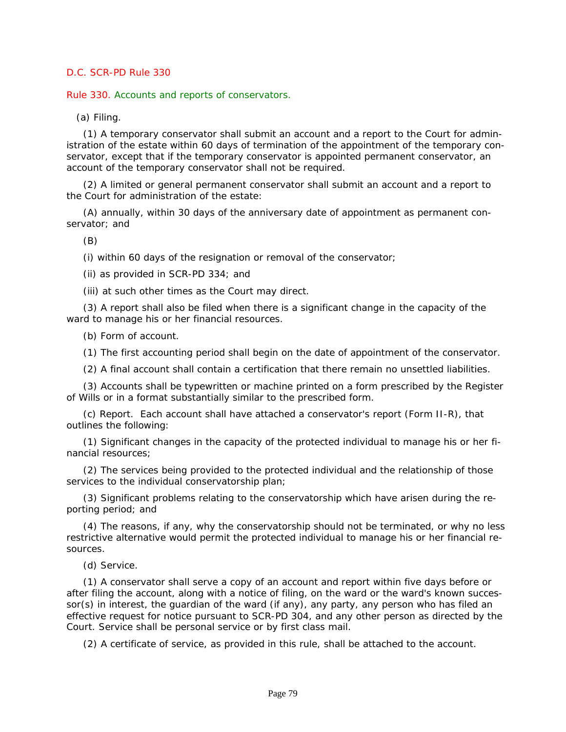D.C. SCR-PD Rule 330

## Rule 330. Accounts and reports of conservators.

(a) Filing.

(1) A temporary conservator shall submit an account and a report to the Court for administration of the estate within 60 days of termination of the appointment of the temporary conservator, except that if the temporary conservator is appointed permanent conservator, an account of the temporary conservator shall not be required.

(2) A limited or general permanent conservator shall submit an account and a report to the Court for administration of the estate:

(A) annually, within 30 days of the anniversary date of appointment as permanent conservator; and

(B)

(i) within 60 days of the resignation or removal of the conservator;

(ii) as provided in SCR-PD 334; and

(iii) at such other times as the Court may direct.

(3) A report shall also be filed when there is a significant change in the capacity of the ward to manage his or her financial resources.

(b) Form of account.

(1) The first accounting period shall begin on the date of appointment of the conservator.

(2) A final account shall contain a certification that there remain no unsettled liabilities.

(3) Accounts shall be typewritten or machine printed on a form prescribed by the Register of Wills or in a format substantially similar to the prescribed form.

(c) Report. Each account shall have attached a conservator's report (Form II-R), that outlines the following:

(1) Significant changes in the capacity of the protected individual to manage his or her financial resources;

(2) The services being provided to the protected individual and the relationship of those services to the individual conservatorship plan;

(3) Significant problems relating to the conservatorship which have arisen during the reporting period; and

(4) The reasons, if any, why the conservatorship should not be terminated, or why no less restrictive alternative would permit the protected individual to manage his or her financial resources.

(d) Service.

(1) A conservator shall serve a copy of an account and report within five days before or after filing the account, along with a notice of filing, on the ward or the ward's known successor(s) in interest, the guardian of the ward (if any), any party, any person who has filed an effective request for notice pursuant to SCR-PD 304, and any other person as directed by the Court. Service shall be personal service or by first class mail.

(2) A certificate of service, as provided in this rule, shall be attached to the account.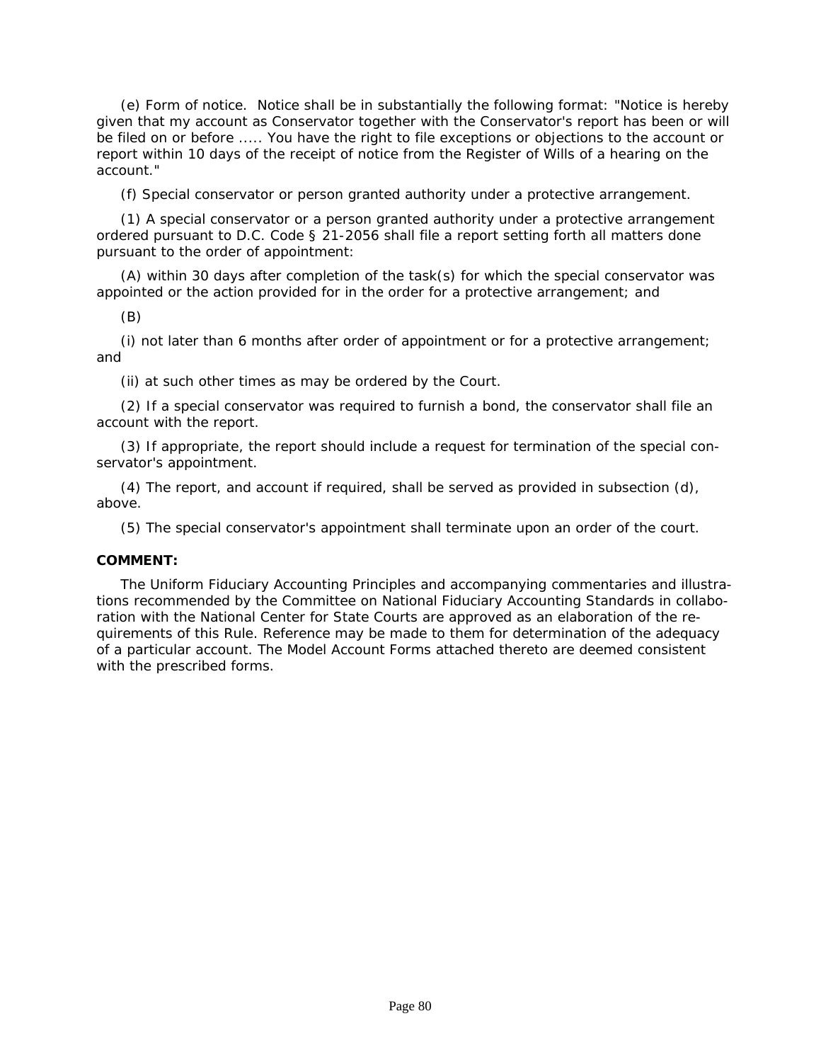(e) Form of notice. Notice shall be in substantially the following format: "Notice is hereby given that my account as Conservator together with the Conservator's report has been or will be filed on or before ..... You have the right to file exceptions or objections to the account or report within 10 days of the receipt of notice from the Register of Wills of a hearing on the account."

(f) Special conservator or person granted authority under a protective arrangement.

(1) A special conservator or a person granted authority under a protective arrangement ordered pursuant to D.C. Code § 21-2056 shall file a report setting forth all matters done pursuant to the order of appointment:

(A) within 30 days after completion of the task(s) for which the special conservator was appointed or the action provided for in the order for a protective arrangement; and

(B)

(i) not later than 6 months after order of appointment or for a protective arrangement; and

(ii) at such other times as may be ordered by the Court.

(2) If a special conservator was required to furnish a bond, the conservator shall file an account with the report.

(3) If appropriate, the report should include a request for termination of the special conservator's appointment.

(4) The report, and account if required, shall be served as provided in subsection (d), above.

(5) The special conservator's appointment shall terminate upon an order of the court.

**COMMENT:**

The Uniform Fiduciary Accounting Principles and accompanying commentaries and illustrations recommended by the Committee on National Fiduciary Accounting Standards in collaboration with the National Center for State Courts are approved as an elaboration of the requirements of this Rule. Reference may be made to them for determination of the adequacy of a particular account. The Model Account Forms attached thereto are deemed consistent with the prescribed forms.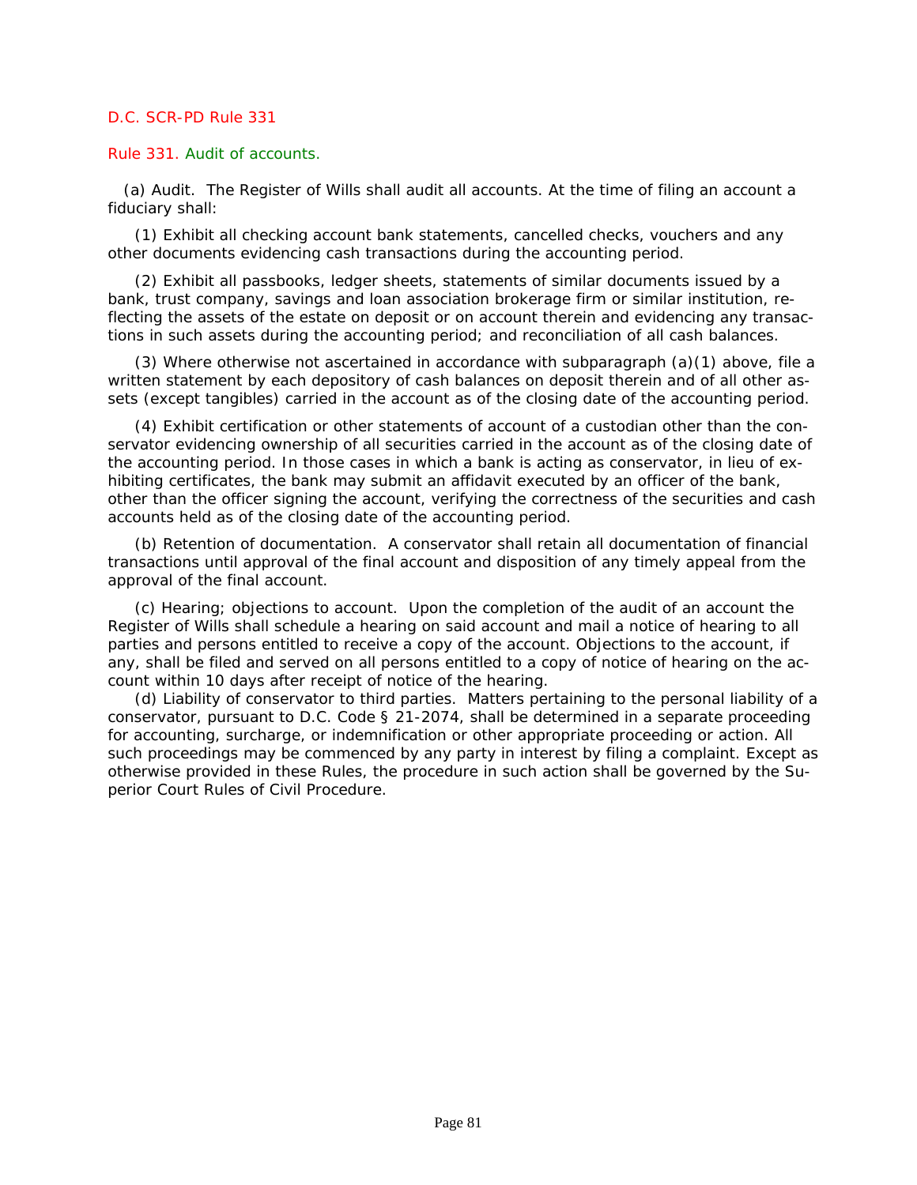D.C. SCR-PD Rule 331

## Rule 331. Audit of accounts.

(a) Audit. The Register of Wills shall audit all accounts. At the time of filing an account a fiduciary shall:

(1) Exhibit all checking account bank statements, cancelled checks, vouchers and any other documents evidencing cash transactions during the accounting period.

(2) Exhibit all passbooks, ledger sheets, statements of similar documents issued by a bank, trust company, savings and loan association brokerage firm or similar institution, reflecting the assets of the estate on deposit or on account therein and evidencing any transactions in such assets during the accounting period; and reconciliation of all cash balances.

(3) Where otherwise not ascertained in accordance with subparagraph (a)(1) above, file a written statement by each depository of cash balances on deposit therein and of all other assets (except tangibles) carried in the account as of the closing date of the accounting period.

(4) Exhibit certification or other statements of account of a custodian other than the conservator evidencing ownership of all securities carried in the account as of the closing date of the accounting period. In those cases in which a bank is acting as conservator, in lieu of exhibiting certificates, the bank may submit an affidavit executed by an officer of the bank, other than the officer signing the account, verifying the correctness of the securities and cash accounts held as of the closing date of the accounting period.

(b) Retention of documentation. A conservator shall retain all documentation of financial transactions until approval of the final account and disposition of any timely appeal from the approval of the final account.

(c) Hearing; objections to account. Upon the completion of the audit of an account the Register of Wills shall schedule a hearing on said account and mail a notice of hearing to all parties and persons entitled to receive a copy of the account. Objections to the account, if any, shall be filed and served on all persons entitled to a copy of notice of hearing on the account within 10 days after receipt of notice of the hearing.

(d) Liability of conservator to third parties. Matters pertaining to the personal liability of a conservator, pursuant to D.C. Code § 21-2074, shall be determined in a separate proceeding for accounting, surcharge, or indemnification or other appropriate proceeding or action. All such proceedings may be commenced by any party in interest by filing a complaint. Except as otherwise provided in these Rules, the procedure in such action shall be governed by the Superior Court Rules of Civil Procedure.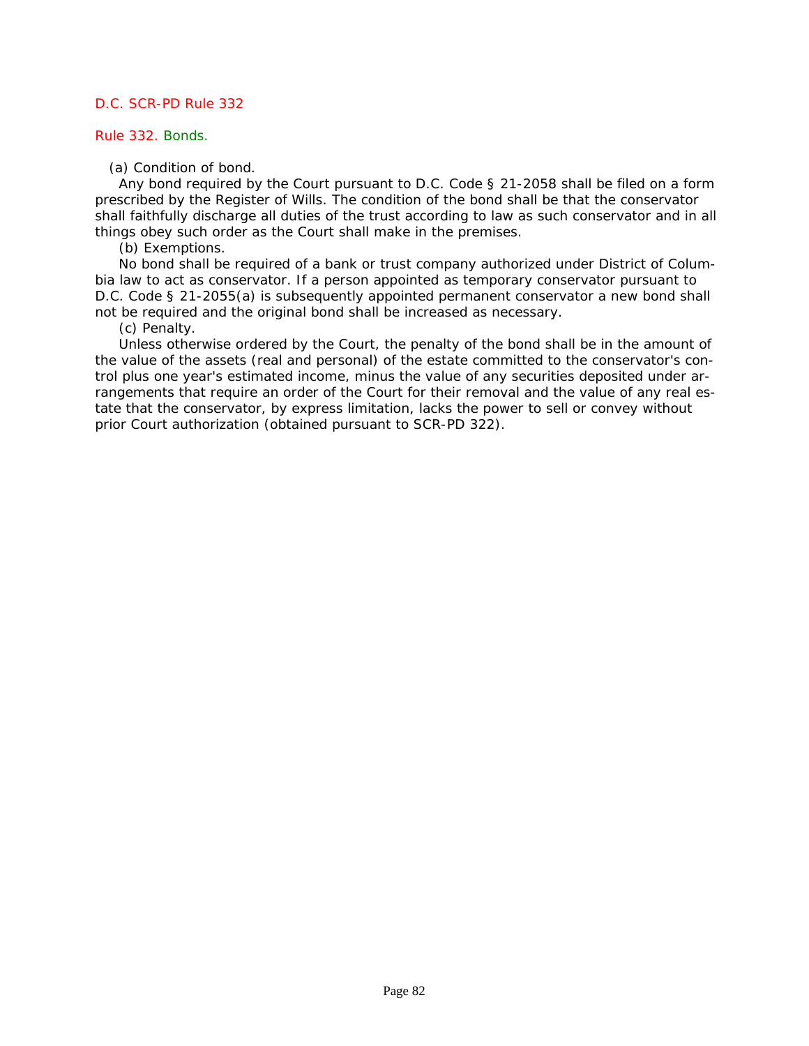D.C. SCR-PD Rule 332

## Rule 332. Bonds.

(a) Condition of bond.

Any bond required by the Court pursuant to D.C. Code § 21-2058 shall be filed on a form prescribed by the Register of Wills. The condition of the bond shall be that the conservator shall faithfully discharge all duties of the trust according to law as such conservator and in all things obey such order as the Court shall make in the premises.

(b) Exemptions.

No bond shall be required of a bank or trust company authorized under District of Columbia law to act as conservator. If a person appointed as temporary conservator pursuant to D.C. Code § 21-2055(a) is subsequently appointed permanent conservator a new bond shall not be required and the original bond shall be increased as necessary.

(c) Penalty.

Unless otherwise ordered by the Court, the penalty of the bond shall be in the amount of the value of the assets (real and personal) of the estate committed to the conservator's control plus one year's estimated income, minus the value of any securities deposited under arrangements that require an order of the Court for their removal and the value of any real estate that the conservator, by express limitation, lacks the power to sell or convey without prior Court authorization (obtained pursuant to SCR-PD 322).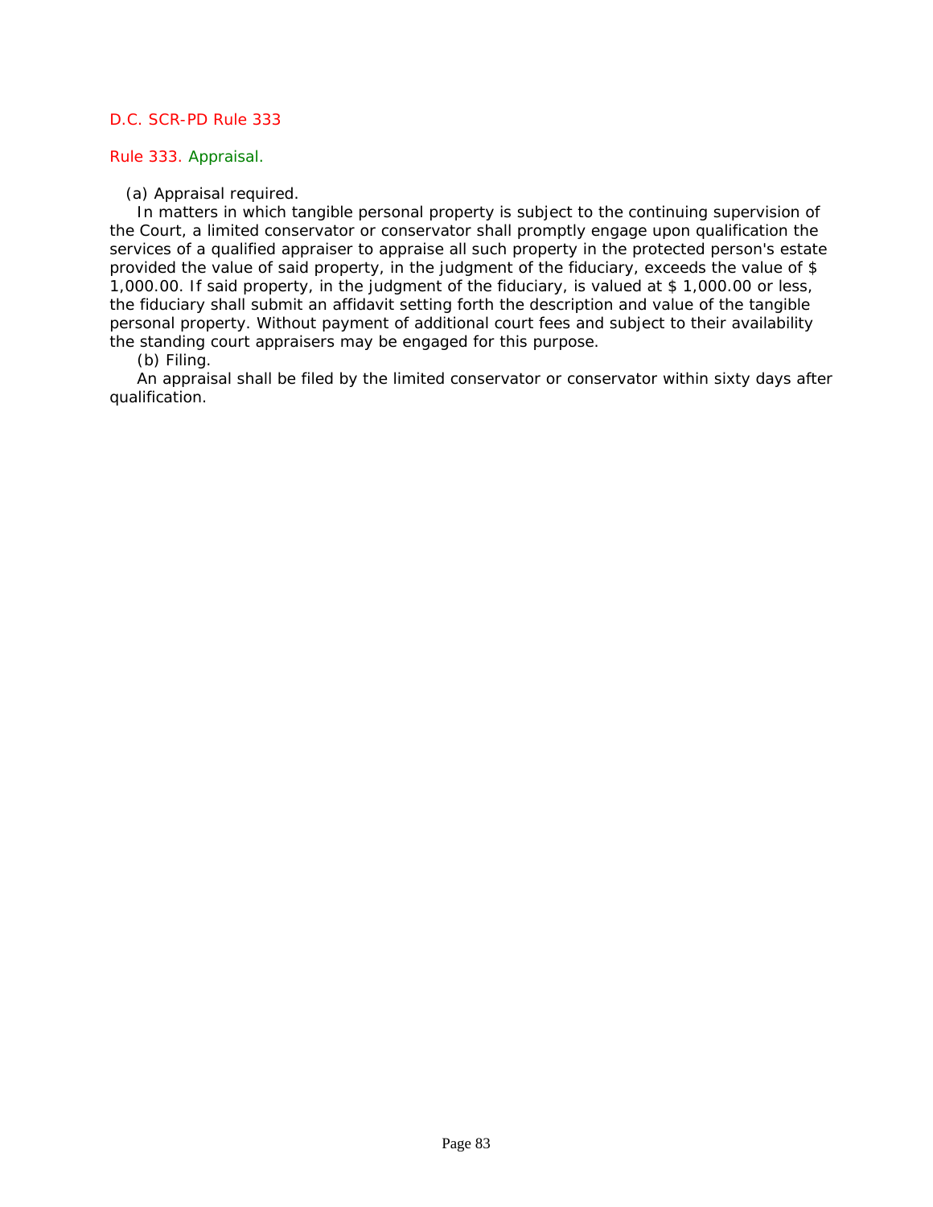D.C. SCR-PD Rule 333

## Rule 333. Appraisal.

(a) Appraisal required.

In matters in which tangible personal property is subject to the continuing supervision of the Court, a limited conservator or conservator shall promptly engage upon qualification the services of a qualified appraiser to appraise all such property in the protected person's estate provided the value of said property, in the judgment of the fiduciary, exceeds the value of $ 1,000.00. If said property, in the judgment of the fiduciary, is valued at $ 1,000.00 or less, the fiduciary shall submit an affidavit setting forth the description and value of the tangible personal property. Without payment of additional court fees and subject to their availability the standing court appraisers may be engaged for this purpose.

(b) Filing.

An appraisal shall be filed by the limited conservator or conservator within sixty days after qualification.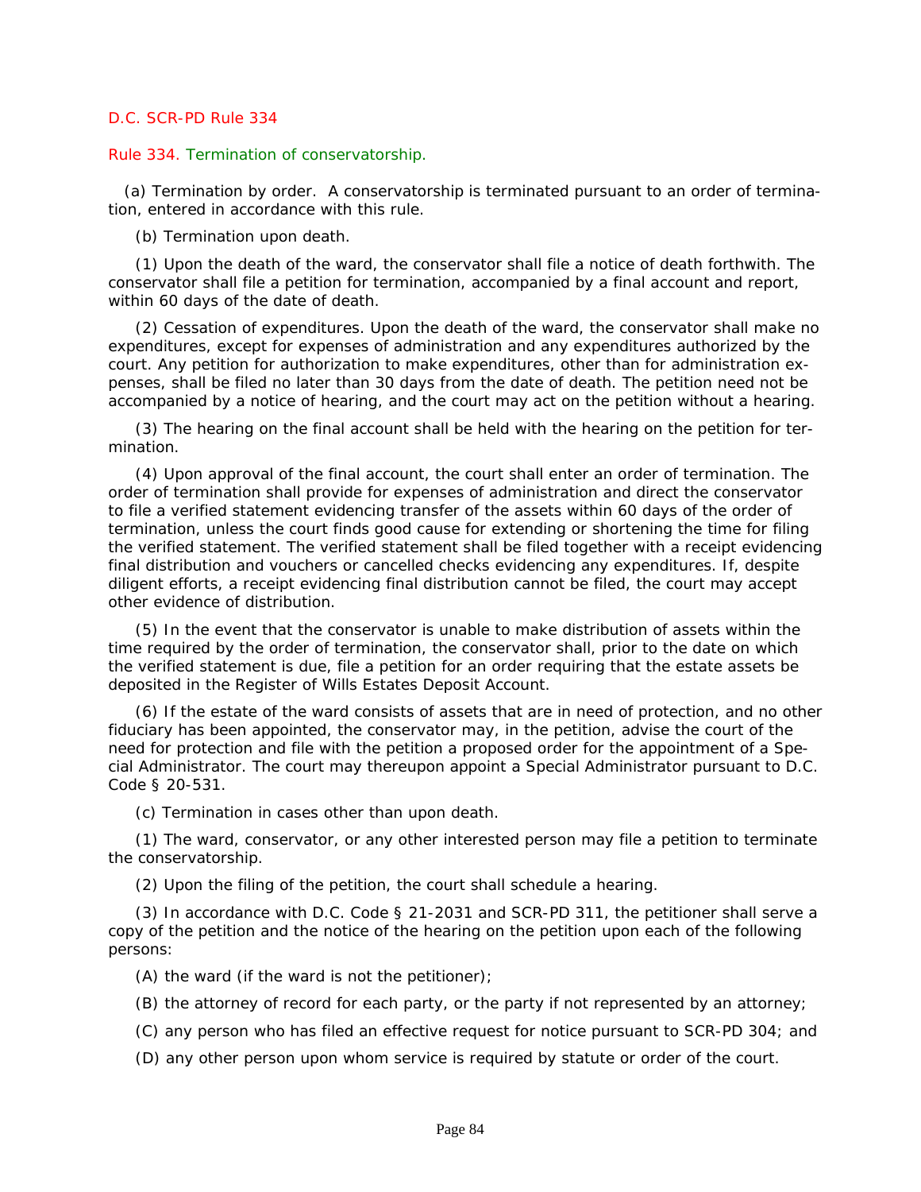D.C. SCR-PD Rule 334

## Rule 334. Termination of conservatorship.

(a) Termination by order. A conservatorship is terminated pursuant to an order of termination, entered in accordance with this rule.

(b) Termination upon death.

(1) Upon the death of the ward, the conservator shall file a notice of death forthwith. The conservator shall file a petition for termination, accompanied by a final account and report, within 60 days of the date of death.

(2) Cessation of expenditures. Upon the death of the ward, the conservator shall make no expenditures, except for expenses of administration and any expenditures authorized by the court. Any petition for authorization to make expenditures, other than for administration expenses, shall be filed no later than 30 days from the date of death. The petition need not be accompanied by a notice of hearing, and the court may act on the petition without a hearing.

(3) The hearing on the final account shall be held with the hearing on the petition for termination.

(4) Upon approval of the final account, the court shall enter an order of termination. The order of termination shall provide for expenses of administration and direct the conservator to file a verified statement evidencing transfer of the assets within 60 days of the order of termination, unless the court finds good cause for extending or shortening the time for filing the verified statement. The verified statement shall be filed together with a receipt evidencing final distribution and vouchers or cancelled checks evidencing any expenditures. If, despite diligent efforts, a receipt evidencing final distribution cannot be filed, the court may accept other evidence of distribution.

(5) In the event that the conservator is unable to make distribution of assets within the time required by the order of termination, the conservator shall, prior to the date on which the verified statement is due, file a petition for an order requiring that the estate assets be deposited in the Register of Wills Estates Deposit Account.

(6) If the estate of the ward consists of assets that are in need of protection, and no other fiduciary has been appointed, the conservator may, in the petition, advise the court of the need for protection and file with the petition a proposed order for the appointment of a Special Administrator. The court may thereupon appoint a Special Administrator pursuant to D.C. Code § 20-531.

(c) Termination in cases other than upon death.

(1) The ward, conservator, or any other interested person may file a petition to terminate the conservatorship.

(2) Upon the filing of the petition, the court shall schedule a hearing.

(3) In accordance with D.C. Code § 21-2031 and SCR-PD 311, the petitioner shall serve a copy of the petition and the notice of the hearing on the petition upon each of the following persons:

(A) the ward (if the ward is not the petitioner);

(B) the attorney of record for each party, or the party if not represented by an attorney;

(C) any person who has filed an effective request for notice pursuant to SCR-PD 304; and

(D) any other person upon whom service is required by statute or order of the court.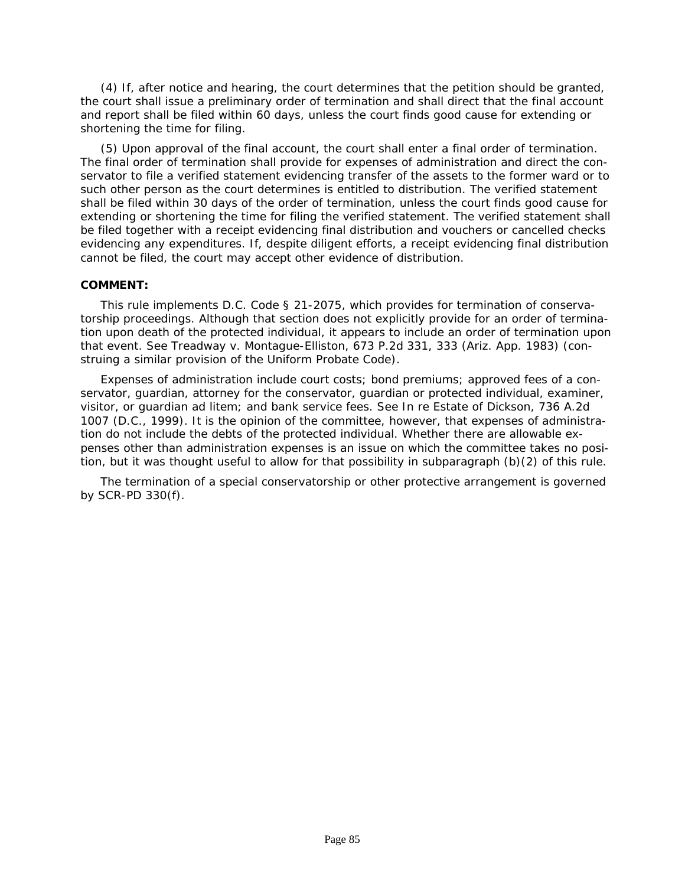(4) If, after notice and hearing, the court determines that the petition should be granted, the court shall issue a preliminary order of termination and shall direct that the final account and report shall be filed within 60 days, unless the court finds good cause for extending or shortening the time for filing.

(5) Upon approval of the final account, the court shall enter a final order of termination. The final order of termination shall provide for expenses of administration and direct the conservator to file a verified statement evidencing transfer of the assets to the former ward or to such other person as the court determines is entitled to distribution. The verified statement shall be filed within 30 days of the order of termination, unless the court finds good cause for extending or shortening the time for filing the verified statement. The verified statement shall be filed together with a receipt evidencing final distribution and vouchers or cancelled checks evidencing any expenditures. If, despite diligent efforts, a receipt evidencing final distribution cannot be filed, the court may accept other evidence of distribution.

**COMMENT:**

This rule implements D.C. Code § 21-2075, which provides for termination of conservatorship proceedings. Although that section does not explicitly provide for an order of termination upon death of the protected individual, it appears to include an order of termination upon that event. See Treadway v. Montague-Elliston, 673 P.2d 331, 333 (Ariz. App. 1983) (construing a similar provision of the Uniform Probate Code).

Expenses of administration include court costs; bond premiums; approved fees of a conservator, guardian, attorney for the conservator, guardian or protected individual, examiner, visitor, or guardian ad litem; and bank service fees. See In re Estate of Dickson, 736 A.2d 1007 (D.C., 1999). It is the opinion of the committee, however, that expenses of administration do not include the debts of the protected individual. Whether there are allowable expenses other than administration expenses is an issue on which the committee takes no position, but it was thought useful to allow for that possibility in subparagraph (b)(2) of this rule.

The termination of a special conservatorship or other protective arrangement is governed by SCR-PD 330(f).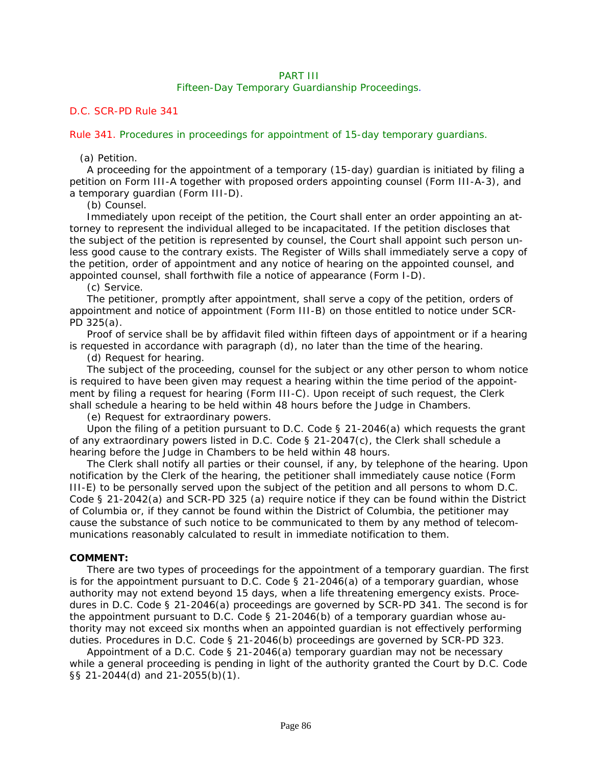## PART III
### Fifteen-Day Temporary Guardianship Proceedings.

D.C. SCR-PD Rule 341

### Rule 341. Procedures in proceedings for appointment of 15-day temporary guardians.

(a) Petition.

A proceeding for the appointment of a temporary (15-day) guardian is initiated by filing a petition on Form III-A together with proposed orders appointing counsel (Form III-A-3), and a temporary guardian (Form III-D).

(b) Counsel.

Immediately upon receipt of the petition, the Court shall enter an order appointing an attorney to represent the individual alleged to be incapacitated. If the petition discloses that the subject of the petition is represented by counsel, the Court shall appoint such person unless good cause to the contrary exists. The Register of Wills shall immediately serve a copy of the petition, order of appointment and any notice of hearing on the appointed counsel, and appointed counsel, shall forthwith file a notice of appearance (Form I-D).

(c) Service.

The petitioner, promptly after appointment, shall serve a copy of the petition, orders of appointment and notice of appointment (Form III-B) on those entitled to notice under SCR-PD 325(a).

Proof of service shall be by affidavit filed within fifteen days of appointment or if a hearing is requested in accordance with paragraph (d), no later than the time of the hearing.

(d) Request for hearing.

The subject of the proceeding, counsel for the subject or any other person to whom notice is required to have been given may request a hearing within the time period of the appointment by filing a request for hearing (Form III-C). Upon receipt of such request, the Clerk shall schedule a hearing to be held within 48 hours before the Judge in Chambers.

(e) Request for extraordinary powers.

Upon the filing of a petition pursuant to D.C. Code § 21-2046(a) which requests the grant of any extraordinary powers listed in D.C. Code § 21-2047(c), the Clerk shall schedule a hearing before the Judge in Chambers to be held within 48 hours.

The Clerk shall notify all parties or their counsel, if any, by telephone of the hearing. Upon notification by the Clerk of the hearing, the petitioner shall immediately cause notice (Form III-E) to be personally served upon the subject of the petition and all persons to whom D.C. Code § 21-2042(a) and SCR-PD 325 (a) require notice if they can be found within the District of Columbia or, if they cannot be found within the District of Columbia, the petitioner may cause the substance of such notice to be communicated to them by any method of telecommunications reasonably calculated to result in immediate notification to them.

**COMMENT:**

There are two types of proceedings for the appointment of a temporary guardian. The first is for the appointment pursuant to D.C. Code § 21-2046(a) of a temporary guardian, whose authority may not extend beyond 15 days, when a life threatening emergency exists. Procedures in D.C. Code § 21-2046(a) proceedings are governed by SCR-PD 341. The second is for the appointment pursuant to D.C. Code § 21-2046(b) of a temporary guardian whose authority may not exceed six months when an appointed guardian is not effectively performing duties. Procedures in D.C. Code § 21-2046(b) proceedings are governed by SCR-PD 323.

Appointment of a D.C. Code § 21-2046(a) temporary guardian may not be necessary while a general proceeding is pending in light of the authority granted the Court by D.C. Code §§ 21-2044(d) and 21-2055(b)(1).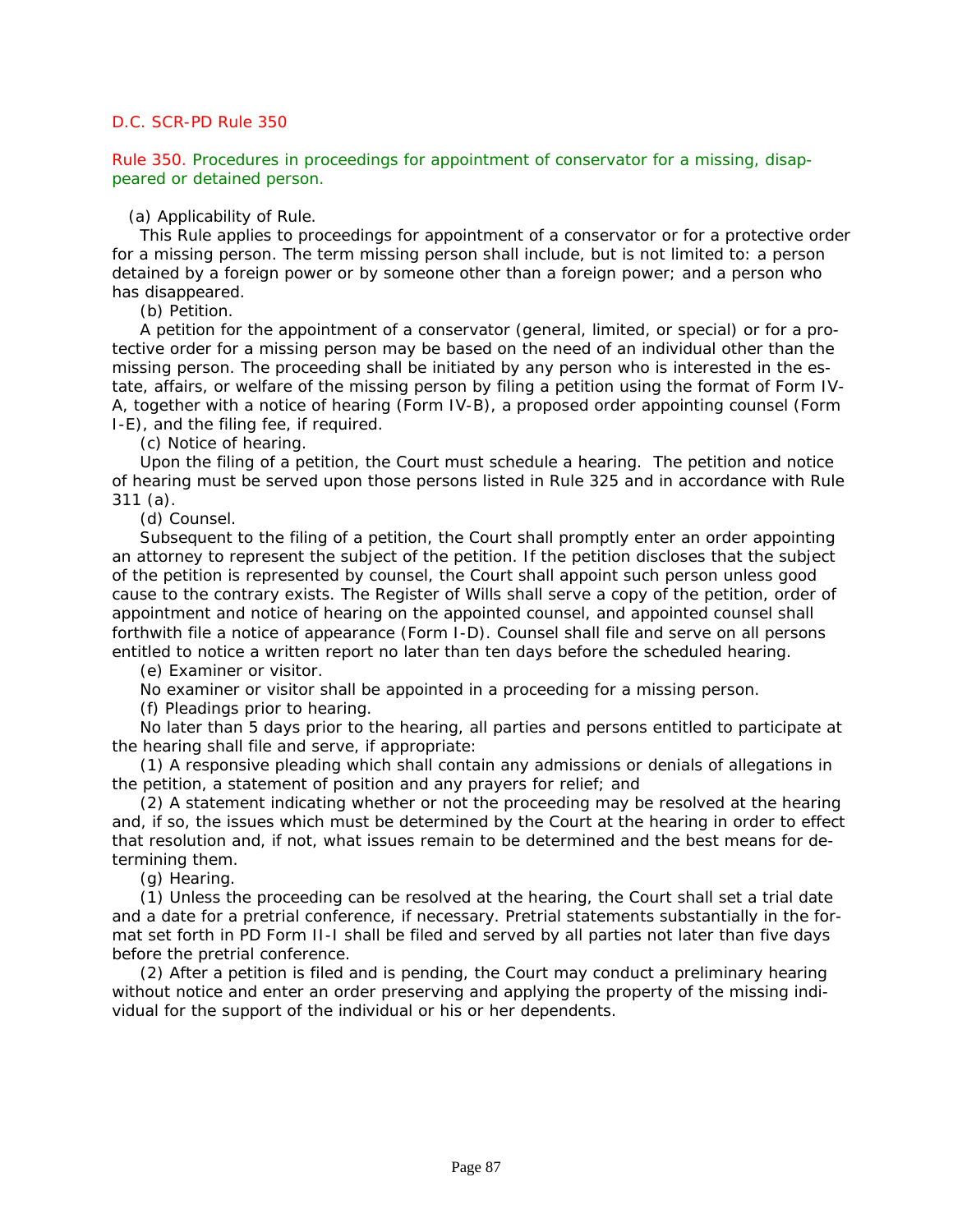D.C. SCR-PD Rule 350

## Rule 350. Procedures in proceedings for appointment of conservator for a missing, disappeared or detained person.

(a) Applicability of Rule.

This Rule applies to proceedings for appointment of a conservator or for a protective order for a missing person. The term missing person shall include, but is not limited to: a person detained by a foreign power or by someone other than a foreign power; and a person who has disappeared.

(b) Petition.

A petition for the appointment of a conservator (general, limited, or special) or for a protective order for a missing person may be based on the need of an individual other than the missing person. The proceeding shall be initiated by any person who is interested in the estate, affairs, or welfare of the missing person by filing a petition using the format of Form IV-A, together with a notice of hearing (Form IV-B), a proposed order appointing counsel (Form I-E), and the filing fee, if required.

(c) Notice of hearing.

Upon the filing of a petition, the Court must schedule a hearing. The petition and notice of hearing must be served upon those persons listed in Rule 325 and in accordance with Rule 311 (a).

(d) Counsel.

Subsequent to the filing of a petition, the Court shall promptly enter an order appointing an attorney to represent the subject of the petition. If the petition discloses that the subject of the petition is represented by counsel, the Court shall appoint such person unless good cause to the contrary exists. The Register of Wills shall serve a copy of the petition, order of appointment and notice of hearing on the appointed counsel, and appointed counsel shall forthwith file a notice of appearance (Form I-D). Counsel shall file and serve on all persons entitled to notice a written report no later than ten days before the scheduled hearing.

(e) Examiner or visitor.

No examiner or visitor shall be appointed in a proceeding for a missing person.

(f) Pleadings prior to hearing.

No later than 5 days prior to the hearing, all parties and persons entitled to participate at the hearing shall file and serve, if appropriate:

(1) A responsive pleading which shall contain any admissions or denials of allegations in the petition, a statement of position and any prayers for relief; and

(2) A statement indicating whether or not the proceeding may be resolved at the hearing and, if so, the issues which must be determined by the Court at the hearing in order to effect that resolution and, if not, what issues remain to be determined and the best means for determining them.

(g) Hearing.

(1) Unless the proceeding can be resolved at the hearing, the Court shall set a trial date and a date for a pretrial conference, if necessary. Pretrial statements substantially in the format set forth in PD Form II-I shall be filed and served by all parties not later than five days before the pretrial conference.

(2) After a petition is filed and is pending, the Court may conduct a preliminary hearing without notice and enter an order preserving and applying the property of the missing individual for the support of the individual or his or her dependents.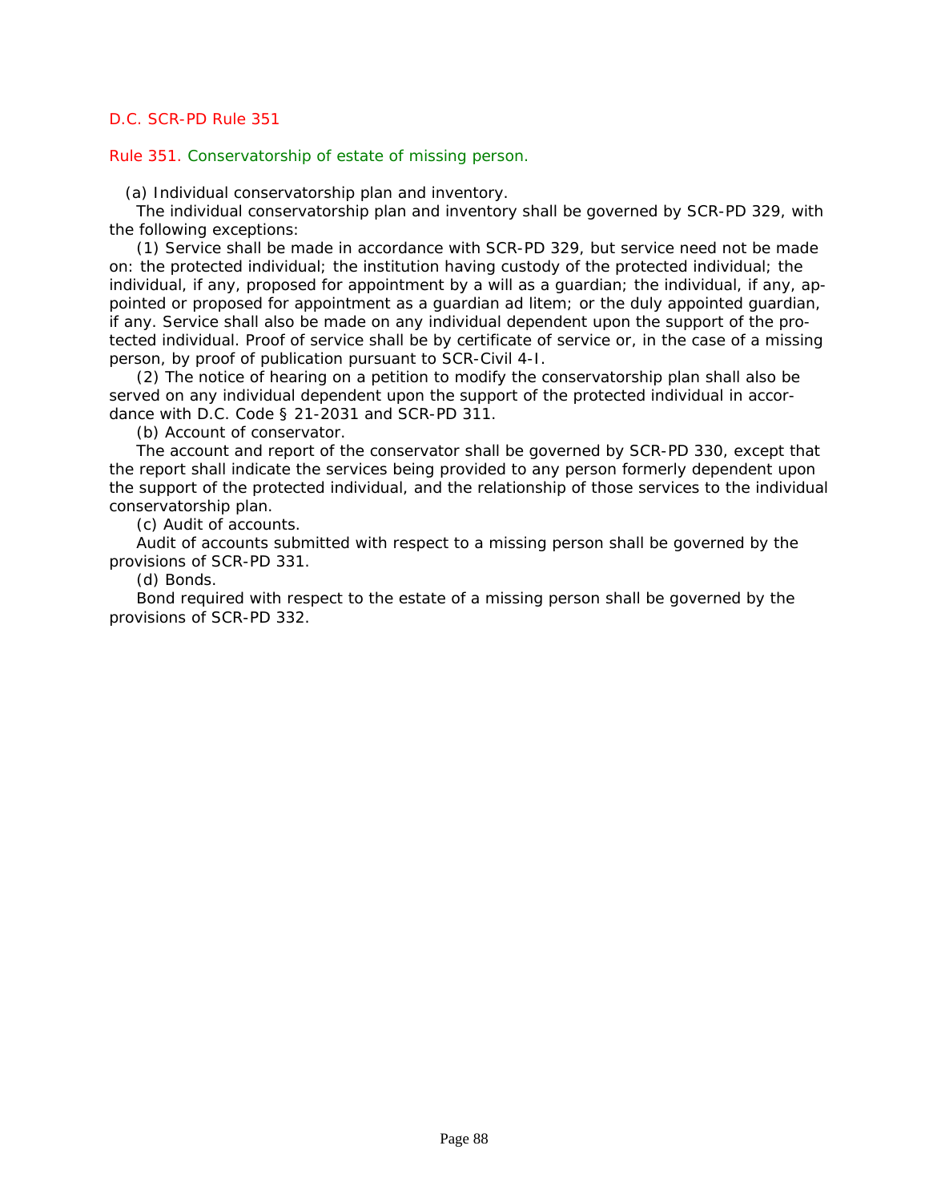D.C. SCR-PD Rule 351

## Rule 351. Conservatorship of estate of missing person.

(a) Individual conservatorship plan and inventory.

The individual conservatorship plan and inventory shall be governed by SCR-PD 329, with the following exceptions:

(1) Service shall be made in accordance with SCR-PD 329, but service need not be made on: the protected individual; the institution having custody of the protected individual; the individual, if any, proposed for appointment by a will as a guardian; the individual, if any, appointed or proposed for appointment as a guardian ad litem; or the duly appointed guardian, if any. Service shall also be made on any individual dependent upon the support of the protected individual. Proof of service shall be by certificate of service or, in the case of a missing person, by proof of publication pursuant to SCR-Civil 4-I.

(2) The notice of hearing on a petition to modify the conservatorship plan shall also be served on any individual dependent upon the support of the protected individual in accordance with D.C. Code § 21-2031 and SCR-PD 311.

(b) Account of conservator.

The account and report of the conservator shall be governed by SCR-PD 330, except that the report shall indicate the services being provided to any person formerly dependent upon the support of the protected individual, and the relationship of those services to the individual conservatorship plan.

(c) Audit of accounts.

Audit of accounts submitted with respect to a missing person shall be governed by the provisions of SCR-PD 331.

(d) Bonds.

Bond required with respect to the estate of a missing person shall be governed by the provisions of SCR-PD 332.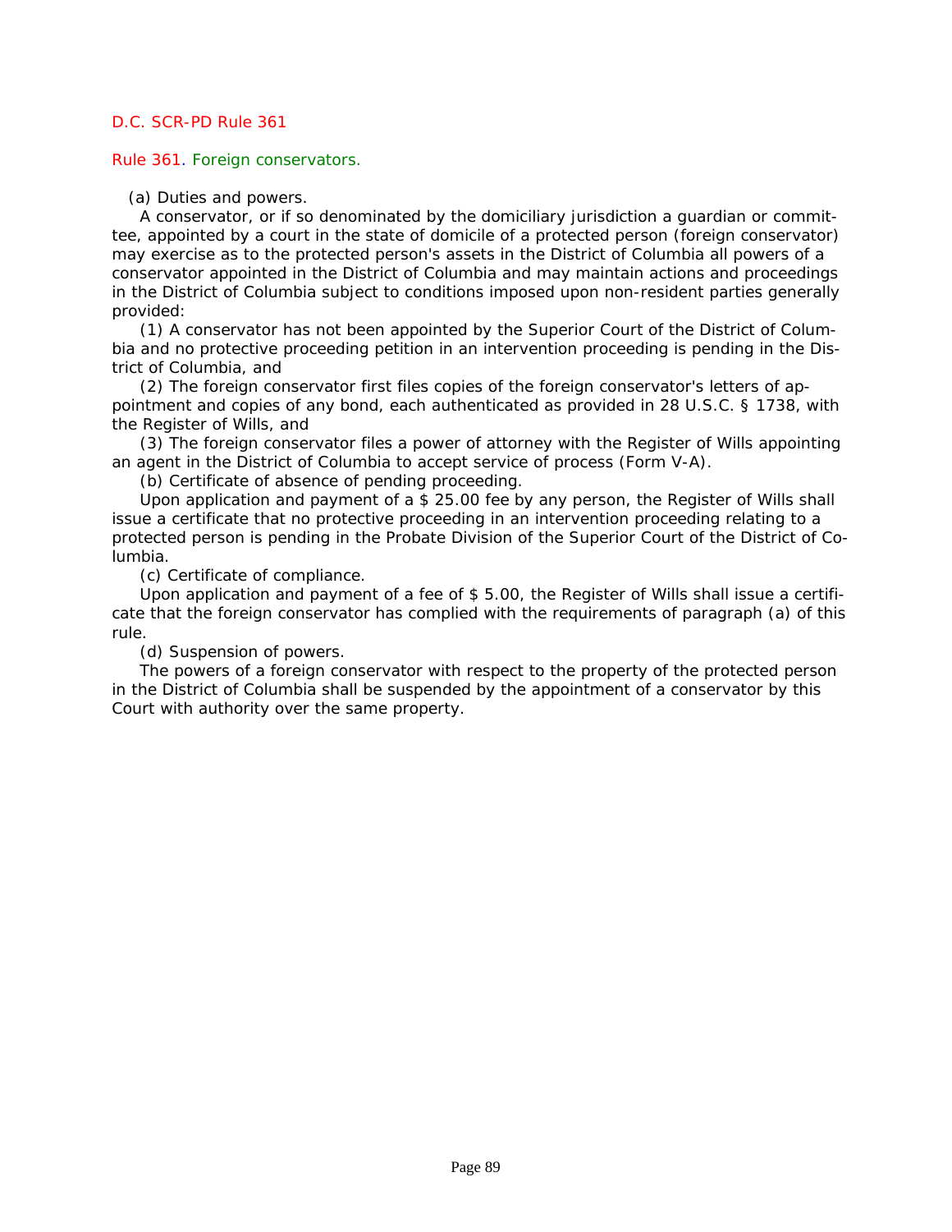D.C. SCR-PD Rule 361

## Rule 361. Foreign conservators.

(a) Duties and powers.

A conservator, or if so denominated by the domiciliary jurisdiction a guardian or committee, appointed by a court in the state of domicile of a protected person (foreign conservator) may exercise as to the protected person's assets in the District of Columbia all powers of a conservator appointed in the District of Columbia and may maintain actions and proceedings in the District of Columbia subject to conditions imposed upon non-resident parties generally provided:

(1) A conservator has not been appointed by the Superior Court of the District of Columbia and no protective proceeding petition in an intervention proceeding is pending in the District of Columbia, and

(2) The foreign conservator first files copies of the foreign conservator's letters of appointment and copies of any bond, each authenticated as provided in 28 U.S.C. § 1738, with the Register of Wills, and

(3) The foreign conservator files a power of attorney with the Register of Wills appointing an agent in the District of Columbia to accept service of process (Form V-A).

(b) Certificate of absence of pending proceeding.

Upon application and payment of a $ 25.00 fee by any person, the Register of Wills shall issue a certificate that no protective proceeding in an intervention proceeding relating to a protected person is pending in the Probate Division of the Superior Court of the District of Columbia.

(c) Certificate of compliance.

Upon application and payment of a fee of $ 5.00, the Register of Wills shall issue a certificate that the foreign conservator has complied with the requirements of paragraph (a) of this rule.

(d) Suspension of powers.

The powers of a foreign conservator with respect to the property of the protected person in the District of Columbia shall be suspended by the appointment of a conservator by this Court with authority over the same property.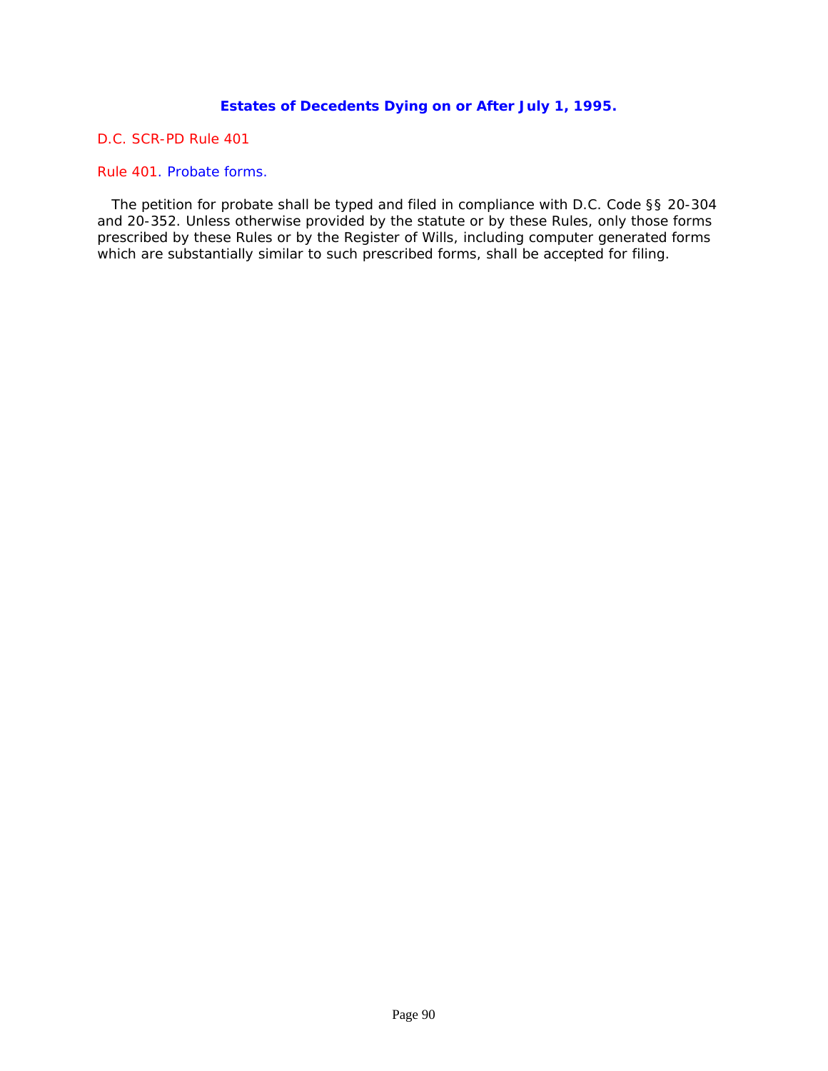## Estates of Decedents Dying on or After July 1, 1995.

D.C. SCR-PD Rule 401

### Rule 401. Probate forms.

The petition for probate shall be typed and filed in compliance with D.C. Code §§ 20-304 and 20-352. Unless otherwise provided by the statute or by these Rules, only those forms prescribed by these Rules or by the Register of Wills, including computer generated forms which are substantially similar to such prescribed forms, shall be accepted for filing.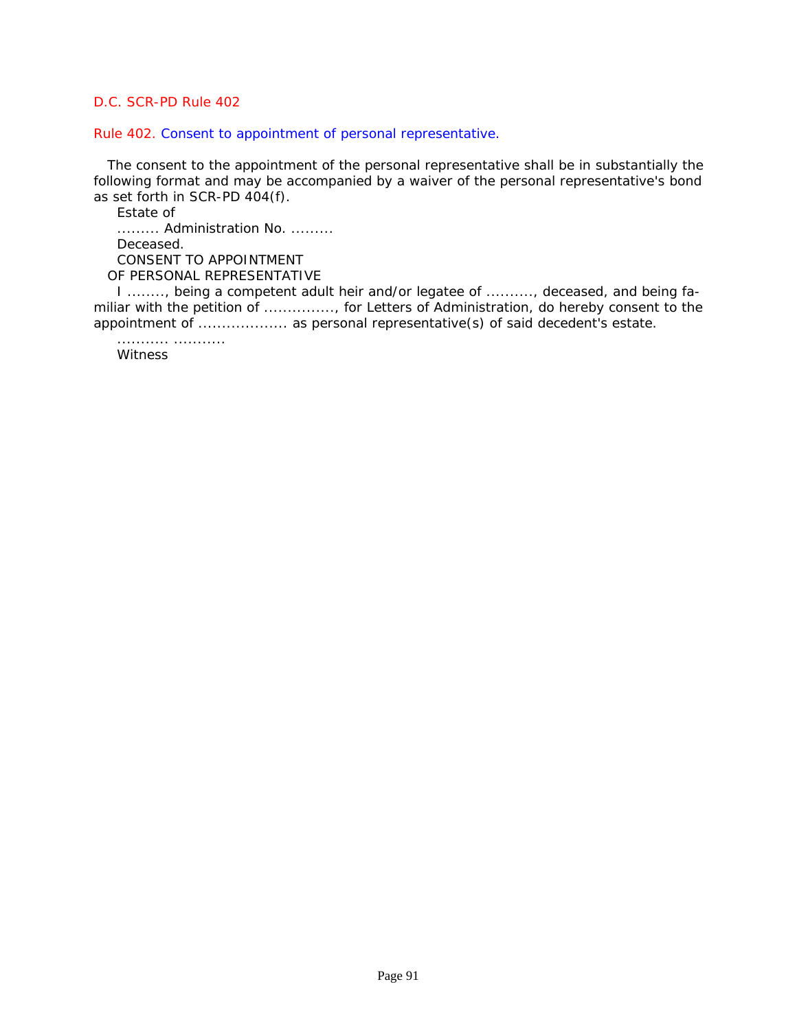D.C. SCR-PD Rule 402

## Rule 402. Consent to appointment of personal representative.

The consent to the appointment of the personal representative shall be in substantially the following format and may be accompanied by a waiver of the personal representative's bond as set forth in SCR-PD 404(f).

Estate of

......... Administration No. .........

Deceased.

CONSENT TO APPOINTMENT

OF PERSONAL REPRESENTATIVE

I ........, being a competent adult heir and/or legatee of .........., deceased, and being familiar with the petition of ..............., for Letters of Administration, do hereby consent to the appointment of ................... as personal representative(s) of said decedent's estate.

........... ...........

Witness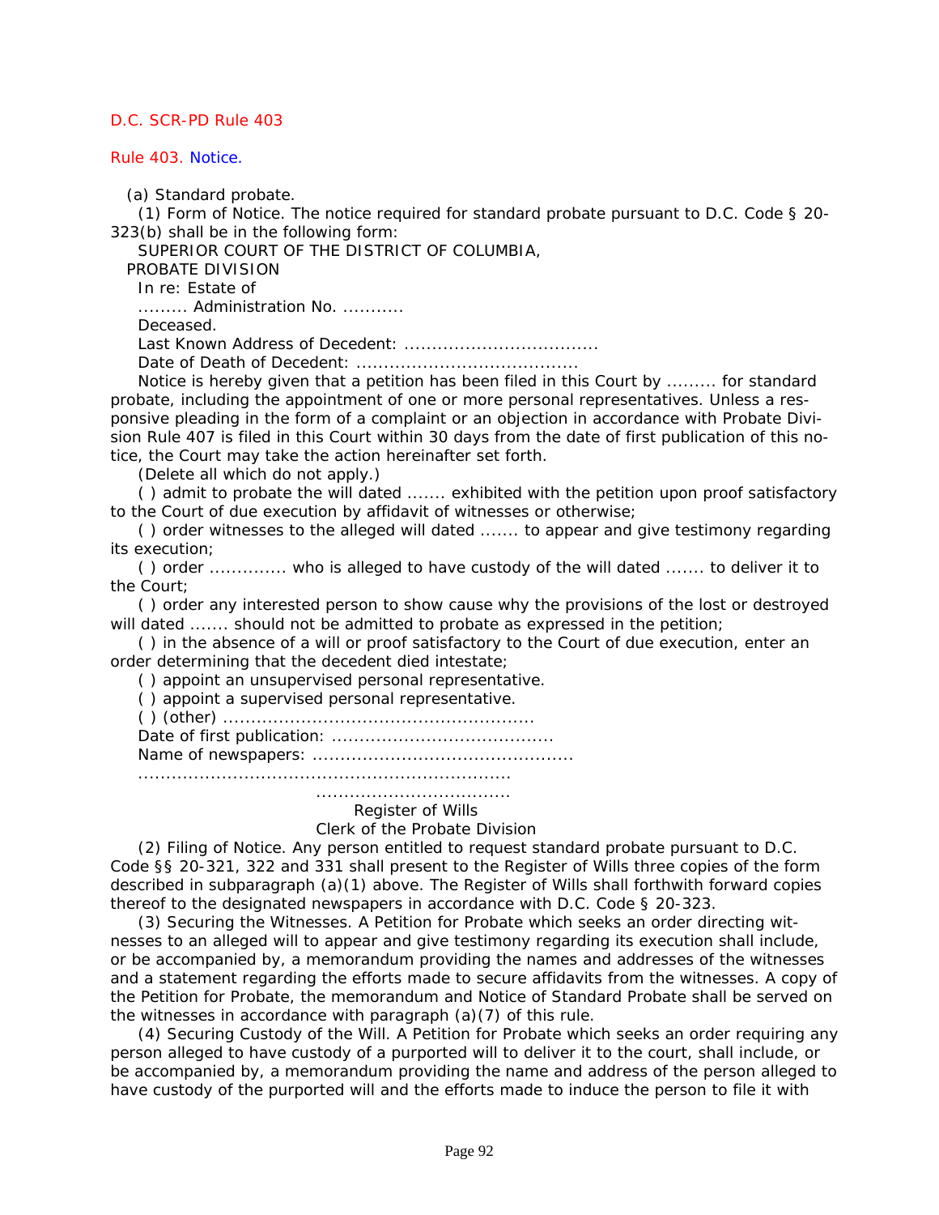D.C. SCR-PD Rule 403

# Rule 403. Notice.

(a) Standard probate.

(1) Form of Notice. The notice required for standard probate pursuant to D.C. Code § 20-323(b) shall be in the following form:

SUPERIOR COURT OF THE DISTRICT OF COLUMBIA,

PROBATE DIVISION

In re: Estate of

......... Administration No. ...........

Deceased.

Last Known Address of Decedent: ..................................

Date of Death of Decedent: .......................................

Notice is hereby given that a petition has been filed in this Court by ......... for standard probate, including the appointment of one or more personal representatives. Unless a responsive pleading in the form of a complaint or an objection in accordance with Probate Division Rule 407 is filed in this Court within 30 days from the date of first publication of this notice, the Court may take the action hereinafter set forth.

(Delete all which do not apply.)

( ) admit to probate the will dated ....... exhibited with the petition upon proof satisfactory to the Court of due execution by affidavit of witnesses or otherwise;

( ) order witnesses to the alleged will dated ....... to appear and give testimony regarding its execution;

( ) order ............. who is alleged to have custody of the will dated ....... to deliver it to the Court;

( ) order any interested person to show cause why the provisions of the lost or destroyed will dated ....... should not be admitted to probate as expressed in the petition;

( ) in the absence of a will or proof satisfactory to the Court of due execution, enter an order determining that the decedent died intestate;

( ) appoint an unsupervised personal representative.

( ) appoint a supervised personal representative.

( ) (other) .......................................................

Date of first publication: .......................................

Name of newspapers: .............................................

.................................................................

..................................

Register of Wills

Clerk of the Probate Division

(2) Filing of Notice. Any person entitled to request standard probate pursuant to D.C. Code §§ 20-321, 322 and 331 shall present to the Register of Wills three copies of the form described in subparagraph (a)(1) above. The Register of Wills shall forthwith forward copies thereof to the designated newspapers in accordance with D.C. Code § 20-323.

(3) Securing the Witnesses. A Petition for Probate which seeks an order directing witnesses to an alleged will to appear and give testimony regarding its execution shall include, or be accompanied by, a memorandum providing the names and addresses of the witnesses and a statement regarding the efforts made to secure affidavits from the witnesses. A copy of the Petition for Probate, the memorandum and Notice of Standard Probate shall be served on the witnesses in accordance with paragraph (a)(7) of this rule.

(4) Securing Custody of the Will. A Petition for Probate which seeks an order requiring any person alleged to have custody of a purported will to deliver it to the court, shall include, or be accompanied by, a memorandum providing the name and address of the person alleged to have custody of the purported will and the efforts made to induce the person to file it with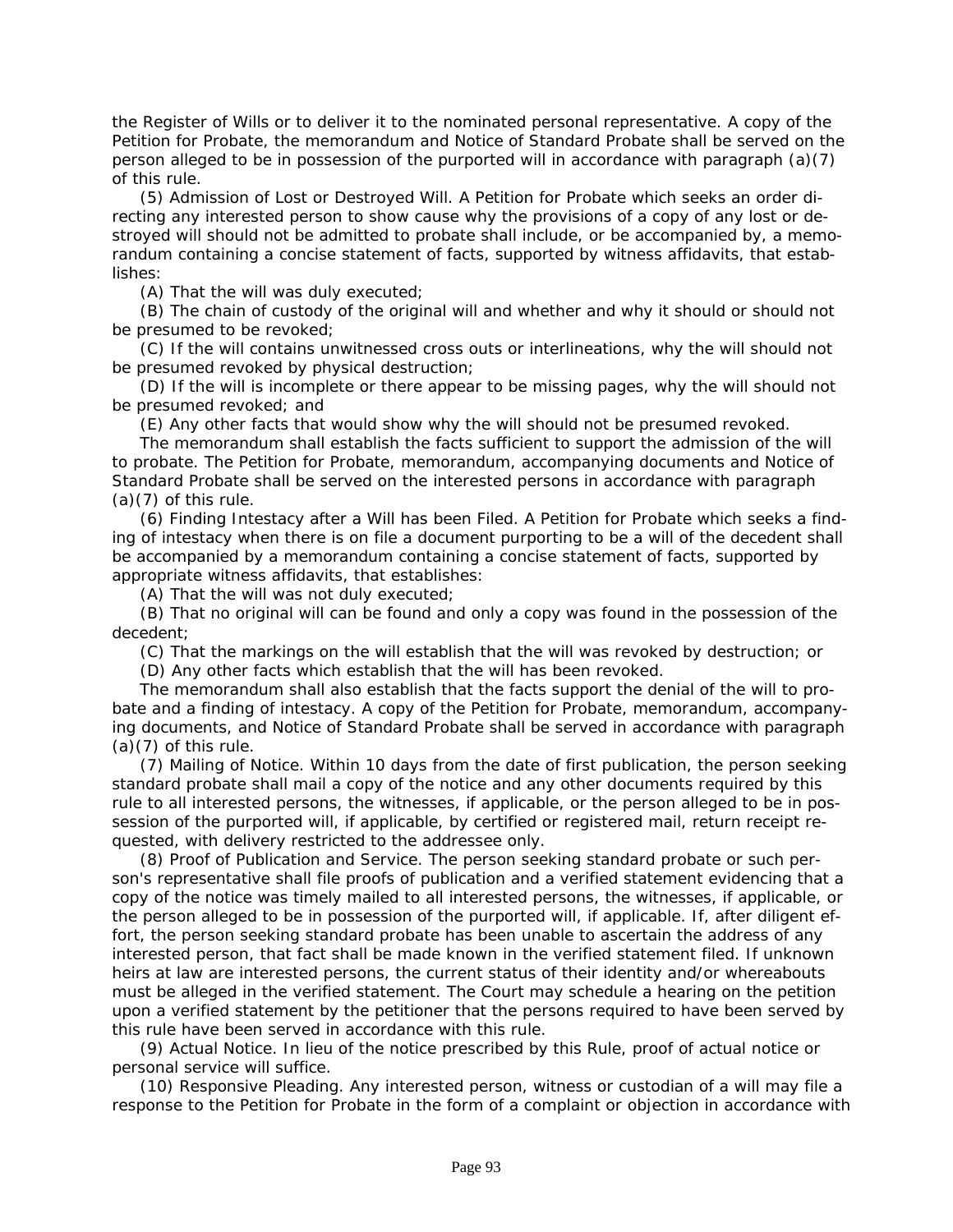the Register of Wills or to deliver it to the nominated personal representative. A copy of the Petition for Probate, the memorandum and Notice of Standard Probate shall be served on the person alleged to be in possession of the purported will in accordance with paragraph (a)(7) of this rule.

(5) Admission of Lost or Destroyed Will. A Petition for Probate which seeks an order directing any interested person to show cause why the provisions of a copy of any lost or destroyed will should not be admitted to probate shall include, or be accompanied by, a memorandum containing a concise statement of facts, supported by witness affidavits, that establishes:

(A) That the will was duly executed;

(B) The chain of custody of the original will and whether and why it should or should not be presumed to be revoked;

(C) If the will contains unwitnessed cross outs or interlineations, why the will should not be presumed revoked by physical destruction;

(D) If the will is incomplete or there appear to be missing pages, why the will should not be presumed revoked; and

(E) Any other facts that would show why the will should not be presumed revoked.

The memorandum shall establish the facts sufficient to support the admission of the will to probate. The Petition for Probate, memorandum, accompanying documents and Notice of Standard Probate shall be served on the interested persons in accordance with paragraph (a)(7) of this rule.

(6) Finding Intestacy after a Will has been Filed. A Petition for Probate which seeks a finding of intestacy when there is on file a document purporting to be a will of the decedent shall be accompanied by a memorandum containing a concise statement of facts, supported by appropriate witness affidavits, that establishes:

(A) That the will was not duly executed;

(B) That no original will can be found and only a copy was found in the possession of the decedent;

(C) That the markings on the will establish that the will was revoked by destruction; or

(D) Any other facts which establish that the will has been revoked.

The memorandum shall also establish that the facts support the denial of the will to probate and a finding of intestacy. A copy of the Petition for Probate, memorandum, accompanying documents, and Notice of Standard Probate shall be served in accordance with paragraph (a)(7) of this rule.

(7) Mailing of Notice. Within 10 days from the date of first publication, the person seeking standard probate shall mail a copy of the notice and any other documents required by this rule to all interested persons, the witnesses, if applicable, or the person alleged to be in possession of the purported will, if applicable, by certified or registered mail, return receipt requested, with delivery restricted to the addressee only.

(8) Proof of Publication and Service. The person seeking standard probate or such person's representative shall file proofs of publication and a verified statement evidencing that a copy of the notice was timely mailed to all interested persons, the witnesses, if applicable, or the person alleged to be in possession of the purported will, if applicable. If, after diligent effort, the person seeking standard probate has been unable to ascertain the address of any interested person, that fact shall be made known in the verified statement filed. If unknown heirs at law are interested persons, the current status of their identity and/or whereabouts must be alleged in the verified statement. The Court may schedule a hearing on the petition upon a verified statement by the petitioner that the persons required to have been served by this rule have been served in accordance with this rule.

(9) Actual Notice. In lieu of the notice prescribed by this Rule, proof of actual notice or personal service will suffice.

(10) Responsive Pleading. Any interested person, witness or custodian of a will may file a response to the Petition for Probate in the form of a complaint or objection in accordance with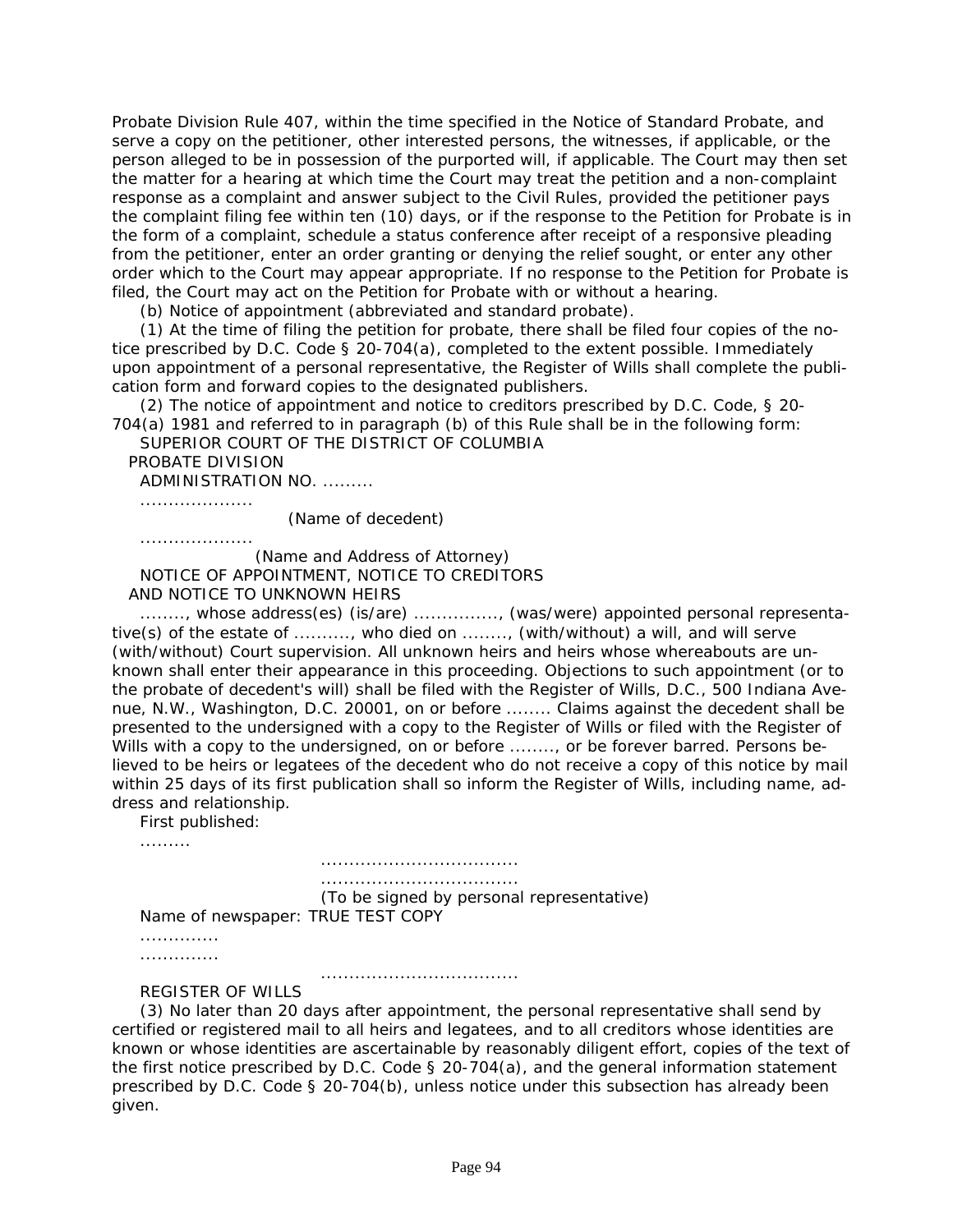Probate Division Rule 407, within the time specified in the Notice of Standard Probate, and serve a copy on the petitioner, other interested persons, the witnesses, if applicable, or the person alleged to be in possession of the purported will, if applicable. The Court may then set the matter for a hearing at which time the Court may treat the petition and a non-complaint response as a complaint and answer subject to the Civil Rules, provided the petitioner pays the complaint filing fee within ten (10) days, or if the response to the Petition for Probate is in the form of a complaint, schedule a status conference after receipt of a responsive pleading from the petitioner, enter an order granting or denying the relief sought, or enter any other order which to the Court may appear appropriate. If no response to the Petition for Probate is filed, the Court may act on the Petition for Probate with or without a hearing.

(b) Notice of appointment (abbreviated and standard probate).

(1) At the time of filing the petition for probate, there shall be filed four copies of the notice prescribed by D.C. Code § 20-704(a), completed to the extent possible. Immediately upon appointment of a personal representative, the Register of Wills shall complete the publication form and forward copies to the designated publishers.

(2) The notice of appointment and notice to creditors prescribed by D.C. Code, § 20-704(a) 1981 and referred to in paragraph (b) of this Rule shall be in the following form:

SUPERIOR COURT OF THE DISTRICT OF COLUMBIA

PROBATE DIVISION

ADMINISTRATION NO. .........

....................

(Name of decedent)

....................

(Name and Address of Attorney)

NOTICE OF APPOINTMENT, NOTICE TO CREDITORS

AND NOTICE TO UNKNOWN HEIRS

........, whose address(es) (is/are) ..............., (was/were) appointed personal representative(s) of the estate of .........., who died on ........, (with/without) a will, and will serve (with/without) Court supervision. All unknown heirs and heirs whose whereabouts are unknown shall enter their appearance in this proceeding. Objections to such appointment (or to the probate of decedent's will) shall be filed with the Register of Wills, D.C., 500 Indiana Avenue, N.W., Washington, D.C. 20001, on or before ........ Claims against the decedent shall be presented to the undersigned with a copy to the Register of Wills or filed with the Register of Wills with a copy to the undersigned, on or before ........, or be forever barred. Persons believed to be heirs or legatees of the decedent who do not receive a copy of this notice by mail within 25 days of its first publication shall so inform the Register of Wills, including name, address and relationship.

First published:

.........

..................................

..................................

(To be signed by personal representative)

Name of newspaper: TRUE TEST COPY

.............

.............

..................................

REGISTER OF WILLS

(3) No later than 20 days after appointment, the personal representative shall send by certified or registered mail to all heirs and legatees, and to all creditors whose identities are known or whose identities are ascertainable by reasonably diligent effort, copies of the text of the first notice prescribed by D.C. Code § 20-704(a), and the general information statement prescribed by D.C. Code § 20-704(b), unless notice under this subsection has already been given.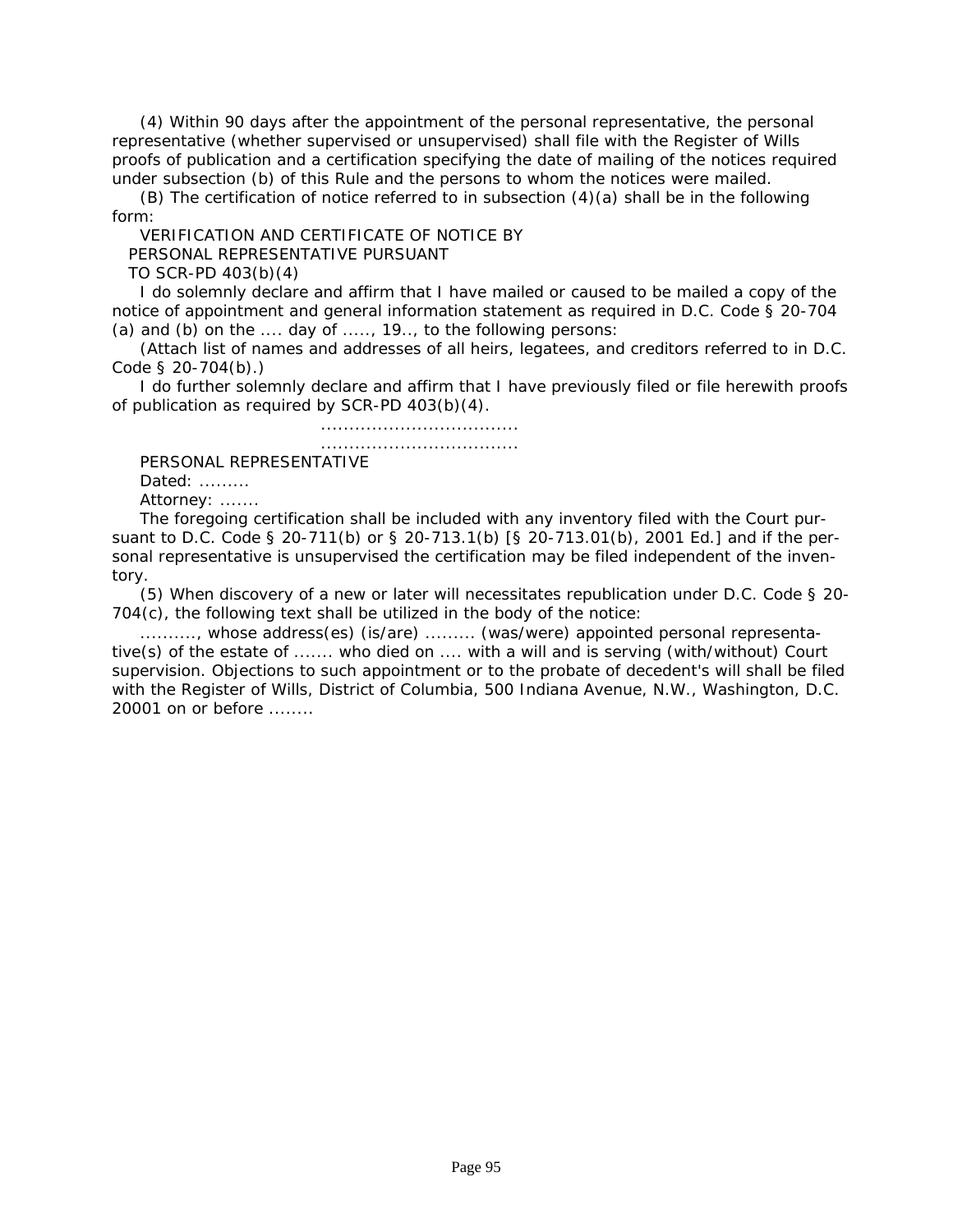(4) Within 90 days after the appointment of the personal representative, the personal representative (whether supervised or unsupervised) shall file with the Register of Wills proofs of publication and a certification specifying the date of mailing of the notices required under subsection (b) of this Rule and the persons to whom the notices were mailed.

(B) The certification of notice referred to in subsection (4)(a) shall be in the following form:

VERIFICATION AND CERTIFICATE OF NOTICE BY
PERSONAL REPRESENTATIVE PURSUANT
TO SCR-PD 403(b)(4)

I do solemnly declare and affirm that I have mailed or caused to be mailed a copy of the notice of appointment and general information statement as required in D.C. Code § 20-704 (a) and (b) on the .... day of ....., 19.., to the following persons:

(Attach list of names and addresses of all heirs, legatees, and creditors referred to in D.C. Code § 20-704(b).)

I do further solemnly declare and affirm that I have previously filed or file herewith proofs of publication as required by SCR-PD 403(b)(4).

..................................
..................................

PERSONAL REPRESENTATIVE

Dated: .........

Attorney: .......

The foregoing certification shall be included with any inventory filed with the Court pursuant to D.C. Code § 20-711(b) or § 20-713.1(b) [§ 20-713.01(b), 2001 Ed.] and if the personal representative is unsupervised the certification may be filed independent of the inventory.

(5) When discovery of a new or later will necessitates republication under D.C. Code § 20-704(c), the following text shall be utilized in the body of the notice:

.........., whose address(es) (is/are) ......... (was/were) appointed personal representative(s) of the estate of ....... who died on .... with a will and is serving (with/without) Court supervision. Objections to such appointment or to the probate of decedent's will shall be filed with the Register of Wills, District of Columbia, 500 Indiana Avenue, N.W., Washington, D.C. 20001 on or before ........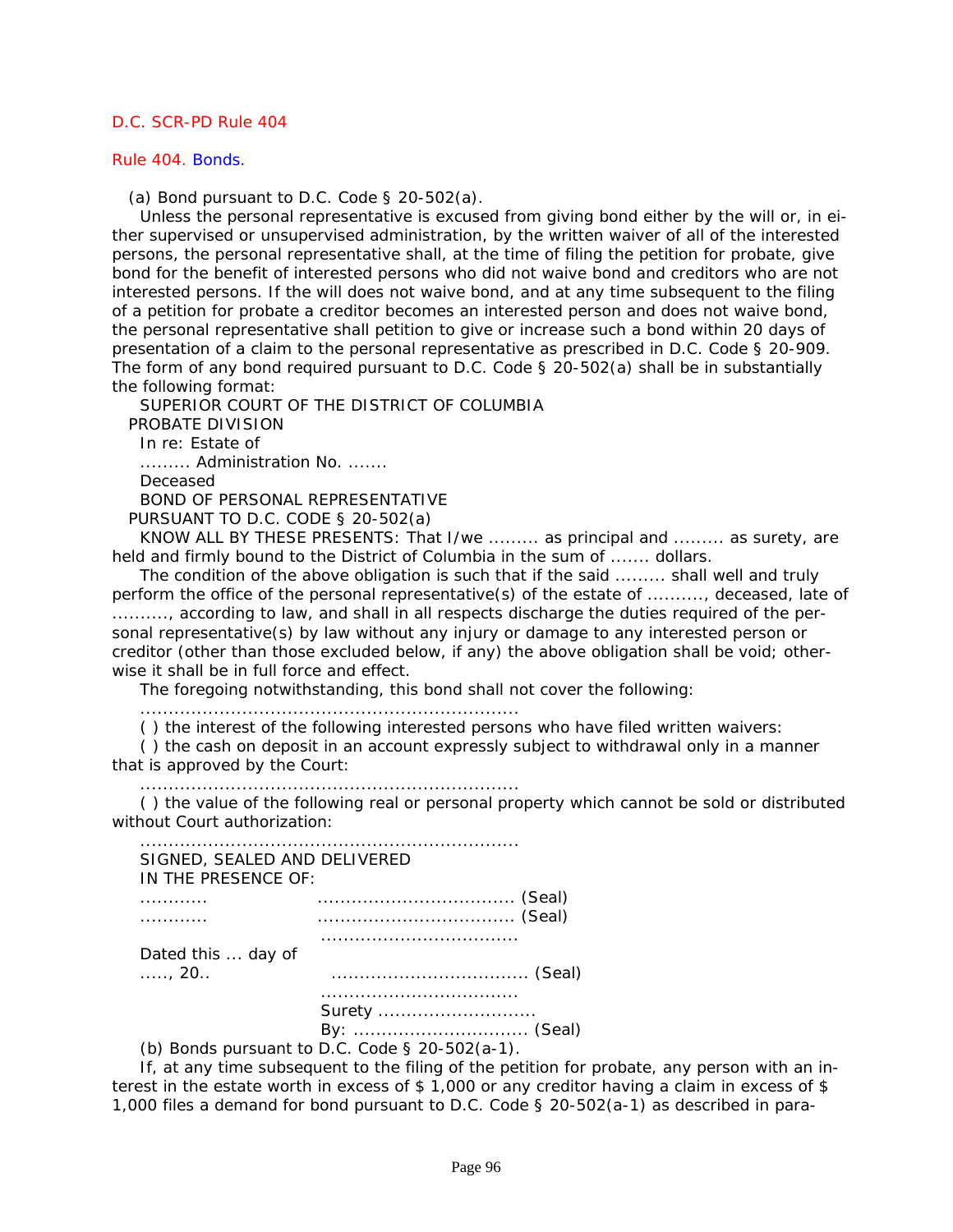D.C. SCR-PD Rule 404

Rule 404. Bonds.

(a) Bond pursuant to D.C. Code § 20-502(a).

Unless the personal representative is excused from giving bond either by the will or, in either supervised or unsupervised administration, by the written waiver of all of the interested persons, the personal representative shall, at the time of filing the petition for probate, give bond for the benefit of interested persons who did not waive bond and creditors who are not interested persons. If the will does not waive bond, and at any time subsequent to the filing of a petition for probate a creditor becomes an interested person and does not waive bond, the personal representative shall petition to give or increase such a bond within 20 days of presentation of a claim to the personal representative as prescribed in D.C. Code § 20-909. The form of any bond required pursuant to D.C. Code § 20-502(a) shall be in substantially the following format:

SUPERIOR COURT OF THE DISTRICT OF COLUMBIA

PROBATE DIVISION

In re: Estate of

......... Administration No. .......

Deceased

BOND OF PERSONAL REPRESENTATIVE

PURSUANT TO D.C. CODE § 20-502(a)

KNOW ALL BY THESE PRESENTS: That I/we ......... as principal and ......... as surety, are held and firmly bound to the District of Columbia in the sum of ....... dollars.

The condition of the above obligation is such that if the said ......... shall well and truly perform the office of the personal representative(s) of the estate of .........., deceased, late of .........., according to law, and shall in all respects discharge the duties required of the personal representative(s) by law without any injury or damage to any interested person or creditor (other than those excluded below, if any) the above obligation shall be void; otherwise it shall be in full force and effect.

The foregoing notwithstanding, this bond shall not cover the following:

..................................................................

( ) the interest of the following interested persons who have filed written waivers:

( ) the cash on deposit in an account expressly subject to withdrawal only in a manner that is approved by the Court:

..................................................................

( ) the value of the following real or personal property which cannot be sold or distributed without Court authorization:

..................................................................

SIGNED, SEALED AND DELIVERED

IN THE PRESENCE OF:

............ .................................. (Seal)

............ .................................. (Seal)

..................................

Dated this ... day of

....., 20.. .................................. (Seal)

..................................

Surety ............................

By: ............................... (Seal)

(b) Bonds pursuant to D.C. Code § 20-502(a-1).

If, at any time subsequent to the filing of the petition for probate, any person with an interest in the estate worth in excess of $ 1,000 or any creditor having a claim in excess of $ 1,000 files a demand for bond pursuant to D.C. Code § 20-502(a-1) as described in para-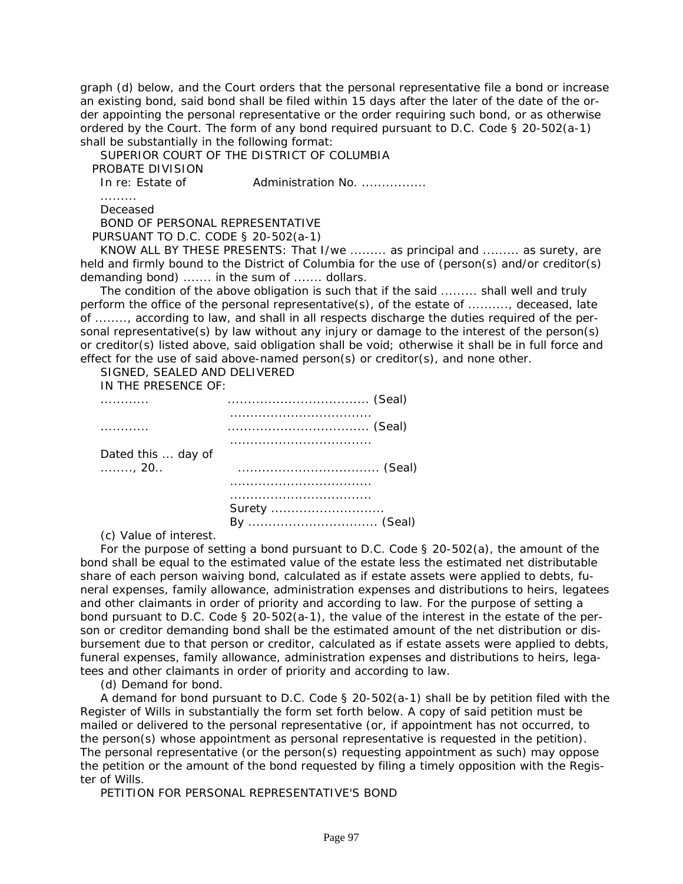graph (d) below, and the Court orders that the personal representative file a bond or increase an existing bond, said bond shall be filed within 15 days after the later of the date of the order appointing the personal representative or the order requiring such bond, or as otherwise ordered by the Court. The form of any bond required pursuant to D.C. Code § 20-502(a-1) shall be substantially in the following format:

SUPERIOR COURT OF THE DISTRICT OF COLUMBIA
PROBATE DIVISION

In re: Estate of ......... Administration No. ................

Deceased

BOND OF PERSONAL REPRESENTATIVE
PURSUANT TO D.C. CODE § 20-502(a-1)

KNOW ALL BY THESE PRESENTS: That I/we ......... as principal and ......... as surety, are held and firmly bound to the District of Columbia for the use of (person(s) and/or creditor(s) demanding bond) ....... in the sum of ....... dollars.

The condition of the above obligation is such that if the said ......... shall well and truly perform the office of the personal representative(s), of the estate of .........., deceased, late of ........, according to law, and shall in all respects discharge the duties required of the personal representative(s) by law without any injury or damage to the interest of the person(s) or creditor(s) listed above, said obligation shall be void; otherwise it shall be in full force and effect for the use of said above-named person(s) or creditor(s), and none other.

SIGNED, SEALED AND DELIVERED
IN THE PRESENCE OF:

............ .................................. (Seal)
..................................

............ .................................. (Seal)
..................................

Dated this ... day of
........, 20.. .................................. (Seal)
..................................
..................................
Surety ...........................
By ................................ (Seal)

(c) Value of interest.

For the purpose of setting a bond pursuant to D.C. Code § 20-502(a), the amount of the bond shall be equal to the estimated value of the estate less the estimated net distributable share of each person waiving bond, calculated as if estate assets were applied to debts, funeral expenses, family allowance, administration expenses and distributions to heirs, legatees and other claimants in order of priority and according to law. For the purpose of setting a bond pursuant to D.C. Code § 20-502(a-1), the value of the interest in the estate of the person or creditor demanding bond shall be the estimated amount of the net distribution or disbursement due to that person or creditor, calculated as if estate assets were applied to debts, funeral expenses, family allowance, administration expenses and distributions to heirs, legatees and other claimants in order of priority and according to law.

(d) Demand for bond.

A demand for bond pursuant to D.C. Code § 20-502(a-1) shall be by petition filed with the Register of Wills in substantially the form set forth below. A copy of said petition must be mailed or delivered to the personal representative (or, if appointment has not occurred, to the person(s) whose appointment as personal representative is requested in the petition). The personal representative (or the person(s) requesting appointment as such) may oppose the petition or the amount of the bond requested by filing a timely opposition with the Register of Wills.

PETITION FOR PERSONAL REPRESENTATIVE'S BOND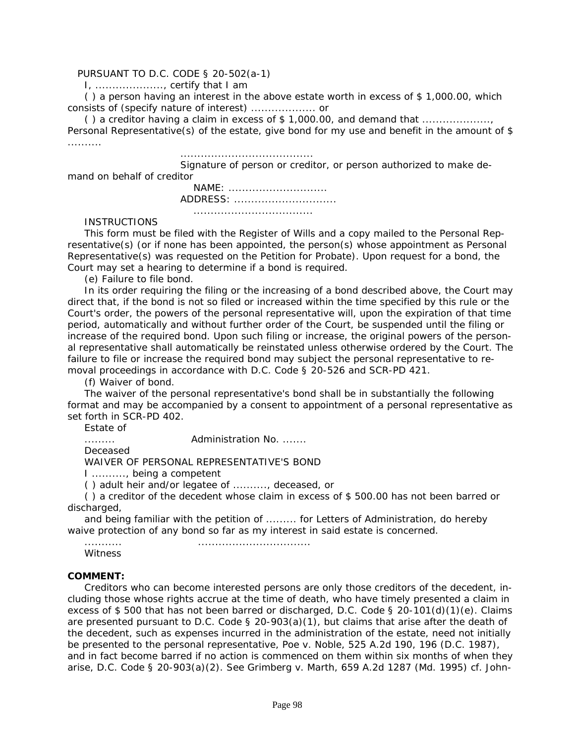PURSUANT TO D.C. CODE § 20-502(a-1)

I, ...................., certify that I am

( ) a person having an interest in the above estate worth in excess of $ 1,000.00, which consists of (specify nature of interest) ................... or

( ) a creditor having a claim in excess of $ 1,000.00, and demand that ...................., Personal Representative(s) of the estate, give bond for my use and benefit in the amount of $ ..........

......................................

Signature of person or creditor, or person authorized to make demand on behalf of creditor

NAME: .............................

ADDRESS: ..............................

..................................

INSTRUCTIONS

This form must be filed with the Register of Wills and a copy mailed to the Personal Representative(s) (or if none has been appointed, the person(s) whose appointment as Personal Representative(s) was requested on the Petition for Probate). Upon request for a bond, the Court may set a hearing to determine if a bond is required.

(e) Failure to file bond.

In its order requiring the filing or the increasing of a bond described above, the Court may direct that, if the bond is not so filed or increased within the time specified by this rule or the Court's order, the powers of the personal representative will, upon the expiration of that time period, automatically and without further order of the Court, be suspended until the filing or increase of the required bond. Upon such filing or increase, the original powers of the personal representative shall automatically be reinstated unless otherwise ordered by the Court. The failure to file or increase the required bond may subject the personal representative to removal proceedings in accordance with D.C. Code § 20-526 and SCR-PD 421.

(f) Waiver of bond.

The waiver of the personal representative's bond shall be in substantially the following format and may be accompanied by a consent to appointment of a personal representative as set forth in SCR-PD 402.

Estate of

......... Administration No. .......

Deceased

WAIVER OF PERSONAL REPRESENTATIVE'S BOND

I .........., being a competent

( ) adult heir and/or legatee of .........., deceased, or

( ) a creditor of the decedent whose claim in excess of $ 500.00 has not been barred or discharged,

and being familiar with the petition of ......... for Letters of Administration, do hereby waive protection of any bond so far as my interest in said estate is concerned.

........... ................................

Witness

**COMMENT:**

Creditors who can become interested persons are only those creditors of the decedent, including those whose rights accrue at the time of death, who have timely presented a claim in excess of $ 500 that has not been barred or discharged, D.C. Code § 20-101(d)(1)(e). Claims are presented pursuant to D.C. Code § 20-903(a)(1), but claims that arise after the death of the decedent, such as expenses incurred in the administration of the estate, need not initially be presented to the personal representative, Poe v. Noble, 525 A.2d 190, 196 (D.C. 1987), and in fact become barred if no action is commenced on them within six months of when they arise, D.C. Code § 20-903(a)(2). See Grimberg v. Marth, 659 A.2d 1287 (Md. 1995) cf. John-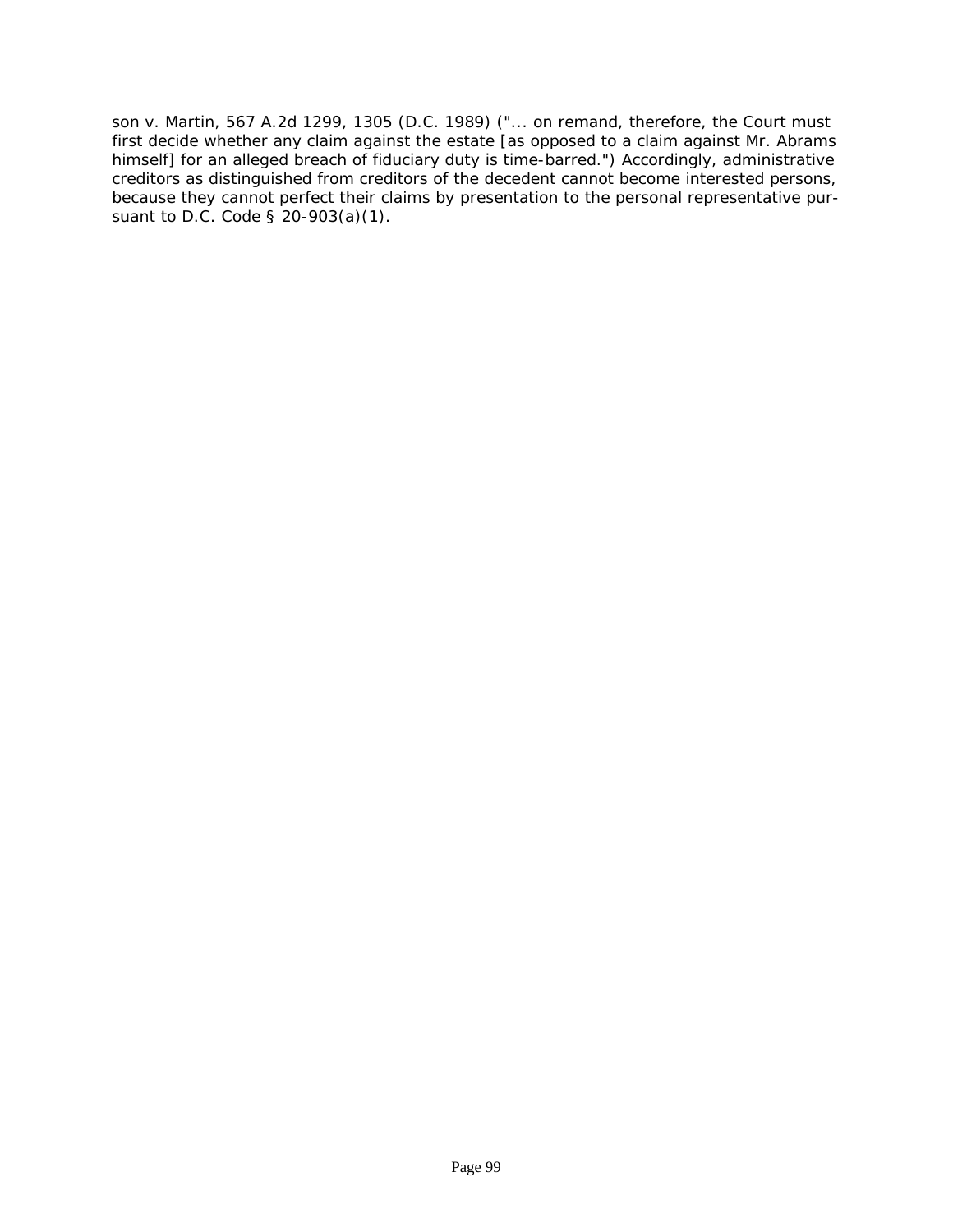son v. Martin, 567 A.2d 1299, 1305 (D.C. 1989) ("... on remand, therefore, the Court must first decide whether any claim against the estate [as opposed to a claim against Mr. Abrams himself] for an alleged breach of fiduciary duty is time-barred.") Accordingly, administrative creditors as distinguished from creditors of the decedent cannot become interested persons, because they cannot perfect their claims by presentation to the personal representative pursuant to D.C. Code § 20-903(a)(1).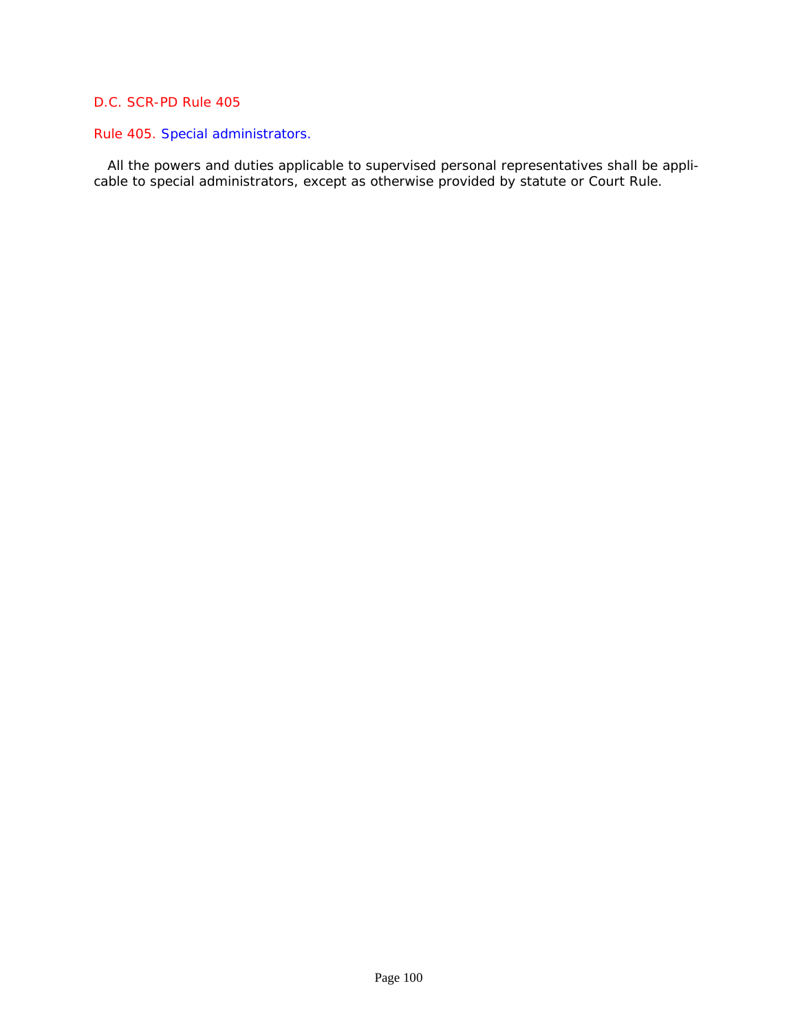D.C. SCR-PD Rule 405

## Rule 405. Special administrators.

All the powers and duties applicable to supervised personal representatives shall be applicable to special administrators, except as otherwise provided by statute or Court Rule.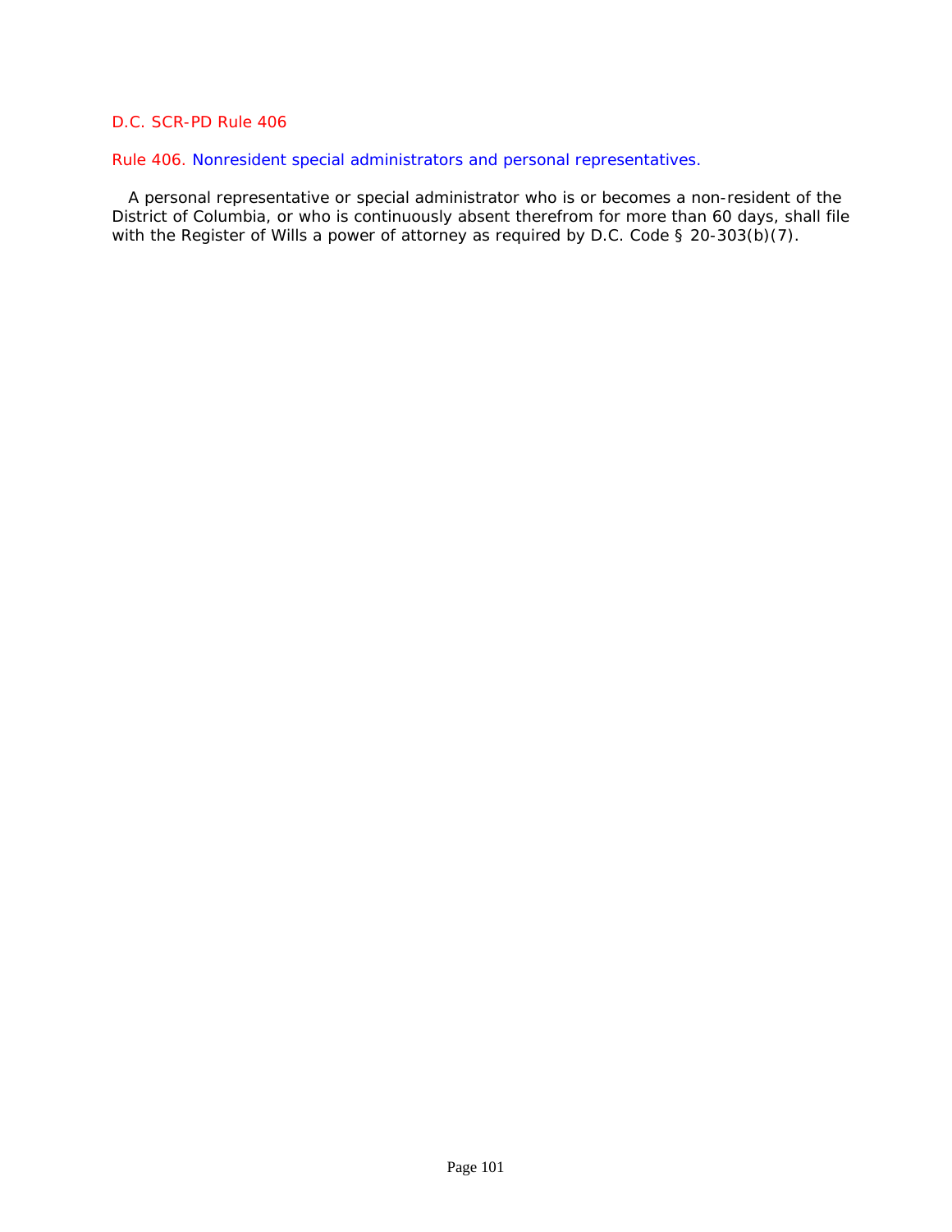D.C. SCR-PD Rule 406

## Rule 406. Nonresident special administrators and personal representatives.

A personal representative or special administrator who is or becomes a non-resident of the District of Columbia, or who is continuously absent therefrom for more than 60 days, shall file with the Register of Wills a power of attorney as required by D.C. Code § 20-303(b)(7).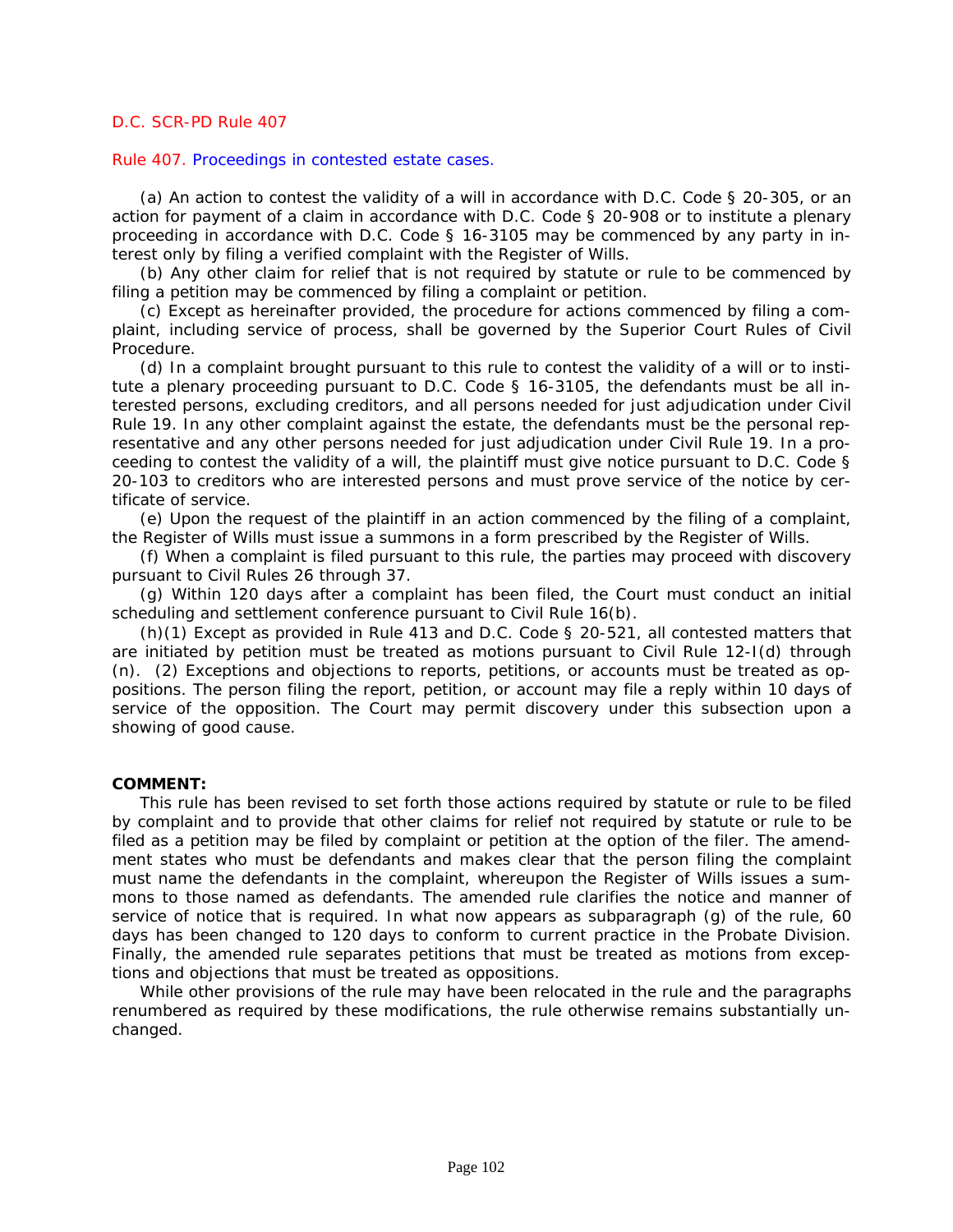D.C. SCR-PD Rule 407

## Rule 407. Proceedings in contested estate cases.

(a) An action to contest the validity of a will in accordance with D.C. Code § 20-305, or an action for payment of a claim in accordance with D.C. Code § 20-908 or to institute a plenary proceeding in accordance with D.C. Code § 16-3105 may be commenced by any party in interest only by filing a verified complaint with the Register of Wills.

(b) Any other claim for relief that is not required by statute or rule to be commenced by filing a petition may be commenced by filing a complaint or petition.

(c) Except as hereinafter provided, the procedure for actions commenced by filing a complaint, including service of process, shall be governed by the Superior Court Rules of Civil Procedure.

(d) In a complaint brought pursuant to this rule to contest the validity of a will or to institute a plenary proceeding pursuant to D.C. Code § 16-3105, the defendants must be all interested persons, excluding creditors, and all persons needed for just adjudication under Civil Rule 19. In any other complaint against the estate, the defendants must be the personal representative and any other persons needed for just adjudication under Civil Rule 19. In a proceeding to contest the validity of a will, the plaintiff must give notice pursuant to D.C. Code § 20-103 to creditors who are interested persons and must prove service of the notice by certificate of service.

(e) Upon the request of the plaintiff in an action commenced by the filing of a complaint, the Register of Wills must issue a summons in a form prescribed by the Register of Wills.

(f) When a complaint is filed pursuant to this rule, the parties may proceed with discovery pursuant to Civil Rules 26 through 37.

(g) Within 120 days after a complaint has been filed, the Court must conduct an initial scheduling and settlement conference pursuant to Civil Rule 16(b).

(h)(1) Except as provided in Rule 413 and D.C. Code § 20-521, all contested matters that are initiated by petition must be treated as motions pursuant to Civil Rule 12-I(d) through (n). (2) Exceptions and objections to reports, petitions, or accounts must be treated as oppositions. The person filing the report, petition, or account may file a reply within 10 days of service of the opposition. The Court may permit discovery under this subsection upon a showing of good cause.

**COMMENT:**

This rule has been revised to set forth those actions required by statute or rule to be filed by complaint and to provide that other claims for relief not required by statute or rule to be filed as a petition may be filed by complaint or petition at the option of the filer. The amendment states who must be defendants and makes clear that the person filing the complaint must name the defendants in the complaint, whereupon the Register of Wills issues a summons to those named as defendants. The amended rule clarifies the notice and manner of service of notice that is required. In what now appears as subparagraph (g) of the rule, 60 days has been changed to 120 days to conform to current practice in the Probate Division. Finally, the amended rule separates petitions that must be treated as motions from exceptions and objections that must be treated as oppositions.

While other provisions of the rule may have been relocated in the rule and the paragraphs renumbered as required by these modifications, the rule otherwise remains substantially unchanged.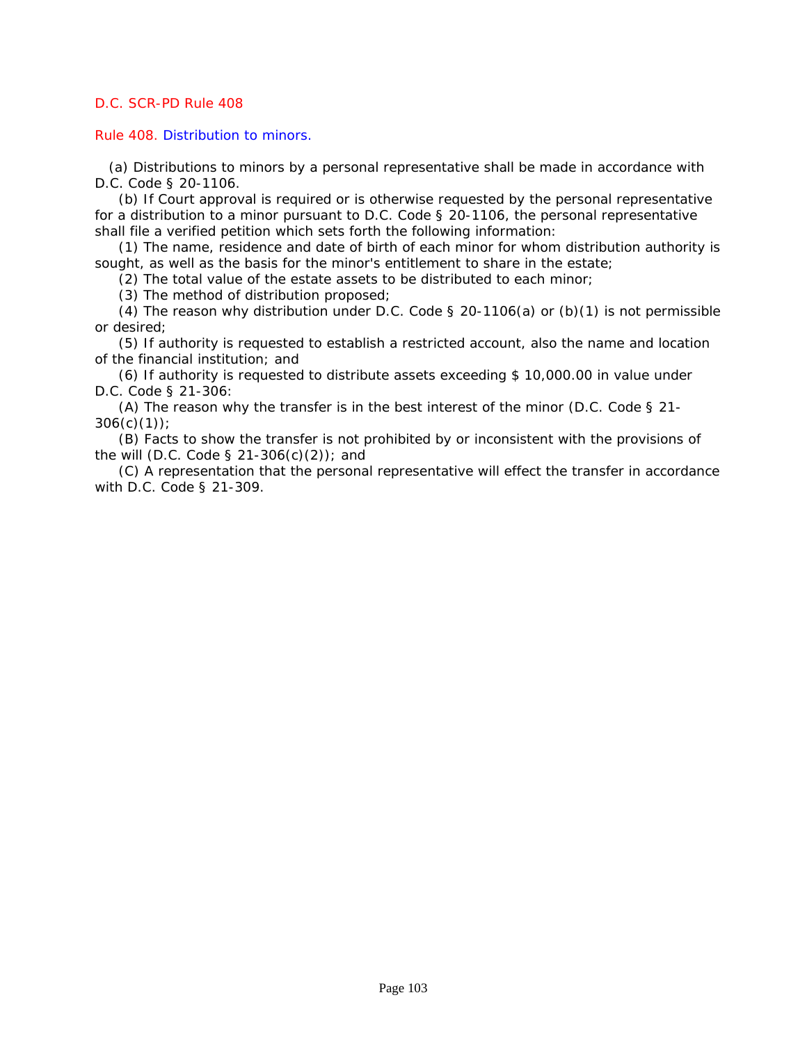D.C. SCR-PD Rule 408

## Rule 408. Distribution to minors.

(a) Distributions to minors by a personal representative shall be made in accordance with D.C. Code § 20-1106.

(b) If Court approval is required or is otherwise requested by the personal representative for a distribution to a minor pursuant to D.C. Code § 20-1106, the personal representative shall file a verified petition which sets forth the following information:

(1) The name, residence and date of birth of each minor for whom distribution authority is sought, as well as the basis for the minor's entitlement to share in the estate;

(2) The total value of the estate assets to be distributed to each minor;

(3) The method of distribution proposed;

(4) The reason why distribution under D.C. Code § 20-1106(a) or (b)(1) is not permissible or desired;

(5) If authority is requested to establish a restricted account, also the name and location of the financial institution; and

(6) If authority is requested to distribute assets exceeding $ 10,000.00 in value under D.C. Code § 21-306:

(A) The reason why the transfer is in the best interest of the minor (D.C. Code § 21-306(c)(1));

(B) Facts to show the transfer is not prohibited by or inconsistent with the provisions of the will (D.C. Code § 21-306(c)(2)); and

(C) A representation that the personal representative will effect the transfer in accordance with D.C. Code § 21-309.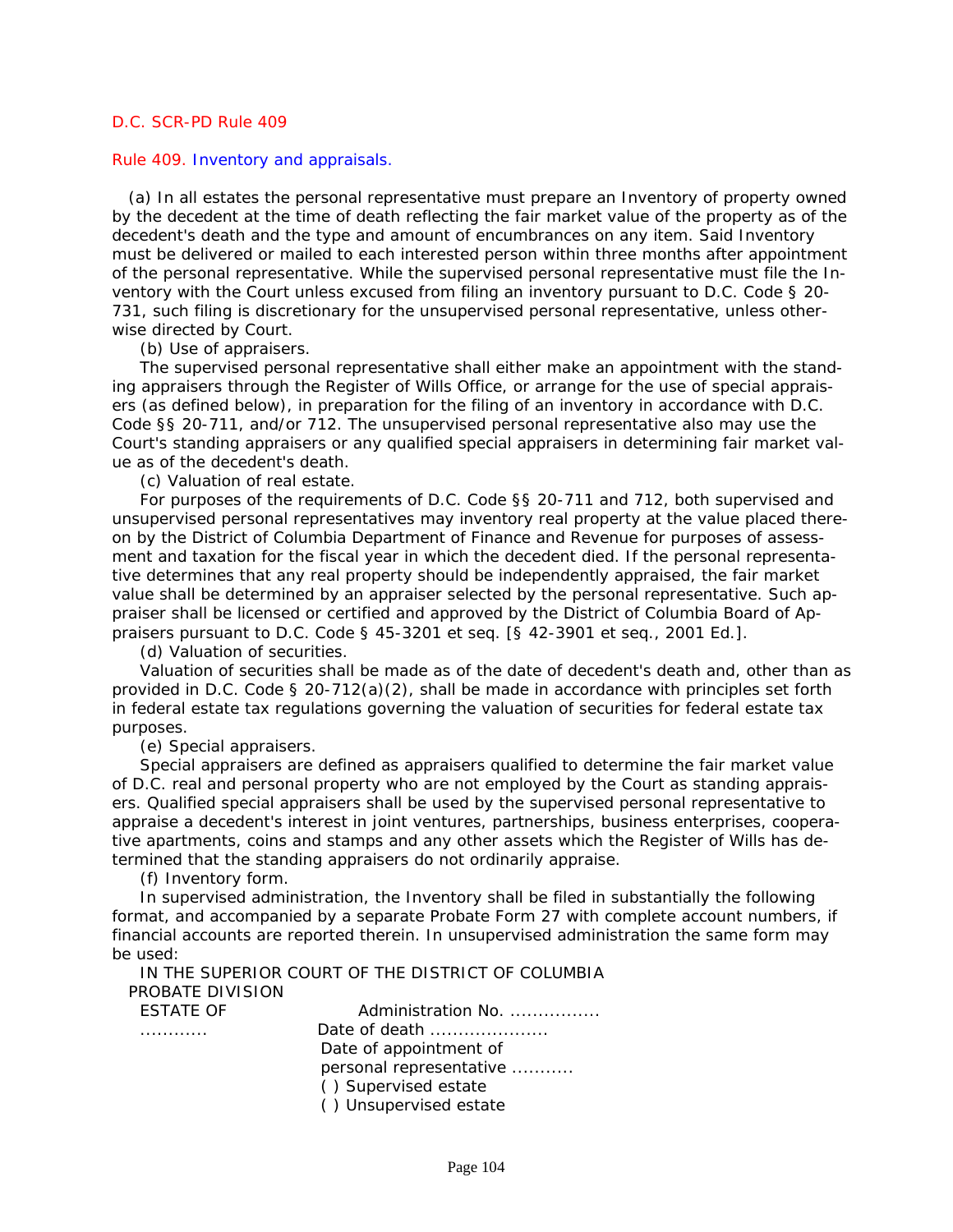D.C. SCR-PD Rule 409

## Rule 409. Inventory and appraisals.

(a) In all estates the personal representative must prepare an Inventory of property owned by the decedent at the time of death reflecting the fair market value of the property as of the decedent's death and the type and amount of encumbrances on any item. Said Inventory must be delivered or mailed to each interested person within three months after appointment of the personal representative. While the supervised personal representative must file the Inventory with the Court unless excused from filing an inventory pursuant to D.C. Code § 20-731, such filing is discretionary for the unsupervised personal representative, unless otherwise directed by Court.

(b) Use of appraisers.

The supervised personal representative shall either make an appointment with the standing appraisers through the Register of Wills Office, or arrange for the use of special appraisers (as defined below), in preparation for the filing of an inventory in accordance with D.C. Code §§ 20-711, and/or 712. The unsupervised personal representative also may use the Court's standing appraisers or any qualified special appraisers in determining fair market value as of the decedent's death.

(c) Valuation of real estate.

For purposes of the requirements of D.C. Code §§ 20-711 and 712, both supervised and unsupervised personal representatives may inventory real property at the value placed thereon by the District of Columbia Department of Finance and Revenue for purposes of assessment and taxation for the fiscal year in which the decedent died. If the personal representative determines that any real property should be independently appraised, the fair market value shall be determined by an appraiser selected by the personal representative. Such appraiser shall be licensed or certified and approved by the District of Columbia Board of Appraisers pursuant to D.C. Code § 45-3201 et seq. [§ 42-3901 et seq., 2001 Ed.].

(d) Valuation of securities.

Valuation of securities shall be made as of the date of decedent's death and, other than as provided in D.C. Code § 20-712(a)(2), shall be made in accordance with principles set forth in federal estate tax regulations governing the valuation of securities for federal estate tax purposes.

(e) Special appraisers.

Special appraisers are defined as appraisers qualified to determine the fair market value of D.C. real and personal property who are not employed by the Court as standing appraisers. Qualified special appraisers shall be used by the supervised personal representative to appraise a decedent's interest in joint ventures, partnerships, business enterprises, cooperative apartments, coins and stamps and any other assets which the Register of Wills has determined that the standing appraisers do not ordinarily appraise.

(f) Inventory form.

In supervised administration, the Inventory shall be filed in substantially the following format, and accompanied by a separate Probate Form 27 with complete account numbers, if financial accounts are reported therein. In unsupervised administration the same form may be used:

IN THE SUPERIOR COURT OF THE DISTRICT OF COLUMBIA
PROBATE DIVISION

ESTATE OF ............ Administration No. ................
Date of death .....................
Date of appointment of personal representative ...........
( ) Supervised estate
( ) Unsupervised estate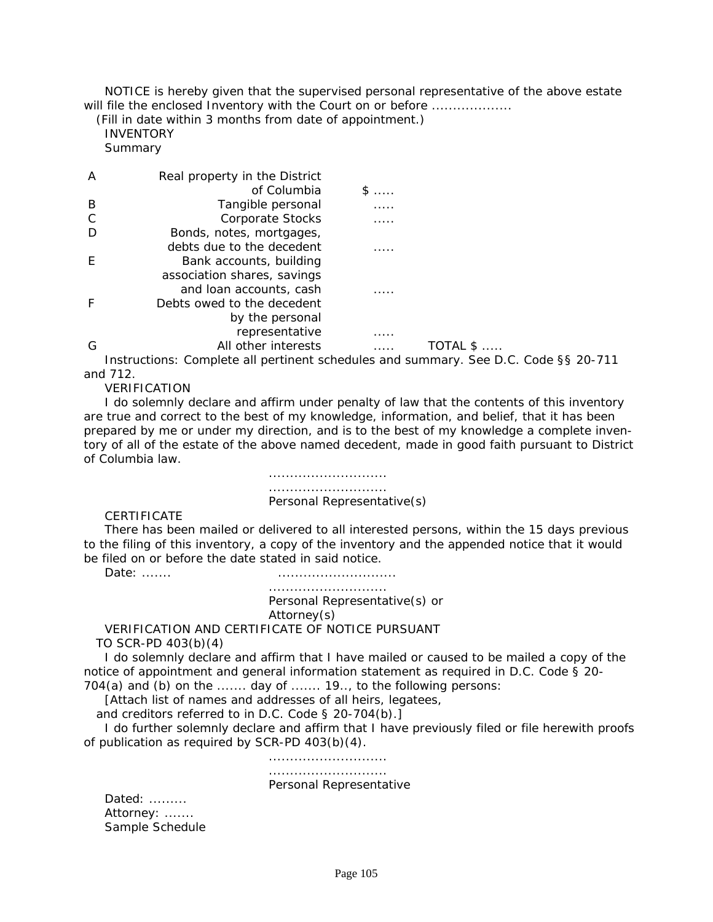NOTICE is hereby given that the supervised personal representative of the above estate will file the enclosed Inventory with the Court on or before ..................

(Fill in date within 3 months from date of appointment.)

INVENTORY

Summary

| | | | |
|---|---|---|---|
| A | Real property in the District of Columbia | $ ..... | |
| B | Tangible personal | ..... | |
| C | Corporate Stocks | ..... | |
| D | Bonds, notes, mortgages, debts due to the decedent | ..... | |
| E | Bank accounts, building association shares, savings and loan accounts, cash | ..... | |
| F | Debts owed to the decedent by the personal representative | ..... | |
| G | All other interests | ..... | TOTAL $ ..... |

Instructions: Complete all pertinent schedules and summary. See D.C. Code §§ 20-711 and 712.

VERIFICATION

I do solemnly declare and affirm under penalty of law that the contents of this inventory are true and correct to the best of my knowledge, information, and belief, that it has been prepared by me or under my direction, and is to the best of my knowledge a complete inventory of all of the estate of the above named decedent, made in good faith pursuant to District of Columbia law.

...........................
...........................
Personal Representative(s)

CERTIFICATE

There has been mailed or delivered to all interested persons, within the 15 days previous to the filing of this inventory, a copy of the inventory and the appended notice that it would be filed on or before the date stated in said notice.

Date: .......    ...........................
...........................
Personal Representative(s) or Attorney(s)

VERIFICATION AND CERTIFICATE OF NOTICE PURSUANT TO SCR-PD 403(b)(4)

I do solemnly declare and affirm that I have mailed or caused to be mailed a copy of the notice of appointment and general information statement as required in D.C. Code § 20-704(a) and (b) on the ....... day of ....... 19.., to the following persons:

[Attach list of names and addresses of all heirs, legatees, and creditors referred to in D.C. Code § 20-704(b).]

I do further solemnly declare and affirm that I have previously filed or file herewith proofs of publication as required by SCR-PD 403(b)(4).

...........................
...........................
Personal Representative

Dated: .........

Attorney: .......

Sample Schedule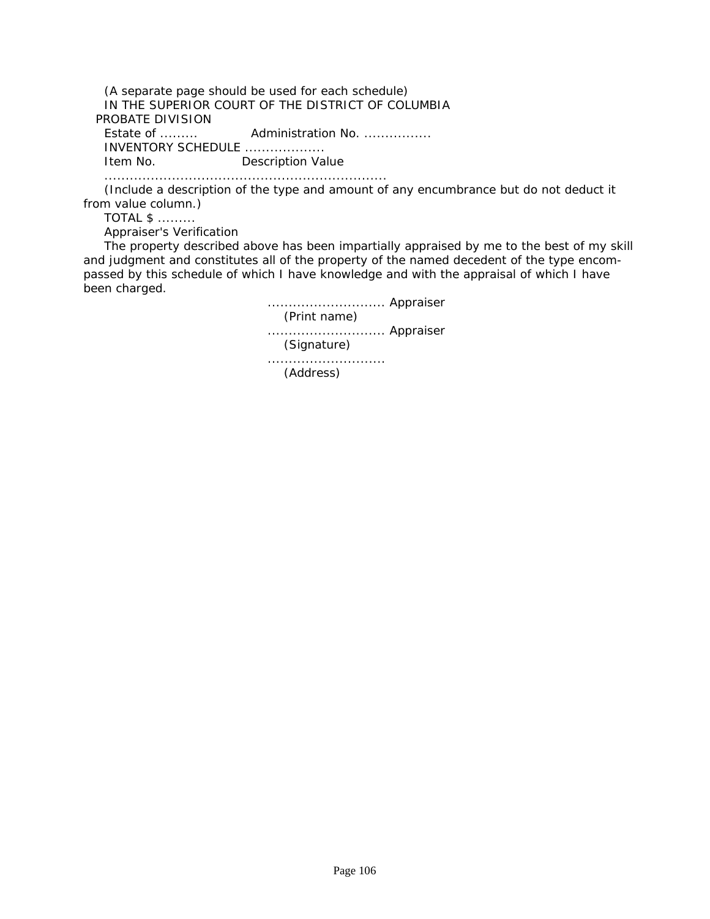(A separate page should be used for each schedule)

IN THE SUPERIOR COURT OF THE DISTRICT OF COLUMBIA

PROBATE DIVISION

Estate of ......... Administration No. ................

INVENTORY SCHEDULE ..................

Item No. Description Value

..................................................................

(Include a description of the type and amount of any encumbrance but do not deduct it from value column.)

TOTAL $ .........

Appraiser's Verification

The property described above has been impartially appraised by me to the best of my skill and judgment and constitutes all of the property of the named decedent of the type encompassed by this schedule of which I have knowledge and with the appraisal of which I have been charged.

........................... Appraiser
(Print name)

........................... Appraiser
(Signature)

...........................
(Address)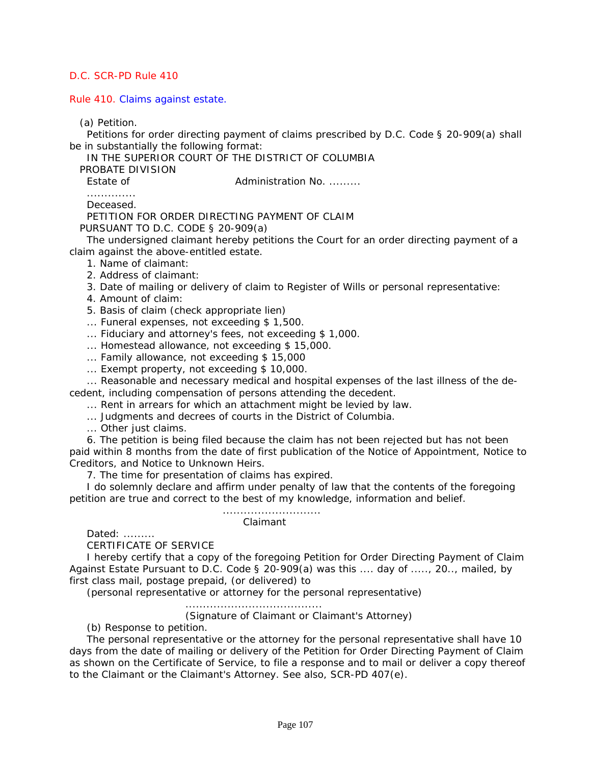D.C. SCR-PD Rule 410

# Rule 410. Claims against estate.

(a) Petition.

Petitions for order directing payment of claims prescribed by D.C. Code § 20-909(a) shall be in substantially the following format:

IN THE SUPERIOR COURT OF THE DISTRICT OF COLUMBIA

PROBATE DIVISION

Estate of Administration No. .........

.............

Deceased.

PETITION FOR ORDER DIRECTING PAYMENT OF CLAIM

PURSUANT TO D.C. CODE § 20-909(a)

The undersigned claimant hereby petitions the Court for an order directing payment of a claim against the above-entitled estate.

1. Name of claimant:
2. Address of claimant:
3. Date of mailing or delivery of claim to Register of Wills or personal representative:
4. Amount of claim:
5. Basis of claim (check appropriate lien)

... Funeral expenses, not exceeding $ 1,500.

... Fiduciary and attorney's fees, not exceeding $ 1,000.

... Homestead allowance, not exceeding $ 15,000.

... Family allowance, not exceeding $ 15,000

... Exempt property, not exceeding $ 10,000.

... Reasonable and necessary medical and hospital expenses of the last illness of the decedent, including compensation of persons attending the decedent.

... Rent in arrears for which an attachment might be levied by law.

... Judgments and decrees of courts in the District of Columbia.

... Other just claims.

6. The petition is being filed because the claim has not been rejected but has not been paid within 8 months from the date of first publication of the Notice of Appointment, Notice to Creditors, and Notice to Unknown Heirs.
7. The time for presentation of claims has expired.

I do solemnly declare and affirm under penalty of law that the contents of the foregoing petition are true and correct to the best of my knowledge, information and belief.

...........................

Claimant

Dated: .........

CERTIFICATE OF SERVICE

I hereby certify that a copy of the foregoing Petition for Order Directing Payment of Claim Against Estate Pursuant to D.C. Code § 20-909(a) was this .... day of ....., 20.., mailed, by first class mail, postage prepaid, (or delivered) to

(personal representative or attorney for the personal representative)

......................................

(Signature of Claimant or Claimant's Attorney)

(b) Response to petition.

The personal representative or the attorney for the personal representative shall have 10 days from the date of mailing or delivery of the Petition for Order Directing Payment of Claim as shown on the Certificate of Service, to file a response and to mail or deliver a copy thereof to the Claimant or the Claimant's Attorney. See also, SCR-PD 407(e).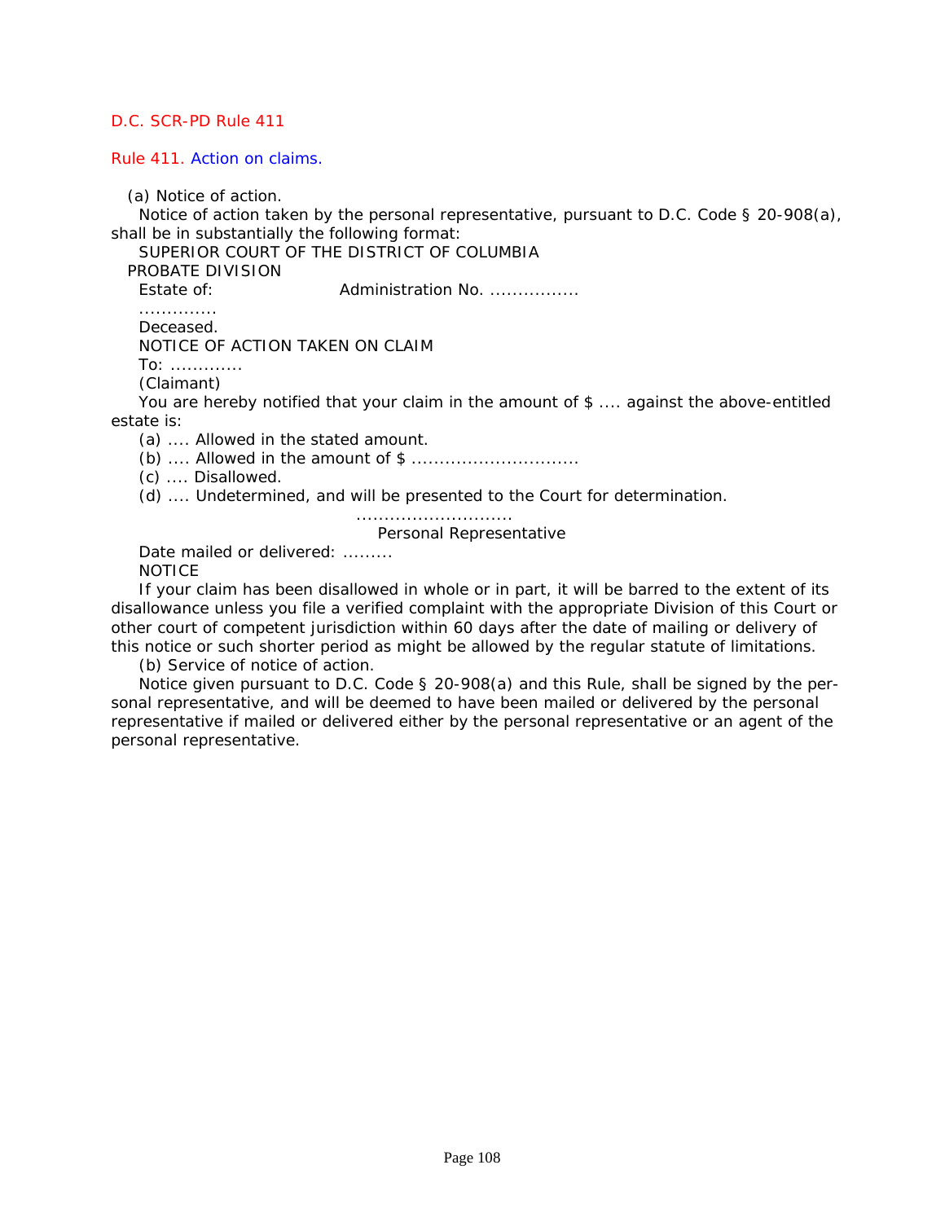D.C. SCR-PD Rule 411

## Rule 411. Action on claims.

(a) Notice of action.

Notice of action taken by the personal representative, pursuant to D.C. Code § 20-908(a), shall be in substantially the following format:

SUPERIOR COURT OF THE DISTRICT OF COLUMBIA

PROBATE DIVISION

Estate of: Administration No. ................

.............

Deceased.

NOTICE OF ACTION TAKEN ON CLAIM

To: .............

(Claimant)

You are hereby notified that your claim in the amount of $ .... against the above-entitled estate is:

(a) .... Allowed in the stated amount.

(b) .... Allowed in the amount of $ .............................

(c) .... Disallowed.

(d) .... Undetermined, and will be presented to the Court for determination.

...........................

Personal Representative

Date mailed or delivered: .........

NOTICE

If your claim has been disallowed in whole or in part, it will be barred to the extent of its disallowance unless you file a verified complaint with the appropriate Division of this Court or other court of competent jurisdiction within 60 days after the date of mailing or delivery of this notice or such shorter period as might be allowed by the regular statute of limitations.

(b) Service of notice of action.

Notice given pursuant to D.C. Code § 20-908(a) and this Rule, shall be signed by the personal representative, and will be deemed to have been mailed or delivered by the personal representative if mailed or delivered either by the personal representative or an agent of the personal representative.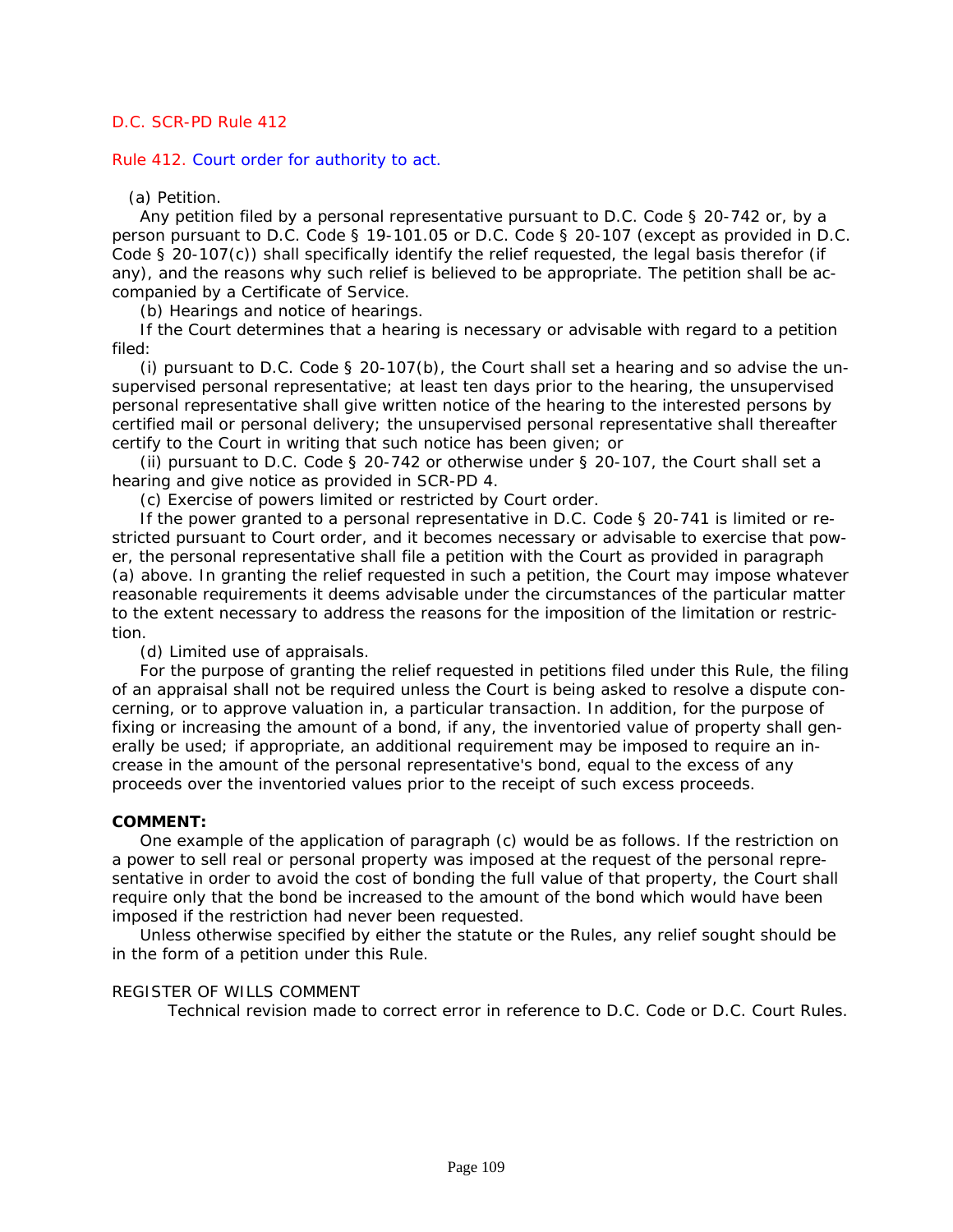D.C. SCR-PD Rule 412

## Rule 412. Court order for authority to act.

(a) Petition.

Any petition filed by a personal representative pursuant to D.C. Code § 20-742 or, by a person pursuant to D.C. Code § 19-101.05 or D.C. Code § 20-107 (except as provided in D.C. Code § 20-107(c)) shall specifically identify the relief requested, the legal basis therefor (if any), and the reasons why such relief is believed to be appropriate. The petition shall be accompanied by a Certificate of Service.

(b) Hearings and notice of hearings.

If the Court determines that a hearing is necessary or advisable with regard to a petition filed:

(i) pursuant to D.C. Code § 20-107(b), the Court shall set a hearing and so advise the unsupervised personal representative; at least ten days prior to the hearing, the unsupervised personal representative shall give written notice of the hearing to the interested persons by certified mail or personal delivery; the unsupervised personal representative shall thereafter certify to the Court in writing that such notice has been given; or

(ii) pursuant to D.C. Code § 20-742 or otherwise under § 20-107, the Court shall set a hearing and give notice as provided in SCR-PD 4.

(c) Exercise of powers limited or restricted by Court order.

If the power granted to a personal representative in D.C. Code § 20-741 is limited or restricted pursuant to Court order, and it becomes necessary or advisable to exercise that power, the personal representative shall file a petition with the Court as provided in paragraph (a) above. In granting the relief requested in such a petition, the Court may impose whatever reasonable requirements it deems advisable under the circumstances of the particular matter to the extent necessary to address the reasons for the imposition of the limitation or restriction.

(d) Limited use of appraisals.

For the purpose of granting the relief requested in petitions filed under this Rule, the filing of an appraisal shall not be required unless the Court is being asked to resolve a dispute concerning, or to approve valuation in, a particular transaction. In addition, for the purpose of fixing or increasing the amount of a bond, if any, the inventoried value of property shall generally be used; if appropriate, an additional requirement may be imposed to require an increase in the amount of the personal representative's bond, equal to the excess of any proceeds over the inventoried values prior to the receipt of such excess proceeds.

**COMMENT:**

One example of the application of paragraph (c) would be as follows. If the restriction on a power to sell real or personal property was imposed at the request of the personal representative in order to avoid the cost of bonding the full value of that property, the Court shall require only that the bond be increased to the amount of the bond which would have been imposed if the restriction had never been requested.

Unless otherwise specified by either the statute or the Rules, any relief sought should be in the form of a petition under this Rule.

REGISTER OF WILLS COMMENT

Technical revision made to correct error in reference to D.C. Code or D.C. Court Rules.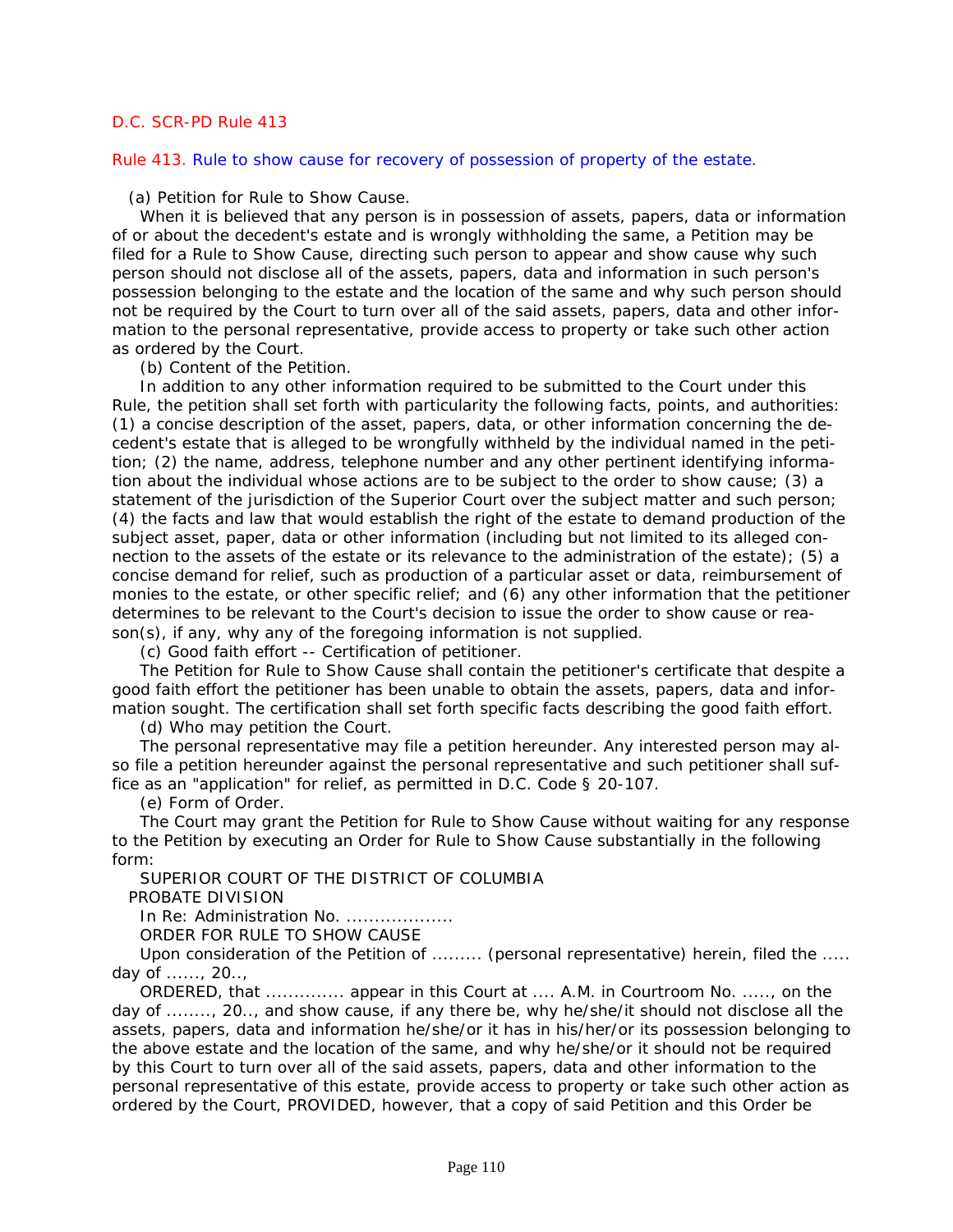D.C. SCR-PD Rule 413

## Rule 413. Rule to show cause for recovery of possession of property of the estate.

(a) Petition for Rule to Show Cause.

When it is believed that any person is in possession of assets, papers, data or information of or about the decedent's estate and is wrongly withholding the same, a Petition may be filed for a Rule to Show Cause, directing such person to appear and show cause why such person should not disclose all of the assets, papers, data and information in such person's possession belonging to the estate and the location of the same and why such person should not be required by the Court to turn over all of the said assets, papers, data and other information to the personal representative, provide access to property or take such other action as ordered by the Court.

(b) Content of the Petition.

In addition to any other information required to be submitted to the Court under this Rule, the petition shall set forth with particularity the following facts, points, and authorities: (1) a concise description of the asset, papers, data, or other information concerning the decedent's estate that is alleged to be wrongfully withheld by the individual named in the petition; (2) the name, address, telephone number and any other pertinent identifying information about the individual whose actions are to be subject to the order to show cause; (3) a statement of the jurisdiction of the Superior Court over the subject matter and such person; (4) the facts and law that would establish the right of the estate to demand production of the subject asset, paper, data or other information (including but not limited to its alleged connection to the assets of the estate or its relevance to the administration of the estate); (5) a concise demand for relief, such as production of a particular asset or data, reimbursement of monies to the estate, or other specific relief; and (6) any other information that the petitioner determines to be relevant to the Court's decision to issue the order to show cause or reason(s), if any, why any of the foregoing information is not supplied.

(c) Good faith effort -- Certification of petitioner.

The Petition for Rule to Show Cause shall contain the petitioner's certificate that despite a good faith effort the petitioner has been unable to obtain the assets, papers, data and information sought. The certification shall set forth specific facts describing the good faith effort.

(d) Who may petition the Court.

The personal representative may file a petition hereunder. Any interested person may also file a petition hereunder against the personal representative and such petitioner shall suffice as an "application" for relief, as permitted in D.C. Code § 20-107.

(e) Form of Order.

The Court may grant the Petition for Rule to Show Cause without waiting for any response to the Petition by executing an Order for Rule to Show Cause substantially in the following form:

SUPERIOR COURT OF THE DISTRICT OF COLUMBIA

PROBATE DIVISION

In Re: Administration No. ...................

ORDER FOR RULE TO SHOW CAUSE

Upon consideration of the Petition of ......... (personal representative) herein, filed the ..... day of ......, 20..,

ORDERED, that ............. appear in this Court at .... A.M. in Courtroom No. ....., on the day of ........, 20.., and show cause, if any there be, why he/she/it should not disclose all the assets, papers, data and information he/she/or it has in his/her/or its possession belonging to the above estate and the location of the same, and why he/she/or it should not be required by this Court to turn over all of the said assets, papers, data and other information to the personal representative of this estate, provide access to property or take such other action as ordered by the Court, PROVIDED, however, that a copy of said Petition and this Order be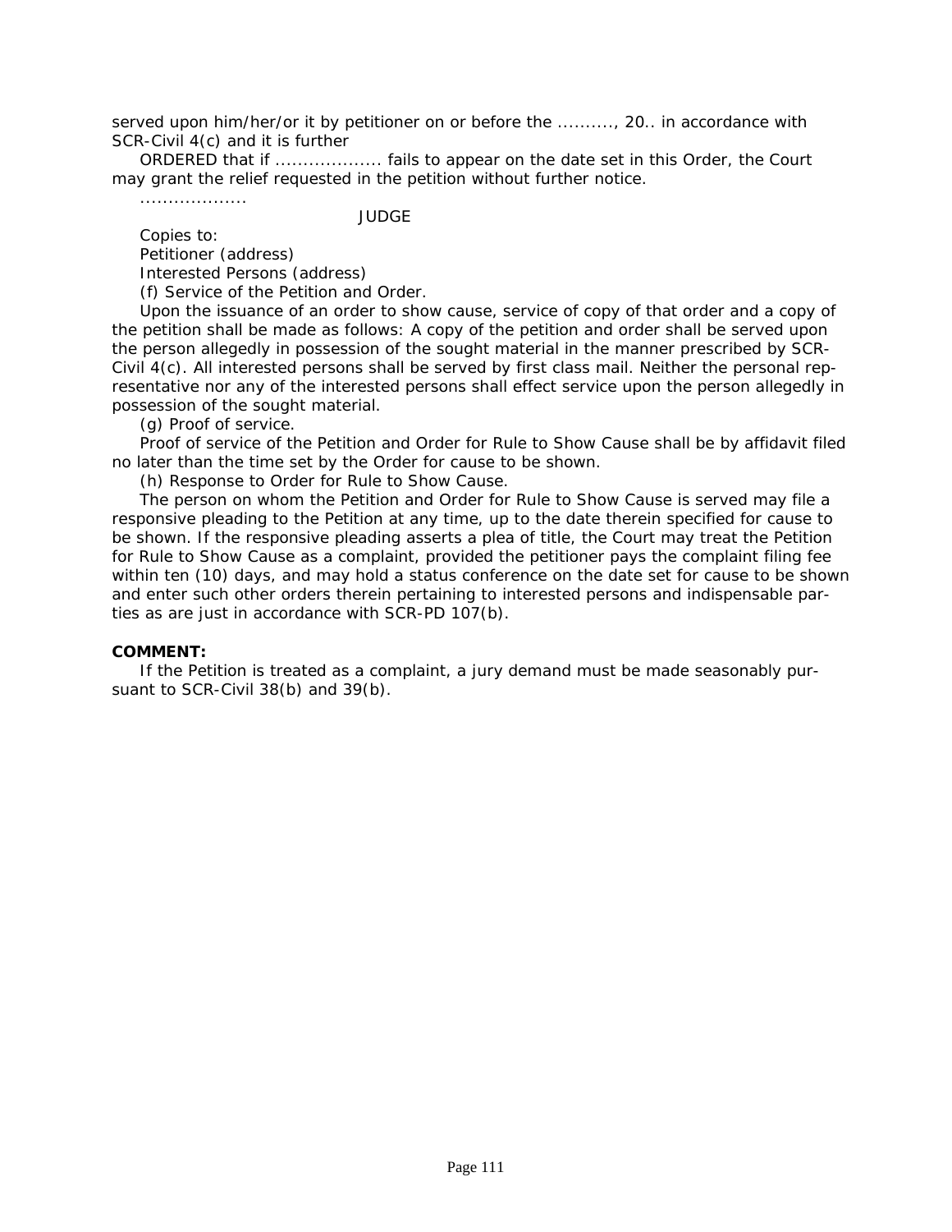served upon him/her/or it by petitioner on or before the .........., 20.. in accordance with SCR-Civil 4(c) and it is further

ORDERED that if .................. fails to appear on the date set in this Order, the Court may grant the relief requested in the petition without further notice.

..................

JUDGE

Copies to:

Petitioner (address)

Interested Persons (address)

(f) Service of the Petition and Order.

Upon the issuance of an order to show cause, service of copy of that order and a copy of the petition shall be made as follows: A copy of the petition and order shall be served upon the person allegedly in possession of the sought material in the manner prescribed by SCR-Civil 4(c). All interested persons shall be served by first class mail. Neither the personal representative nor any of the interested persons shall effect service upon the person allegedly in possession of the sought material.

(g) Proof of service.

Proof of service of the Petition and Order for Rule to Show Cause shall be by affidavit filed no later than the time set by the Order for cause to be shown.

(h) Response to Order for Rule to Show Cause.

The person on whom the Petition and Order for Rule to Show Cause is served may file a responsive pleading to the Petition at any time, up to the date therein specified for cause to be shown. If the responsive pleading asserts a plea of title, the Court may treat the Petition for Rule to Show Cause as a complaint, provided the petitioner pays the complaint filing fee within ten (10) days, and may hold a status conference on the date set for cause to be shown and enter such other orders therein pertaining to interested persons and indispensable parties as are just in accordance with SCR-PD 107(b).

**COMMENT:**

If the Petition is treated as a complaint, a jury demand must be made seasonably pursuant to SCR-Civil 38(b) and 39(b).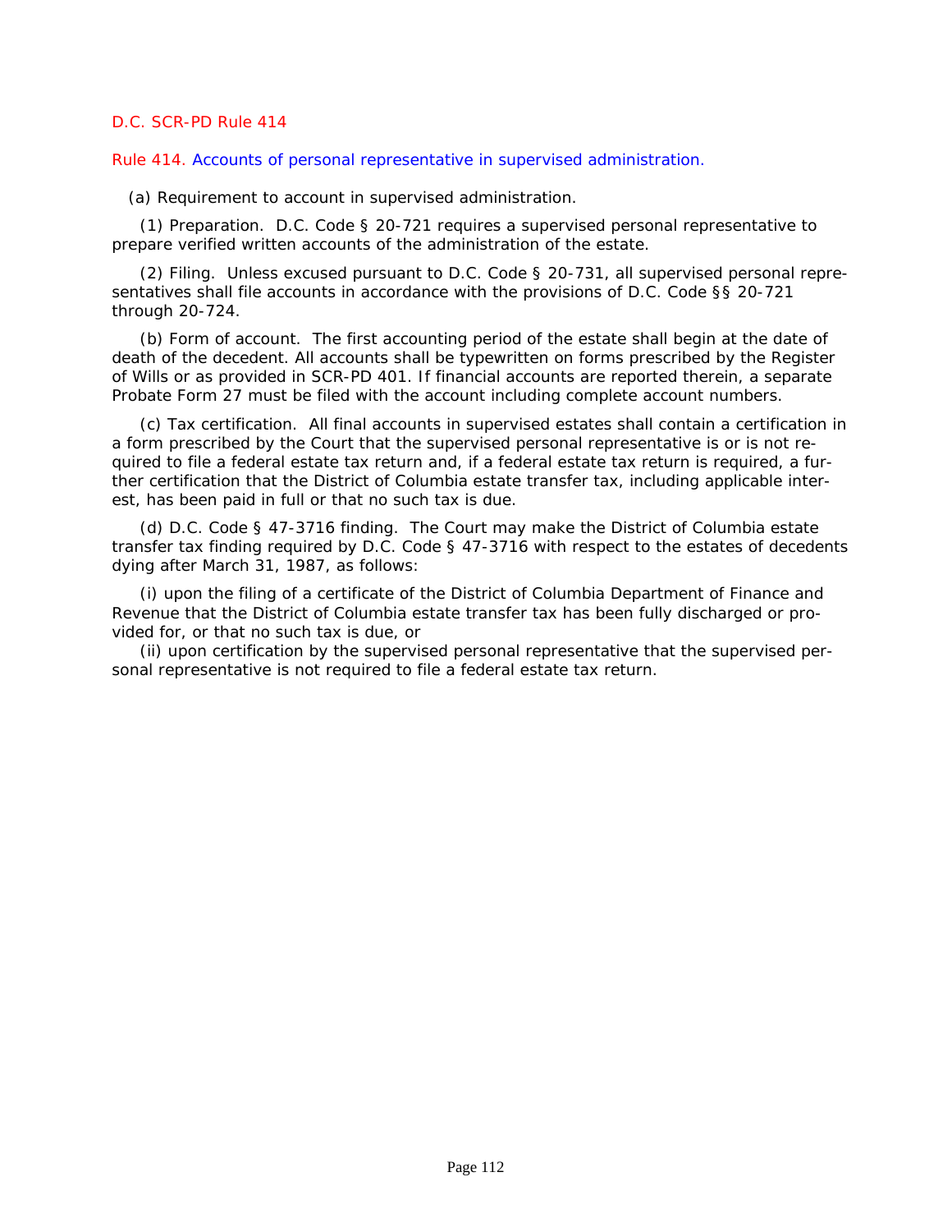D.C. SCR-PD Rule 414

## Rule 414. Accounts of personal representative in supervised administration.

(a) Requirement to account in supervised administration.

(1) Preparation. D.C. Code § 20-721 requires a supervised personal representative to prepare verified written accounts of the administration of the estate.

(2) Filing. Unless excused pursuant to D.C. Code § 20-731, all supervised personal representatives shall file accounts in accordance with the provisions of D.C. Code §§ 20-721 through 20-724.

(b) Form of account. The first accounting period of the estate shall begin at the date of death of the decedent. All accounts shall be typewritten on forms prescribed by the Register of Wills or as provided in SCR-PD 401. If financial accounts are reported therein, a separate Probate Form 27 must be filed with the account including complete account numbers.

(c) Tax certification. All final accounts in supervised estates shall contain a certification in a form prescribed by the Court that the supervised personal representative is or is not required to file a federal estate tax return and, if a federal estate tax return is required, a further certification that the District of Columbia estate transfer tax, including applicable interest, has been paid in full or that no such tax is due.

(d) D.C. Code § 47-3716 finding. The Court may make the District of Columbia estate transfer tax finding required by D.C. Code § 47-3716 with respect to the estates of decedents dying after March 31, 1987, as follows:

(i) upon the filing of a certificate of the District of Columbia Department of Finance and Revenue that the District of Columbia estate transfer tax has been fully discharged or provided for, or that no such tax is due, or

(ii) upon certification by the supervised personal representative that the supervised personal representative is not required to file a federal estate tax return.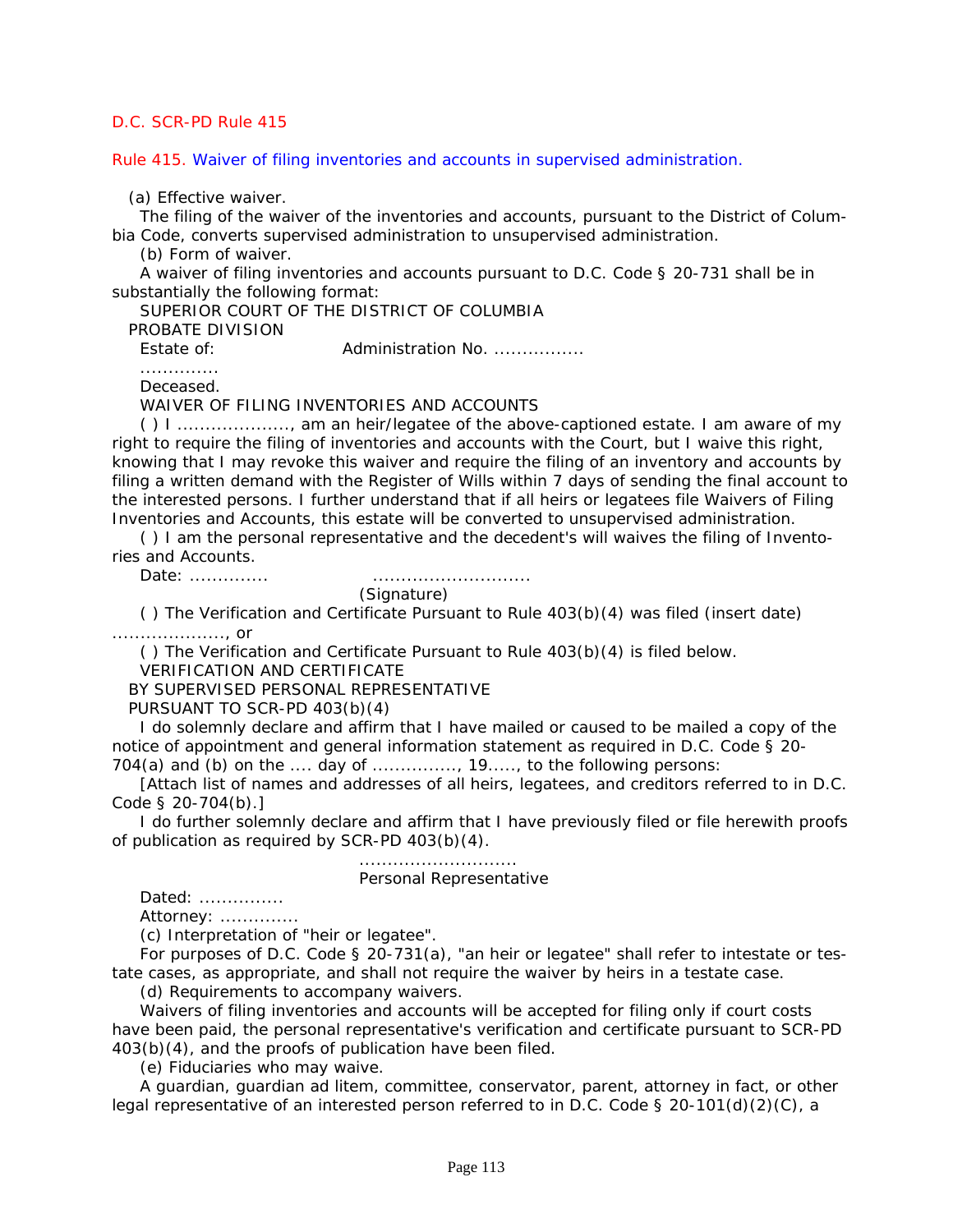D.C. SCR-PD Rule 415

Rule 415. Waiver of filing inventories and accounts in supervised administration.

(a) Effective waiver.

The filing of the waiver of the inventories and accounts, pursuant to the District of Columbia Code, converts supervised administration to unsupervised administration.

(b) Form of waiver.

A waiver of filing inventories and accounts pursuant to D.C. Code § 20-731 shall be in substantially the following format:

SUPERIOR COURT OF THE DISTRICT OF COLUMBIA

PROBATE DIVISION

Estate of: Administration No. ................

.............

Deceased.

WAIVER OF FILING INVENTORIES AND ACCOUNTS

( ) I ...................., am an heir/legatee of the above-captioned estate. I am aware of my right to require the filing of inventories and accounts with the Court, but I waive this right, knowing that I may revoke this waiver and require the filing of an inventory and accounts by filing a written demand with the Register of Wills within 7 days of sending the final account to the interested persons. I further understand that if all heirs or legatees file Waivers of Filing Inventories and Accounts, this estate will be converted to unsupervised administration.

( ) I am the personal representative and the decedent's will waives the filing of Inventories and Accounts.

Date: ............. ...........................

(Signature)

( ) The Verification and Certificate Pursuant to Rule 403(b)(4) was filed (insert date) ...................., or

( ) The Verification and Certificate Pursuant to Rule 403(b)(4) is filed below.

VERIFICATION AND CERTIFICATE

BY SUPERVISED PERSONAL REPRESENTATIVE

PURSUANT TO SCR-PD 403(b)(4)

I do solemnly declare and affirm that I have mailed or caused to be mailed a copy of the notice of appointment and general information statement as required in D.C. Code § 20-704(a) and (b) on the .... day of ..............., 19....., to the following persons:

[Attach list of names and addresses of all heirs, legatees, and creditors referred to in D.C. Code § 20-704(b).]

I do further solemnly declare and affirm that I have previously filed or file herewith proofs of publication as required by SCR-PD 403(b)(4).

...........................

Personal Representative

Dated: ...............

Attorney: ..............

(c) Interpretation of "heir or legatee".

For purposes of D.C. Code § 20-731(a), "an heir or legatee" shall refer to intestate or testate cases, as appropriate, and shall not require the waiver by heirs in a testate case.

(d) Requirements to accompany waivers.

Waivers of filing inventories and accounts will be accepted for filing only if court costs have been paid, the personal representative's verification and certificate pursuant to SCR-PD 403(b)(4), and the proofs of publication have been filed.

(e) Fiduciaries who may waive.

A guardian, guardian ad litem, committee, conservator, parent, attorney in fact, or other legal representative of an interested person referred to in D.C. Code § 20-101(d)(2)(C), a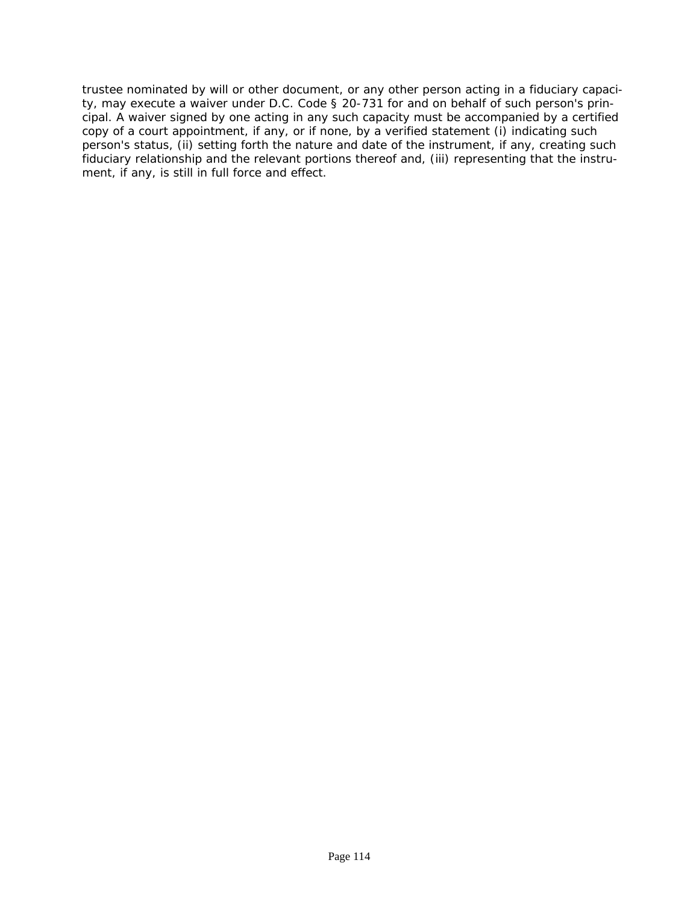trustee nominated by will or other document, or any other person acting in a fiduciary capacity, may execute a waiver under D.C. Code § 20-731 for and on behalf of such person's principal. A waiver signed by one acting in any such capacity must be accompanied by a certified copy of a court appointment, if any, or if none, by a verified statement (i) indicating such person's status, (ii) setting forth the nature and date of the instrument, if any, creating such fiduciary relationship and the relevant portions thereof and, (iii) representing that the instrument, if any, is still in full force and effect.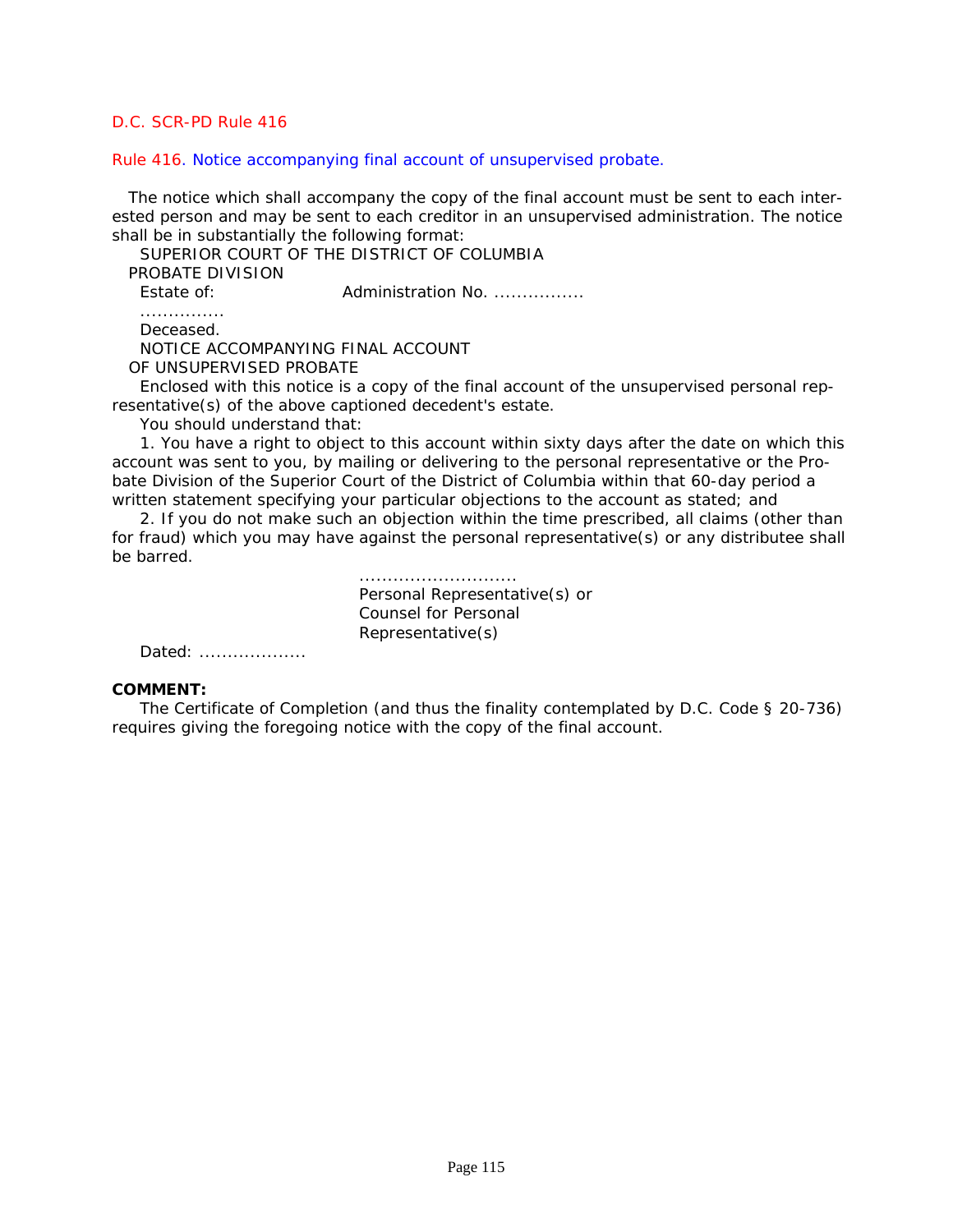D.C. SCR-PD Rule 416

## Rule 416. Notice accompanying final account of unsupervised probate.

The notice which shall accompany the copy of the final account must be sent to each interested person and may be sent to each creditor in an unsupervised administration. The notice shall be in substantially the following format:

SUPERIOR COURT OF THE DISTRICT OF COLUMBIA
PROBATE DIVISION

Estate of: Administration No. ................

..............

Deceased.

NOTICE ACCOMPANYING FINAL ACCOUNT
OF UNSUPERVISED PROBATE

Enclosed with this notice is a copy of the final account of the unsupervised personal representative(s) of the above captioned decedent's estate.

You should understand that:

1. You have a right to object to this account within sixty days after the date on which this account was sent to you, by mailing or delivering to the personal representative or the Probate Division of the Superior Court of the District of Columbia within that 60-day period a written statement specifying your particular objections to the account as stated; and

2. If you do not make such an objection within the time prescribed, all claims (other than for fraud) which you may have against the personal representative(s) or any distributee shall be barred.

...........................
Personal Representative(s) or
Counsel for Personal
Representative(s)

Dated: ...................

**COMMENT:**

The Certificate of Completion (and thus the finality contemplated by D.C. Code § 20-736) requires giving the foregoing notice with the copy of the final account.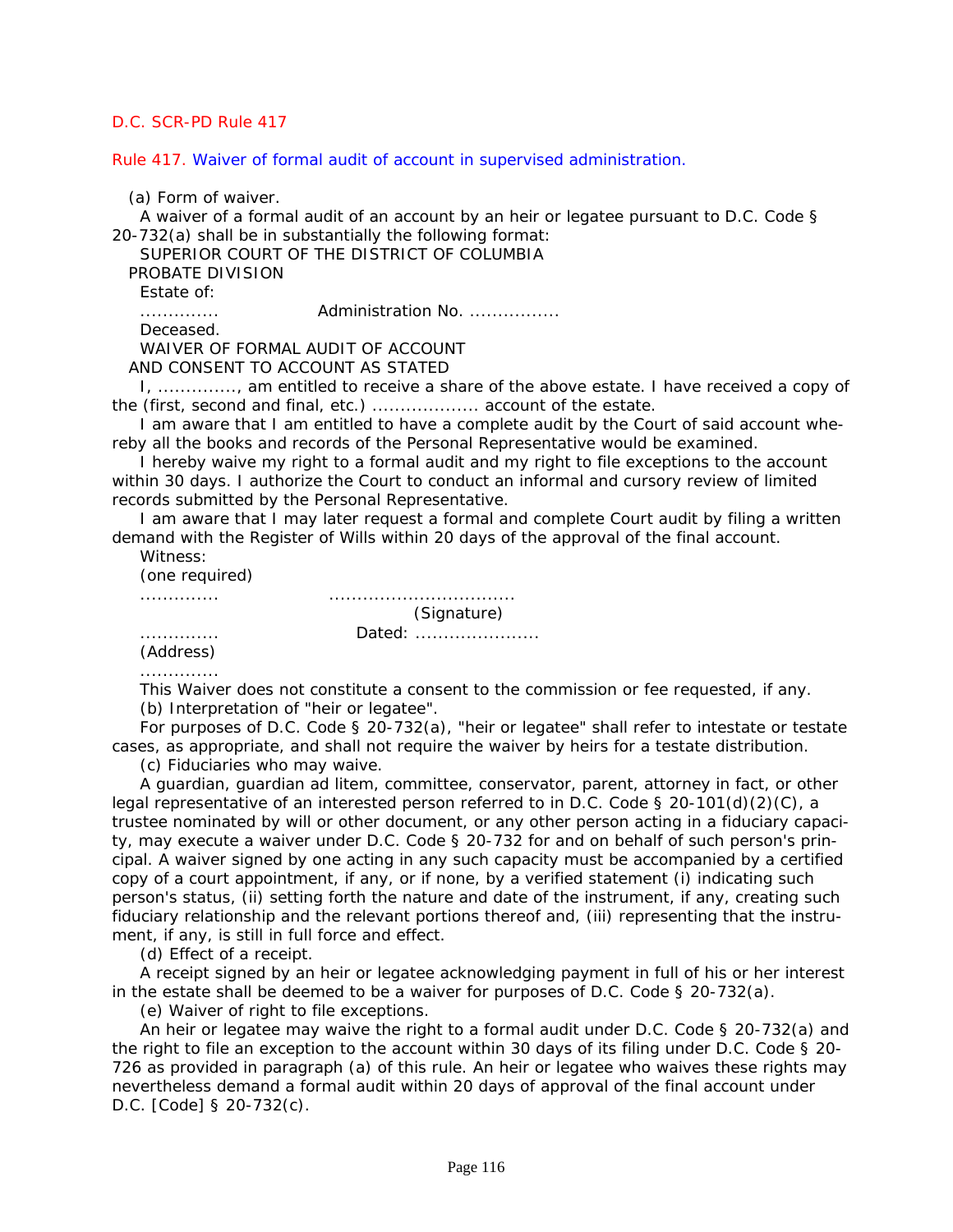D.C. SCR-PD Rule 417

Rule 417. Waiver of formal audit of account in supervised administration.

(a) Form of waiver.

A waiver of a formal audit of an account by an heir or legatee pursuant to D.C. Code § 20-732(a) shall be in substantially the following format:

SUPERIOR COURT OF THE DISTRICT OF COLUMBIA
PROBATE DIVISION

Estate of:

............. Administration No. ................

Deceased.

WAIVER OF FORMAL AUDIT OF ACCOUNT
AND CONSENT TO ACCOUNT AS STATED

I, .............., am entitled to receive a share of the above estate. I have received a copy of the (first, second and final, etc.) ................... account of the estate.

I am aware that I am entitled to have a complete audit by the Court of said account whereby all the books and records of the Personal Representative would be examined.

I hereby waive my right to a formal audit and my right to file exceptions to the account within 30 days. I authorize the Court to conduct an informal and cursory review of limited records submitted by the Personal Representative.

I am aware that I may later request a formal and complete Court audit by filing a written demand with the Register of Wills within 20 days of the approval of the final account.

Witness:

(one required)

............. ................................
(Signature)

............. Dated: ......................

(Address)

.............

This Waiver does not constitute a consent to the commission or fee requested, if any.

(b) Interpretation of "heir or legatee".

For purposes of D.C. Code § 20-732(a), "heir or legatee" shall refer to intestate or testate cases, as appropriate, and shall not require the waiver by heirs for a testate distribution.

(c) Fiduciaries who may waive.

A guardian, guardian ad litem, committee, conservator, parent, attorney in fact, or other legal representative of an interested person referred to in D.C. Code § 20-101(d)(2)(C), a trustee nominated by will or other document, or any other person acting in a fiduciary capacity, may execute a waiver under D.C. Code § 20-732 for and on behalf of such person's principal. A waiver signed by one acting in any such capacity must be accompanied by a certified copy of a court appointment, if any, or if none, by a verified statement (i) indicating such person's status, (ii) setting forth the nature and date of the instrument, if any, creating such fiduciary relationship and the relevant portions thereof and, (iii) representing that the instrument, if any, is still in full force and effect.

(d) Effect of a receipt.

A receipt signed by an heir or legatee acknowledging payment in full of his or her interest in the estate shall be deemed to be a waiver for purposes of D.C. Code § 20-732(a).

(e) Waiver of right to file exceptions.

An heir or legatee may waive the right to a formal audit under D.C. Code § 20-732(a) and the right to file an exception to the account within 30 days of its filing under D.C. Code § 20-726 as provided in paragraph (a) of this rule. An heir or legatee who waives these rights may nevertheless demand a formal audit within 20 days of approval of the final account under D.C. [Code] § 20-732(c).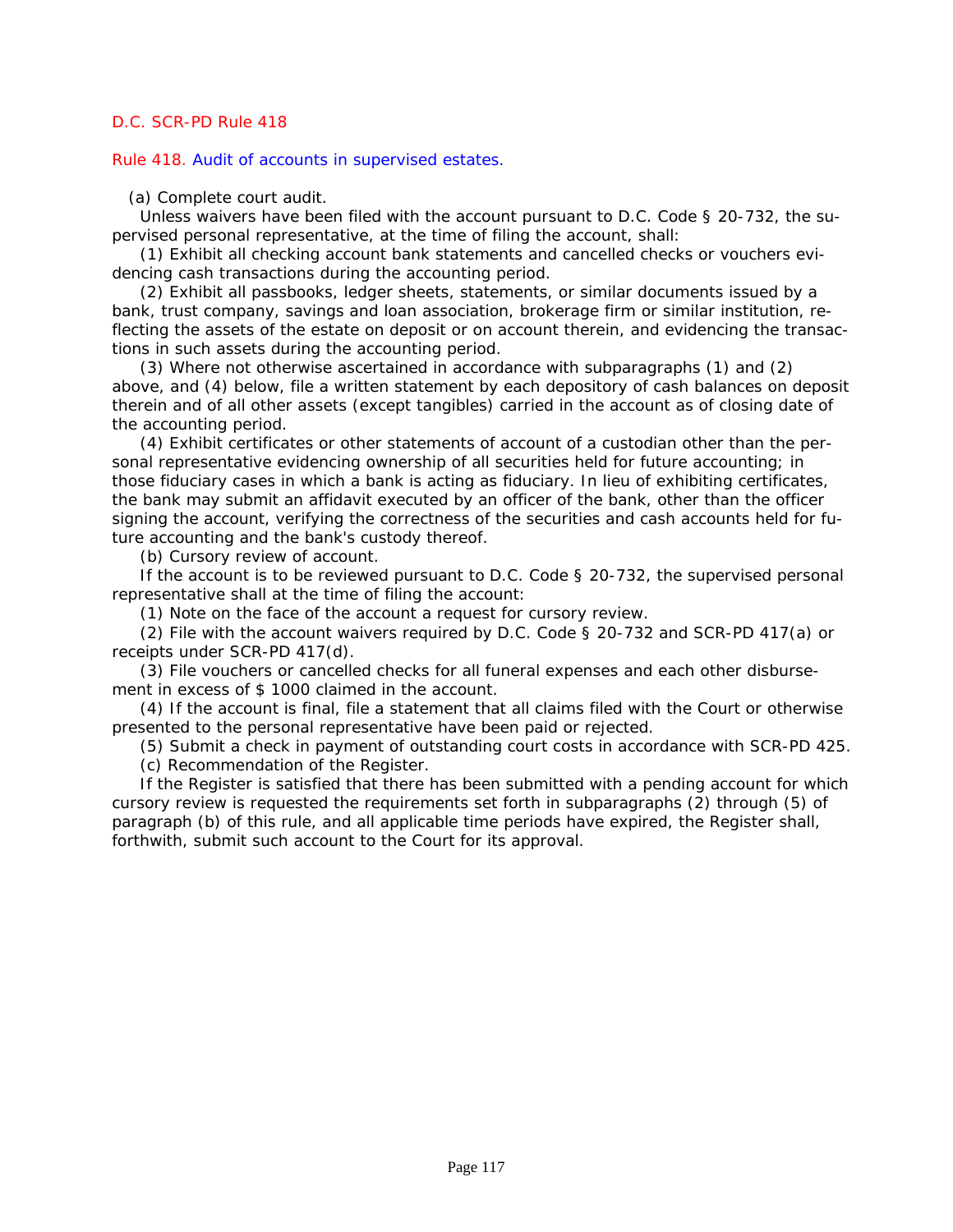D.C. SCR-PD Rule 418

## Rule 418. Audit of accounts in supervised estates.

(a) Complete court audit.

Unless waivers have been filed with the account pursuant to D.C. Code § 20-732, the supervised personal representative, at the time of filing the account, shall:

(1) Exhibit all checking account bank statements and cancelled checks or vouchers evidencing cash transactions during the accounting period.

(2) Exhibit all passbooks, ledger sheets, statements, or similar documents issued by a bank, trust company, savings and loan association, brokerage firm or similar institution, reflecting the assets of the estate on deposit or on account therein, and evidencing the transactions in such assets during the accounting period.

(3) Where not otherwise ascertained in accordance with subparagraphs (1) and (2) above, and (4) below, file a written statement by each depository of cash balances on deposit therein and of all other assets (except tangibles) carried in the account as of closing date of the accounting period.

(4) Exhibit certificates or other statements of account of a custodian other than the personal representative evidencing ownership of all securities held for future accounting; in those fiduciary cases in which a bank is acting as fiduciary. In lieu of exhibiting certificates, the bank may submit an affidavit executed by an officer of the bank, other than the officer signing the account, verifying the correctness of the securities and cash accounts held for future accounting and the bank's custody thereof.

(b) Cursory review of account.

If the account is to be reviewed pursuant to D.C. Code § 20-732, the supervised personal representative shall at the time of filing the account:

(1) Note on the face of the account a request for cursory review.

(2) File with the account waivers required by D.C. Code § 20-732 and SCR-PD 417(a) or receipts under SCR-PD 417(d).

(3) File vouchers or cancelled checks for all funeral expenses and each other disbursement in excess of $ 1000 claimed in the account.

(4) If the account is final, file a statement that all claims filed with the Court or otherwise presented to the personal representative have been paid or rejected.

(5) Submit a check in payment of outstanding court costs in accordance with SCR-PD 425.

(c) Recommendation of the Register.

If the Register is satisfied that there has been submitted with a pending account for which cursory review is requested the requirements set forth in subparagraphs (2) through (5) of paragraph (b) of this rule, and all applicable time periods have expired, the Register shall, forthwith, submit such account to the Court for its approval.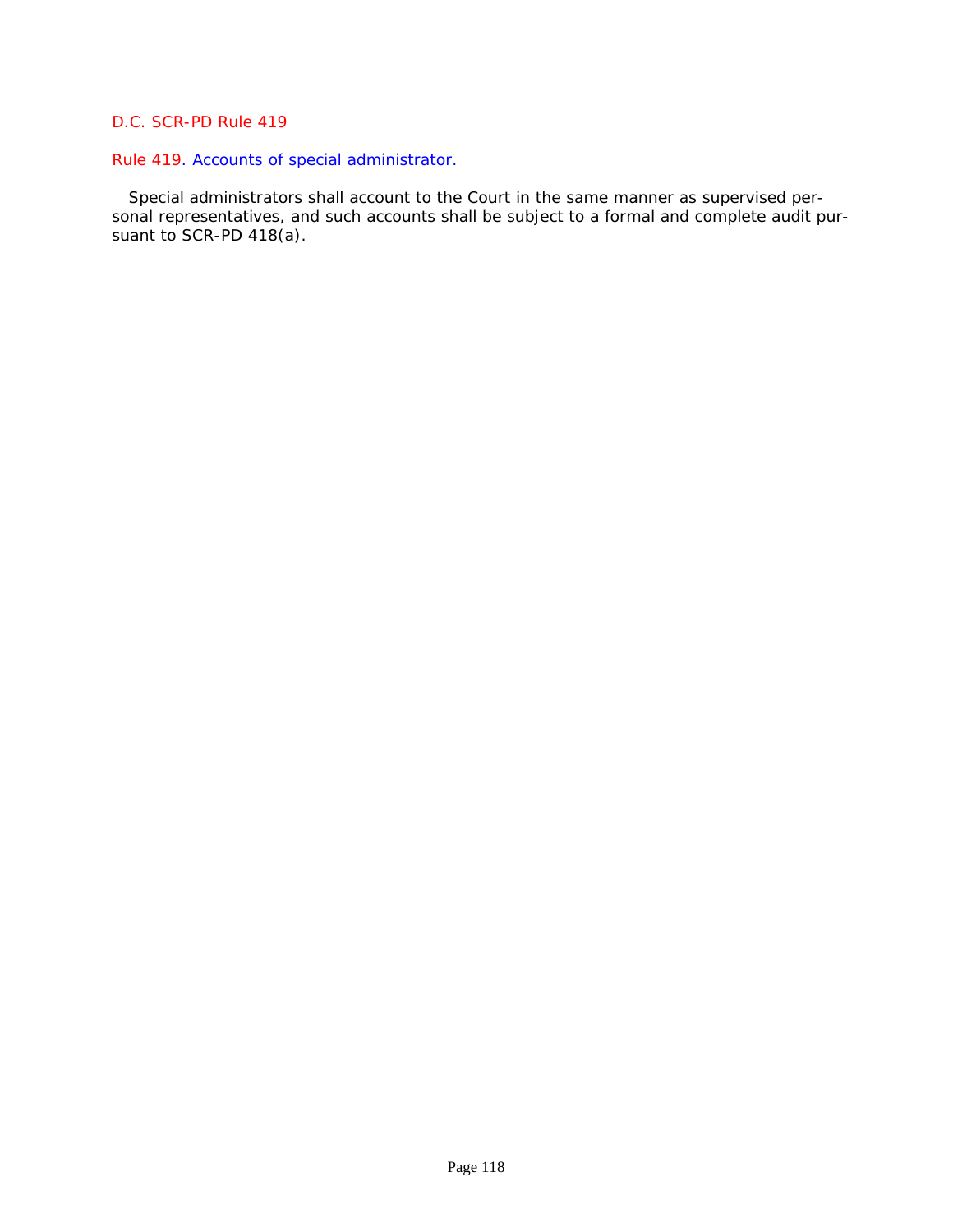D.C. SCR-PD Rule 419

## Rule 419. Accounts of special administrator.

Special administrators shall account to the Court in the same manner as supervised personal representatives, and such accounts shall be subject to a formal and complete audit pursuant to SCR-PD 418(a).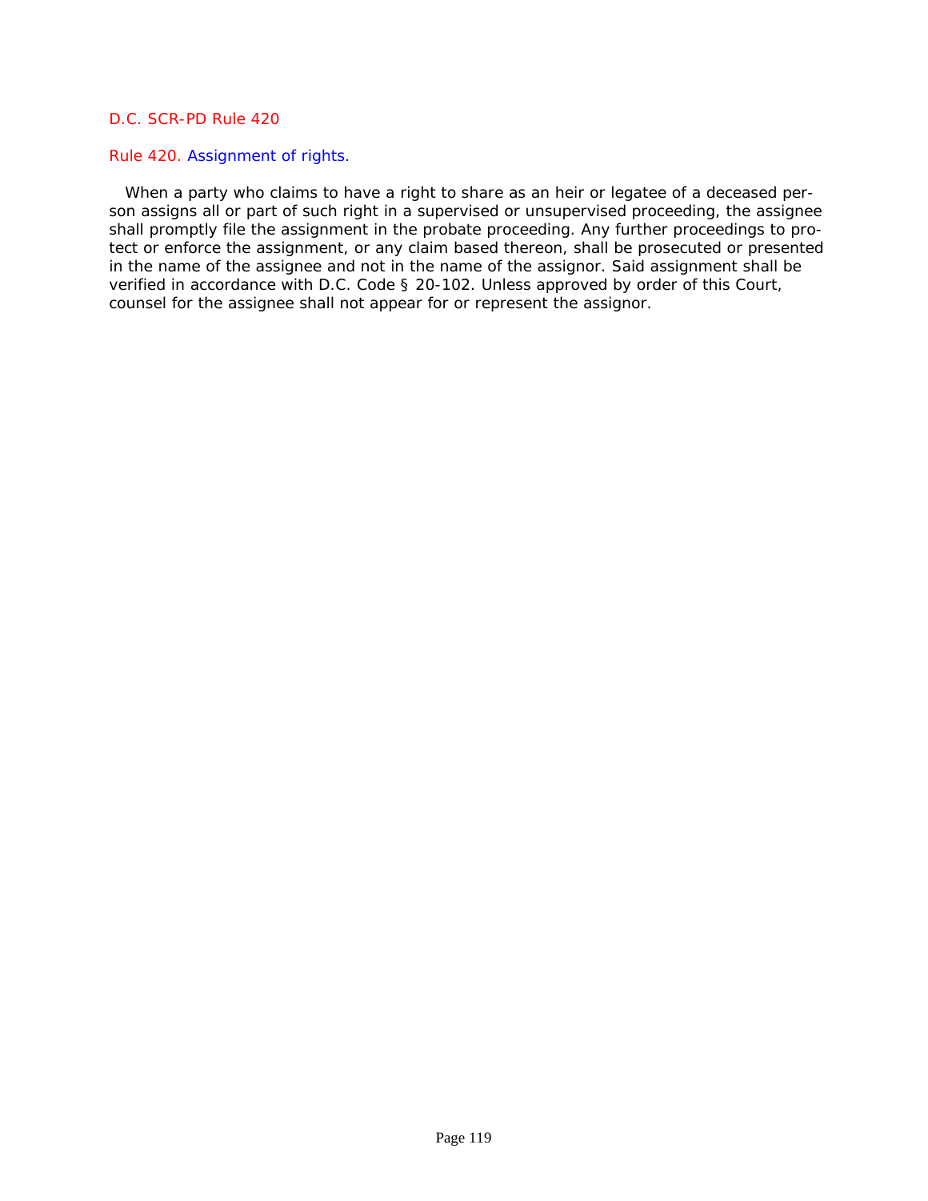D.C. SCR-PD Rule 420

## Rule 420. Assignment of rights.

When a party who claims to have a right to share as an heir or legatee of a deceased person assigns all or part of such right in a supervised or unsupervised proceeding, the assignee shall promptly file the assignment in the probate proceeding. Any further proceedings to protect or enforce the assignment, or any claim based thereon, shall be prosecuted or presented in the name of the assignee and not in the name of the assignor. Said assignment shall be verified in accordance with D.C. Code § 20-102. Unless approved by order of this Court, counsel for the assignee shall not appear for or represent the assignor.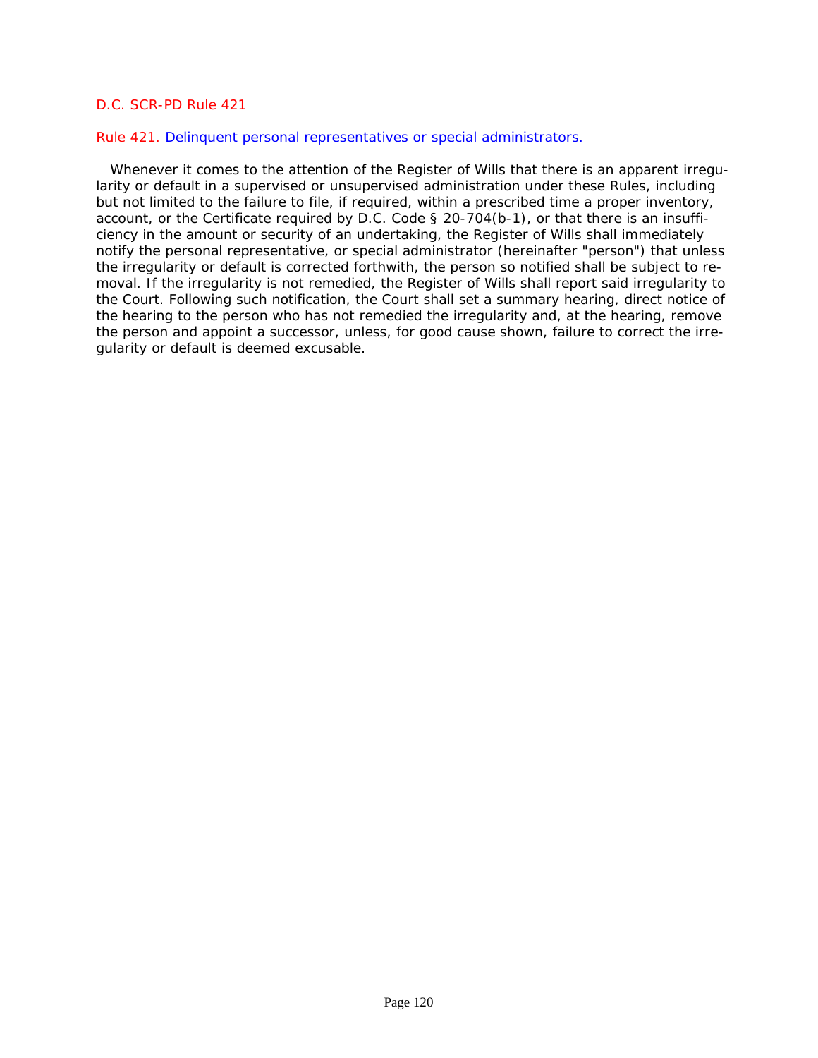D.C. SCR-PD Rule 421

## Rule 421. Delinquent personal representatives or special administrators.

Whenever it comes to the attention of the Register of Wills that there is an apparent irregularity or default in a supervised or unsupervised administration under these Rules, including but not limited to the failure to file, if required, within a prescribed time a proper inventory, account, or the Certificate required by D.C. Code § 20-704(b-1), or that there is an insufficiency in the amount or security of an undertaking, the Register of Wills shall immediately notify the personal representative, or special administrator (hereinafter "person") that unless the irregularity or default is corrected forthwith, the person so notified shall be subject to removal. If the irregularity is not remedied, the Register of Wills shall report said irregularity to the Court. Following such notification, the Court shall set a summary hearing, direct notice of the hearing to the person who has not remedied the irregularity and, at the hearing, remove the person and appoint a successor, unless, for good cause shown, failure to correct the irregularity or default is deemed excusable.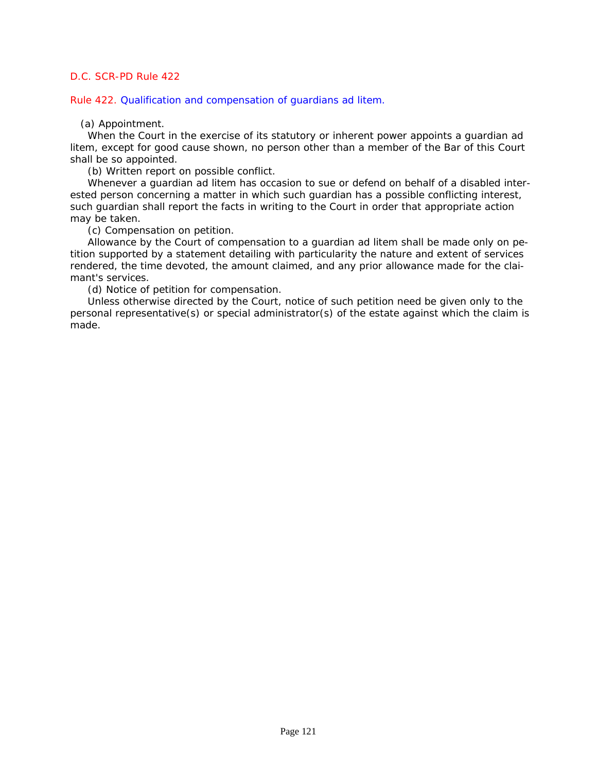D.C. SCR-PD Rule 422

## Rule 422. Qualification and compensation of guardians ad litem.

(a) Appointment.

When the Court in the exercise of its statutory or inherent power appoints a guardian ad litem, except for good cause shown, no person other than a member of the Bar of this Court shall be so appointed.

(b) Written report on possible conflict.

Whenever a guardian ad litem has occasion to sue or defend on behalf of a disabled interested person concerning a matter in which such guardian has a possible conflicting interest, such guardian shall report the facts in writing to the Court in order that appropriate action may be taken.

(c) Compensation on petition.

Allowance by the Court of compensation to a guardian ad litem shall be made only on petition supported by a statement detailing with particularity the nature and extent of services rendered, the time devoted, the amount claimed, and any prior allowance made for the claimant's services.

(d) Notice of petition for compensation.

Unless otherwise directed by the Court, notice of such petition need be given only to the personal representative(s) or special administrator(s) of the estate against which the claim is made.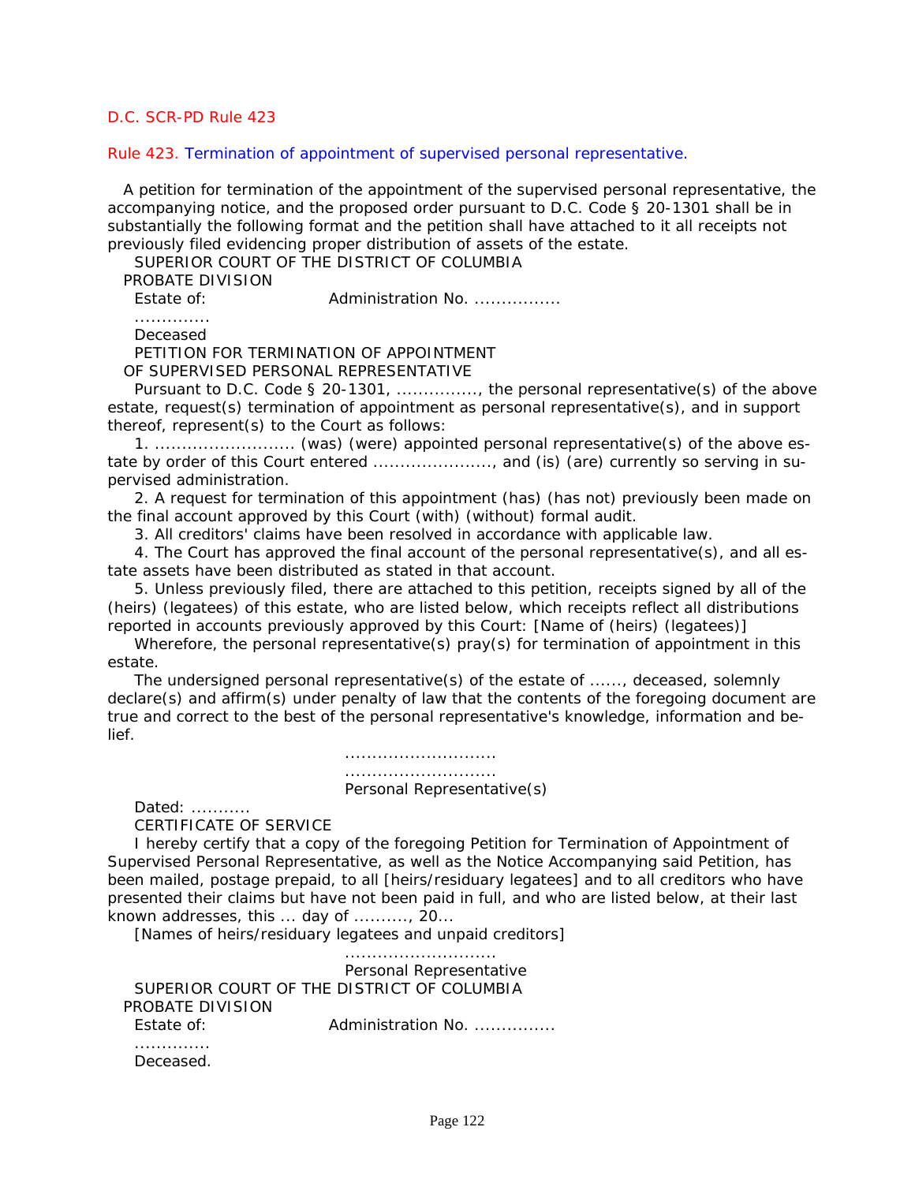D.C. SCR-PD Rule 423

Rule 423. Termination of appointment of supervised personal representative.

A petition for termination of the appointment of the supervised personal representative, the accompanying notice, and the proposed order pursuant to D.C. Code § 20-1301 shall be in substantially the following format and the petition shall have attached to it all receipts not previously filed evidencing proper distribution of assets of the estate.

SUPERIOR COURT OF THE DISTRICT OF COLUMBIA

PROBATE DIVISION

Estate of: Administration No. ................

.............

Deceased

PETITION FOR TERMINATION OF APPOINTMENT

OF SUPERVISED PERSONAL REPRESENTATIVE

Pursuant to D.C. Code § 20-1301, ..............., the personal representative(s) of the above estate, request(s) termination of appointment as personal representative(s), and in support thereof, represent(s) to the Court as follows:

1. .......................... (was) (were) appointed personal representative(s) of the above estate by order of this Court entered ......................, and (is) (are) currently so serving in supervised administration.

2. A request for termination of this appointment (has) (has not) previously been made on the final account approved by this Court (with) (without) formal audit.

3. All creditors' claims have been resolved in accordance with applicable law.

4. The Court has approved the final account of the personal representative(s), and all estate assets have been distributed as stated in that account.

5. Unless previously filed, there are attached to this petition, receipts signed by all of the (heirs) (legatees) of this estate, who are listed below, which receipts reflect all distributions reported in accounts previously approved by this Court: [Name of (heirs) (legatees)]

Wherefore, the personal representative(s) pray(s) for termination of appointment in this estate.

The undersigned personal representative(s) of the estate of ......, deceased, solemnly declare(s) and affirm(s) under penalty of law that the contents of the foregoing document are true and correct to the best of the personal representative's knowledge, information and belief.

...........................

...........................

Personal Representative(s)

Dated: ...........

CERTIFICATE OF SERVICE

I hereby certify that a copy of the foregoing Petition for Termination of Appointment of Supervised Personal Representative, as well as the Notice Accompanying said Petition, has been mailed, postage prepaid, to all [heirs/residuary legatees] and to all creditors who have presented their claims but have not been paid in full, and who are listed below, at their last known addresses, this ... day of .........., 20...

[Names of heirs/residuary legatees and unpaid creditors]

...........................

Personal Representative

SUPERIOR COURT OF THE DISTRICT OF COLUMBIA

PROBATE DIVISION

Estate of: Administration No. ...............

.............

Deceased.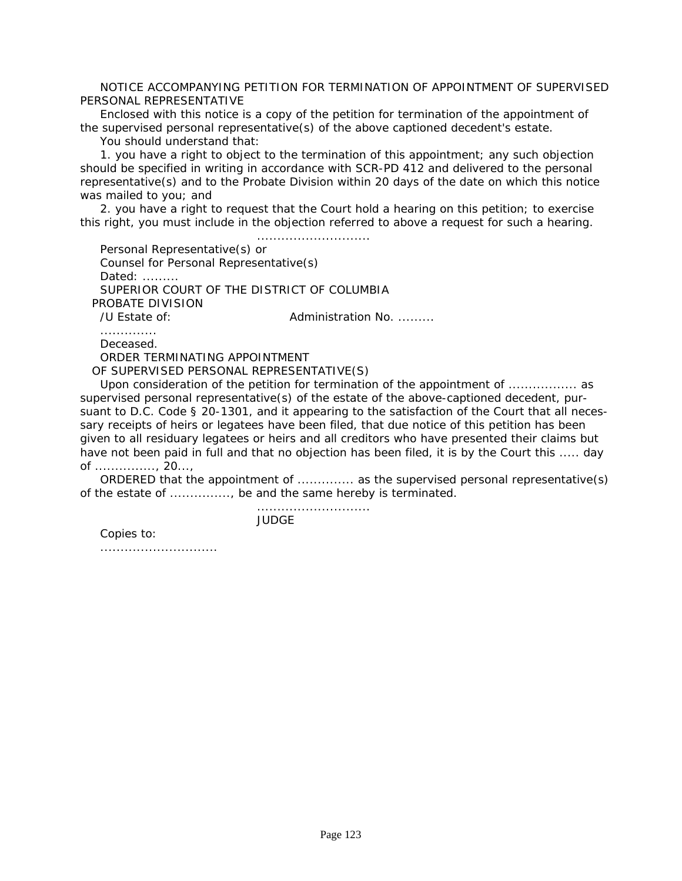NOTICE ACCOMPANYING PETITION FOR TERMINATION OF APPOINTMENT OF SUPERVISED PERSONAL REPRESENTATIVE

Enclosed with this notice is a copy of the petition for termination of the appointment of the supervised personal representative(s) of the above captioned decedent's estate.

You should understand that:

1. you have a right to object to the termination of this appointment; any such objection should be specified in writing in accordance with SCR-PD 412 and delivered to the personal representative(s) and to the Probate Division within 20 days of the date on which this notice was mailed to you; and

2. you have a right to request that the Court hold a hearing on this petition; to exercise this right, you must include in the objection referred to above a request for such a hearing.

............................

Personal Representative(s) or

Counsel for Personal Representative(s)

Dated: .........

SUPERIOR COURT OF THE DISTRICT OF COLUMBIA

PROBATE DIVISION

/U Estate of: Administration No. .........

.............

Deceased.

ORDER TERMINATING APPOINTMENT

OF SUPERVISED PERSONAL REPRESENTATIVE(S)

Upon consideration of the petition for termination of the appointment of ................. as supervised personal representative(s) of the estate of the above-captioned decedent, pursuant to D.C. Code § 20-1301, and it appearing to the satisfaction of the Court that all necessary receipts of heirs or legatees have been filed, that due notice of this petition has been given to all residuary legatees or heirs and all creditors who have presented their claims but have not been paid in full and that no objection has been filed, it is by the Court this ..... day of ..............., 20...,

ORDERED that the appointment of .............. as the supervised personal representative(s) of the estate of ..............., be and the same hereby is terminated.

............................

JUDGE

Copies to:

.............................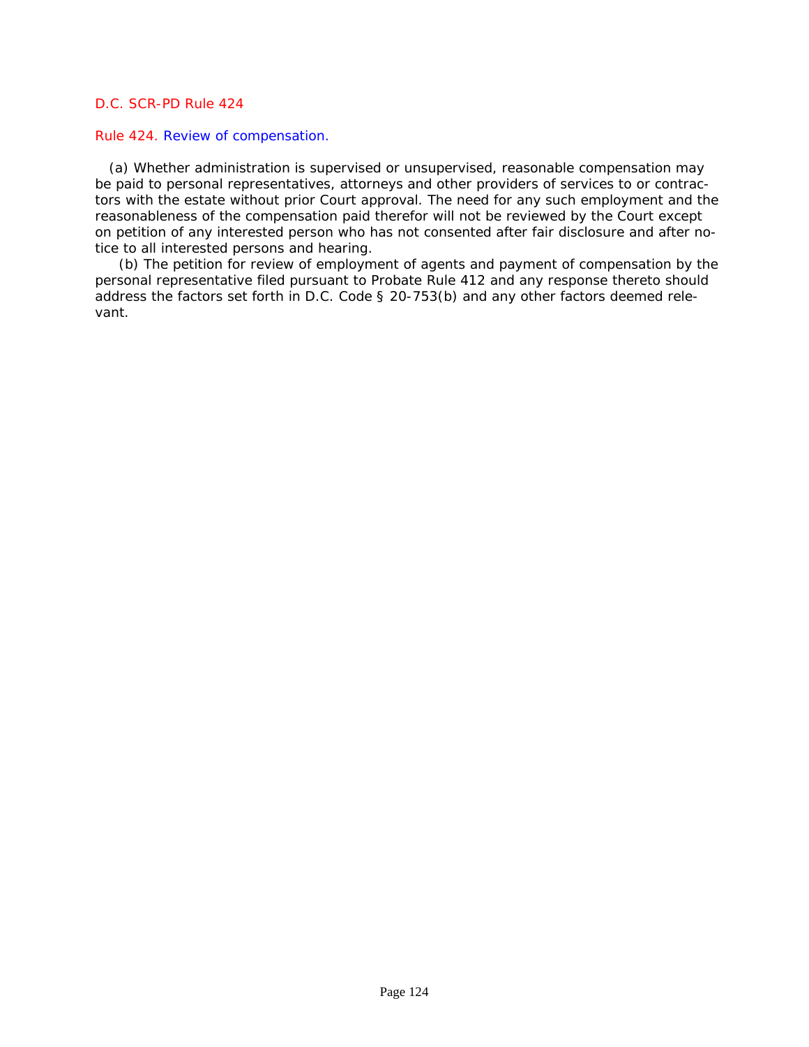D.C. SCR-PD Rule 424

## Rule 424. Review of compensation.

(a) Whether administration is supervised or unsupervised, reasonable compensation may be paid to personal representatives, attorneys and other providers of services to or contractors with the estate without prior Court approval. The need for any such employment and the reasonableness of the compensation paid therefor will not be reviewed by the Court except on petition of any interested person who has not consented after fair disclosure and after notice to all interested persons and hearing.

(b) The petition for review of employment of agents and payment of compensation by the personal representative filed pursuant to Probate Rule 412 and any response thereto should address the factors set forth in D.C. Code § 20-753(b) and any other factors deemed relevant.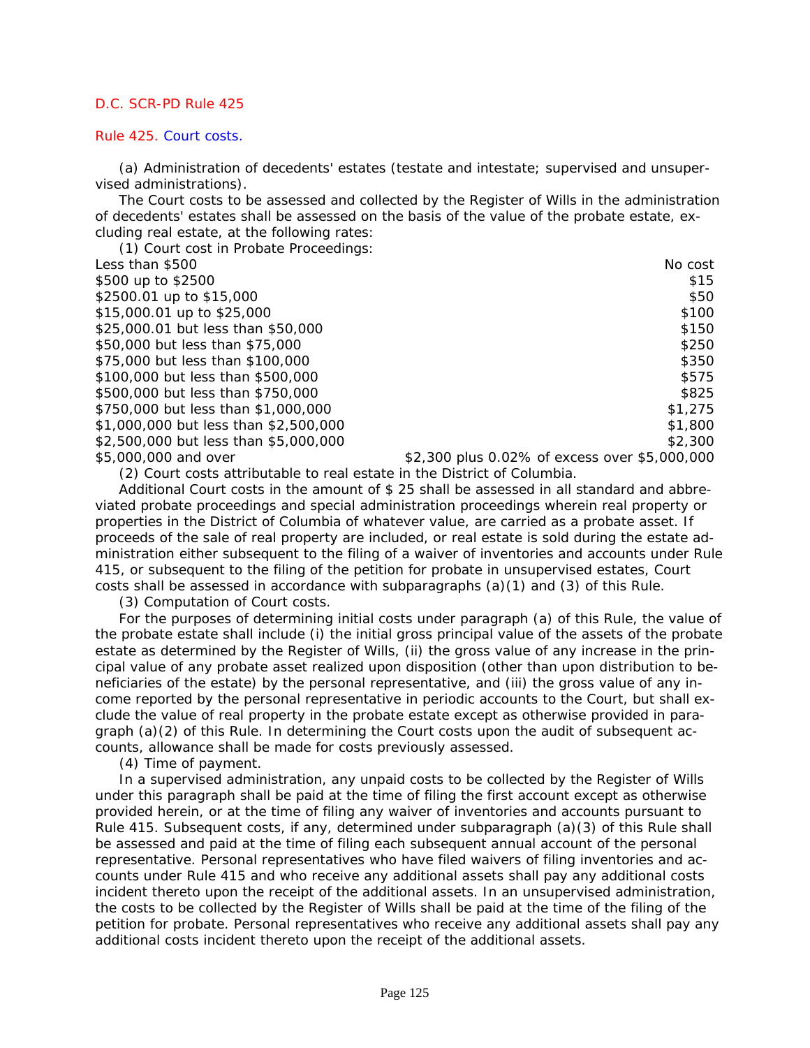D.C. SCR-PD Rule 425

## Rule 425. Court costs.

(a) Administration of decedents' estates (testate and intestate; supervised and unsupervised administrations).

The Court costs to be assessed and collected by the Register of Wills in the administration of decedents' estates shall be assessed on the basis of the value of the probate estate, excluding real estate, at the following rates:

(1) Court cost in Probate Proceedings:

| Value | Cost |
|---|---|
| Less than $500 | No cost |
| $500 up to $2500 | $15 |
| $2500.01 up to $15,000 | $50 |
| $15,000.01 up to $25,000 | $100 |
| $25,000.01 but less than $50,000 | $150 |
| $50,000 but less than $75,000 | $250 |
| $75,000 but less than $100,000 | $350 |
| $100,000 but less than $500,000 | $575 |
| $500,000 but less than $750,000 | $825 |
| $750,000 but less than $1,000,000 | $1,275 |
| $1,000,000 but less than $2,500,000 | $1,800 |
| $2,500,000 but less than $5,000,000 | $2,300 |
| $5,000,000 and over | $2,300 plus 0.02% of excess over $5,000,000 |

(2) Court costs attributable to real estate in the District of Columbia.

Additional Court costs in the amount of $ 25 shall be assessed in all standard and abbreviated probate proceedings and special administration proceedings wherein real property or properties in the District of Columbia of whatever value, are carried as a probate asset. If proceeds of the sale of real property are included, or real estate is sold during the estate administration either subsequent to the filing of a waiver of inventories and accounts under Rule 415, or subsequent to the filing of the petition for probate in unsupervised estates, Court costs shall be assessed in accordance with subparagraphs (a)(1) and (3) of this Rule.

(3) Computation of Court costs.

For the purposes of determining initial costs under paragraph (a) of this Rule, the value of the probate estate shall include (i) the initial gross principal value of the assets of the probate estate as determined by the Register of Wills, (ii) the gross value of any increase in the principal value of any probate asset realized upon disposition (other than upon distribution to beneficiaries of the estate) by the personal representative, and (iii) the gross value of any income reported by the personal representative in periodic accounts to the Court, but shall exclude the value of real property in the probate estate except as otherwise provided in paragraph (a)(2) of this Rule. In determining the Court costs upon the audit of subsequent accounts, allowance shall be made for costs previously assessed.

(4) Time of payment.

In a supervised administration, any unpaid costs to be collected by the Register of Wills under this paragraph shall be paid at the time of filing the first account except as otherwise provided herein, or at the time of filing any waiver of inventories and accounts pursuant to Rule 415. Subsequent costs, if any, determined under subparagraph (a)(3) of this Rule shall be assessed and paid at the time of filing each subsequent annual account of the personal representative. Personal representatives who have filed waivers of filing inventories and accounts under Rule 415 and who receive any additional assets shall pay any additional costs incident thereto upon the receipt of the additional assets. In an unsupervised administration, the costs to be collected by the Register of Wills shall be paid at the time of the filing of the petition for probate. Personal representatives who receive any additional assets shall pay any additional costs incident thereto upon the receipt of the additional assets.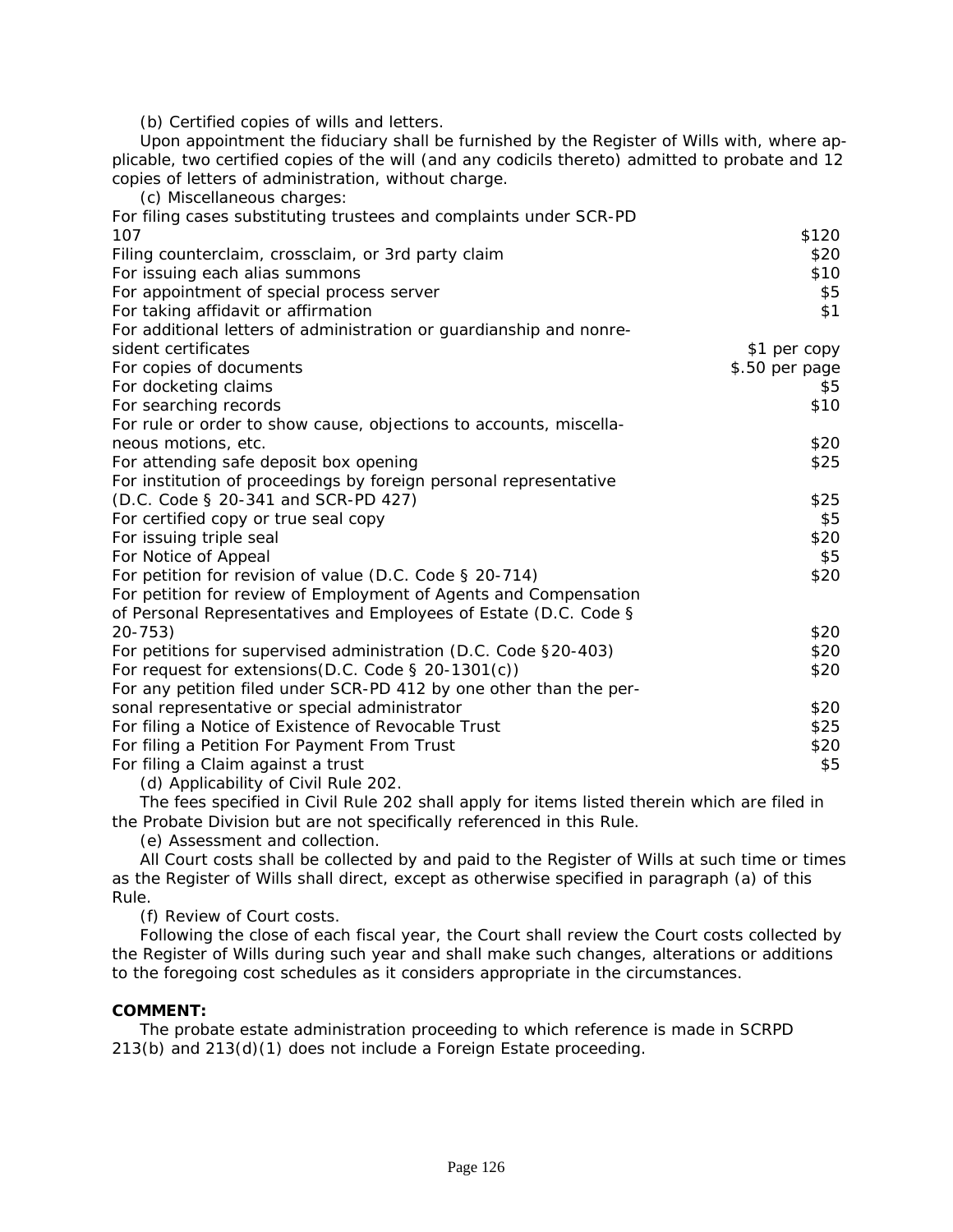(b) Certified copies of wills and letters.

Upon appointment the fiduciary shall be furnished by the Register of Wills with, where applicable, two certified copies of the will (and any codicils thereto) admitted to probate and 12 copies of letters of administration, without charge.

(c) Miscellaneous charges:

| | |
|---|---|
| For filing cases substituting trustees and complaints under SCR-PD 107 | $120 |
| Filing counterclaim, crossclaim, or 3rd party claim | $20 |
| For issuing each alias summons | $10 |
| For appointment of special process server | $5 |
| For taking affidavit or affirmation | $1 |
| For additional letters of administration or guardianship and nonresident certificates | $1 per copy |
| For copies of documents | $.50 per page |
| For docketing claims | $5 |
| For searching records | $10 |
| For rule or order to show cause, objections to accounts, miscellaneous motions, etc. | $20 |
| For attending safe deposit box opening | $25 |
| For institution of proceedings by foreign personal representative (D.C. Code § 20-341 and SCR-PD 427) | $25 |
| For certified copy or true seal copy | $5 |
| For issuing triple seal | $20 |
| For Notice of Appeal | $5 |
| For petition for revision of value (D.C. Code § 20-714) | $20 |
| For petition for review of Employment of Agents and Compensation of Personal Representatives and Employees of Estate (D.C. Code § 20-753) | $20 |
| For petitions for supervised administration (D.C. Code §20-403) | $20 |
| For request for extensions(D.C. Code § 20-1301(c)) | $20 |
| For any petition filed under SCR-PD 412 by one other than the personal representative or special administrator | $20 |
| For filing a Notice of Existence of Revocable Trust | $25 |
| For filing a Petition For Payment From Trust | $20 |
| For filing a Claim against a trust | $5 |

(d) Applicability of Civil Rule 202.

The fees specified in Civil Rule 202 shall apply for items listed therein which are filed in the Probate Division but are not specifically referenced in this Rule.

(e) Assessment and collection.

All Court costs shall be collected by and paid to the Register of Wills at such time or times as the Register of Wills shall direct, except as otherwise specified in paragraph (a) of this Rule.

(f) Review of Court costs.

Following the close of each fiscal year, the Court shall review the Court costs collected by the Register of Wills during such year and shall make such changes, alterations or additions to the foregoing cost schedules as it considers appropriate in the circumstances.

**COMMENT:**

The probate estate administration proceeding to which reference is made in SCRPD 213(b) and 213(d)(1) does not include a Foreign Estate proceeding.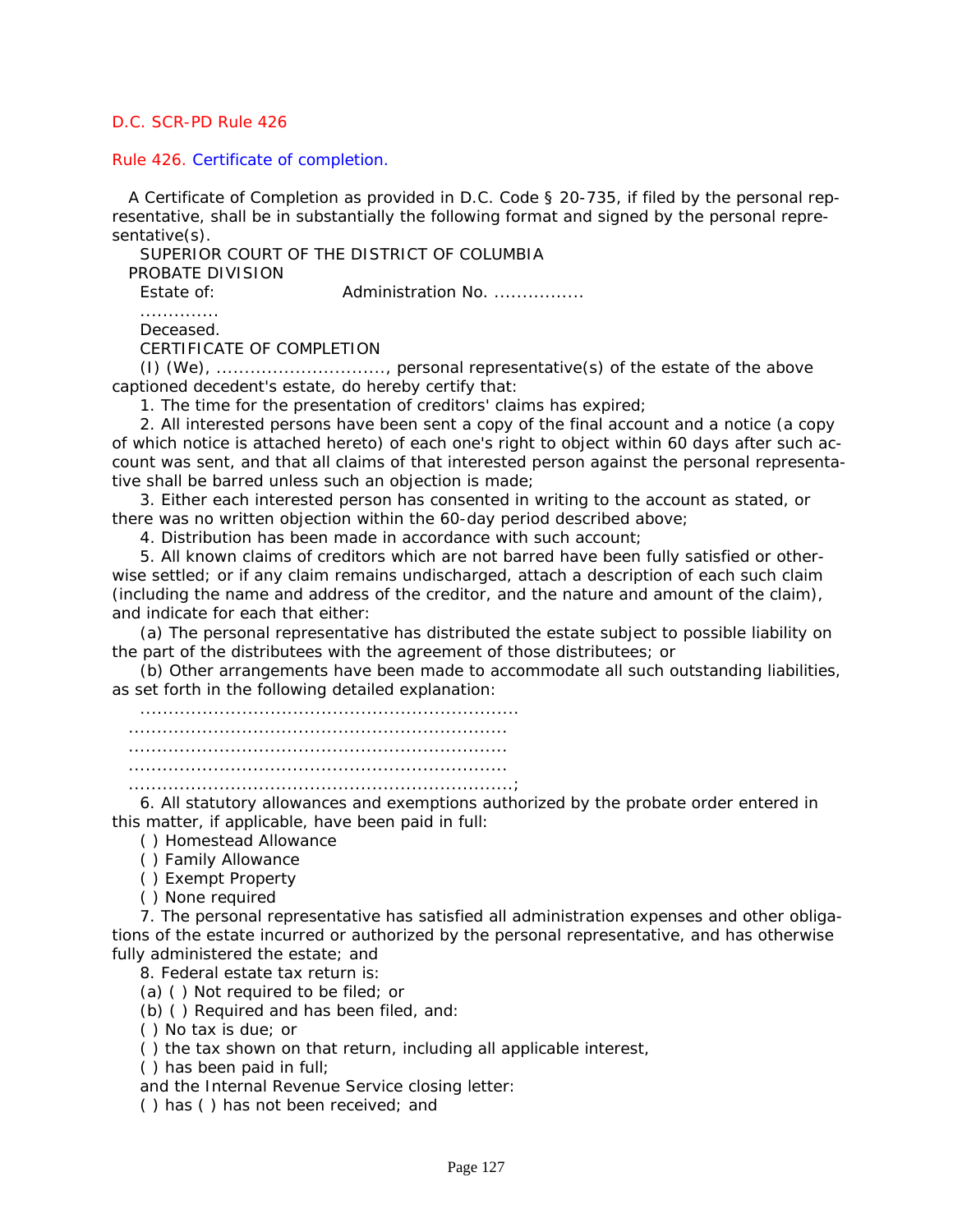D.C. SCR-PD Rule 426

Rule 426. Certificate of completion.

A Certificate of Completion as provided in D.C. Code § 20-735, if filed by the personal representative, shall be in substantially the following format and signed by the personal representative(s).

SUPERIOR COURT OF THE DISTRICT OF COLUMBIA

PROBATE DIVISION

Estate of: Administration No. ................

.............

Deceased.

CERTIFICATE OF COMPLETION

(I) (We), .............................., personal representative(s) of the estate of the above captioned decedent's estate, do hereby certify that:

1. The time for the presentation of creditors' claims has expired;

2. All interested persons have been sent a copy of the final account and a notice (a copy of which notice is attached hereto) of each one's right to object within 60 days after such account was sent, and that all claims of that interested person against the personal representative shall be barred unless such an objection is made;

3. Either each interested person has consented in writing to the account as stated, or there was no written objection within the 60-day period described above;

4. Distribution has been made in accordance with such account;

5. All known claims of creditors which are not barred have been fully satisfied or otherwise settled; or if any claim remains undischarged, attach a description of each such claim (including the name and address of the creditor, and the nature and amount of the claim), and indicate for each that either:

(a) The personal representative has distributed the estate subject to possible liability on the part of the distributees with the agreement of those distributees; or

(b) Other arrangements have been made to accommodate all such outstanding liabilities, as set forth in the following detailed explanation:

..................................................................

..................................................................

..................................................................

..................................................................

..................................................................;

6. All statutory allowances and exemptions authorized by the probate order entered in this matter, if applicable, have been paid in full:

( ) Homestead Allowance

( ) Family Allowance

( ) Exempt Property

( ) None required

7. The personal representative has satisfied all administration expenses and other obligations of the estate incurred or authorized by the personal representative, and has otherwise fully administered the estate; and

8. Federal estate tax return is:

(a) ( ) Not required to be filed; or

(b) ( ) Required and has been filed, and:

( ) No tax is due; or

( ) the tax shown on that return, including all applicable interest,

( ) has been paid in full;

and the Internal Revenue Service closing letter:

( ) has ( ) has not been received; and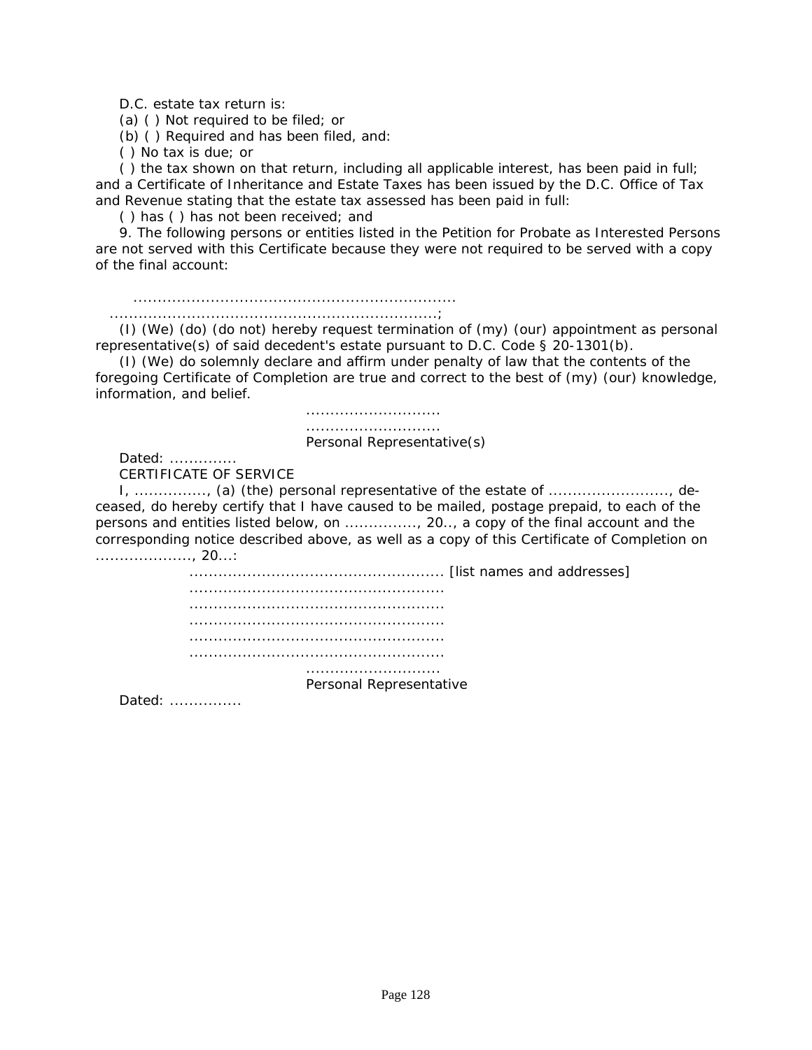D.C. estate tax return is:

(a) ( ) Not required to be filed; or

(b) ( ) Required and has been filed, and:

( ) No tax is due; or

( ) the tax shown on that return, including all applicable interest, has been paid in full; and a Certificate of Inheritance and Estate Taxes has been issued by the D.C. Office of Tax and Revenue stating that the estate tax assessed has been paid in full:

( ) has ( ) has not been received; and

9. The following persons or entities listed in the Petition for Probate as Interested Persons are not served with this Certificate because they were not required to be served with a copy of the final account:

..................................................................

..................................................................;

(I) (We) (do) (do not) hereby request termination of (my) (our) appointment as personal representative(s) of said decedent's estate pursuant to D.C. Code § 20-1301(b).

(I) (We) do solemnly declare and affirm under penalty of law that the contents of the foregoing Certificate of Completion are true and correct to the best of (my) (our) knowledge, information, and belief.

............................

............................

Personal Representative(s)

Dated: ..............

CERTIFICATE OF SERVICE

I, ..............., (a) (the) personal representative of the estate of ........................., deceased, do hereby certify that I have caused to be mailed, postage prepaid, to each of the persons and entities listed below, on ..............., 20.., a copy of the final account and the corresponding notice described above, as well as a copy of this Certificate of Completion on ...................., 20...:

.................................................... [list names and addresses]

....................................................

....................................................

....................................................

....................................................

....................................................

...........................

Personal Representative

Dated: ...............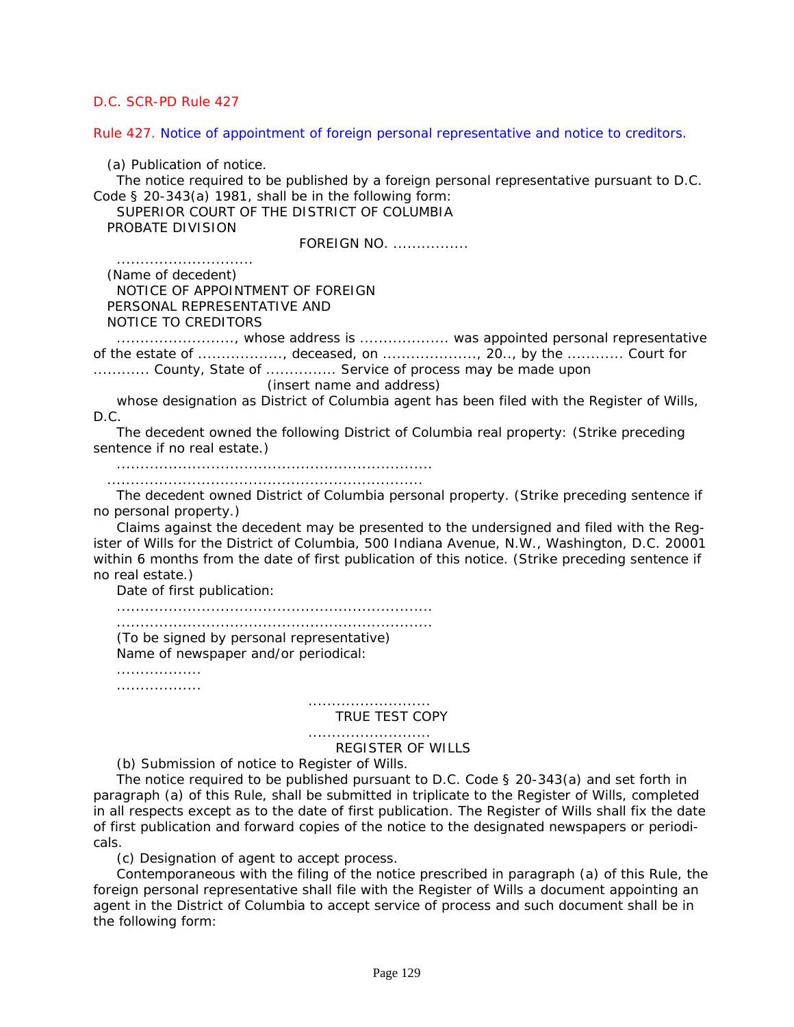D.C. SCR-PD Rule 427

Rule 427. Notice of appointment of foreign personal representative and notice to creditors.

(a) Publication of notice.

The notice required to be published by a foreign personal representative pursuant to D.C. Code § 20-343(a) 1981, shall be in the following form:

SUPERIOR COURT OF THE DISTRICT OF COLUMBIA

PROBATE DIVISION

FOREIGN NO. ................

............................

(Name of decedent)

NOTICE OF APPOINTMENT OF FOREIGN PERSONAL REPRESENTATIVE AND NOTICE TO CREDITORS

........................, whose address is .................. was appointed personal representative of the estate of ................., deceased, on ...................., 20.., by the ........... Court for ........... County, State of .............. Service of process may be made upon

(insert name and address)

whose designation as District of Columbia agent has been filed with the Register of Wills, D.C.

The decedent owned the following District of Columbia real property: (Strike preceding sentence if no real estate.)

.................................................................

.................................................................

The decedent owned District of Columbia personal property. (Strike preceding sentence if no personal property.)

Claims against the decedent may be presented to the undersigned and filed with the Register of Wills for the District of Columbia, 500 Indiana Avenue, N.W., Washington, D.C. 20001 within 6 months from the date of first publication of this notice. (Strike preceding sentence if no real estate.)

Date of first publication:

.................................................................

.................................................................

(To be signed by personal representative)

Name of newspaper and/or periodical:

.................

.................

.........................

TRUE TEST COPY

.........................

REGISTER OF WILLS

(b) Submission of notice to Register of Wills.

The notice required to be published pursuant to D.C. Code § 20-343(a) and set forth in paragraph (a) of this Rule, shall be submitted in triplicate to the Register of Wills, completed in all respects except as to the date of first publication. The Register of Wills shall fix the date of first publication and forward copies of the notice to the designated newspapers or periodicals.

(c) Designation of agent to accept process.

Contemporaneous with the filing of the notice prescribed in paragraph (a) of this Rule, the foreign personal representative shall file with the Register of Wills a document appointing an agent in the District of Columbia to accept service of process and such document shall be in the following form: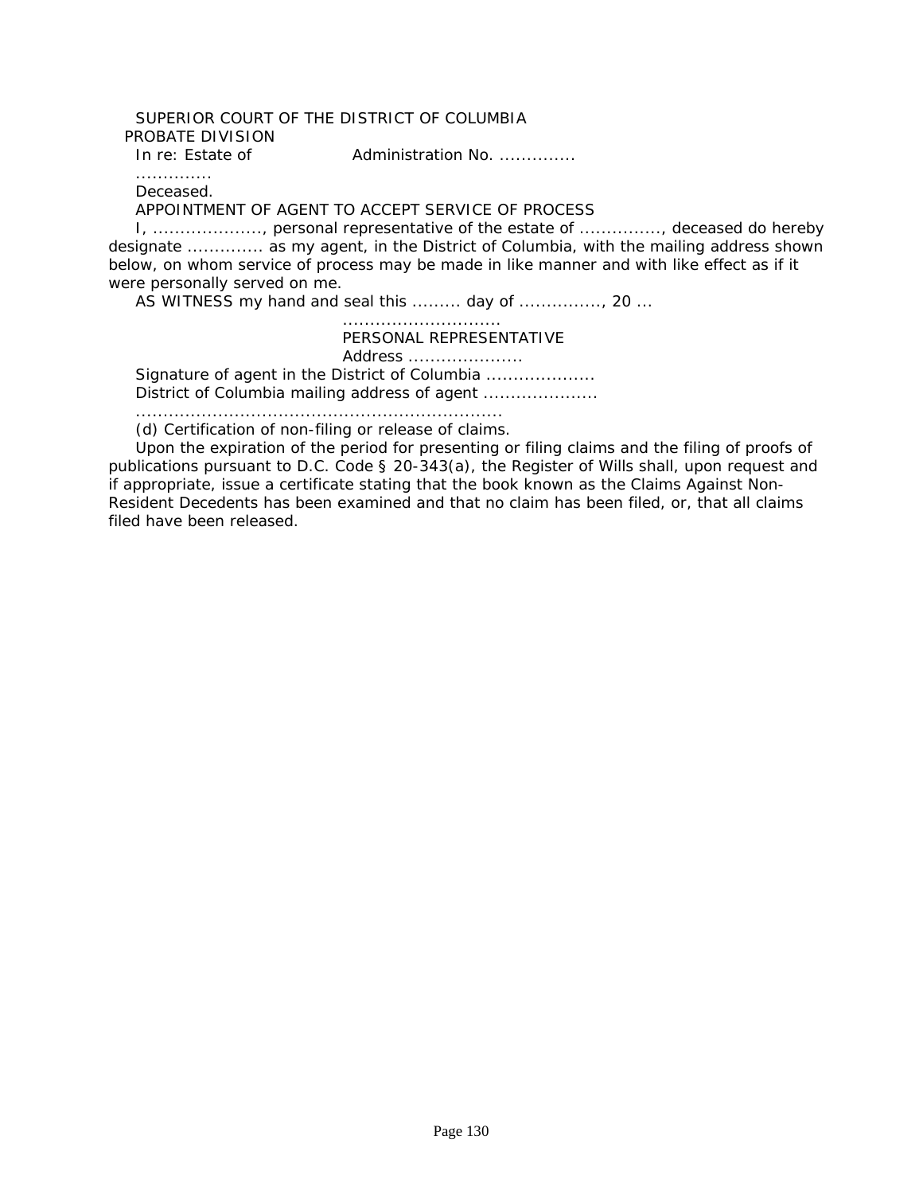SUPERIOR COURT OF THE DISTRICT OF COLUMBIA

PROBATE DIVISION

In re: Estate of Administration No. ..............

.............

Deceased.

APPOINTMENT OF AGENT TO ACCEPT SERVICE OF PROCESS

I, ...................., personal representative of the estate of ..............., deceased do hereby designate ............. as my agent, in the District of Columbia, with the mailing address shown below, on whom service of process may be made in like manner and with like effect as if it were personally served on me.

AS WITNESS my hand and seal this ......... day of ..............., 20 ...

............................

PERSONAL REPRESENTATIVE

Address ....................

Signature of agent in the District of Columbia ....................

District of Columbia mailing address of agent .....................

..................................................................

(d) Certification of non-filing or release of claims.

Upon the expiration of the period for presenting or filing claims and the filing of proofs of publications pursuant to D.C. Code § 20-343(a), the Register of Wills shall, upon request and if appropriate, issue a certificate stating that the book known as the Claims Against Non-Resident Decedents has been examined and that no claim has been filed, or, that all claims filed have been released.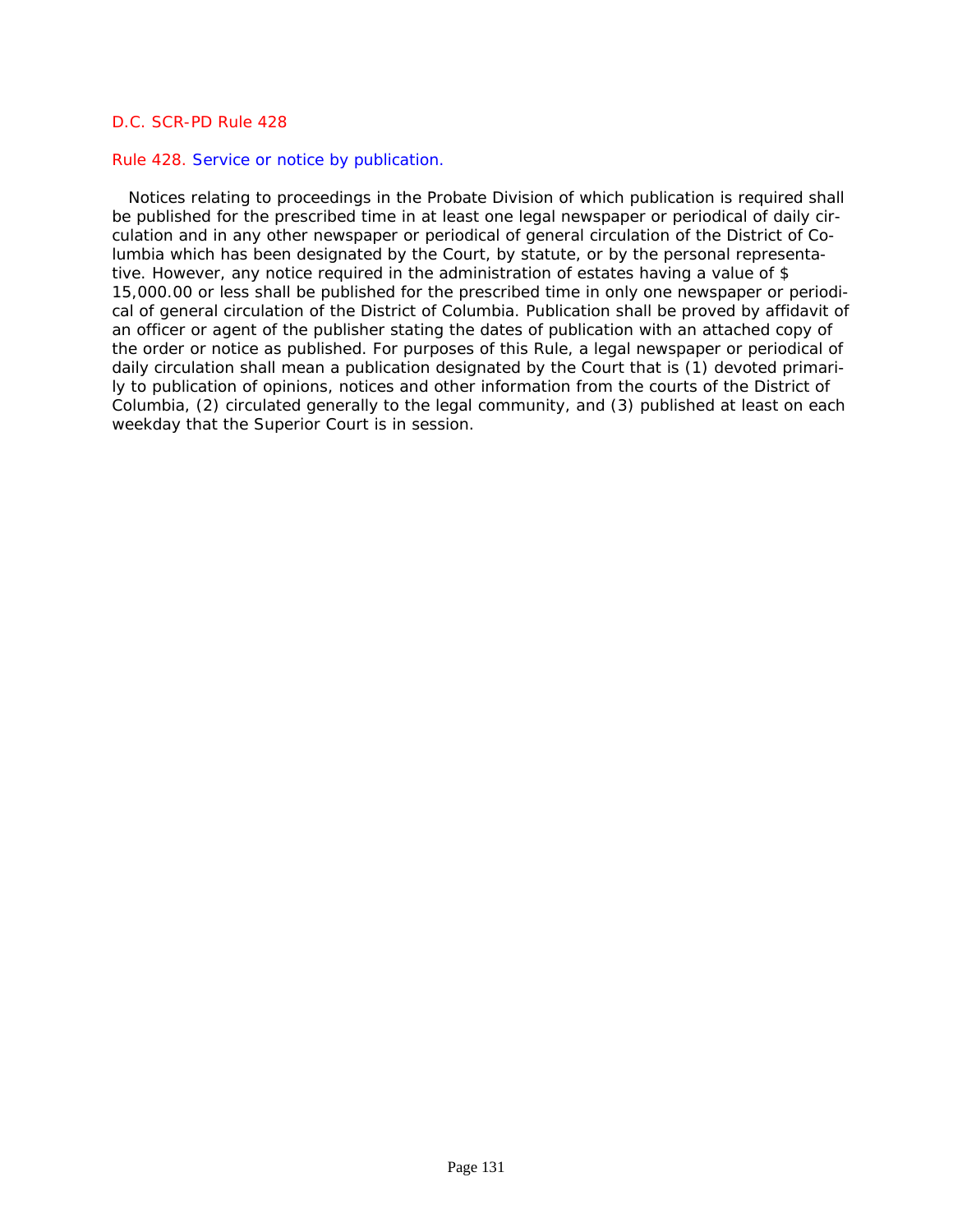D.C. SCR-PD Rule 428

## Rule 428. Service or notice by publication.

Notices relating to proceedings in the Probate Division of which publication is required shall be published for the prescribed time in at least one legal newspaper or periodical of daily circulation and in any other newspaper or periodical of general circulation of the District of Columbia which has been designated by the Court, by statute, or by the personal representative. However, any notice required in the administration of estates having a value of $ 15,000.00 or less shall be published for the prescribed time in only one newspaper or periodical of general circulation of the District of Columbia. Publication shall be proved by affidavit of an officer or agent of the publisher stating the dates of publication with an attached copy of the order or notice as published. For purposes of this Rule, a legal newspaper or periodical of daily circulation shall mean a publication designated by the Court that is (1) devoted primarily to publication of opinions, notices and other information from the courts of the District of Columbia, (2) circulated generally to the legal community, and (3) published at least on each weekday that the Superior Court is in session.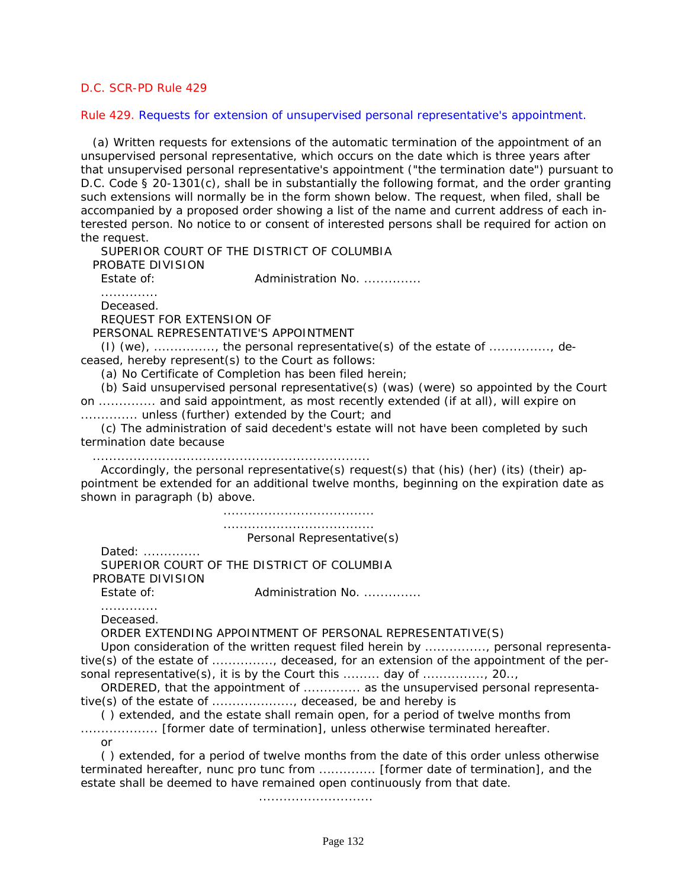D.C. SCR-PD Rule 429

Rule 429. Requests for extension of unsupervised personal representative's appointment.

(a) Written requests for extensions of the automatic termination of the appointment of an unsupervised personal representative, which occurs on the date which is three years after that unsupervised personal representative's appointment ("the termination date") pursuant to D.C. Code § 20-1301(c), shall be in substantially the following format, and the order granting such extensions will normally be in the form shown below. The request, when filed, shall be accompanied by a proposed order showing a list of the name and current address of each interested person. No notice to or consent of interested persons shall be required for action on the request.

SUPERIOR COURT OF THE DISTRICT OF COLUMBIA
PROBATE DIVISION

Estate of: Administration No. ..............

.............

Deceased.

REQUEST FOR EXTENSION OF
PERSONAL REPRESENTATIVE'S APPOINTMENT

(I) (we), ..............., the personal representative(s) of the estate of ..............., deceased, hereby represent(s) to the Court as follows:

(a) No Certificate of Completion has been filed herein;

(b) Said unsupervised personal representative(s) (was) (were) so appointed by the Court on ............. and said appointment, as most recently extended (if at all), will expire on ............. unless (further) extended by the Court; and

(c) The administration of said decedent's estate will not have been completed by such termination date because

...................................................................

Accordingly, the personal representative(s) request(s) that (his) (her) (its) (their) appointment be extended for an additional twelve months, beginning on the expiration date as shown in paragraph (b) above.

....................................

....................................

Personal Representative(s)

Dated: ..............

SUPERIOR COURT OF THE DISTRICT OF COLUMBIA
PROBATE DIVISION

Estate of: Administration No. ..............

.............

Deceased.

ORDER EXTENDING APPOINTMENT OF PERSONAL REPRESENTATIVE(S)

Upon consideration of the written request filed herein by ..............., personal representative(s) of the estate of ..............., deceased, for an extension of the appointment of the personal representative(s), it is by the Court this ......... day of ..............., 20..,

ORDERED, that the appointment of ............. as the unsupervised personal representative(s) of the estate of ...................., deceased, be and hereby is

( ) extended, and the estate shall remain open, for a period of twelve months from .................. [former date of termination], unless otherwise terminated hereafter.

or

( ) extended, for a period of twelve months from the date of this order unless otherwise terminated hereafter, nunc pro tunc from ............. [former date of termination], and the estate shall be deemed to have remained open continuously from that date.

...........................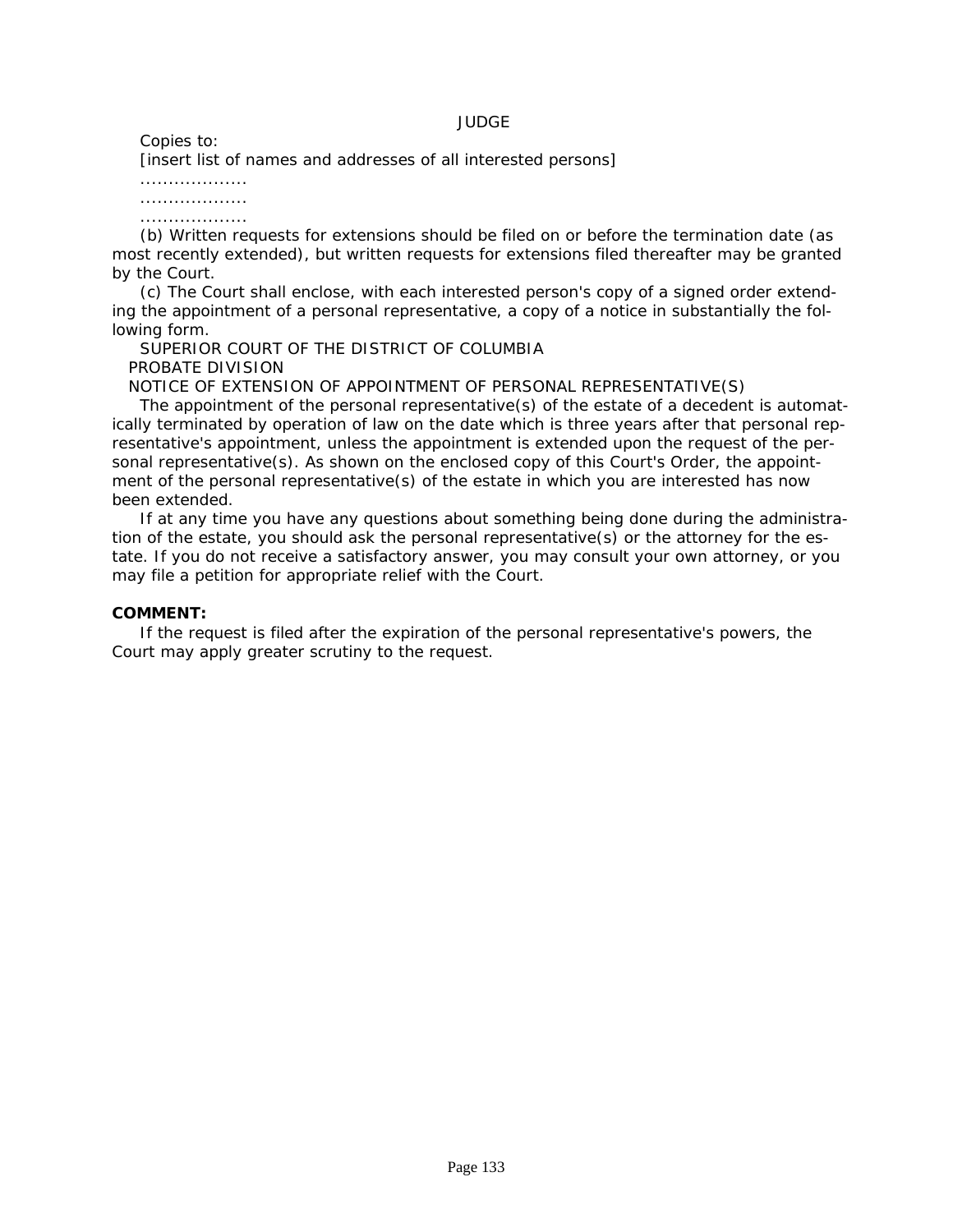JUDGE

Copies to:

[insert list of names and addresses of all interested persons]

..................

..................

..................

(b) Written requests for extensions should be filed on or before the termination date (as most recently extended), but written requests for extensions filed thereafter may be granted by the Court.

(c) The Court shall enclose, with each interested person's copy of a signed order extending the appointment of a personal representative, a copy of a notice in substantially the following form.

SUPERIOR COURT OF THE DISTRICT OF COLUMBIA

PROBATE DIVISION

NOTICE OF EXTENSION OF APPOINTMENT OF PERSONAL REPRESENTATIVE(S)

The appointment of the personal representative(s) of the estate of a decedent is automatically terminated by operation of law on the date which is three years after that personal representative's appointment, unless the appointment is extended upon the request of the personal representative(s). As shown on the enclosed copy of this Court's Order, the appointment of the personal representative(s) of the estate in which you are interested has now been extended.

If at any time you have any questions about something being done during the administration of the estate, you should ask the personal representative(s) or the attorney for the estate. If you do not receive a satisfactory answer, you may consult your own attorney, or you may file a petition for appropriate relief with the Court.

**COMMENT:**

If the request is filed after the expiration of the personal representative's powers, the Court may apply greater scrutiny to the request.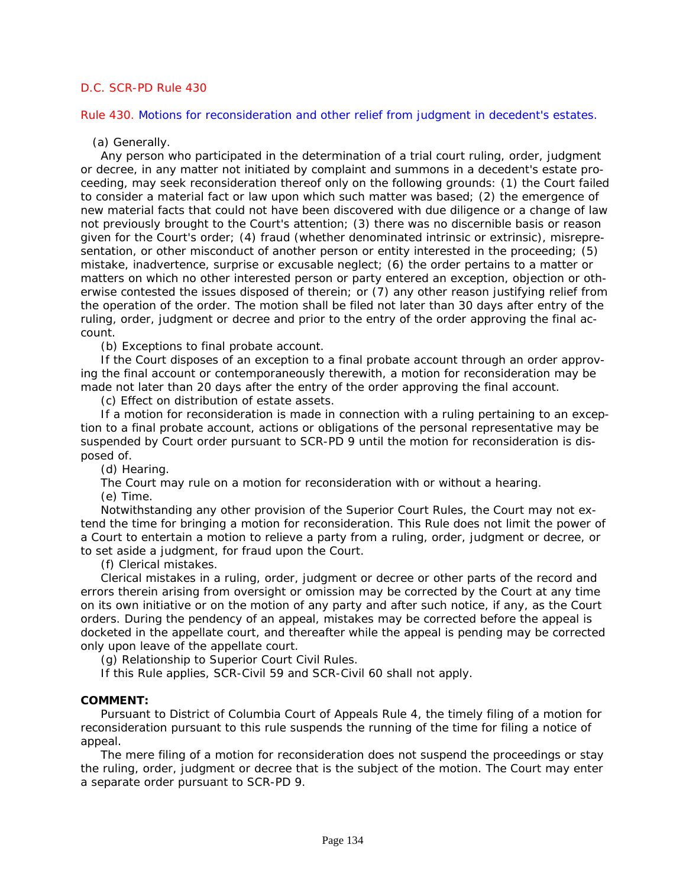D.C. SCR-PD Rule 430

Rule 430. Motions for reconsideration and other relief from judgment in decedent's estates.

(a) Generally.

Any person who participated in the determination of a trial court ruling, order, judgment or decree, in any matter not initiated by complaint and summons in a decedent's estate proceeding, may seek reconsideration thereof only on the following grounds: (1) the Court failed to consider a material fact or law upon which such matter was based; (2) the emergence of new material facts that could not have been discovered with due diligence or a change of law not previously brought to the Court's attention; (3) there was no discernible basis or reason given for the Court's order; (4) fraud (whether denominated intrinsic or extrinsic), misrepresentation, or other misconduct of another person or entity interested in the proceeding; (5) mistake, inadvertence, surprise or excusable neglect; (6) the order pertains to a matter or matters on which no other interested person or party entered an exception, objection or otherwise contested the issues disposed of therein; or (7) any other reason justifying relief from the operation of the order. The motion shall be filed not later than 30 days after entry of the ruling, order, judgment or decree and prior to the entry of the order approving the final account.

(b) Exceptions to final probate account.

If the Court disposes of an exception to a final probate account through an order approving the final account or contemporaneously therewith, a motion for reconsideration may be made not later than 20 days after the entry of the order approving the final account.

(c) Effect on distribution of estate assets.

If a motion for reconsideration is made in connection with a ruling pertaining to an exception to a final probate account, actions or obligations of the personal representative may be suspended by Court order pursuant to SCR-PD 9 until the motion for reconsideration is disposed of.

(d) Hearing.

The Court may rule on a motion for reconsideration with or without a hearing.

(e) Time.

Notwithstanding any other provision of the Superior Court Rules, the Court may not extend the time for bringing a motion for reconsideration. This Rule does not limit the power of a Court to entertain a motion to relieve a party from a ruling, order, judgment or decree, or to set aside a judgment, for fraud upon the Court.

(f) Clerical mistakes.

Clerical mistakes in a ruling, order, judgment or decree or other parts of the record and errors therein arising from oversight or omission may be corrected by the Court at any time on its own initiative or on the motion of any party and after such notice, if any, as the Court orders. During the pendency of an appeal, mistakes may be corrected before the appeal is docketed in the appellate court, and thereafter while the appeal is pending may be corrected only upon leave of the appellate court.

(g) Relationship to Superior Court Civil Rules.

If this Rule applies, SCR-Civil 59 and SCR-Civil 60 shall not apply.

**COMMENT:**

Pursuant to District of Columbia Court of Appeals Rule 4, the timely filing of a motion for reconsideration pursuant to this rule suspends the running of the time for filing a notice of appeal.

The mere filing of a motion for reconsideration does not suspend the proceedings or stay the ruling, order, judgment or decree that is the subject of the motion. The Court may enter a separate order pursuant to SCR-PD 9.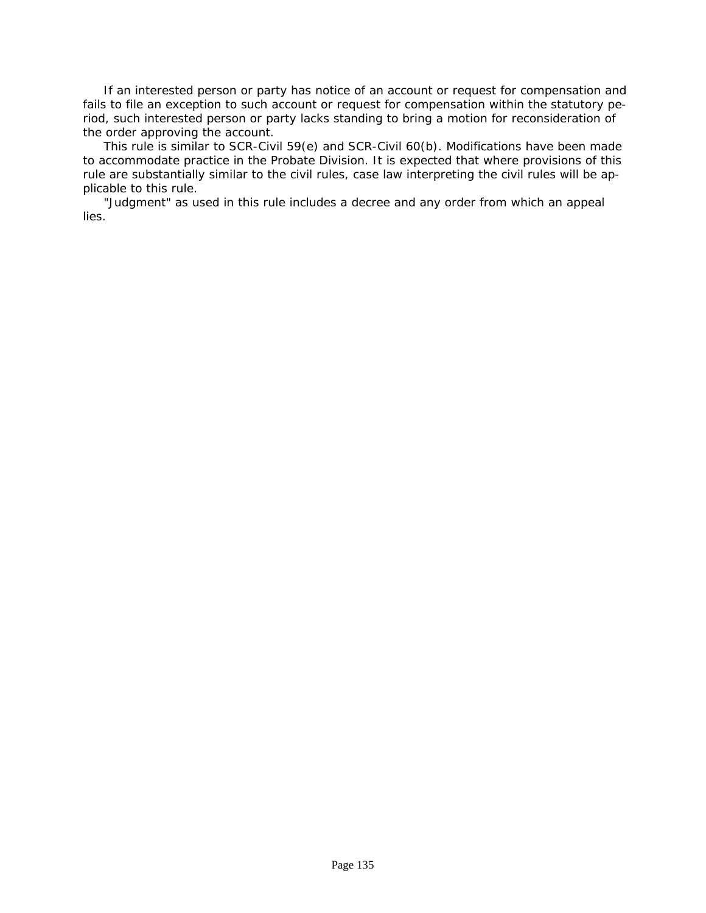If an interested person or party has notice of an account or request for compensation and fails to file an exception to such account or request for compensation within the statutory period, such interested person or party lacks standing to bring a motion for reconsideration of the order approving the account.

This rule is similar to SCR-Civil 59(e) and SCR-Civil 60(b). Modifications have been made to accommodate practice in the Probate Division. It is expected that where provisions of this rule are substantially similar to the civil rules, case law interpreting the civil rules will be applicable to this rule.

"Judgment" as used in this rule includes a decree and any order from which an appeal lies.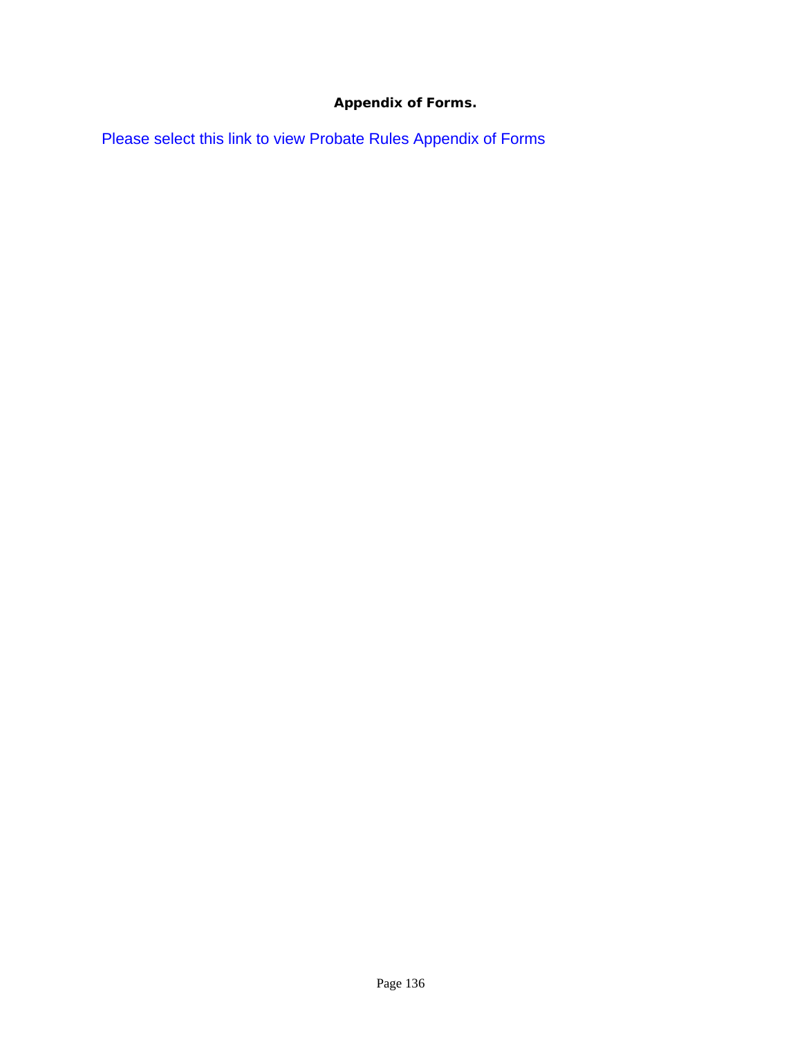**Appendix of Forms.**

Please select this link to view Probate Rules Appendix of Forms